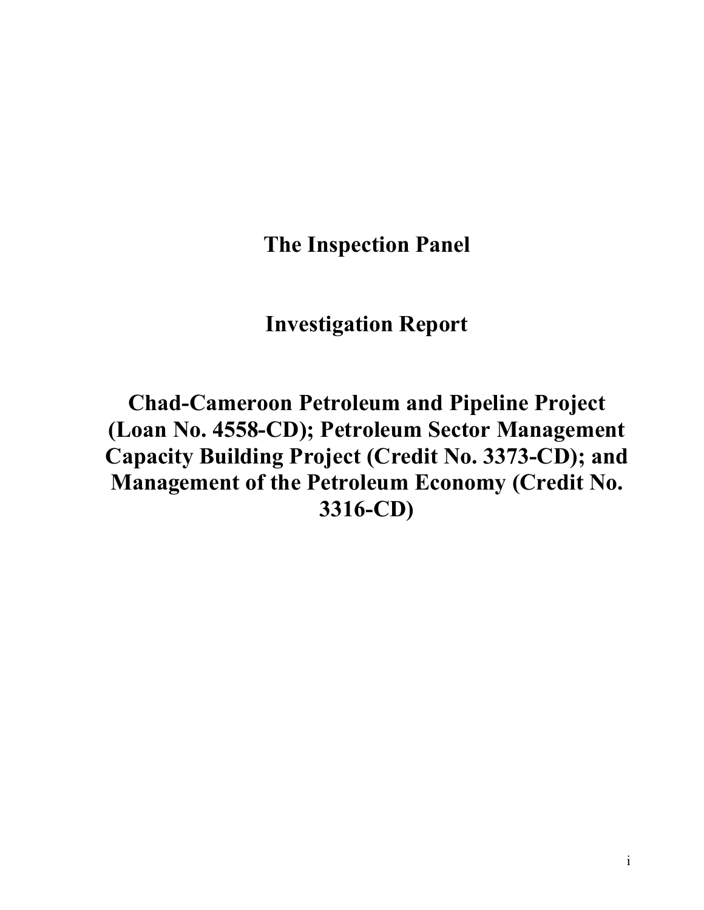# The Inspection Panel

## Investigation Report

## Chad-Cameroon Petroleum and Pipeline Project (Loan No. 4558-CD); Petroleum Sector Management Capacity Building Project (Credit No. 3373-CD); and Management of the Petroleum Economy (Credit No. 3316-CD)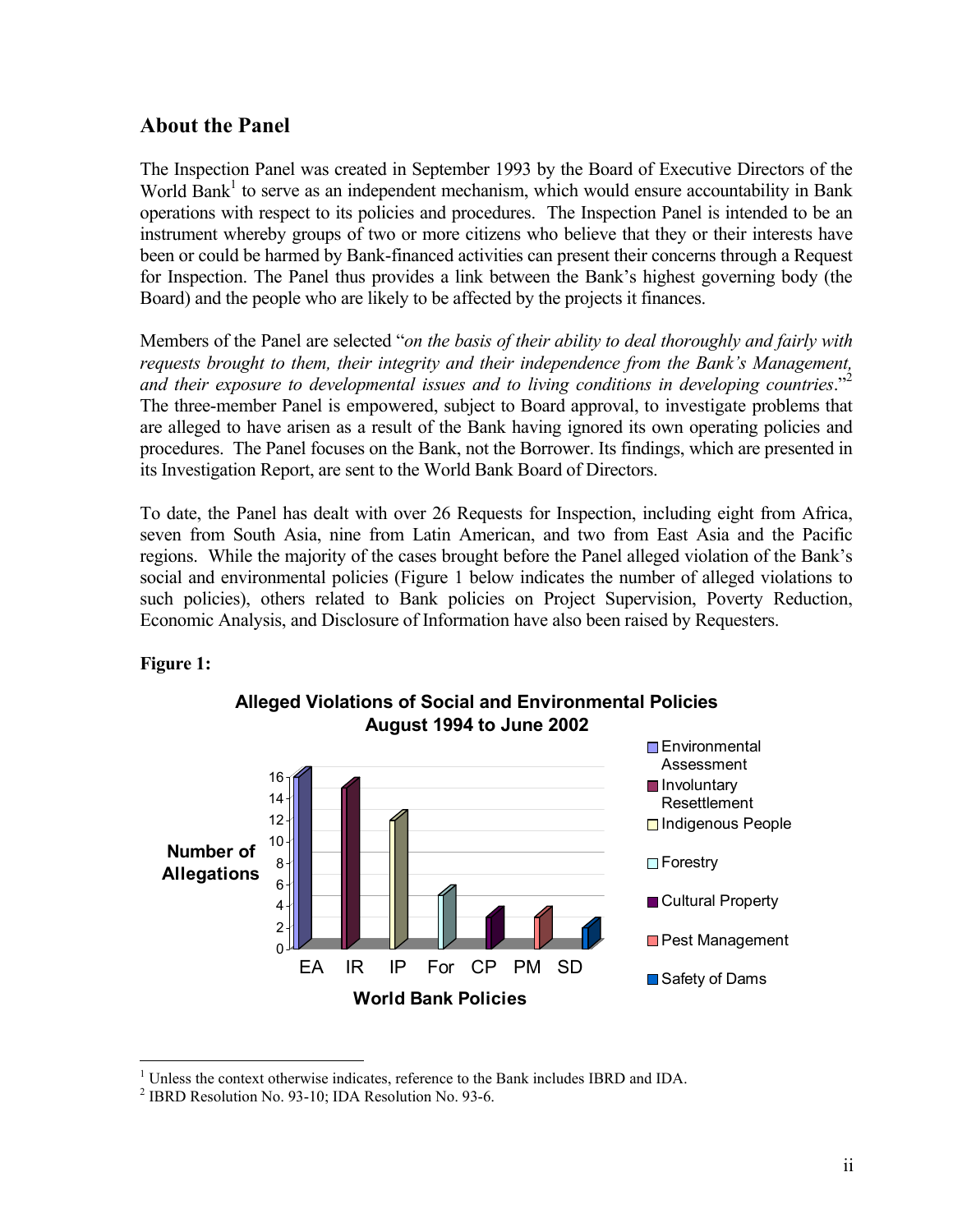## About the Panel

The Inspection Panel was created in September 1993 by the Board of Executive Directors of the World Bank[1] to serve as an independent mechanism, which would ensure accountability in Bank operations with respect to its policies and procedures. The Inspection Panel is intended to be an instrument whereby groups of two or more citizens who believe that they or their interests have been or could be harmed by Bank-financed activities can present their concerns through a Request for Inspection. The Panel thus provides a link between the Bank's highest governing body (the Board) and the people who are likely to be affected by the projects it finances.

Members of the Panel are selected "*on the basis of their ability to deal thoroughly and fairly with requests brought to them, their integrity and their independence from the Bank's Management, and their exposure to developmental issues and to living conditions in developing countries*."[2] The three-member Panel is empowered, subject to Board approval, to investigate problems that are alleged to have arisen as a result of the Bank having ignored its own operating policies and procedures. The Panel focuses on the Bank, not the Borrower. Its findings, which are presented in its Investigation Report, are sent to the World Bank Board of Directors.

To date, the Panel has dealt with over 26 Requests for Inspection, including eight from Africa, seven from South Asia, nine from Latin American, and two from East Asia and the Pacific regions. While the majority of the cases brought before the Panel alleged violation of the Bank's social and environmental policies (Figure 1 below indicates the number of alleged violations to such policies), others related to Bank policies on Project Supervision, Poverty Reduction, Economic Analysis, and Disclosure of Information have also been raised by Requesters.

**Figure 1:**

**Alleged Violations of Social and Environmental Policies August 1994 to June 2002**

| World Bank Policies | Number of Allegations |
|---|---|
| EA (Environmental Assessment) | 16 |
| IR (Involuntary Resettlement) | 15 |
| IP (Indigenous People) | 12 |
| For (Forestry) | 5 |
| CP (Cultural Property) | 3 |
| PM (Pest Management) | 3 |
| SD (Safety of Dams) | 2 |

[1] Unless the context otherwise indicates, reference to the Bank includes IBRD and IDA.

[2] IBRD Resolution No. 93-10; IDA Resolution No. 93-6.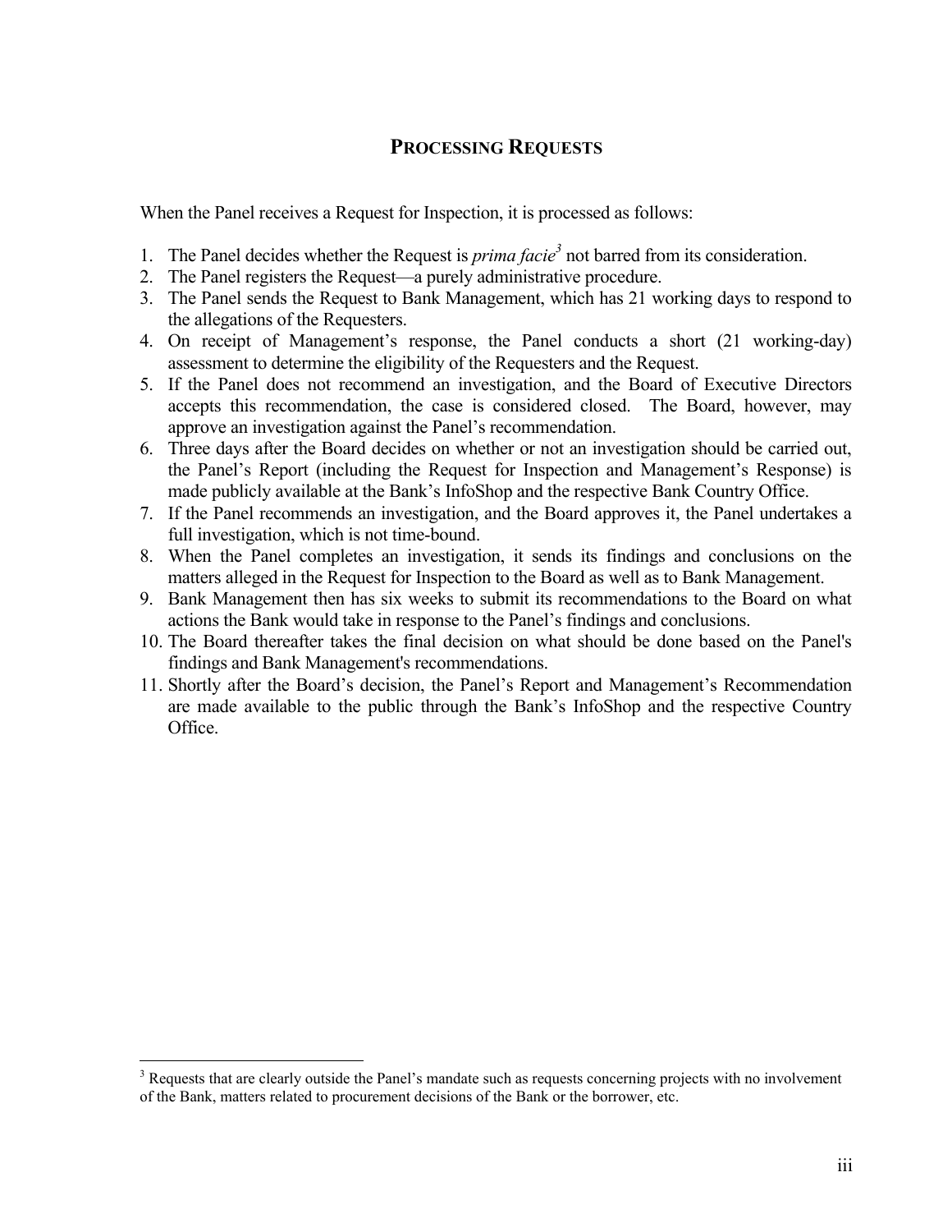## PROCESSING REQUESTS

When the Panel receives a Request for Inspection, it is processed as follows:

1. The Panel decides whether the Request is *prima facie*[3] not barred from its consideration.
2. The Panel registers the Request—a purely administrative procedure.
3. The Panel sends the Request to Bank Management, which has 21 working days to respond to the allegations of the Requesters.
4. On receipt of Management's response, the Panel conducts a short (21 working-day) assessment to determine the eligibility of the Requesters and the Request.
5. If the Panel does not recommend an investigation, and the Board of Executive Directors accepts this recommendation, the case is considered closed. The Board, however, may approve an investigation against the Panel's recommendation.
6. Three days after the Board decides on whether or not an investigation should be carried out, the Panel's Report (including the Request for Inspection and Management's Response) is made publicly available at the Bank's InfoShop and the respective Bank Country Office.
7. If the Panel recommends an investigation, and the Board approves it, the Panel undertakes a full investigation, which is not time-bound.
8. When the Panel completes an investigation, it sends its findings and conclusions on the matters alleged in the Request for Inspection to the Board as well as to Bank Management.
9. Bank Management then has six weeks to submit its recommendations to the Board on what actions the Bank would take in response to the Panel's findings and conclusions.
10. The Board thereafter takes the final decision on what should be done based on the Panel's findings and Bank Management's recommendations.
11. Shortly after the Board's decision, the Panel's Report and Management's Recommendation are made available to the public through the Bank's InfoShop and the respective Country Office.

[3] Requests that are clearly outside the Panel's mandate such as requests concerning projects with no involvement of the Bank, matters related to procurement decisions of the Bank or the borrower, etc.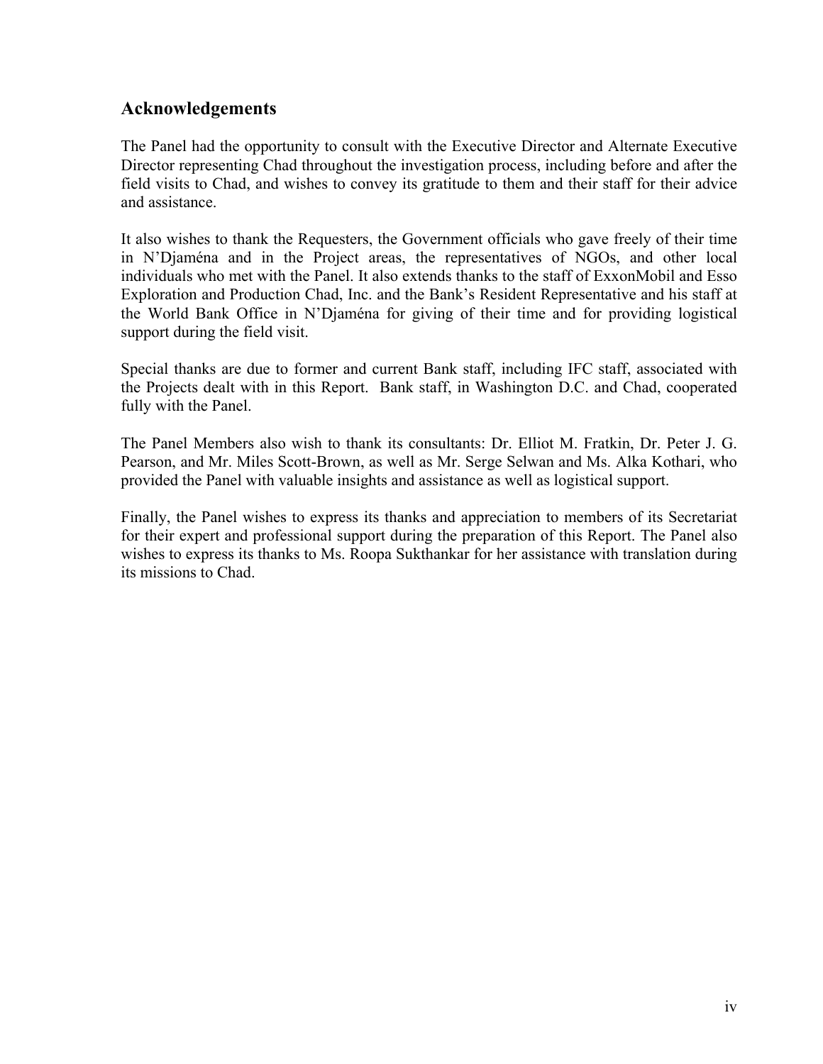## Acknowledgements

The Panel had the opportunity to consult with the Executive Director and Alternate Executive Director representing Chad throughout the investigation process, including before and after the field visits to Chad, and wishes to convey its gratitude to them and their staff for their advice and assistance.

It also wishes to thank the Requesters, the Government officials who gave freely of their time in N'Djaména and in the Project areas, the representatives of NGOs, and other local individuals who met with the Panel. It also extends thanks to the staff of ExxonMobil and Esso Exploration and Production Chad, Inc. and the Bank's Resident Representative and his staff at the World Bank Office in N'Djaména for giving of their time and for providing logistical support during the field visit.

Special thanks are due to former and current Bank staff, including IFC staff, associated with the Projects dealt with in this Report. Bank staff, in Washington D.C. and Chad, cooperated fully with the Panel.

The Panel Members also wish to thank its consultants: Dr. Elliot M. Fratkin, Dr. Peter J. G. Pearson, and Mr. Miles Scott-Brown, as well as Mr. Serge Selwan and Ms. Alka Kothari, who provided the Panel with valuable insights and assistance as well as logistical support.

Finally, the Panel wishes to express its thanks and appreciation to members of its Secretariat for their expert and professional support during the preparation of this Report. The Panel also wishes to express its thanks to Ms. Roopa Sukthankar for her assistance with translation during its missions to Chad.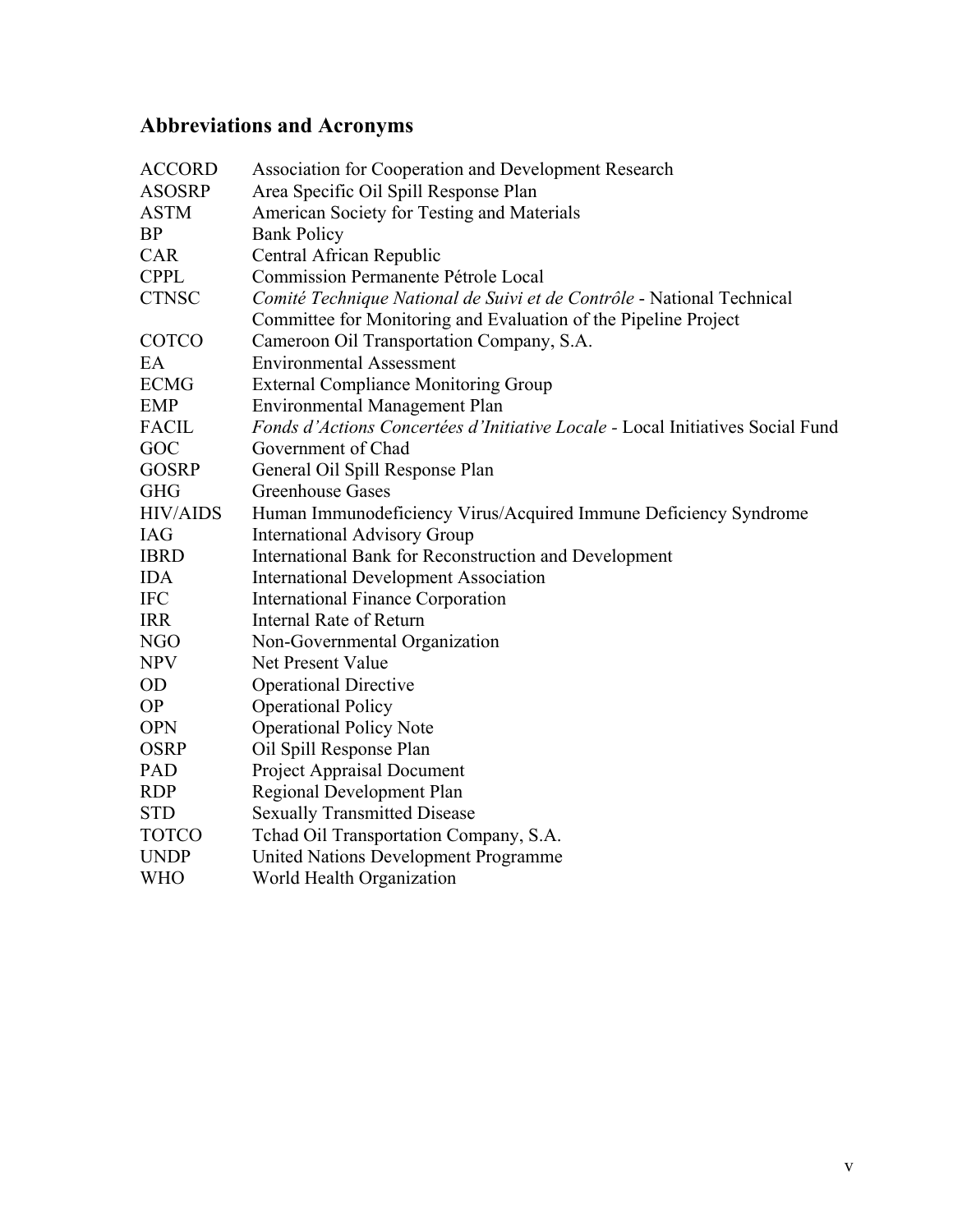## Abbreviations and Acronyms

| | |
|---|---|
| ACCORD | Association for Cooperation and Development Research |
| ASOSRP | Area Specific Oil Spill Response Plan |
| ASTM | American Society for Testing and Materials |
| BP | Bank Policy |
| CAR | Central African Republic |
| CPPL | Commission Permanente Pétrole Local |
| CTNSC | *Comité Technique National de Suivi et de Contrôle* - National Technical Committee for Monitoring and Evaluation of the Pipeline Project |
| COTCO | Cameroon Oil Transportation Company, S.A. |
| EA | Environmental Assessment |
| ECMG | External Compliance Monitoring Group |
| EMP | Environmental Management Plan |
| FACIL | *Fonds d'Actions Concertées d'Initiative Locale* - Local Initiatives Social Fund |
| GOC | Government of Chad |
| GOSRP | General Oil Spill Response Plan |
| GHG | Greenhouse Gases |
| HIV/AIDS | Human Immunodeficiency Virus/Acquired Immune Deficiency Syndrome |
| IAG | International Advisory Group |
| IBRD | International Bank for Reconstruction and Development |
| IDA | International Development Association |
| IFC | International Finance Corporation |
| IRR | Internal Rate of Return |
| NGO | Non-Governmental Organization |
| NPV | Net Present Value |
| OD | Operational Directive |
| OP | Operational Policy |
| OPN | Operational Policy Note |
| OSRP | Oil Spill Response Plan |
| PAD | Project Appraisal Document |
| RDP | Regional Development Plan |
| STD | Sexually Transmitted Disease |
| TOTCO | Tchad Oil Transportation Company, S.A. |
| UNDP | United Nations Development Programme |
| WHO | World Health Organization |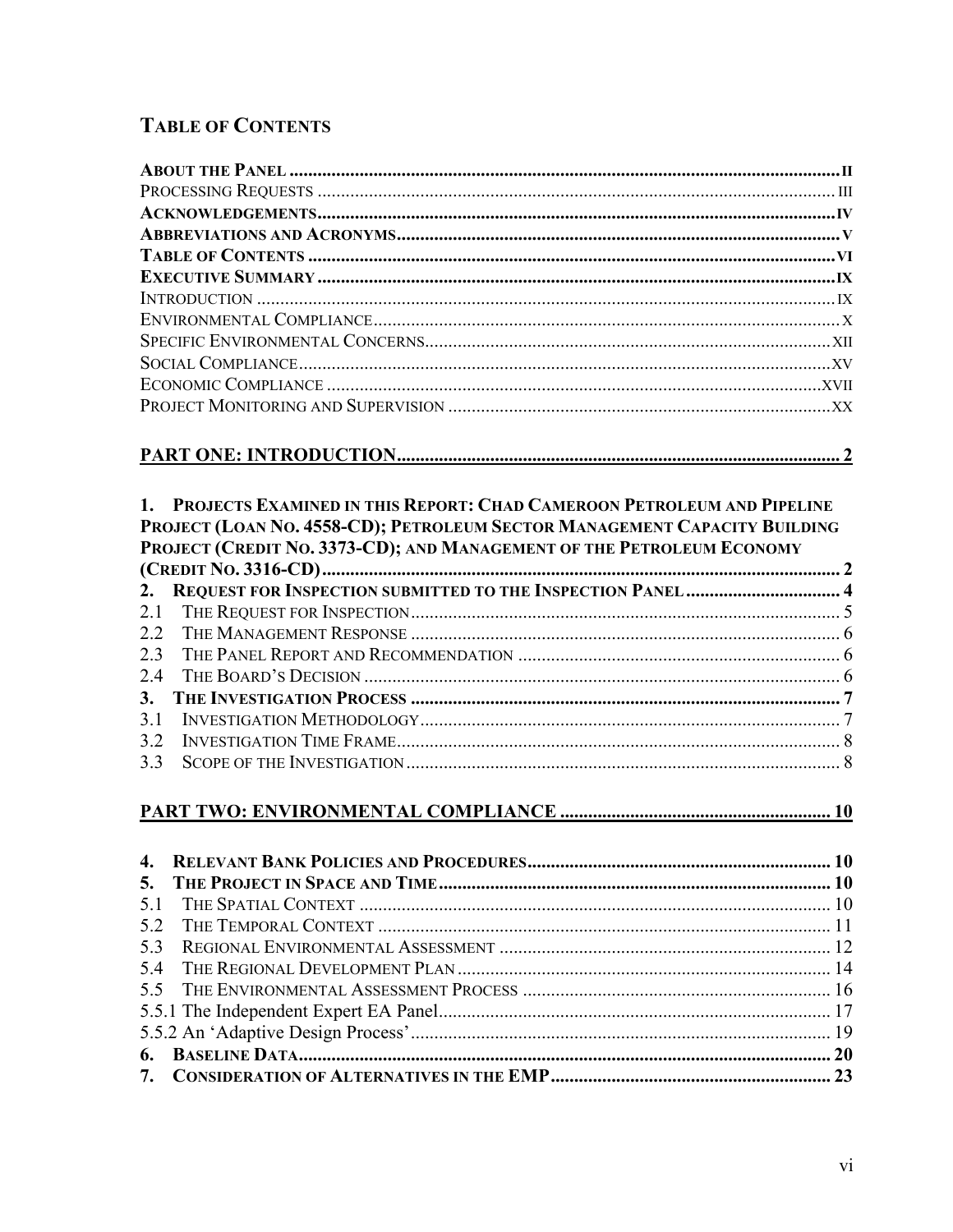## TABLE OF CONTENTS

**ABOUT THE PANEL** ..... **II**
PROCESSING REQUESTS ..... III
**ACKNOWLEDGEMENTS** ..... **IV**
**ABBREVIATIONS AND ACRONYMS** ..... **V**
**TABLE OF CONTENTS** ..... **VI**
**EXECUTIVE SUMMARY** ..... **IX**
INTRODUCTION ..... IX
ENVIRONMENTAL COMPLIANCE ..... X
SPECIFIC ENVIRONMENTAL CONCERNS ..... XII
SOCIAL COMPLIANCE ..... XV
ECONOMIC COMPLIANCE ..... XVII
PROJECT MONITORING AND SUPERVISION ..... XX

**PART ONE: INTRODUCTION ..... 2**

**1. PROJECTS EXAMINED IN THIS REPORT: CHAD CAMEROON PETROLEUM AND PIPELINE PROJECT (LOAN NO. 4558-CD); PETROLEUM SECTOR MANAGEMENT CAPACITY BUILDING PROJECT (CREDIT NO. 3373-CD); AND MANAGEMENT OF THE PETROLEUM ECONOMY (CREDIT NO. 3316-CD) ..... 2**
**2. REQUEST FOR INSPECTION SUBMITTED TO THE INSPECTION PANEL ..... 4**
2.1 THE REQUEST FOR INSPECTION ..... 5
2.2 THE MANAGEMENT RESPONSE ..... 6
2.3 THE PANEL REPORT AND RECOMMENDATION ..... 6
2.4 THE BOARD'S DECISION ..... 6
**3. THE INVESTIGATION PROCESS ..... 7**
3.1 INVESTIGATION METHODOLOGY ..... 7
3.2 INVESTIGATION TIME FRAME ..... 8
3.3 SCOPE OF THE INVESTIGATION ..... 8

**PART TWO: ENVIRONMENTAL COMPLIANCE ..... 10**

**4. RELEVANT BANK POLICIES AND PROCEDURES ..... 10**
**5. THE PROJECT IN SPACE AND TIME ..... 10**
5.1 THE SPATIAL CONTEXT ..... 10
5.2 THE TEMPORAL CONTEXT ..... 11
5.3 REGIONAL ENVIRONMENTAL ASSESSMENT ..... 12
5.4 THE REGIONAL DEVELOPMENT PLAN ..... 14
5.5 THE ENVIRONMENTAL ASSESSMENT PROCESS ..... 16
5.5.1 The Independent Expert EA Panel ..... 17
5.5.2 An 'Adaptive Design Process' ..... 19
**6. BASELINE DATA ..... 20**
**7. CONSIDERATION OF ALTERNATIVES IN THE EMP ..... 23**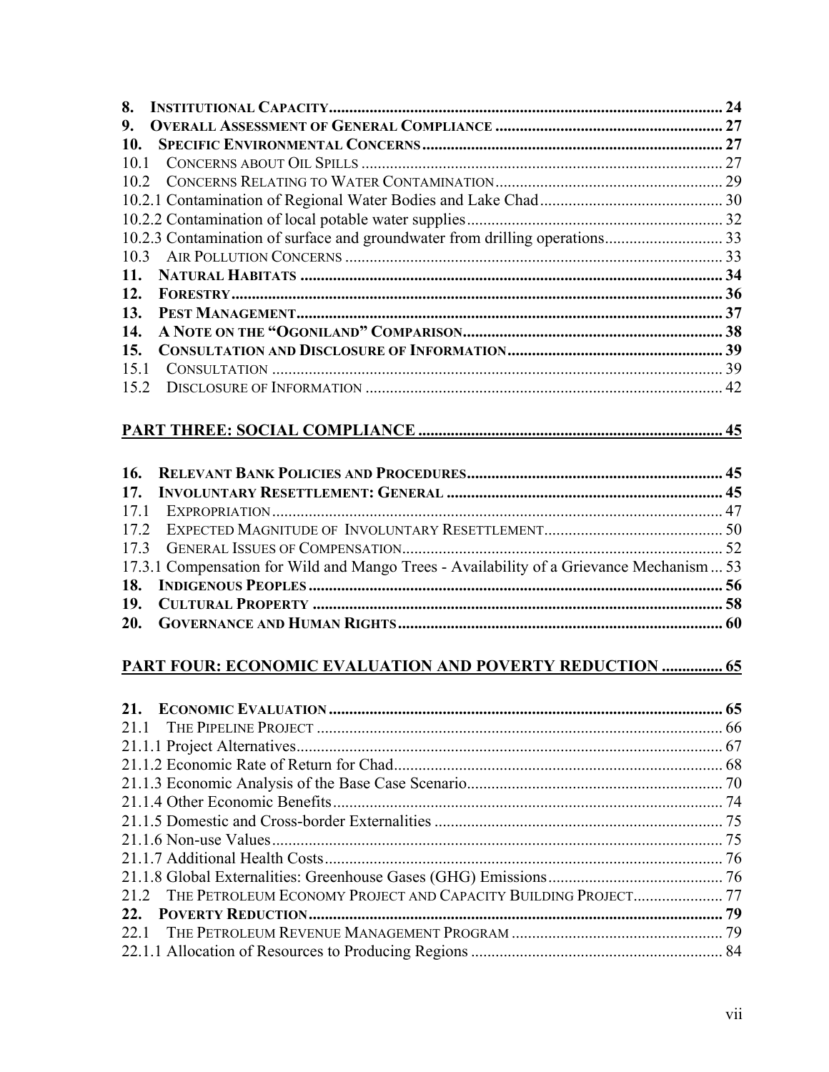**8. INSTITUTIONAL CAPACITY** ................................................................ 24
**9. OVERALL ASSESSMENT OF GENERAL COMPLIANCE** ................................................................ 27
**10. SPECIFIC ENVIRONMENTAL CONCERNS** ................................................................ 27
10.1 CONCERNS ABOUT OIL SPILLS ................................................................ 27
10.2 CONCERNS RELATING TO WATER CONTAMINATION ................................................................ 29
10.2.1 Contamination of Regional Water Bodies and Lake Chad ................................................................ 30
10.2.2 Contamination of local potable water supplies ................................................................ 32
10.2.3 Contamination of surface and groundwater from drilling operations ................................................................ 33
10.3 AIR POLLUTION CONCERNS ................................................................ 33
**11. NATURAL HABITATS** ................................................................ 34
**12. FORESTRY** ................................................................ 36
**13. PEST MANAGEMENT** ................................................................ 37
**14. A NOTE ON THE "OGONILAND" COMPARISON** ................................................................ 38
**15. CONSULTATION AND DISCLOSURE OF INFORMATION** ................................................................ 39
15.1 CONSULTATION ................................................................ 39
15.2 DISCLOSURE OF INFORMATION ................................................................ 42

**PART THREE: SOCIAL COMPLIANCE** ................................................................ 45

**16. RELEVANT BANK POLICIES AND PROCEDURES** ................................................................ 45
**17. INVOLUNTARY RESETTLEMENT: GENERAL** ................................................................ 45
17.1 EXPROPRIATION ................................................................ 47
17.2 EXPECTED MAGNITUDE OF INVOLUNTARY RESETTLEMENT ................................................................ 50
17.3 GENERAL ISSUES OF COMPENSATION ................................................................ 52
17.3.1 Compensation for Wild and Mango Trees - Availability of a Grievance Mechanism ... 53
**18. INDIGENOUS PEOPLES** ................................................................ 56
**19. CULTURAL PROPERTY** ................................................................ 58
**20. GOVERNANCE AND HUMAN RIGHTS** ................................................................ 60

**PART FOUR: ECONOMIC EVALUATION AND POVERTY REDUCTION** ............... 65

**21. ECONOMIC EVALUATION** ................................................................ 65
21.1 THE PIPELINE PROJECT ................................................................ 66
21.1.1 Project Alternatives ................................................................ 67
21.1.2 Economic Rate of Return for Chad ................................................................ 68
21.1.3 Economic Analysis of the Base Case Scenario ................................................................ 70
21.1.4 Other Economic Benefits ................................................................ 74
21.1.5 Domestic and Cross-border Externalities ................................................................ 75
21.1.6 Non-use Values ................................................................ 75
21.1.7 Additional Health Costs ................................................................ 76
21.1.8 Global Externalities: Greenhouse Gases (GHG) Emissions ................................................................ 76
21.2 THE PETROLEUM ECONOMY PROJECT AND CAPACITY BUILDING PROJECT ...................... 77
**22. POVERTY REDUCTION** ................................................................ 79
22.1 THE PETROLEUM REVENUE MANAGEMENT PROGRAM ................................................................ 79
22.1.1 Allocation of Resources to Producing Regions ................................................................ 84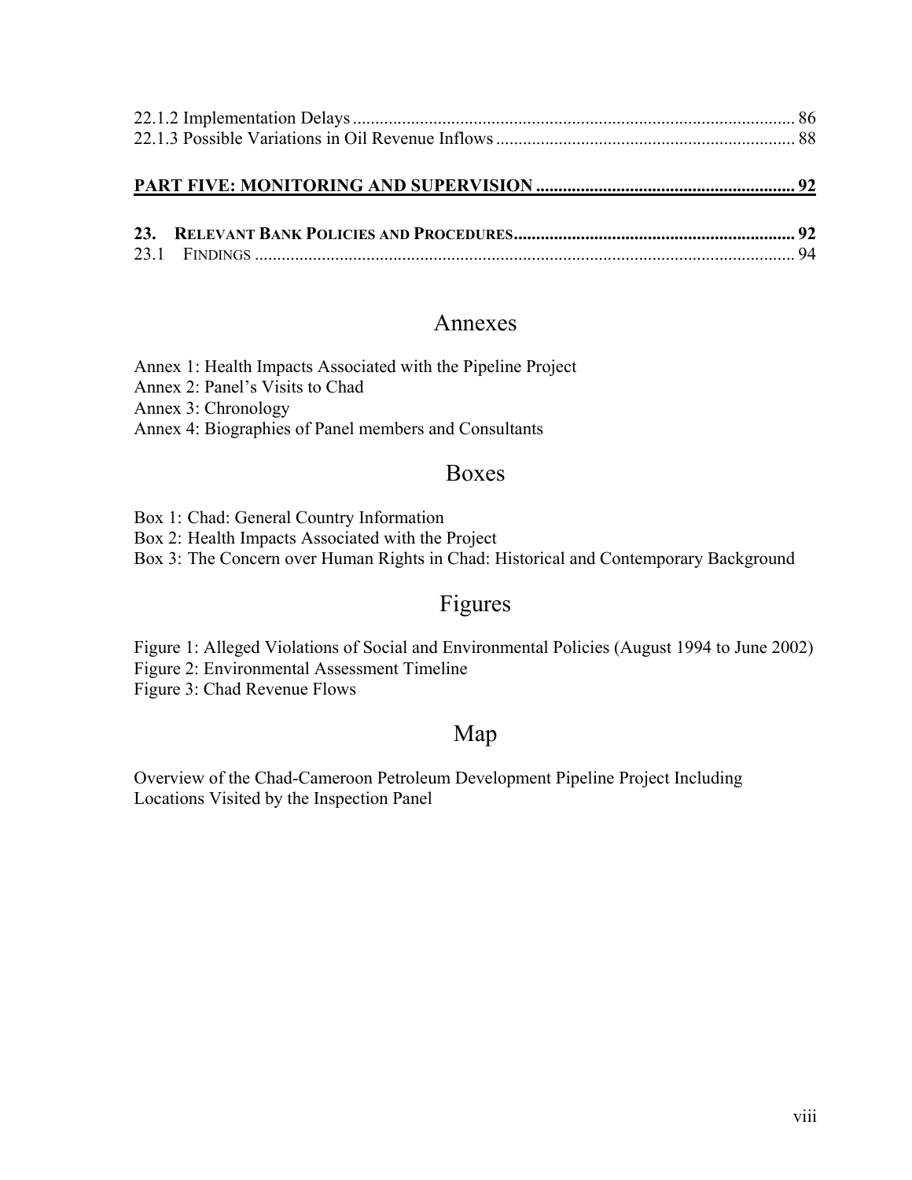22.1.2 Implementation Delays .................................................................................................. 86
22.1.3 Possible Variations in Oil Revenue Inflows .................................................................. 88

**PART FIVE: MONITORING AND SUPERVISION ......................................................... 92**

**23. RELEVANT BANK POLICIES AND PROCEDURES............................................................... 92**
23.1 FINDINGS ........................................................................................................................ 94

## Annexes

Annex 1: Health Impacts Associated with the Pipeline Project
Annex 2: Panel's Visits to Chad
Annex 3: Chronology
Annex 4: Biographies of Panel members and Consultants

## Boxes

Box 1: Chad: General Country Information
Box 2: Health Impacts Associated with the Project
Box 3: The Concern over Human Rights in Chad: Historical and Contemporary Background

## Figures

Figure 1: Alleged Violations of Social and Environmental Policies (August 1994 to June 2002)
Figure 2: Environmental Assessment Timeline
Figure 3: Chad Revenue Flows

## Map

Overview of the Chad-Cameroon Petroleum Development Pipeline Project Including Locations Visited by the Inspection Panel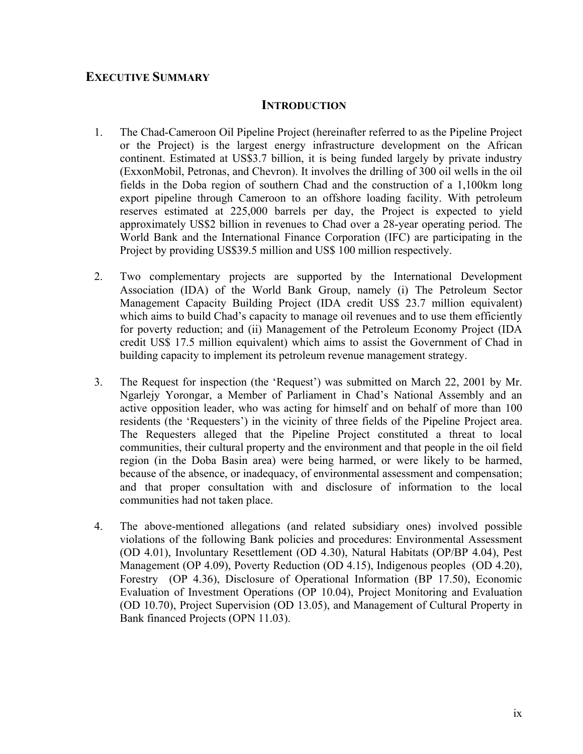## EXECUTIVE SUMMARY

### INTRODUCTION

1. The Chad-Cameroon Oil Pipeline Project (hereinafter referred to as the Pipeline Project or the Project) is the largest energy infrastructure development on the African continent. Estimated at US$3.7 billion, it is being funded largely by private industry (ExxonMobil, Petronas, and Chevron). It involves the drilling of 300 oil wells in the oil fields in the Doba region of southern Chad and the construction of a 1,100km long export pipeline through Cameroon to an offshore loading facility. With petroleum reserves estimated at 225,000 barrels per day, the Project is expected to yield approximately US$2 billion in revenues to Chad over a 28-year operating period. The World Bank and the International Finance Corporation (IFC) are participating in the Project by providing US$39.5 million and US$ 100 million respectively.

2. Two complementary projects are supported by the International Development Association (IDA) of the World Bank Group, namely (i) The Petroleum Sector Management Capacity Building Project (IDA credit US$ 23.7 million equivalent) which aims to build Chad's capacity to manage oil revenues and to use them efficiently for poverty reduction; and (ii) Management of the Petroleum Economy Project (IDA credit US$ 17.5 million equivalent) which aims to assist the Government of Chad in building capacity to implement its petroleum revenue management strategy.

3. The Request for inspection (the 'Request') was submitted on March 22, 2001 by Mr. Ngarlejy Yorongar, a Member of Parliament in Chad's National Assembly and an active opposition leader, who was acting for himself and on behalf of more than 100 residents (the 'Requesters') in the vicinity of three fields of the Pipeline Project area. The Requesters alleged that the Pipeline Project constituted a threat to local communities, their cultural property and the environment and that people in the oil field region (in the Doba Basin area) were being harmed, or were likely to be harmed, because of the absence, or inadequacy, of environmental assessment and compensation; and that proper consultation with and disclosure of information to the local communities had not taken place.

4. The above-mentioned allegations (and related subsidiary ones) involved possible violations of the following Bank policies and procedures: Environmental Assessment (OD 4.01), Involuntary Resettlement (OD 4.30), Natural Habitats (OP/BP 4.04), Pest Management (OP 4.09), Poverty Reduction (OD 4.15), Indigenous peoples (OD 4.20), Forestry (OP 4.36), Disclosure of Operational Information (BP 17.50), Economic Evaluation of Investment Operations (OP 10.04), Project Monitoring and Evaluation (OD 10.70), Project Supervision (OD 13.05), and Management of Cultural Property in Bank financed Projects (OPN 11.03).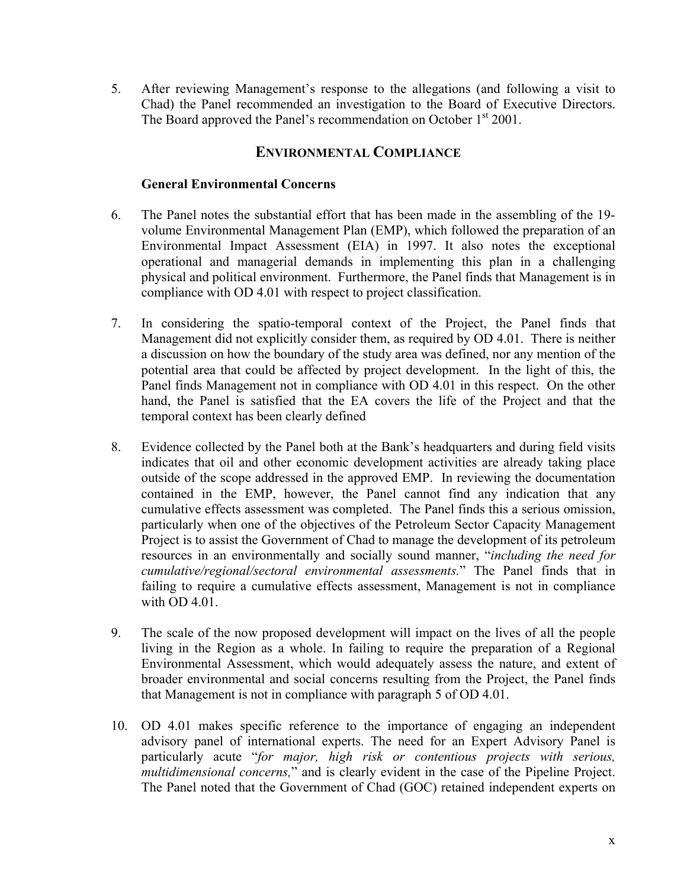5. After reviewing Management's response to the allegations (and following a visit to Chad) the Panel recommended an investigation to the Board of Executive Directors. The Board approved the Panel's recommendation on October 1st 2001.

## ENVIRONMENTAL COMPLIANCE

### General Environmental Concerns

6. The Panel notes the substantial effort that has been made in the assembling of the 19-volume Environmental Management Plan (EMP), which followed the preparation of an Environmental Impact Assessment (EIA) in 1997. It also notes the exceptional operational and managerial demands in implementing this plan in a challenging physical and political environment. Furthermore, the Panel finds that Management is in compliance with OD 4.01 with respect to project classification.

7. In considering the spatio-temporal context of the Project, the Panel finds that Management did not explicitly consider them, as required by OD 4.01. There is neither a discussion on how the boundary of the study area was defined, nor any mention of the potential area that could be affected by project development. In the light of this, the Panel finds Management not in compliance with OD 4.01 in this respect. On the other hand, the Panel is satisfied that the EA covers the life of the Project and that the temporal context has been clearly defined

8. Evidence collected by the Panel both at the Bank's headquarters and during field visits indicates that oil and other economic development activities are already taking place outside of the scope addressed in the approved EMP. In reviewing the documentation contained in the EMP, however, the Panel cannot find any indication that any cumulative effects assessment was completed. The Panel finds this a serious omission, particularly when one of the objectives of the Petroleum Sector Capacity Management Project is to assist the Government of Chad to manage the development of its petroleum resources in an environmentally and socially sound manner, "*including the need for cumulative/regional/sectoral environmental assessments.*" The Panel finds that in failing to require a cumulative effects assessment, Management is not in compliance with OD 4.01.

9. The scale of the now proposed development will impact on the lives of all the people living in the Region as a whole. In failing to require the preparation of a Regional Environmental Assessment, which would adequately assess the nature, and extent of broader environmental and social concerns resulting from the Project, the Panel finds that Management is not in compliance with paragraph 5 of OD 4.01.

10. OD 4.01 makes specific reference to the importance of engaging an independent advisory panel of international experts. The need for an Expert Advisory Panel is particularly acute "*for major, high risk or contentious projects with serious, multidimensional concerns,*" and is clearly evident in the case of the Pipeline Project. The Panel noted that the Government of Chad (GOC) retained independent experts on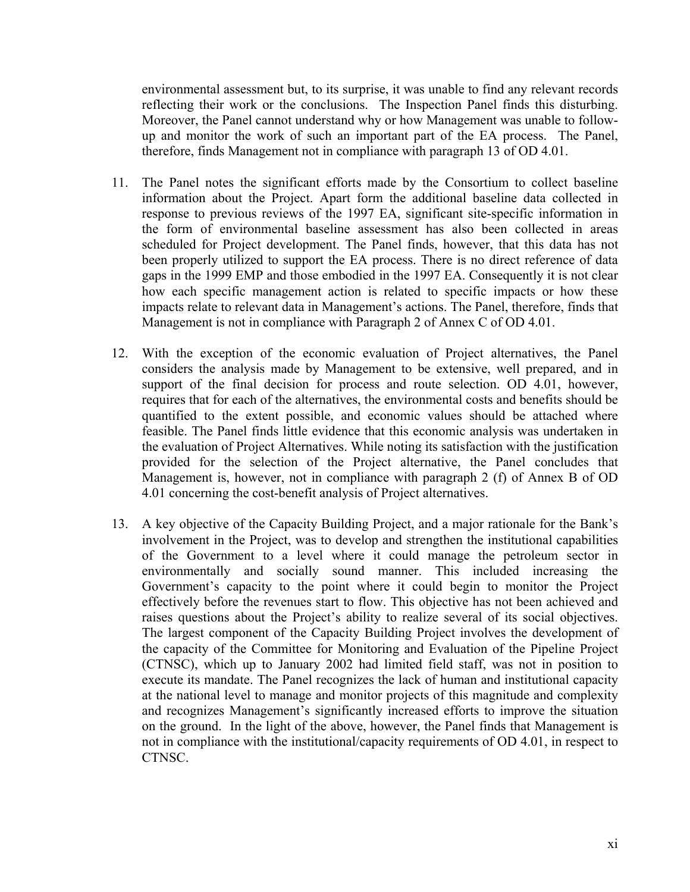environmental assessment but, to its surprise, it was unable to find any relevant records reflecting their work or the conclusions. The Inspection Panel finds this disturbing. Moreover, the Panel cannot understand why or how Management was unable to follow-up and monitor the work of such an important part of the EA process. The Panel, therefore, finds Management not in compliance with paragraph 13 of OD 4.01.

11. The Panel notes the significant efforts made by the Consortium to collect baseline information about the Project. Apart form the additional baseline data collected in response to previous reviews of the 1997 EA, significant site-specific information in the form of environmental baseline assessment has also been collected in areas scheduled for Project development. The Panel finds, however, that this data has not been properly utilized to support the EA process. There is no direct reference of data gaps in the 1999 EMP and those embodied in the 1997 EA. Consequently it is not clear how each specific management action is related to specific impacts or how these impacts relate to relevant data in Management's actions. The Panel, therefore, finds that Management is not in compliance with Paragraph 2 of Annex C of OD 4.01.

12. With the exception of the economic evaluation of Project alternatives, the Panel considers the analysis made by Management to be extensive, well prepared, and in support of the final decision for process and route selection. OD 4.01, however, requires that for each of the alternatives, the environmental costs and benefits should be quantified to the extent possible, and economic values should be attached where feasible. The Panel finds little evidence that this economic analysis was undertaken in the evaluation of Project Alternatives. While noting its satisfaction with the justification provided for the selection of the Project alternative, the Panel concludes that Management is, however, not in compliance with paragraph 2 (f) of Annex B of OD 4.01 concerning the cost-benefit analysis of Project alternatives.

13. A key objective of the Capacity Building Project, and a major rationale for the Bank's involvement in the Project, was to develop and strengthen the institutional capabilities of the Government to a level where it could manage the petroleum sector in environmentally and socially sound manner. This included increasing the Government's capacity to the point where it could begin to monitor the Project effectively before the revenues start to flow. This objective has not been achieved and raises questions about the Project's ability to realize several of its social objectives. The largest component of the Capacity Building Project involves the development of the capacity of the Committee for Monitoring and Evaluation of the Pipeline Project (CTNSC), which up to January 2002 had limited field staff, was not in position to execute its mandate. The Panel recognizes the lack of human and institutional capacity at the national level to manage and monitor projects of this magnitude and complexity and recognizes Management's significantly increased efforts to improve the situation on the ground. In the light of the above, however, the Panel finds that Management is not in compliance with the institutional/capacity requirements of OD 4.01, in respect to CTNSC.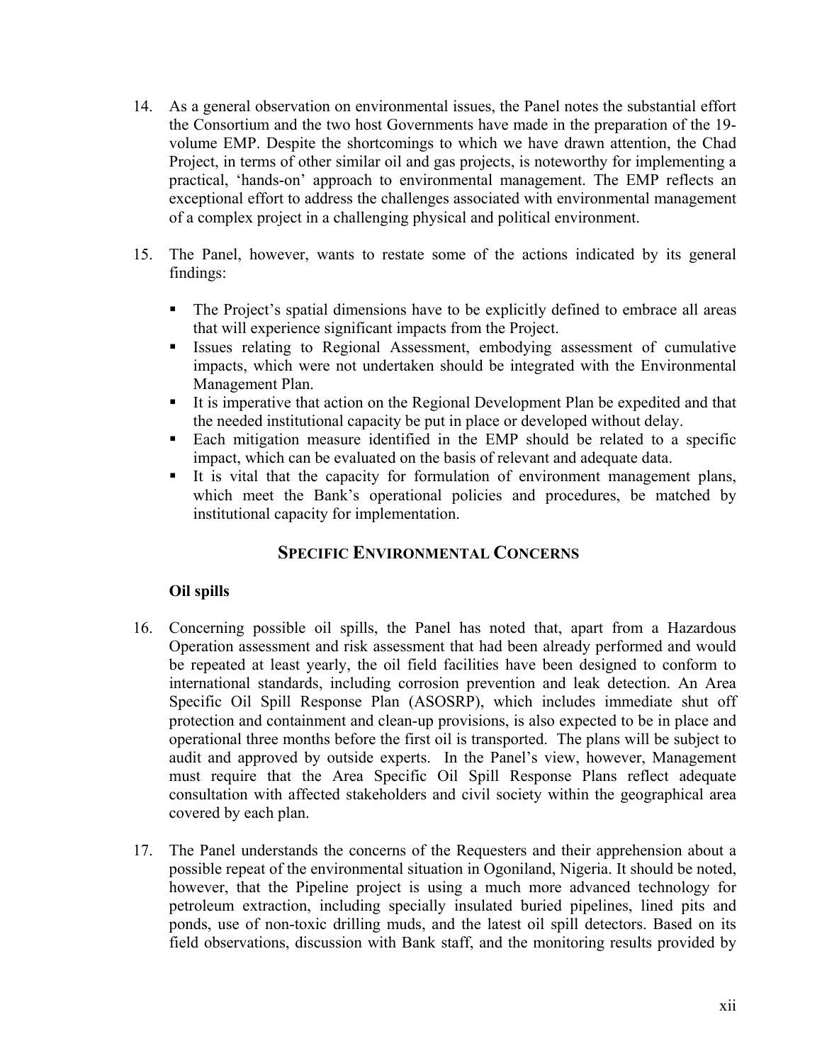14. As a general observation on environmental issues, the Panel notes the substantial effort the Consortium and the two host Governments have made in the preparation of the 19-volume EMP. Despite the shortcomings to which we have drawn attention, the Chad Project, in terms of other similar oil and gas projects, is noteworthy for implementing a practical, 'hands-on' approach to environmental management. The EMP reflects an exceptional effort to address the challenges associated with environmental management of a complex project in a challenging physical and political environment.

15. The Panel, however, wants to restate some of the actions indicated by its general findings:

    - The Project's spatial dimensions have to be explicitly defined to embrace all areas that will experience significant impacts from the Project.
    - Issues relating to Regional Assessment, embodying assessment of cumulative impacts, which were not undertaken should be integrated with the Environmental Management Plan.
    - It is imperative that action on the Regional Development Plan be expedited and that the needed institutional capacity be put in place or developed without delay.
    - Each mitigation measure identified in the EMP should be related to a specific impact, which can be evaluated on the basis of relevant and adequate data.
    - It is vital that the capacity for formulation of environment management plans, which meet the Bank's operational policies and procedures, be matched by institutional capacity for implementation.

## SPECIFIC ENVIRONMENTAL CONCERNS

### Oil spills

16. Concerning possible oil spills, the Panel has noted that, apart from a Hazardous Operation assessment and risk assessment that had been already performed and would be repeated at least yearly, the oil field facilities have been designed to conform to international standards, including corrosion prevention and leak detection. An Area Specific Oil Spill Response Plan (ASOSRP), which includes immediate shut off protection and containment and clean-up provisions, is also expected to be in place and operational three months before the first oil is transported. The plans will be subject to audit and approved by outside experts. In the Panel's view, however, Management must require that the Area Specific Oil Spill Response Plans reflect adequate consultation with affected stakeholders and civil society within the geographical area covered by each plan.

17. The Panel understands the concerns of the Requesters and their apprehension about a possible repeat of the environmental situation in Ogoniland, Nigeria. It should be noted, however, that the Pipeline project is using a much more advanced technology for petroleum extraction, including specially insulated buried pipelines, lined pits and ponds, use of non-toxic drilling muds, and the latest oil spill detectors. Based on its field observations, discussion with Bank staff, and the monitoring results provided by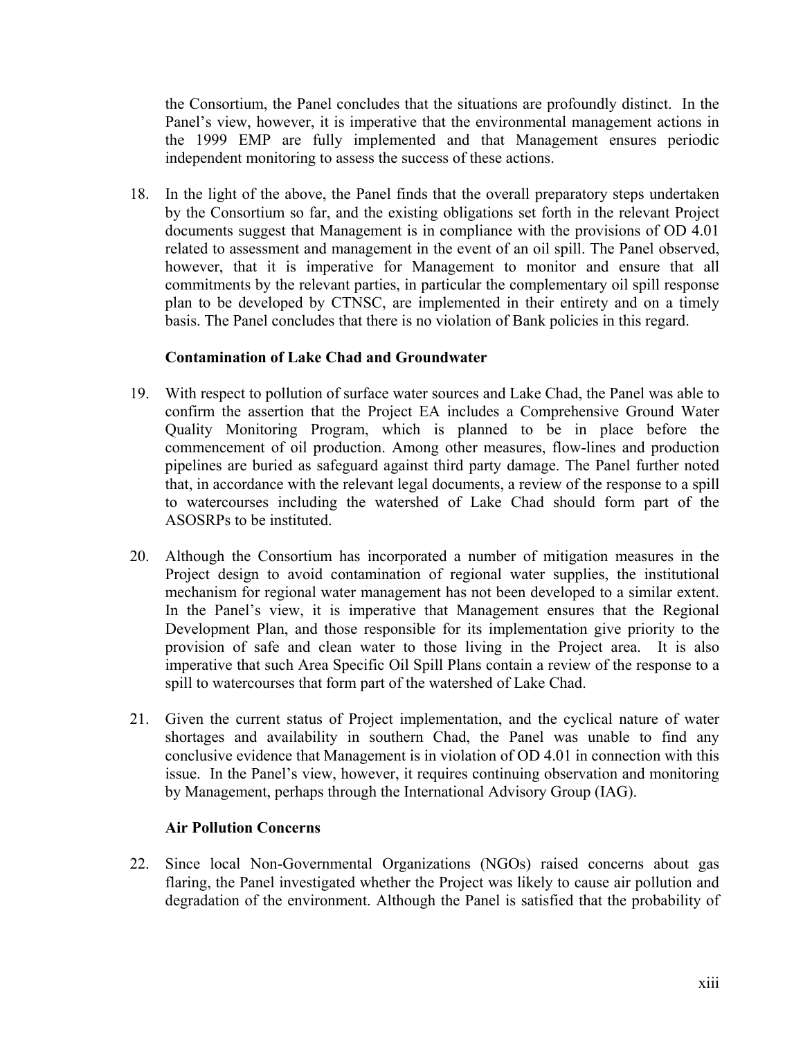the Consortium, the Panel concludes that the situations are profoundly distinct. In the Panel's view, however, it is imperative that the environmental management actions in the 1999 EMP are fully implemented and that Management ensures periodic independent monitoring to assess the success of these actions.

18. In the light of the above, the Panel finds that the overall preparatory steps undertaken by the Consortium so far, and the existing obligations set forth in the relevant Project documents suggest that Management is in compliance with the provisions of OD 4.01 related to assessment and management in the event of an oil spill. The Panel observed, however, that it is imperative for Management to monitor and ensure that all commitments by the relevant parties, in particular the complementary oil spill response plan to be developed by CTNSC, are implemented in their entirety and on a timely basis. The Panel concludes that there is no violation of Bank policies in this regard.

### Contamination of Lake Chad and Groundwater

19. With respect to pollution of surface water sources and Lake Chad, the Panel was able to confirm the assertion that the Project EA includes a Comprehensive Ground Water Quality Monitoring Program, which is planned to be in place before the commencement of oil production. Among other measures, flow-lines and production pipelines are buried as safeguard against third party damage. The Panel further noted that, in accordance with the relevant legal documents, a review of the response to a spill to watercourses including the watershed of Lake Chad should form part of the ASOSRPs to be instituted.

20. Although the Consortium has incorporated a number of mitigation measures in the Project design to avoid contamination of regional water supplies, the institutional mechanism for regional water management has not been developed to a similar extent. In the Panel's view, it is imperative that Management ensures that the Regional Development Plan, and those responsible for its implementation give priority to the provision of safe and clean water to those living in the Project area. It is also imperative that such Area Specific Oil Spill Plans contain a review of the response to a spill to watercourses that form part of the watershed of Lake Chad.

21. Given the current status of Project implementation, and the cyclical nature of water shortages and availability in southern Chad, the Panel was unable to find any conclusive evidence that Management is in violation of OD 4.01 in connection with this issue. In the Panel's view, however, it requires continuing observation and monitoring by Management, perhaps through the International Advisory Group (IAG).

### Air Pollution Concerns

22. Since local Non-Governmental Organizations (NGOs) raised concerns about gas flaring, the Panel investigated whether the Project was likely to cause air pollution and degradation of the environment. Although the Panel is satisfied that the probability of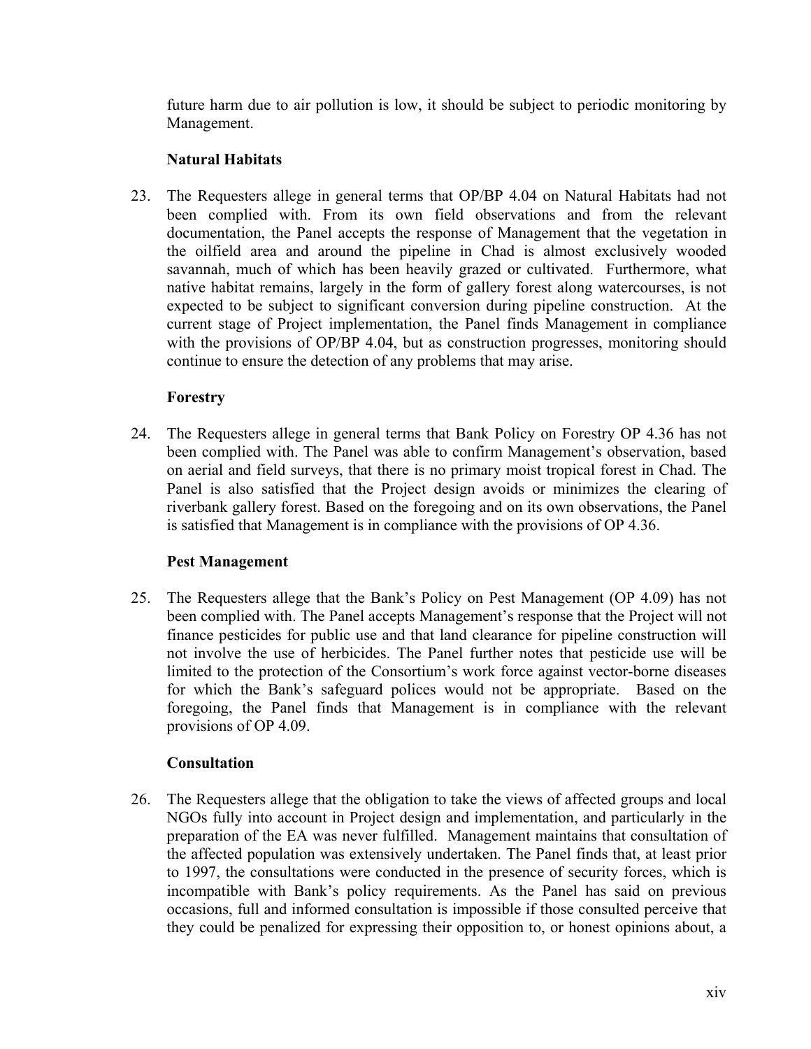future harm due to air pollution is low, it should be subject to periodic monitoring by Management.

**Natural Habitats**

23. The Requesters allege in general terms that OP/BP 4.04 on Natural Habitats had not been complied with. From its own field observations and from the relevant documentation, the Panel accepts the response of Management that the vegetation in the oilfield area and around the pipeline in Chad is almost exclusively wooded savannah, much of which has been heavily grazed or cultivated. Furthermore, what native habitat remains, largely in the form of gallery forest along watercourses, is not expected to be subject to significant conversion during pipeline construction. At the current stage of Project implementation, the Panel finds Management in compliance with the provisions of OP/BP 4.04, but as construction progresses, monitoring should continue to ensure the detection of any problems that may arise.

**Forestry**

24. The Requesters allege in general terms that Bank Policy on Forestry OP 4.36 has not been complied with. The Panel was able to confirm Management's observation, based on aerial and field surveys, that there is no primary moist tropical forest in Chad. The Panel is also satisfied that the Project design avoids or minimizes the clearing of riverbank gallery forest. Based on the foregoing and on its own observations, the Panel is satisfied that Management is in compliance with the provisions of OP 4.36.

**Pest Management**

25. The Requesters allege that the Bank's Policy on Pest Management (OP 4.09) has not been complied with. The Panel accepts Management's response that the Project will not finance pesticides for public use and that land clearance for pipeline construction will not involve the use of herbicides. The Panel further notes that pesticide use will be limited to the protection of the Consortium's work force against vector-borne diseases for which the Bank's safeguard polices would not be appropriate. Based on the foregoing, the Panel finds that Management is in compliance with the relevant provisions of OP 4.09.

**Consultation**

26. The Requesters allege that the obligation to take the views of affected groups and local NGOs fully into account in Project design and implementation, and particularly in the preparation of the EA was never fulfilled. Management maintains that consultation of the affected population was extensively undertaken. The Panel finds that, at least prior to 1997, the consultations were conducted in the presence of security forces, which is incompatible with Bank's policy requirements. As the Panel has said on previous occasions, full and informed consultation is impossible if those consulted perceive that they could be penalized for expressing their opposition to, or honest opinions about, a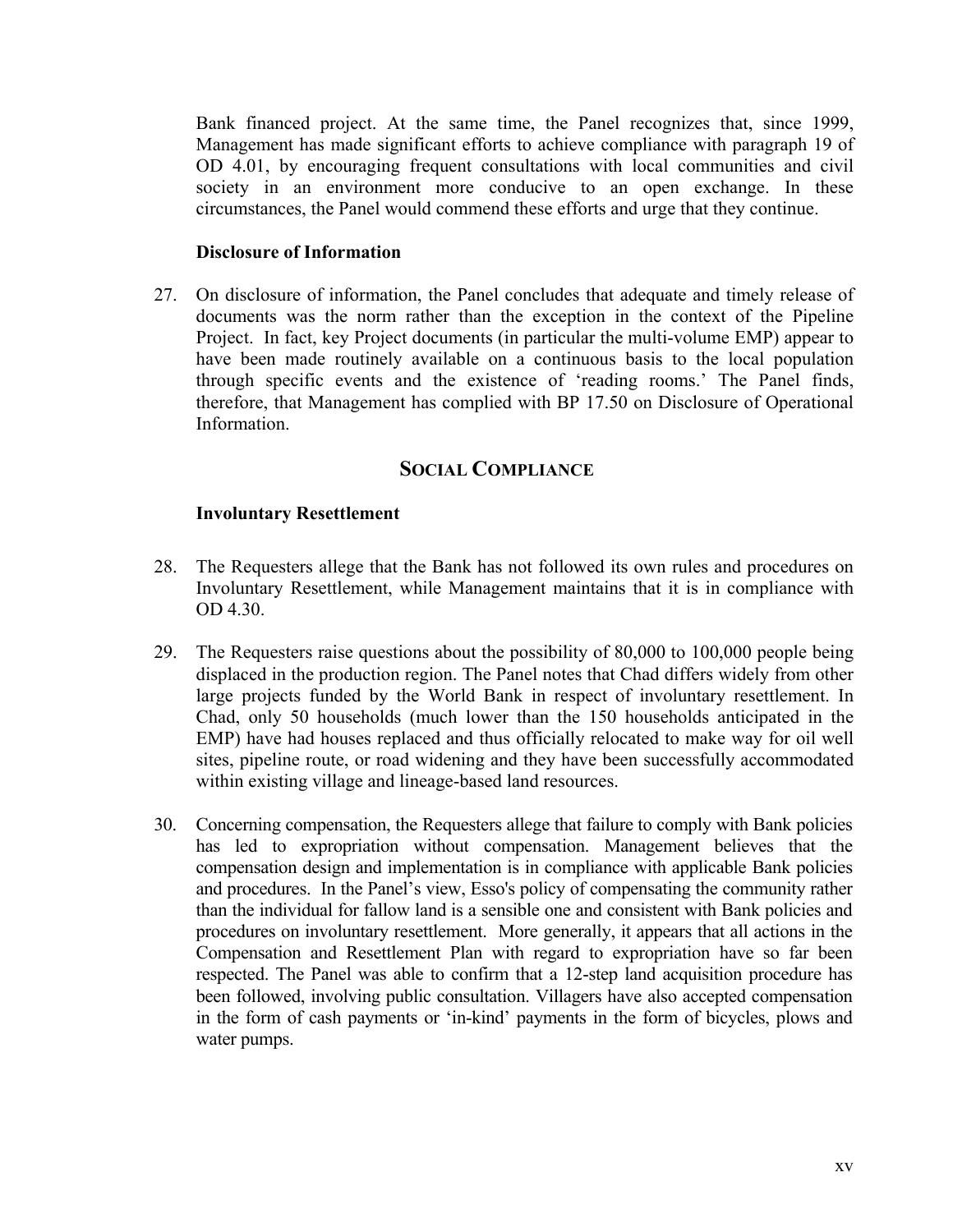Bank financed project. At the same time, the Panel recognizes that, since 1999, Management has made significant efforts to achieve compliance with paragraph 19 of OD 4.01, by encouraging frequent consultations with local communities and civil society in an environment more conducive to an open exchange. In these circumstances, the Panel would commend these efforts and urge that they continue.

### Disclosure of Information

27. On disclosure of information, the Panel concludes that adequate and timely release of documents was the norm rather than the exception in the context of the Pipeline Project. In fact, key Project documents (in particular the multi-volume EMP) appear to have been made routinely available on a continuous basis to the local population through specific events and the existence of 'reading rooms.' The Panel finds, therefore, that Management has complied with BP 17.50 on Disclosure of Operational Information.

## SOCIAL COMPLIANCE

### Involuntary Resettlement

28. The Requesters allege that the Bank has not followed its own rules and procedures on Involuntary Resettlement, while Management maintains that it is in compliance with OD 4.30.

29. The Requesters raise questions about the possibility of 80,000 to 100,000 people being displaced in the production region. The Panel notes that Chad differs widely from other large projects funded by the World Bank in respect of involuntary resettlement. In Chad, only 50 households (much lower than the 150 households anticipated in the EMP) have had houses replaced and thus officially relocated to make way for oil well sites, pipeline route, or road widening and they have been successfully accommodated within existing village and lineage-based land resources.

30. Concerning compensation, the Requesters allege that failure to comply with Bank policies has led to expropriation without compensation. Management believes that the compensation design and implementation is in compliance with applicable Bank policies and procedures. In the Panel's view, Esso's policy of compensating the community rather than the individual for fallow land is a sensible one and consistent with Bank policies and procedures on involuntary resettlement. More generally, it appears that all actions in the Compensation and Resettlement Plan with regard to expropriation have so far been respected. The Panel was able to confirm that a 12-step land acquisition procedure has been followed, involving public consultation. Villagers have also accepted compensation in the form of cash payments or 'in-kind' payments in the form of bicycles, plows and water pumps.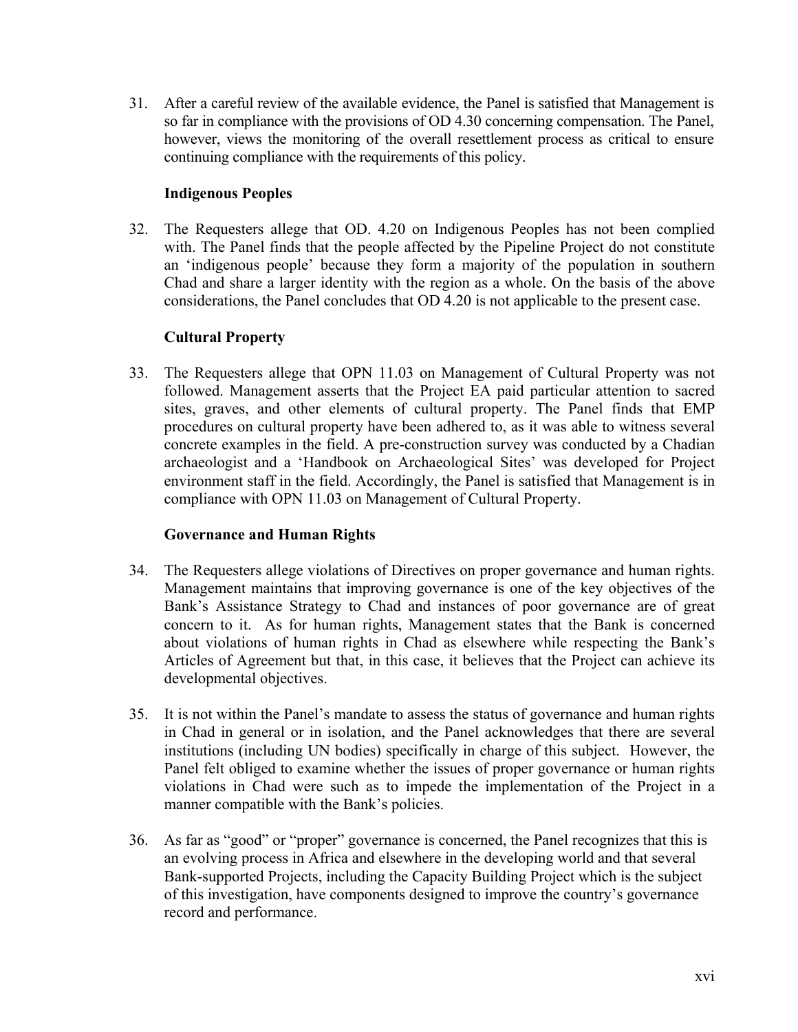31. After a careful review of the available evidence, the Panel is satisfied that Management is so far in compliance with the provisions of OD 4.30 concerning compensation. The Panel, however, views the monitoring of the overall resettlement process as critical to ensure continuing compliance with the requirements of this policy.

**Indigenous Peoples**

32. The Requesters allege that OD. 4.20 on Indigenous Peoples has not been complied with. The Panel finds that the people affected by the Pipeline Project do not constitute an 'indigenous people' because they form a majority of the population in southern Chad and share a larger identity with the region as a whole. On the basis of the above considerations, the Panel concludes that OD 4.20 is not applicable to the present case.

**Cultural Property**

33. The Requesters allege that OPN 11.03 on Management of Cultural Property was not followed. Management asserts that the Project EA paid particular attention to sacred sites, graves, and other elements of cultural property. The Panel finds that EMP procedures on cultural property have been adhered to, as it was able to witness several concrete examples in the field. A pre-construction survey was conducted by a Chadian archaeologist and a 'Handbook on Archaeological Sites' was developed for Project environment staff in the field. Accordingly, the Panel is satisfied that Management is in compliance with OPN 11.03 on Management of Cultural Property.

**Governance and Human Rights**

34. The Requesters allege violations of Directives on proper governance and human rights. Management maintains that improving governance is one of the key objectives of the Bank's Assistance Strategy to Chad and instances of poor governance are of great concern to it. As for human rights, Management states that the Bank is concerned about violations of human rights in Chad as elsewhere while respecting the Bank's Articles of Agreement but that, in this case, it believes that the Project can achieve its developmental objectives.

35. It is not within the Panel's mandate to assess the status of governance and human rights in Chad in general or in isolation, and the Panel acknowledges that there are several institutions (including UN bodies) specifically in charge of this subject. However, the Panel felt obliged to examine whether the issues of proper governance or human rights violations in Chad were such as to impede the implementation of the Project in a manner compatible with the Bank's policies.

36. As far as "good" or "proper" governance is concerned, the Panel recognizes that this is an evolving process in Africa and elsewhere in the developing world and that several Bank-supported Projects, including the Capacity Building Project which is the subject of this investigation, have components designed to improve the country's governance record and performance.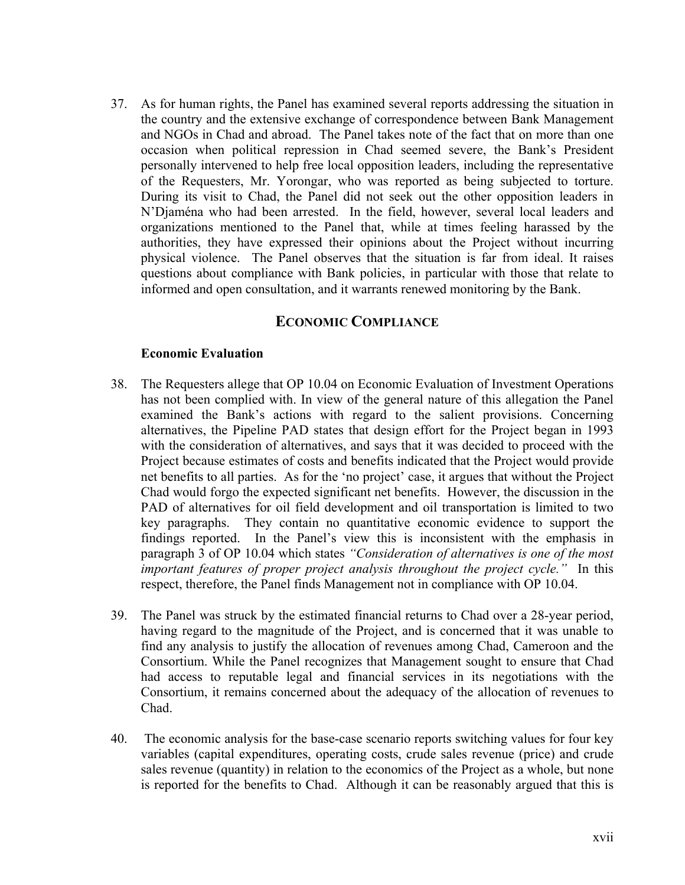37. As for human rights, the Panel has examined several reports addressing the situation in the country and the extensive exchange of correspondence between Bank Management and NGOs in Chad and abroad. The Panel takes note of the fact that on more than one occasion when political repression in Chad seemed severe, the Bank's President personally intervened to help free local opposition leaders, including the representative of the Requesters, Mr. Yorongar, who was reported as being subjected to torture. During its visit to Chad, the Panel did not seek out the other opposition leaders in N'Djaména who had been arrested. In the field, however, several local leaders and organizations mentioned to the Panel that, while at times feeling harassed by the authorities, they have expressed their opinions about the Project without incurring physical violence. The Panel observes that the situation is far from ideal. It raises questions about compliance with Bank policies, in particular with those that relate to informed and open consultation, and it warrants renewed monitoring by the Bank.

## ECONOMIC COMPLIANCE

### Economic Evaluation

38. The Requesters allege that OP 10.04 on Economic Evaluation of Investment Operations has not been complied with. In view of the general nature of this allegation the Panel examined the Bank's actions with regard to the salient provisions. Concerning alternatives, the Pipeline PAD states that design effort for the Project began in 1993 with the consideration of alternatives, and says that it was decided to proceed with the Project because estimates of costs and benefits indicated that the Project would provide net benefits to all parties. As for the 'no project' case, it argues that without the Project Chad would forgo the expected significant net benefits. However, the discussion in the PAD of alternatives for oil field development and oil transportation is limited to two key paragraphs. They contain no quantitative economic evidence to support the findings reported. In the Panel's view this is inconsistent with the emphasis in paragraph 3 of OP 10.04 which states *"Consideration of alternatives is one of the most important features of proper project analysis throughout the project cycle."* In this respect, therefore, the Panel finds Management not in compliance with OP 10.04.

39. The Panel was struck by the estimated financial returns to Chad over a 28-year period, having regard to the magnitude of the Project, and is concerned that it was unable to find any analysis to justify the allocation of revenues among Chad, Cameroon and the Consortium. While the Panel recognizes that Management sought to ensure that Chad had access to reputable legal and financial services in its negotiations with the Consortium, it remains concerned about the adequacy of the allocation of revenues to Chad.

40. The economic analysis for the base-case scenario reports switching values for four key variables (capital expenditures, operating costs, crude sales revenue (price) and crude sales revenue (quantity) in relation to the economics of the Project as a whole, but none is reported for the benefits to Chad. Although it can be reasonably argued that this is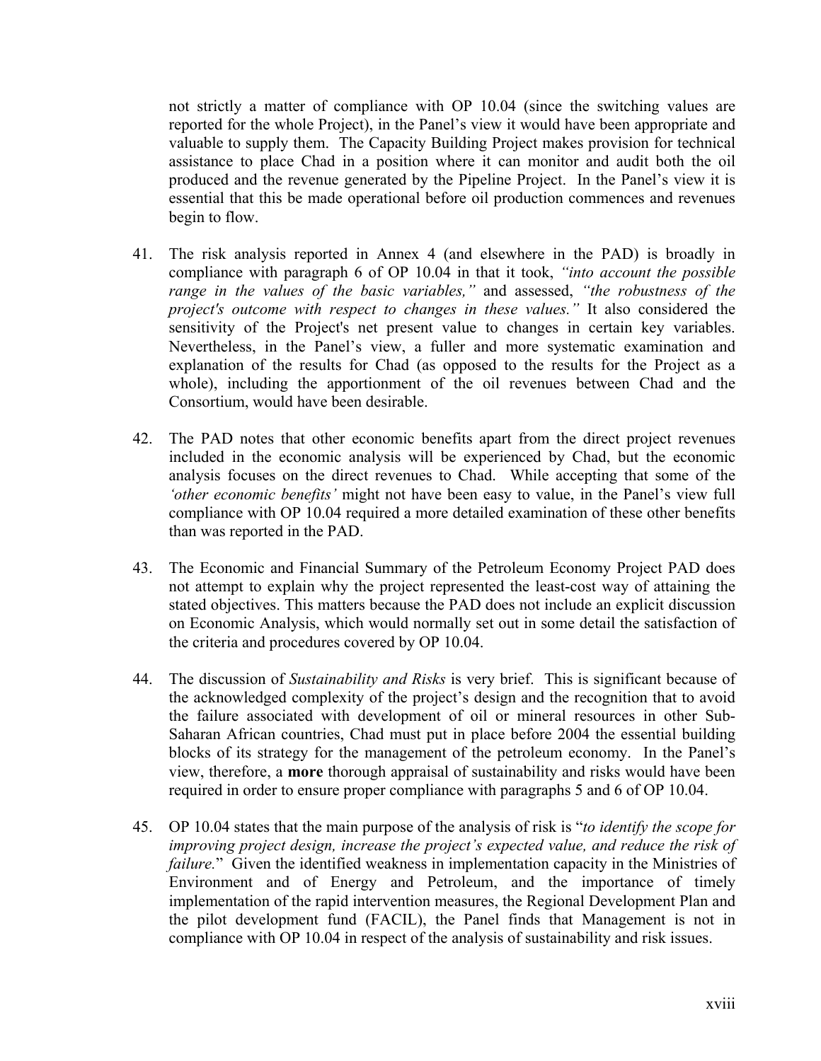not strictly a matter of compliance with OP 10.04 (since the switching values are reported for the whole Project), in the Panel's view it would have been appropriate and valuable to supply them. The Capacity Building Project makes provision for technical assistance to place Chad in a position where it can monitor and audit both the oil produced and the revenue generated by the Pipeline Project. In the Panel's view it is essential that this be made operational before oil production commences and revenues begin to flow.

41. The risk analysis reported in Annex 4 (and elsewhere in the PAD) is broadly in compliance with paragraph 6 of OP 10.04 in that it took, *"into account the possible range in the values of the basic variables,"* and assessed, *"the robustness of the project's outcome with respect to changes in these values."* It also considered the sensitivity of the Project's net present value to changes in certain key variables. Nevertheless, in the Panel's view, a fuller and more systematic examination and explanation of the results for Chad (as opposed to the results for the Project as a whole), including the apportionment of the oil revenues between Chad and the Consortium, would have been desirable.

42. The PAD notes that other economic benefits apart from the direct project revenues included in the economic analysis will be experienced by Chad, but the economic analysis focuses on the direct revenues to Chad. While accepting that some of the *'other economic benefits'* might not have been easy to value, in the Panel's view full compliance with OP 10.04 required a more detailed examination of these other benefits than was reported in the PAD.

43. The Economic and Financial Summary of the Petroleum Economy Project PAD does not attempt to explain why the project represented the least-cost way of attaining the stated objectives. This matters because the PAD does not include an explicit discussion on Economic Analysis, which would normally set out in some detail the satisfaction of the criteria and procedures covered by OP 10.04.

44. The discussion of *Sustainability and Risks* is very brief. This is significant because of the acknowledged complexity of the project's design and the recognition that to avoid the failure associated with development of oil or mineral resources in other Sub-Saharan African countries, Chad must put in place before 2004 the essential building blocks of its strategy for the management of the petroleum economy. In the Panel's view, therefore, a **more** thorough appraisal of sustainability and risks would have been required in order to ensure proper compliance with paragraphs 5 and 6 of OP 10.04.

45. OP 10.04 states that the main purpose of the analysis of risk is "*to identify the scope for improving project design, increase the project's expected value, and reduce the risk of failure.*" Given the identified weakness in implementation capacity in the Ministries of Environment and of Energy and Petroleum, and the importance of timely implementation of the rapid intervention measures, the Regional Development Plan and the pilot development fund (FACIL), the Panel finds that Management is not in compliance with OP 10.04 in respect of the analysis of sustainability and risk issues.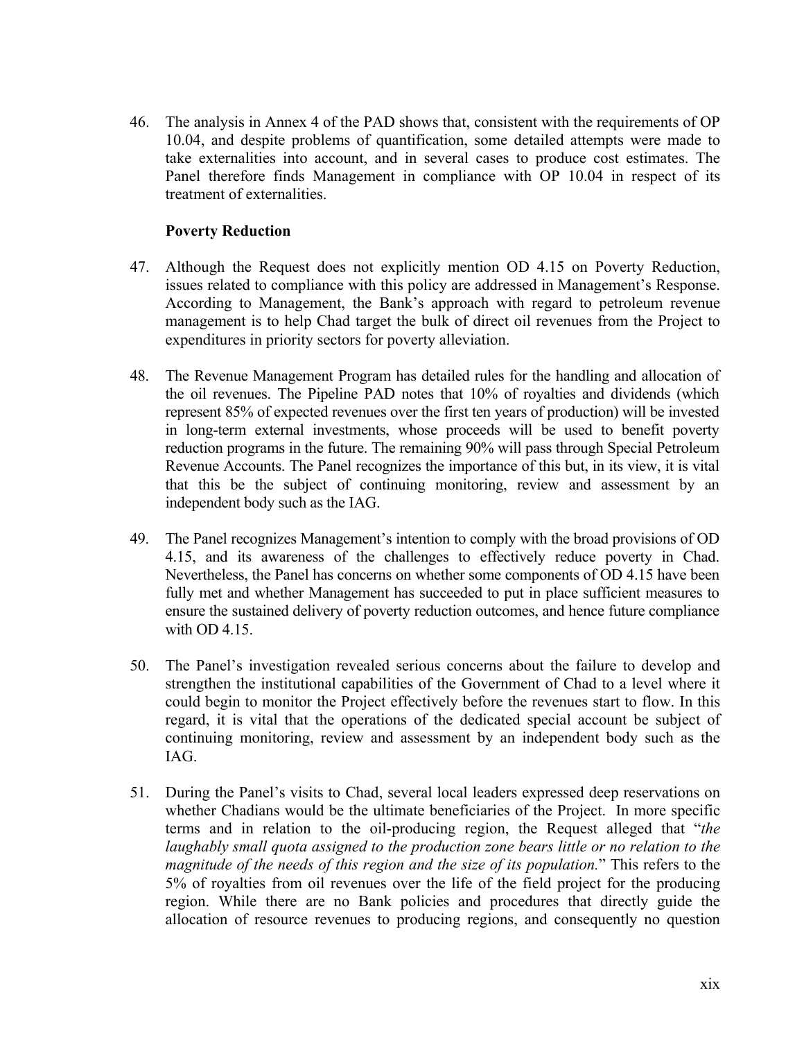46. The analysis in Annex 4 of the PAD shows that, consistent with the requirements of OP 10.04, and despite problems of quantification, some detailed attempts were made to take externalities into account, and in several cases to produce cost estimates. The Panel therefore finds Management in compliance with OP 10.04 in respect of its treatment of externalities.

**Poverty Reduction**

47. Although the Request does not explicitly mention OD 4.15 on Poverty Reduction, issues related to compliance with this policy are addressed in Management's Response. According to Management, the Bank's approach with regard to petroleum revenue management is to help Chad target the bulk of direct oil revenues from the Project to expenditures in priority sectors for poverty alleviation.

48. The Revenue Management Program has detailed rules for the handling and allocation of the oil revenues. The Pipeline PAD notes that 10% of royalties and dividends (which represent 85% of expected revenues over the first ten years of production) will be invested in long-term external investments, whose proceeds will be used to benefit poverty reduction programs in the future. The remaining 90% will pass through Special Petroleum Revenue Accounts. The Panel recognizes the importance of this but, in its view, it is vital that this be the subject of continuing monitoring, review and assessment by an independent body such as the IAG.

49. The Panel recognizes Management's intention to comply with the broad provisions of OD 4.15, and its awareness of the challenges to effectively reduce poverty in Chad. Nevertheless, the Panel has concerns on whether some components of OD 4.15 have been fully met and whether Management has succeeded to put in place sufficient measures to ensure the sustained delivery of poverty reduction outcomes, and hence future compliance with OD 4.15.

50. The Panel's investigation revealed serious concerns about the failure to develop and strengthen the institutional capabilities of the Government of Chad to a level where it could begin to monitor the Project effectively before the revenues start to flow. In this regard, it is vital that the operations of the dedicated special account be subject of continuing monitoring, review and assessment by an independent body such as the IAG.

51. During the Panel's visits to Chad, several local leaders expressed deep reservations on whether Chadians would be the ultimate beneficiaries of the Project. In more specific terms and in relation to the oil-producing region, the Request alleged that "*the laughably small quota assigned to the production zone bears little or no relation to the magnitude of the needs of this region and the size of its population.*" This refers to the 5% of royalties from oil revenues over the life of the field project for the producing region. While there are no Bank policies and procedures that directly guide the allocation of resource revenues to producing regions, and consequently no question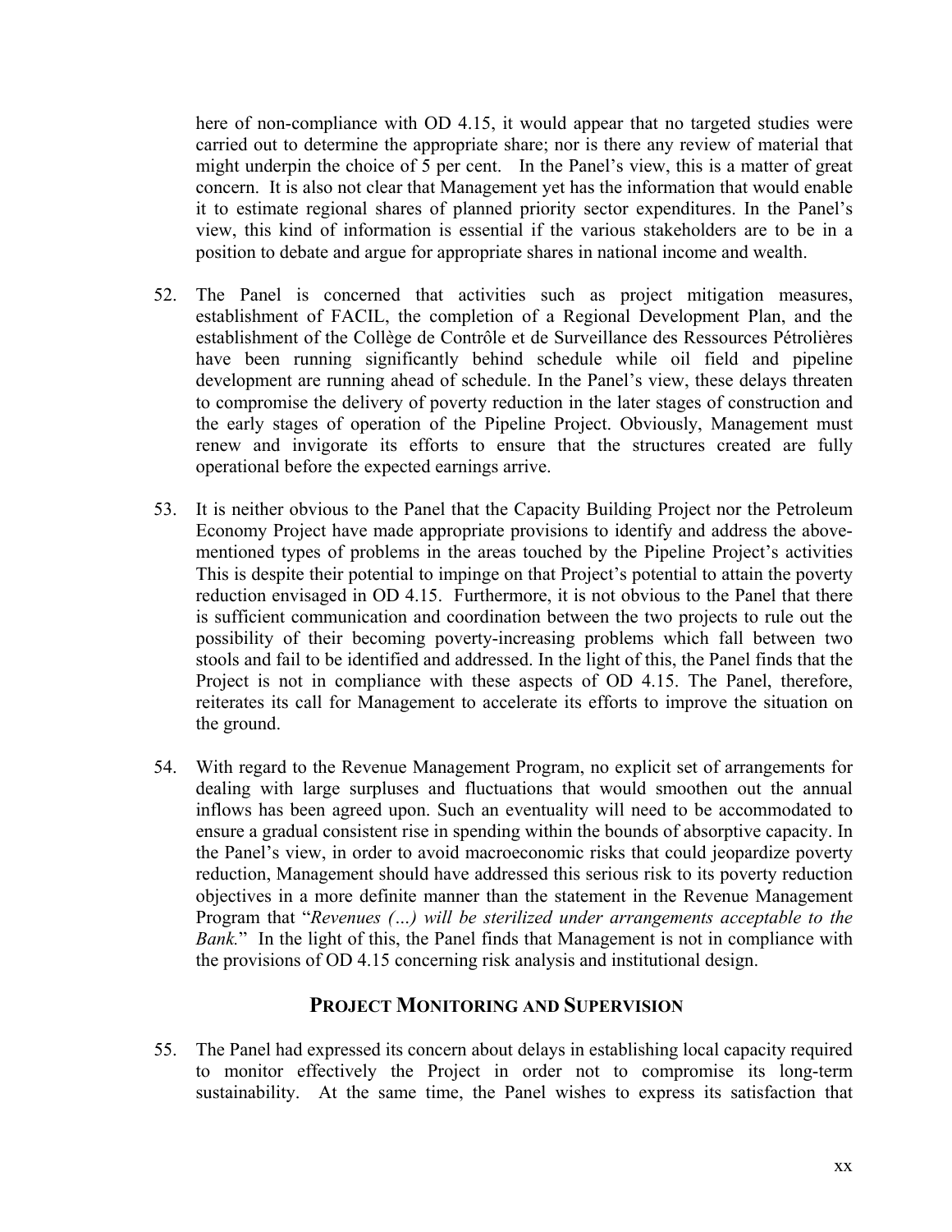here of non-compliance with OD 4.15, it would appear that no targeted studies were carried out to determine the appropriate share; nor is there any review of material that might underpin the choice of 5 per cent. In the Panel's view, this is a matter of great concern. It is also not clear that Management yet has the information that would enable it to estimate regional shares of planned priority sector expenditures. In the Panel's view, this kind of information is essential if the various stakeholders are to be in a position to debate and argue for appropriate shares in national income and wealth.

52. The Panel is concerned that activities such as project mitigation measures, establishment of FACIL, the completion of a Regional Development Plan, and the establishment of the Collège de Contrôle et de Surveillance des Ressources Pétrolières have been running significantly behind schedule while oil field and pipeline development are running ahead of schedule. In the Panel's view, these delays threaten to compromise the delivery of poverty reduction in the later stages of construction and the early stages of operation of the Pipeline Project. Obviously, Management must renew and invigorate its efforts to ensure that the structures created are fully operational before the expected earnings arrive.

53. It is neither obvious to the Panel that the Capacity Building Project nor the Petroleum Economy Project have made appropriate provisions to identify and address the above-mentioned types of problems in the areas touched by the Pipeline Project's activities This is despite their potential to impinge on that Project's potential to attain the poverty reduction envisaged in OD 4.15. Furthermore, it is not obvious to the Panel that there is sufficient communication and coordination between the two projects to rule out the possibility of their becoming poverty-increasing problems which fall between two stools and fail to be identified and addressed. In the light of this, the Panel finds that the Project is not in compliance with these aspects of OD 4.15. The Panel, therefore, reiterates its call for Management to accelerate its efforts to improve the situation on the ground.

54. With regard to the Revenue Management Program, no explicit set of arrangements for dealing with large surpluses and fluctuations that would smoothen out the annual inflows has been agreed upon. Such an eventuality will need to be accommodated to ensure a gradual consistent rise in spending within the bounds of absorptive capacity. In the Panel's view, in order to avoid macroeconomic risks that could jeopardize poverty reduction, Management should have addressed this serious risk to its poverty reduction objectives in a more definite manner than the statement in the Revenue Management Program that "*Revenues (…) will be sterilized under arrangements acceptable to the Bank.*" In the light of this, the Panel finds that Management is not in compliance with the provisions of OD 4.15 concerning risk analysis and institutional design.

## PROJECT MONITORING AND SUPERVISION

55. The Panel had expressed its concern about delays in establishing local capacity required to monitor effectively the Project in order not to compromise its long-term sustainability. At the same time, the Panel wishes to express its satisfaction that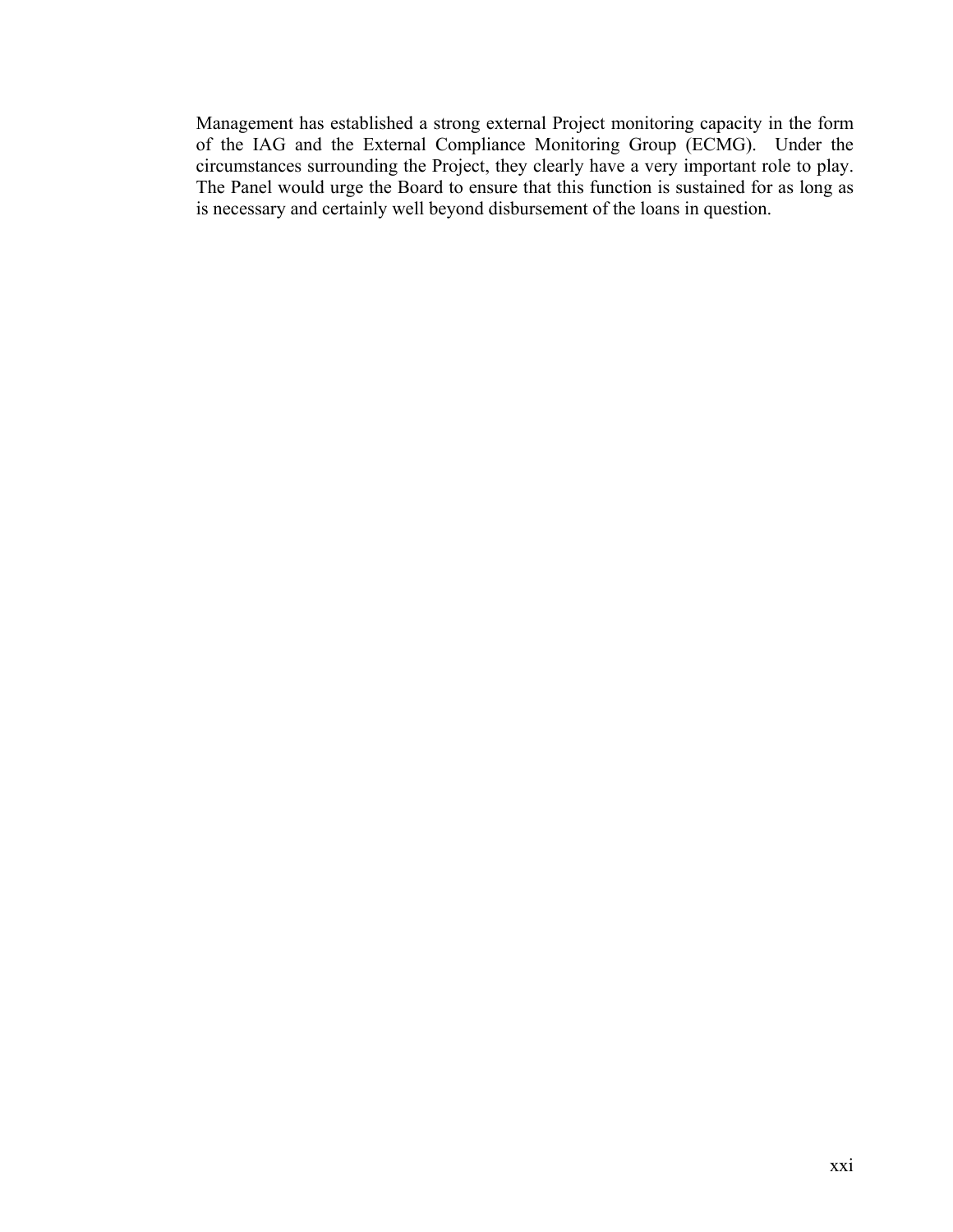Management has established a strong external Project monitoring capacity in the form of the IAG and the External Compliance Monitoring Group (ECMG). Under the circumstances surrounding the Project, they clearly have a very important role to play. The Panel would urge the Board to ensure that this function is sustained for as long as is necessary and certainly well beyond disbursement of the loans in question.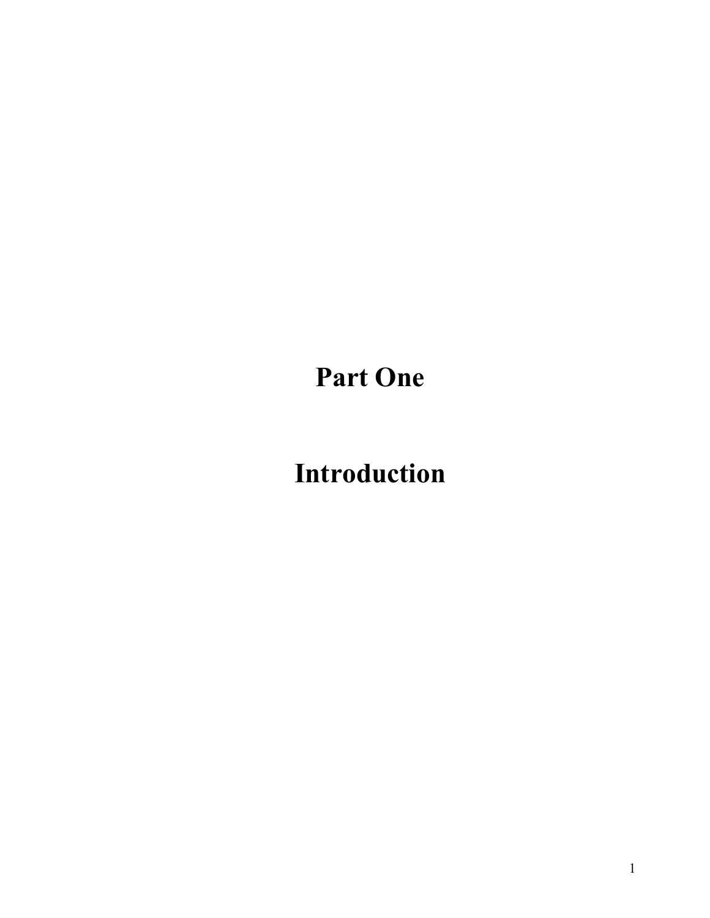# Part One

# Introduction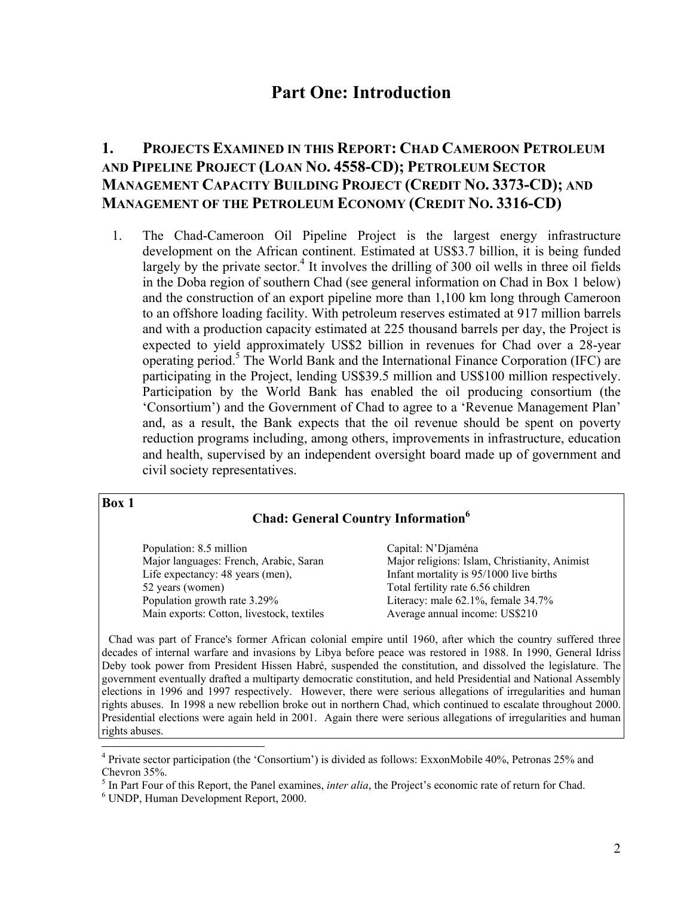# Part One: Introduction

## 1. Projects Examined in this Report: Chad Cameroon Petroleum and Pipeline Project (Loan No. 4558-CD); Petroleum Sector Management Capacity Building Project (Credit No. 3373-CD); and Management of the Petroleum Economy (Credit No. 3316-CD)

1. The Chad-Cameroon Oil Pipeline Project is the largest energy infrastructure development on the African continent. Estimated at US$3.7 billion, it is being funded largely by the private sector.[4] It involves the drilling of 300 oil wells in three oil fields in the Doba region of southern Chad (see general information on Chad in Box 1 below) and the construction of an export pipeline more than 1,100 km long through Cameroon to an offshore loading facility. With petroleum reserves estimated at 917 million barrels and with a production capacity estimated at 225 thousand barrels per day, the Project is expected to yield approximately US$2 billion in revenues for Chad over a 28-year operating period.[5] The World Bank and the International Finance Corporation (IFC) are participating in the Project, lending US$39.5 million and US$100 million respectively. Participation by the World Bank has enabled the oil producing consortium (the 'Consortium') and the Government of Chad to agree to a 'Revenue Management Plan' and, as a result, the Bank expects that the oil revenue should be spent on poverty reduction programs including, among others, improvements in infrastructure, education and health, supervised by an independent oversight board made up of government and civil society representatives.

**Box 1**

**Chad: General Country Information[6]**

| | |
|---|---|
| Population: 8.5 million | Capital: N'Djaména |
| Major languages: French, Arabic, Saran | Major religions: Islam, Christianity, Animist |
| Life expectancy: 48 years (men), 52 years (women) | Infant mortality is 95/1000 live births |
| | Total fertility rate 6.56 children |
| Population growth rate 3.29% | Literacy: male 62.1%, female 34.7% |
| Main exports: Cotton, livestock, textiles | Average annual income: US$210 |

Chad was part of France's former African colonial empire until 1960, after which the country suffered three decades of internal warfare and invasions by Libya before peace was restored in 1988. In 1990, General Idriss Deby took power from President Hissen Habré, suspended the constitution, and dissolved the legislature. The government eventually drafted a multiparty democratic constitution, and held Presidential and National Assembly elections in 1996 and 1997 respectively. However, there were serious allegations of irregularities and human rights abuses. In 1998 a new rebellion broke out in northern Chad, which continued to escalate throughout 2000. Presidential elections were again held in 2001. Again there were serious allegations of irregularities and human rights abuses.

---

[4] Private sector participation (the 'Consortium') is divided as follows: ExxonMobile 40%, Petronas 25% and Chevron 35%.

[5] In Part Four of this Report, the Panel examines, *inter alia*, the Project's economic rate of return for Chad.

[6] UNDP, Human Development Report, 2000.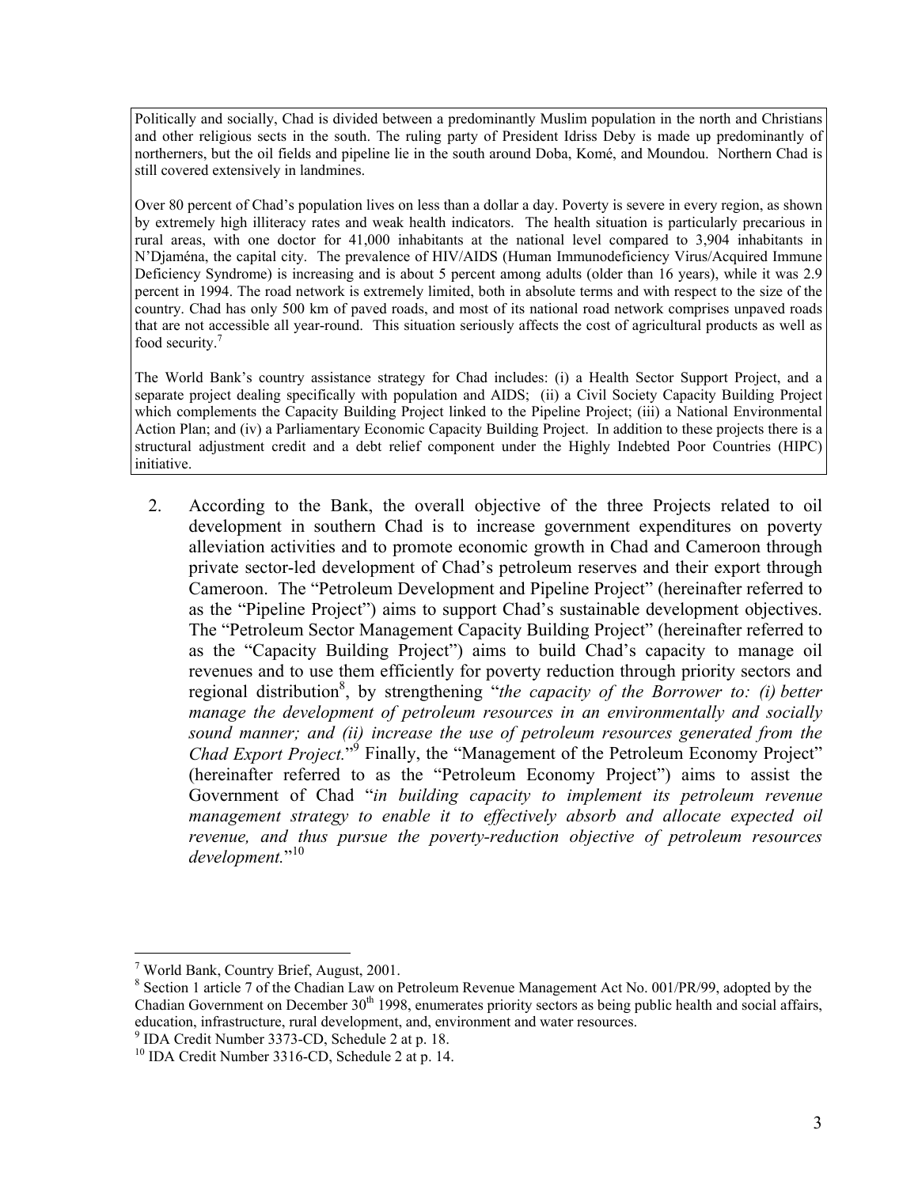Politically and socially, Chad is divided between a predominantly Muslim population in the north and Christians and other religious sects in the south. The ruling party of President Idriss Deby is made up predominantly of northerners, but the oil fields and pipeline lie in the south around Doba, Komé, and Moundou. Northern Chad is still covered extensively in landmines.

Over 80 percent of Chad's population lives on less than a dollar a day. Poverty is severe in every region, as shown by extremely high illiteracy rates and weak health indicators. The health situation is particularly precarious in rural areas, with one doctor for 41,000 inhabitants at the national level compared to 3,904 inhabitants in N'Djaména, the capital city. The prevalence of HIV/AIDS (Human Immunodeficiency Virus/Acquired Immune Deficiency Syndrome) is increasing and is about 5 percent among adults (older than 16 years), while it was 2.9 percent in 1994. The road network is extremely limited, both in absolute terms and with respect to the size of the country. Chad has only 500 km of paved roads, and most of its national road network comprises unpaved roads that are not accessible all year-round. This situation seriously affects the cost of agricultural products as well as food security.[7]

The World Bank's country assistance strategy for Chad includes: (i) a Health Sector Support Project, and a separate project dealing specifically with population and AIDS; (ii) a Civil Society Capacity Building Project which complements the Capacity Building Project linked to the Pipeline Project; (iii) a National Environmental Action Plan; and (iv) a Parliamentary Economic Capacity Building Project. In addition to these projects there is a structural adjustment credit and a debt relief component under the Highly Indebted Poor Countries (HIPC) initiative.

2. According to the Bank, the overall objective of the three Projects related to oil development in southern Chad is to increase government expenditures on poverty alleviation activities and to promote economic growth in Chad and Cameroon through private sector-led development of Chad's petroleum reserves and their export through Cameroon. The "Petroleum Development and Pipeline Project" (hereinafter referred to as the "Pipeline Project") aims to support Chad's sustainable development objectives. The "Petroleum Sector Management Capacity Building Project" (hereinafter referred to as the "Capacity Building Project") aims to build Chad's capacity to manage oil revenues and to use them efficiently for poverty reduction through priority sectors and regional distribution[8], by strengthening "*the capacity of the Borrower to: (i) better manage the development of petroleum resources in an environmentally and socially sound manner; and (ii) increase the use of petroleum resources generated from the Chad Export Project.*"[9] Finally, the "Management of the Petroleum Economy Project" (hereinafter referred to as the "Petroleum Economy Project") aims to assist the Government of Chad "*in building capacity to implement its petroleum revenue management strategy to enable it to effectively absorb and allocate expected oil revenue, and thus pursue the poverty-reduction objective of petroleum resources development.*"[10]

---

[7] World Bank, Country Brief, August, 2001.

[8] Section 1 article 7 of the Chadian Law on Petroleum Revenue Management Act No. 001/PR/99, adopted by the Chadian Government on December 30th 1998, enumerates priority sectors as being public health and social affairs, education, infrastructure, rural development, and, environment and water resources.

[9] IDA Credit Number 3373-CD, Schedule 2 at p. 18.

[10] IDA Credit Number 3316-CD, Schedule 2 at p. 14.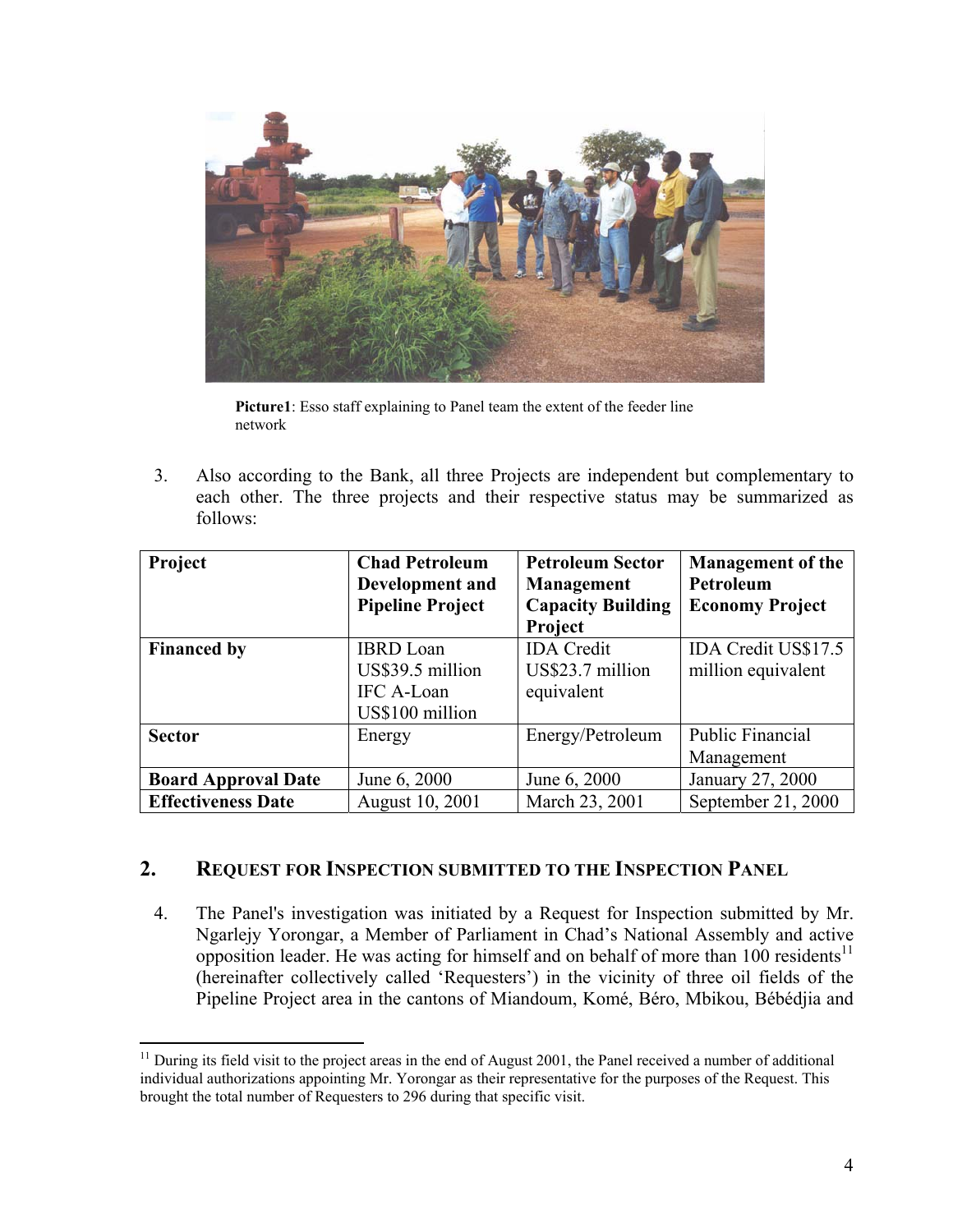**Picture1**: Esso staff explaining to Panel team the extent of the feeder line network

3. Also according to the Bank, all three Projects are independent but complementary to each other. The three projects and their respective status may be summarized as follows:

| **Project** | **Chad Petroleum Development and Pipeline Project** | **Petroleum Sector Management Capacity Building Project** | **Management of the Petroleum Economy Project** |
|---|---|---|---|
| **Financed by** | IBRD Loan US$39.5 million IFC A-Loan US$100 million | IDA Credit US$23.7 million equivalent | IDA Credit US$17.5 million equivalent |
| **Sector** | Energy | Energy/Petroleum | Public Financial Management |
| **Board Approval Date** | June 6, 2000 | June 6, 2000 | January 27, 2000 |
| **Effectiveness Date** | August 10, 2001 | March 23, 2001 | September 21, 2000 |

## 2. REQUEST FOR INSPECTION SUBMITTED TO THE INSPECTION PANEL

4. The Panel's investigation was initiated by a Request for Inspection submitted by Mr. Ngarlejy Yorongar, a Member of Parliament in Chad's National Assembly and active opposition leader. He was acting for himself and on behalf of more than 100 residents[11] (hereinafter collectively called 'Requesters') in the vicinity of three oil fields of the Pipeline Project area in the cantons of Miandoum, Komé, Béro, Mbikou, Bébédjia and

[11] During its field visit to the project areas in the end of August 2001, the Panel received a number of additional individual authorizations appointing Mr. Yorongar as their representative for the purposes of the Request. This brought the total number of Requesters to 296 during that specific visit.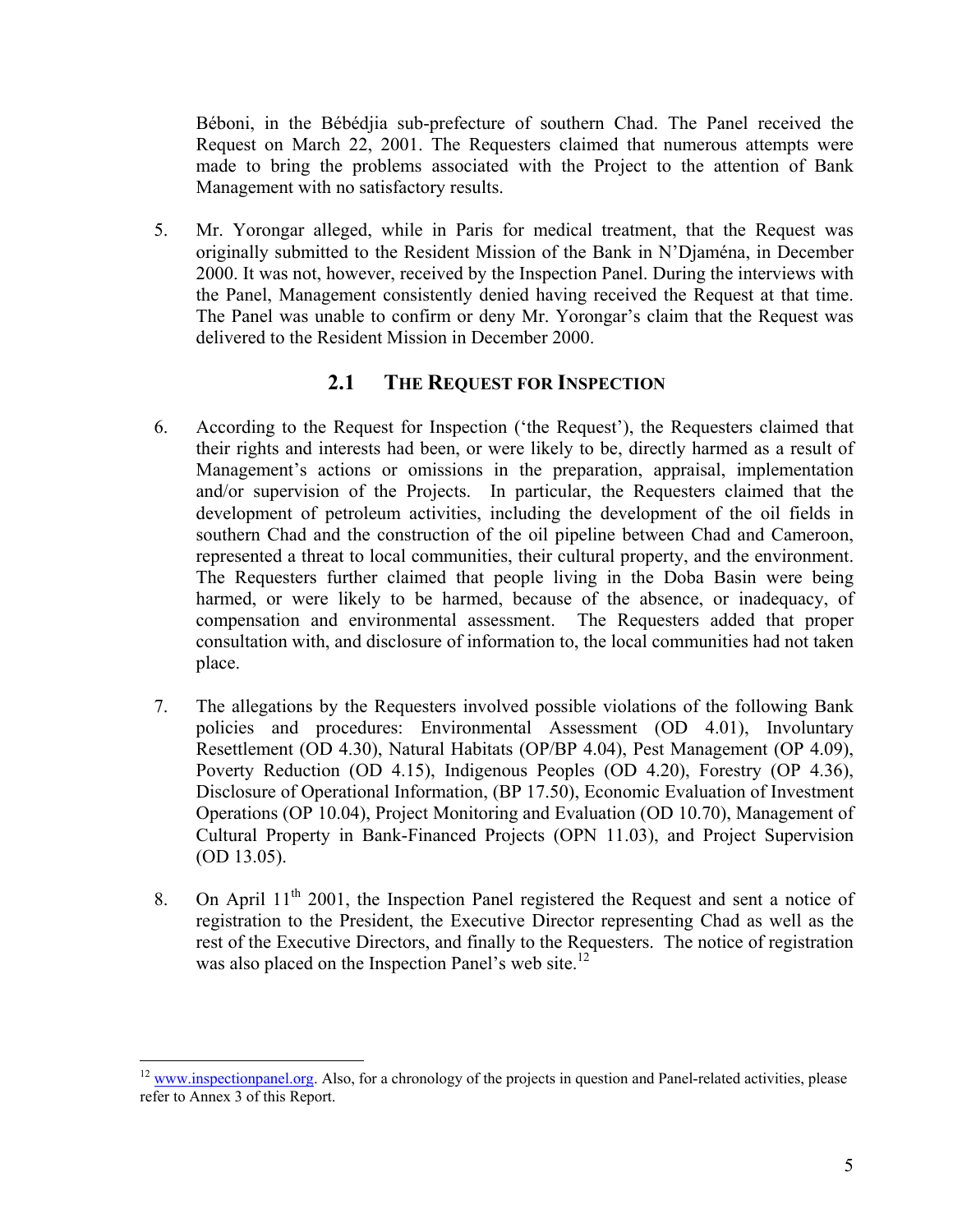Béboni, in the Bébédjia sub-prefecture of southern Chad. The Panel received the Request on March 22, 2001. The Requesters claimed that numerous attempts were made to bring the problems associated with the Project to the attention of Bank Management with no satisfactory results.

5. Mr. Yorongar alleged, while in Paris for medical treatment, that the Request was originally submitted to the Resident Mission of the Bank in N'Djaména, in December 2000. It was not, however, received by the Inspection Panel. During the interviews with the Panel, Management consistently denied having received the Request at that time. The Panel was unable to confirm or deny Mr. Yorongar's claim that the Request was delivered to the Resident Mission in December 2000.

## 2.1 THE REQUEST FOR INSPECTION

6. According to the Request for Inspection ('the Request'), the Requesters claimed that their rights and interests had been, or were likely to be, directly harmed as a result of Management's actions or omissions in the preparation, appraisal, implementation and/or supervision of the Projects. In particular, the Requesters claimed that the development of petroleum activities, including the development of the oil fields in southern Chad and the construction of the oil pipeline between Chad and Cameroon, represented a threat to local communities, their cultural property, and the environment. The Requesters further claimed that people living in the Doba Basin were being harmed, or were likely to be harmed, because of the absence, or inadequacy, of compensation and environmental assessment. The Requesters added that proper consultation with, and disclosure of information to, the local communities had not taken place.

7. The allegations by the Requesters involved possible violations of the following Bank policies and procedures: Environmental Assessment (OD 4.01), Involuntary Resettlement (OD 4.30), Natural Habitats (OP/BP 4.04), Pest Management (OP 4.09), Poverty Reduction (OD 4.15), Indigenous Peoples (OD 4.20), Forestry (OP 4.36), Disclosure of Operational Information, (BP 17.50), Economic Evaluation of Investment Operations (OP 10.04), Project Monitoring and Evaluation (OD 10.70), Management of Cultural Property in Bank-Financed Projects (OPN 11.03), and Project Supervision (OD 13.05).

8. On April 11th 2001, the Inspection Panel registered the Request and sent a notice of registration to the President, the Executive Director representing Chad as well as the rest of the Executive Directors, and finally to the Requesters. The notice of registration was also placed on the Inspection Panel's web site.[12]

[12] www.inspectionpanel.org. Also, for a chronology of the projects in question and Panel-related activities, please refer to Annex 3 of this Report.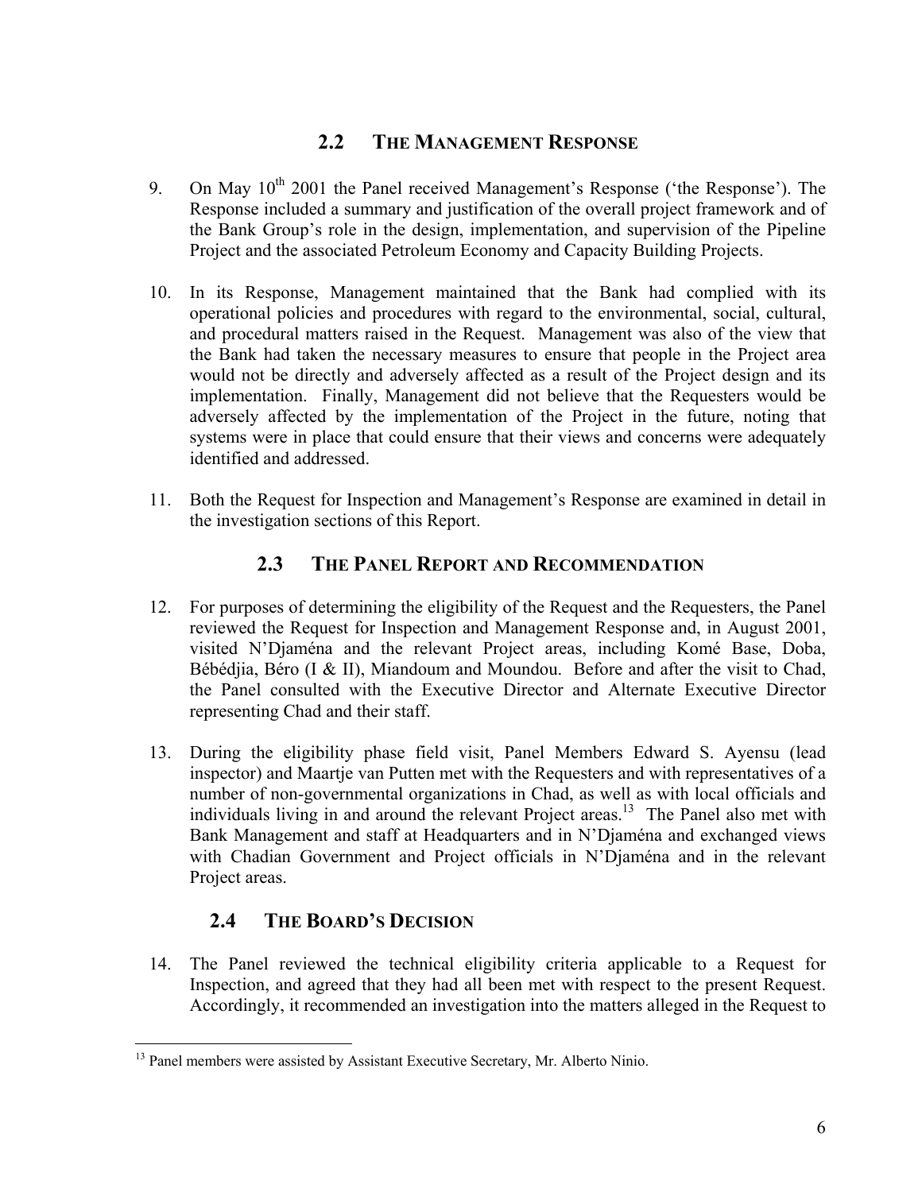## 2.2 THE MANAGEMENT RESPONSE

9. On May 10th 2001 the Panel received Management's Response ('the Response'). The Response included a summary and justification of the overall project framework and of the Bank Group's role in the design, implementation, and supervision of the Pipeline Project and the associated Petroleum Economy and Capacity Building Projects.

10. In its Response, Management maintained that the Bank had complied with its operational policies and procedures with regard to the environmental, social, cultural, and procedural matters raised in the Request. Management was also of the view that the Bank had taken the necessary measures to ensure that people in the Project area would not be directly and adversely affected as a result of the Project design and its implementation. Finally, Management did not believe that the Requesters would be adversely affected by the implementation of the Project in the future, noting that systems were in place that could ensure that their views and concerns were adequately identified and addressed.

11. Both the Request for Inspection and Management's Response are examined in detail in the investigation sections of this Report.

## 2.3 THE PANEL REPORT AND RECOMMENDATION

12. For purposes of determining the eligibility of the Request and the Requesters, the Panel reviewed the Request for Inspection and Management Response and, in August 2001, visited N'Djaména and the relevant Project areas, including Komé Base, Doba, Bébédjia, Béro (I & II), Miandoum and Moundou. Before and after the visit to Chad, the Panel consulted with the Executive Director and Alternate Executive Director representing Chad and their staff.

13. During the eligibility phase field visit, Panel Members Edward S. Ayensu (lead inspector) and Maartje van Putten met with the Requesters and with representatives of a number of non-governmental organizations in Chad, as well as with local officials and individuals living in and around the relevant Project areas.[13] The Panel also met with Bank Management and staff at Headquarters and in N'Djaména and exchanged views with Chadian Government and Project officials in N'Djaména and in the relevant Project areas.

## 2.4 THE BOARD'S DECISION

14. The Panel reviewed the technical eligibility criteria applicable to a Request for Inspection, and agreed that they had all been met with respect to the present Request. Accordingly, it recommended an investigation into the matters alleged in the Request to

[13] Panel members were assisted by Assistant Executive Secretary, Mr. Alberto Ninio.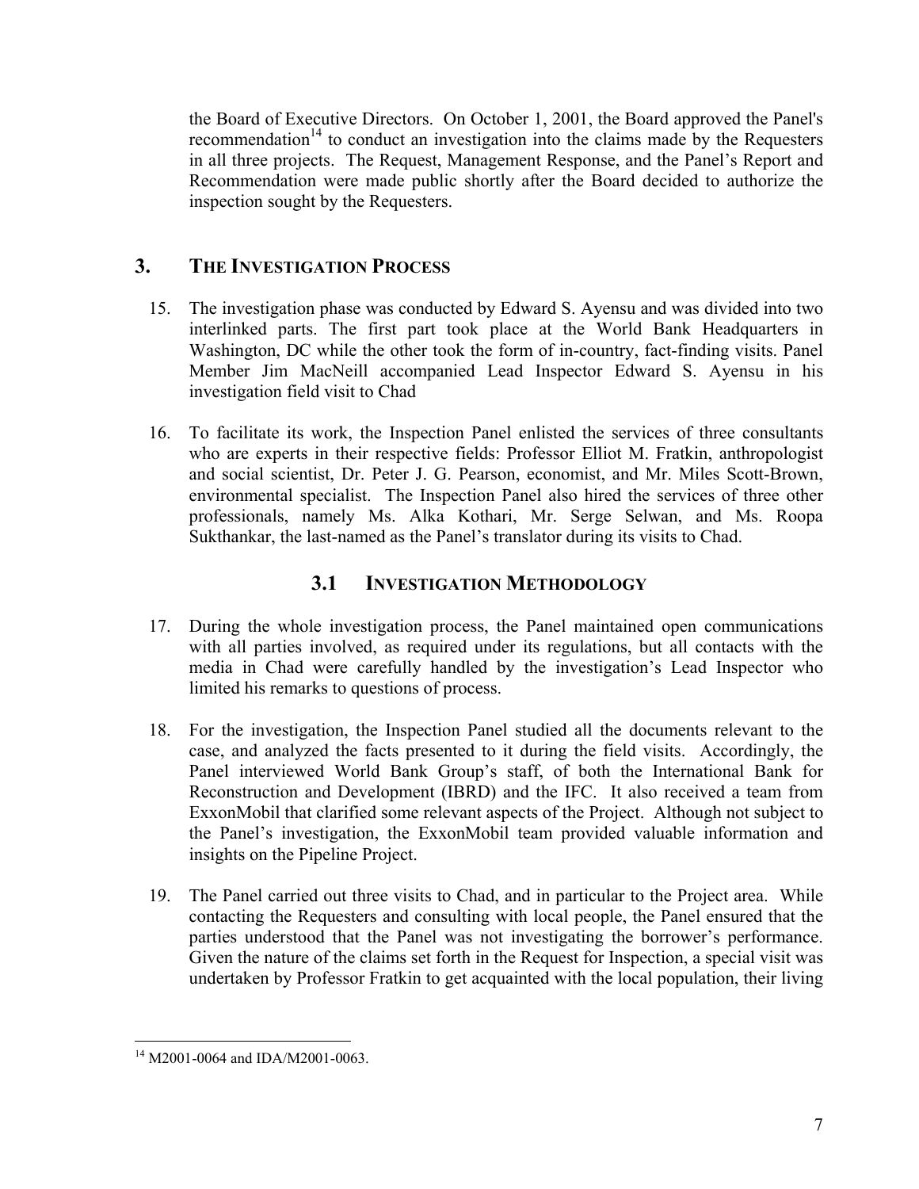the Board of Executive Directors. On October 1, 2001, the Board approved the Panel's recommendation[14] to conduct an investigation into the claims made by the Requesters in all three projects. The Request, Management Response, and the Panel's Report and Recommendation were made public shortly after the Board decided to authorize the inspection sought by the Requesters.

## 3. THE INVESTIGATION PROCESS

15. The investigation phase was conducted by Edward S. Ayensu and was divided into two interlinked parts. The first part took place at the World Bank Headquarters in Washington, DC while the other took the form of in-country, fact-finding visits. Panel Member Jim MacNeill accompanied Lead Inspector Edward S. Ayensu in his investigation field visit to Chad

16. To facilitate its work, the Inspection Panel enlisted the services of three consultants who are experts in their respective fields: Professor Elliot M. Fratkin, anthropologist and social scientist, Dr. Peter J. G. Pearson, economist, and Mr. Miles Scott-Brown, environmental specialist. The Inspection Panel also hired the services of three other professionals, namely Ms. Alka Kothari, Mr. Serge Selwan, and Ms. Roopa Sukthankar, the last-named as the Panel's translator during its visits to Chad.

### 3.1 INVESTIGATION METHODOLOGY

17. During the whole investigation process, the Panel maintained open communications with all parties involved, as required under its regulations, but all contacts with the media in Chad were carefully handled by the investigation's Lead Inspector who limited his remarks to questions of process.

18. For the investigation, the Inspection Panel studied all the documents relevant to the case, and analyzed the facts presented to it during the field visits. Accordingly, the Panel interviewed World Bank Group's staff, of both the International Bank for Reconstruction and Development (IBRD) and the IFC. It also received a team from ExxonMobil that clarified some relevant aspects of the Project. Although not subject to the Panel's investigation, the ExxonMobil team provided valuable information and insights on the Pipeline Project.

19. The Panel carried out three visits to Chad, and in particular to the Project area. While contacting the Requesters and consulting with local people, the Panel ensured that the parties understood that the Panel was not investigating the borrower's performance. Given the nature of the claims set forth in the Request for Inspection, a special visit was undertaken by Professor Fratkin to get acquainted with the local population, their living

---

[14] M2001-0064 and IDA/M2001-0063.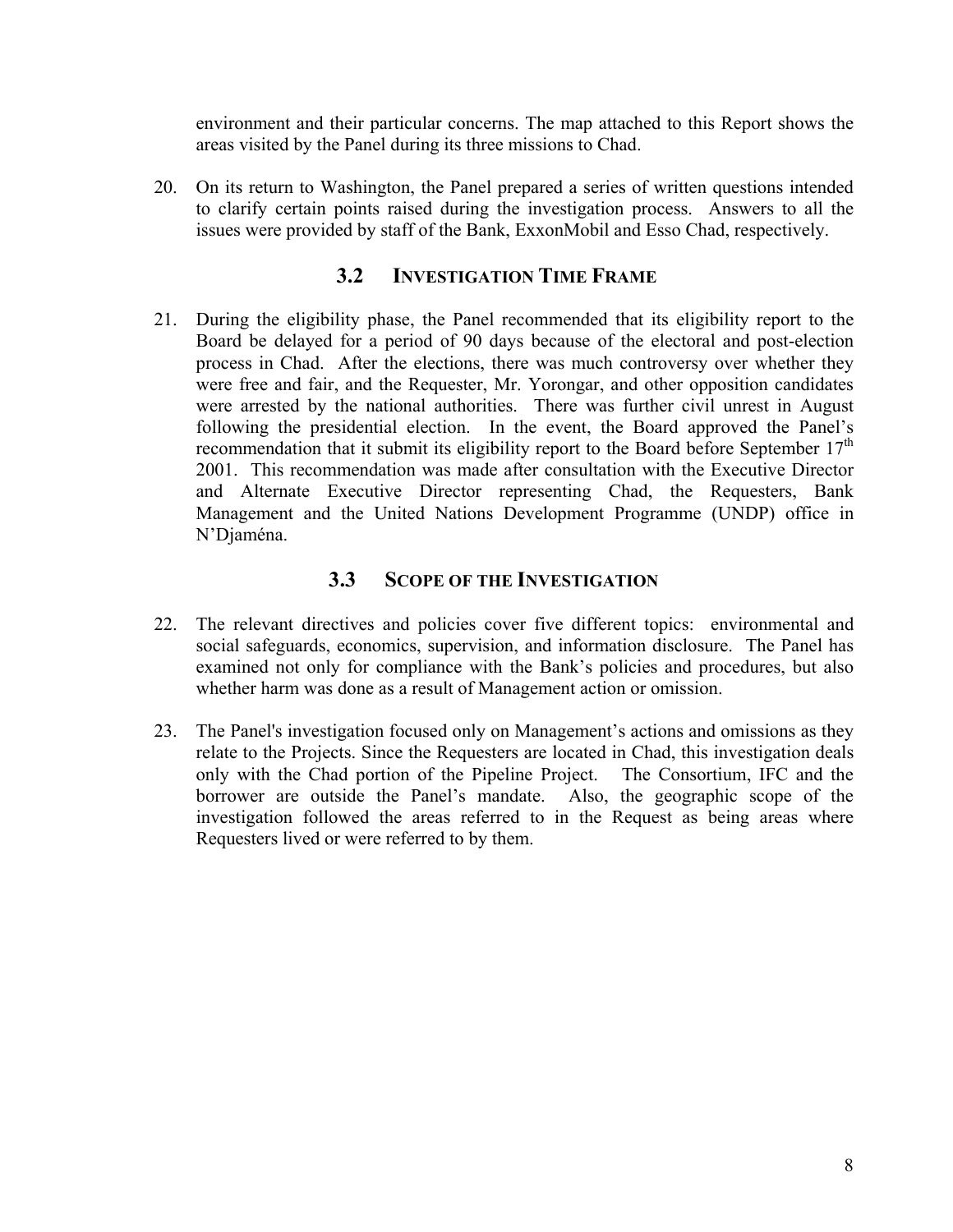environment and their particular concerns. The map attached to this Report shows the areas visited by the Panel during its three missions to Chad.

20. On its return to Washington, the Panel prepared a series of written questions intended to clarify certain points raised during the investigation process. Answers to all the issues were provided by staff of the Bank, ExxonMobil and Esso Chad, respectively.

## 3.2 INVESTIGATION TIME FRAME

21. During the eligibility phase, the Panel recommended that its eligibility report to the Board be delayed for a period of 90 days because of the electoral and post-election process in Chad. After the elections, there was much controversy over whether they were free and fair, and the Requester, Mr. Yorongar, and other opposition candidates were arrested by the national authorities. There was further civil unrest in August following the presidential election. In the event, the Board approved the Panel's recommendation that it submit its eligibility report to the Board before September 17th 2001. This recommendation was made after consultation with the Executive Director and Alternate Executive Director representing Chad, the Requesters, Bank Management and the United Nations Development Programme (UNDP) office in N'Djaména.

## 3.3 SCOPE OF THE INVESTIGATION

22. The relevant directives and policies cover five different topics: environmental and social safeguards, economics, supervision, and information disclosure. The Panel has examined not only for compliance with the Bank's policies and procedures, but also whether harm was done as a result of Management action or omission.

23. The Panel's investigation focused only on Management's actions and omissions as they relate to the Projects. Since the Requesters are located in Chad, this investigation deals only with the Chad portion of the Pipeline Project. The Consortium, IFC and the borrower are outside the Panel's mandate. Also, the geographic scope of the investigation followed the areas referred to in the Request as being areas where Requesters lived or were referred to by them.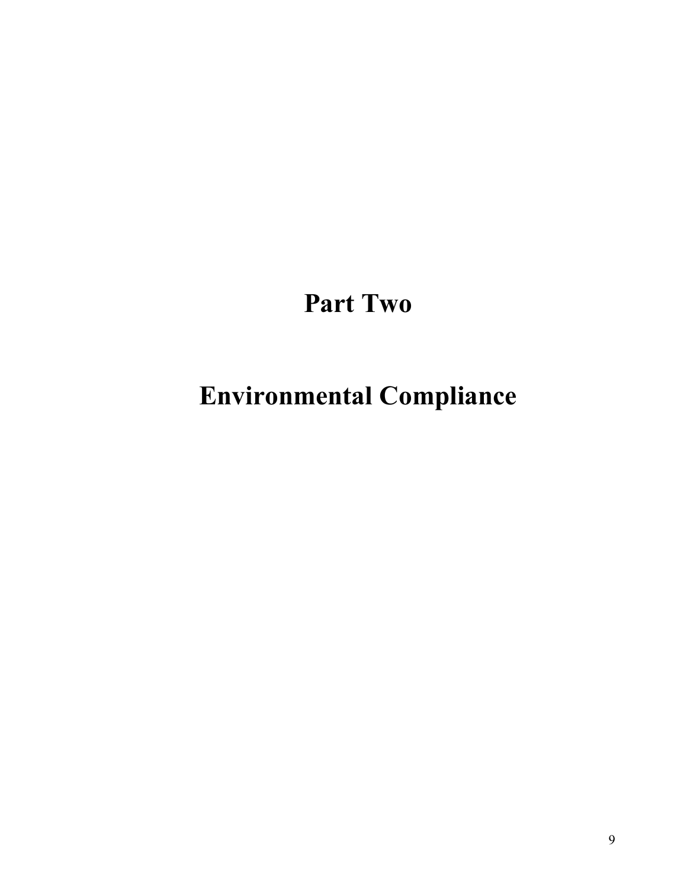# Part Two

# Environmental Compliance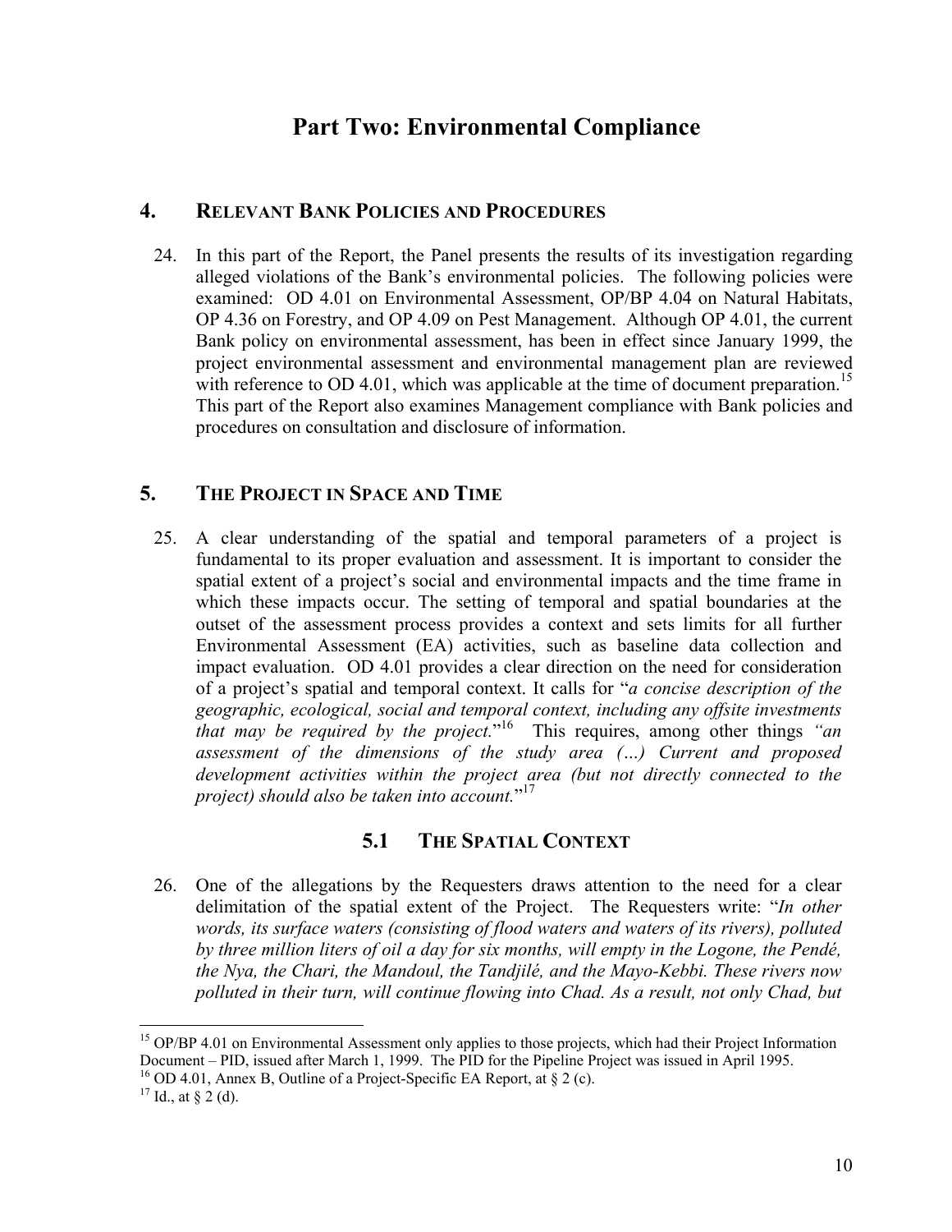# Part Two: Environmental Compliance

## 4. Relevant Bank Policies and Procedures

24. In this part of the Report, the Panel presents the results of its investigation regarding alleged violations of the Bank's environmental policies. The following policies were examined: OD 4.01 on Environmental Assessment, OP/BP 4.04 on Natural Habitats, OP 4.36 on Forestry, and OP 4.09 on Pest Management. Although OP 4.01, the current Bank policy on environmental assessment, has been in effect since January 1999, the project environmental assessment and environmental management plan are reviewed with reference to OD 4.01, which was applicable at the time of document preparation.[15] This part of the Report also examines Management compliance with Bank policies and procedures on consultation and disclosure of information.

## 5. The Project in Space and Time

25. A clear understanding of the spatial and temporal parameters of a project is fundamental to its proper evaluation and assessment. It is important to consider the spatial extent of a project's social and environmental impacts and the time frame in which these impacts occur. The setting of temporal and spatial boundaries at the outset of the assessment process provides a context and sets limits for all further Environmental Assessment (EA) activities, such as baseline data collection and impact evaluation. OD 4.01 provides a clear direction on the need for consideration of a project's spatial and temporal context. It calls for "*a concise description of the geographic, ecological, social and temporal context, including any offsite investments that may be required by the project.*"[16] This requires, among other things *"an assessment of the dimensions of the study area (…) Current and proposed development activities within the project area (but not directly connected to the project) should also be taken into account.*"[17]

### 5.1 The Spatial Context

26. One of the allegations by the Requesters draws attention to the need for a clear delimitation of the spatial extent of the Project. The Requesters write: "*In other words, its surface waters (consisting of flood waters and waters of its rivers), polluted by three million liters of oil a day for six months, will empty in the Logone, the Pendé, the Nya, the Chari, the Mandoul, the Tandjilé, and the Mayo-Kebbi. These rivers now polluted in their turn, will continue flowing into Chad. As a result, not only Chad, but*

---

[15] OP/BP 4.01 on Environmental Assessment only applies to those projects, which had their Project Information Document – PID, issued after March 1, 1999. The PID for the Pipeline Project was issued in April 1995.

[16] OD 4.01, Annex B, Outline of a Project-Specific EA Report, at § 2 (c).

[17] Id., at § 2 (d).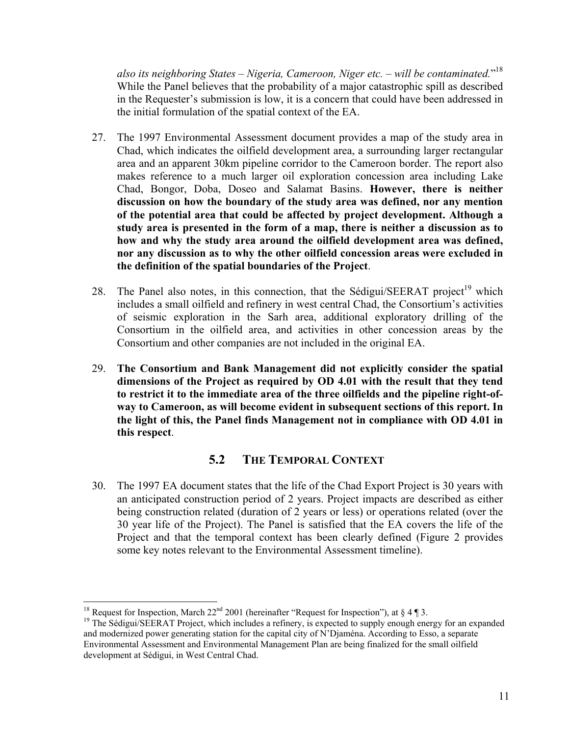*also its neighboring States – Nigeria, Cameroon, Niger etc. – will be contaminated.*"[18] While the Panel believes that the probability of a major catastrophic spill as described in the Requester's submission is low, it is a concern that could have been addressed in the initial formulation of the spatial context of the EA.

27. The 1997 Environmental Assessment document provides a map of the study area in Chad, which indicates the oilfield development area, a surrounding larger rectangular area and an apparent 30km pipeline corridor to the Cameroon border. The report also makes reference to a much larger oil exploration concession area including Lake Chad, Bongor, Doba, Doseo and Salamat Basins. **However, there is neither discussion on how the boundary of the study area was defined, nor any mention of the potential area that could be affected by project development. Although a study area is presented in the form of a map, there is neither a discussion as to how and why the study area around the oilfield development area was defined, nor any discussion as to why the other oilfield concession areas were excluded in the definition of the spatial boundaries of the Project**.

28. The Panel also notes, in this connection, that the Sédigui/SEERAT project[19] which includes a small oilfield and refinery in west central Chad, the Consortium's activities of seismic exploration in the Sarh area, additional exploratory drilling of the Consortium in the oilfield area, and activities in other concession areas by the Consortium and other companies are not included in the original EA.

29. **The Consortium and Bank Management did not explicitly consider the spatial dimensions of the Project as required by OD 4.01 with the result that they tend to restrict it to the immediate area of the three oilfields and the pipeline right-of-way to Cameroon, as will become evident in subsequent sections of this report. In the light of this, the Panel finds Management not in compliance with OD 4.01 in this respect**.

## 5.2 THE TEMPORAL CONTEXT

30. The 1997 EA document states that the life of the Chad Export Project is 30 years with an anticipated construction period of 2 years. Project impacts are described as either being construction related (duration of 2 years or less) or operations related (over the 30 year life of the Project). The Panel is satisfied that the EA covers the life of the Project and that the temporal context has been clearly defined (Figure 2 provides some key notes relevant to the Environmental Assessment timeline).

---

[18] Request for Inspection, March 22nd 2001 (hereinafter "Request for Inspection"), at § 4 ¶ 3.

[19] The Sédigui/SEERAT Project, which includes a refinery, is expected to supply enough energy for an expanded and modernized power generating station for the capital city of N'Djaména. According to Esso, a separate Environmental Assessment and Environmental Management Plan are being finalized for the small oilfield development at Sédigui, in West Central Chad.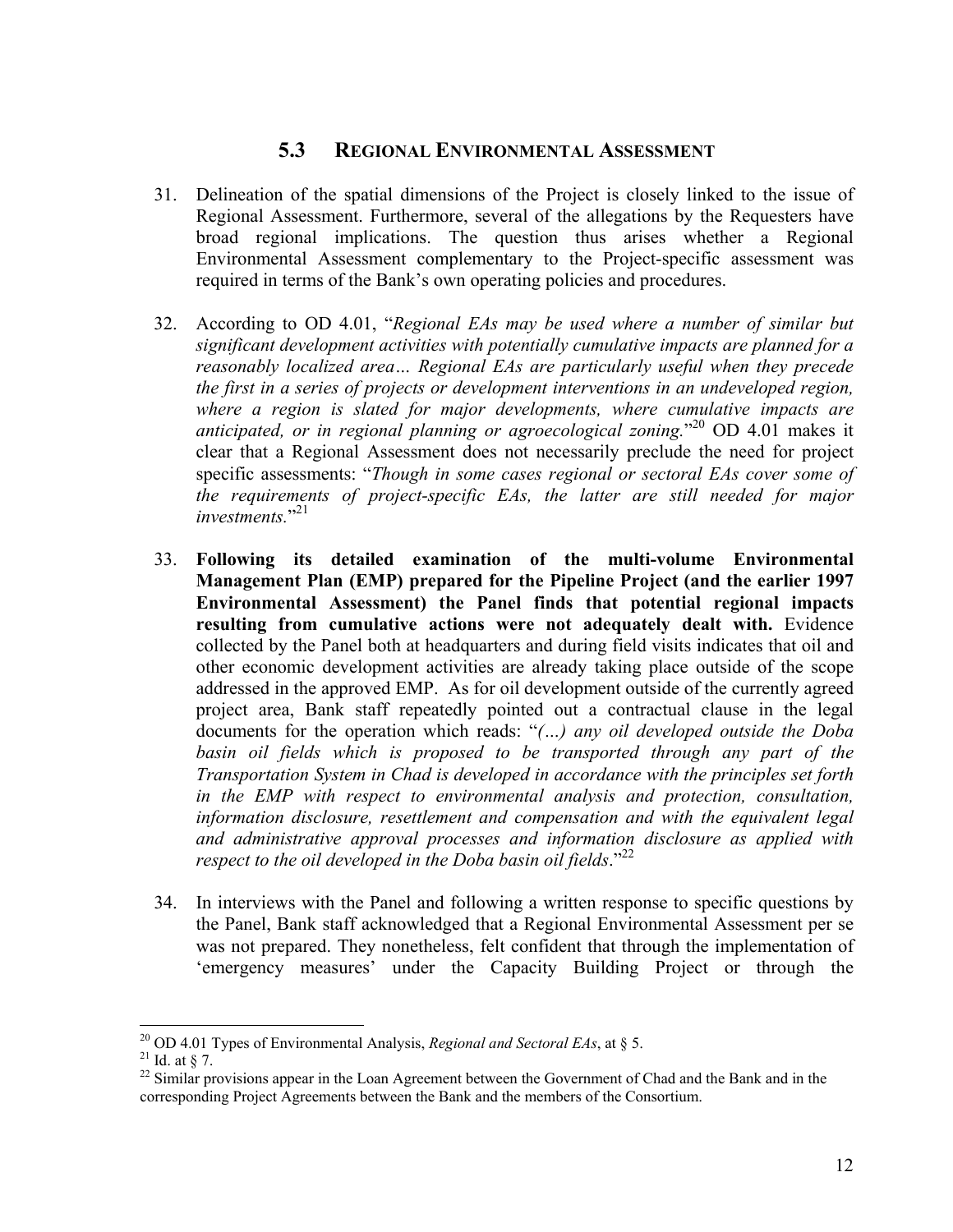## 5.3 REGIONAL ENVIRONMENTAL ASSESSMENT

31. Delineation of the spatial dimensions of the Project is closely linked to the issue of Regional Assessment. Furthermore, several of the allegations by the Requesters have broad regional implications. The question thus arises whether a Regional Environmental Assessment complementary to the Project-specific assessment was required in terms of the Bank's own operating policies and procedures.

32. According to OD 4.01, "*Regional EAs may be used where a number of similar but significant development activities with potentially cumulative impacts are planned for a reasonably localized area… Regional EAs are particularly useful when they precede the first in a series of projects or development interventions in an undeveloped region, where a region is slated for major developments, where cumulative impacts are anticipated, or in regional planning or agroecological zoning.*"[20] OD 4.01 makes it clear that a Regional Assessment does not necessarily preclude the need for project specific assessments: "*Though in some cases regional or sectoral EAs cover some of the requirements of project-specific EAs, the latter are still needed for major investments.*"[21]

33. **Following its detailed examination of the multi-volume Environmental Management Plan (EMP) prepared for the Pipeline Project (and the earlier 1997 Environmental Assessment) the Panel finds that potential regional impacts resulting from cumulative actions were not adequately dealt with.** Evidence collected by the Panel both at headquarters and during field visits indicates that oil and other economic development activities are already taking place outside of the scope addressed in the approved EMP. As for oil development outside of the currently agreed project area, Bank staff repeatedly pointed out a contractual clause in the legal documents for the operation which reads: "*(…) any oil developed outside the Doba basin oil fields which is proposed to be transported through any part of the Transportation System in Chad is developed in accordance with the principles set forth in the EMP with respect to environmental analysis and protection, consultation, information disclosure, resettlement and compensation and with the equivalent legal and administrative approval processes and information disclosure as applied with respect to the oil developed in the Doba basin oil fields*."[22]

34. In interviews with the Panel and following a written response to specific questions by the Panel, Bank staff acknowledged that a Regional Environmental Assessment per se was not prepared. They nonetheless, felt confident that through the implementation of 'emergency measures' under the Capacity Building Project or through the

---

[20] OD 4.01 Types of Environmental Analysis, *Regional and Sectoral EAs*, at § 5.

[21] Id. at § 7.

[22] Similar provisions appear in the Loan Agreement between the Government of Chad and the Bank and in the corresponding Project Agreements between the Bank and the members of the Consortium.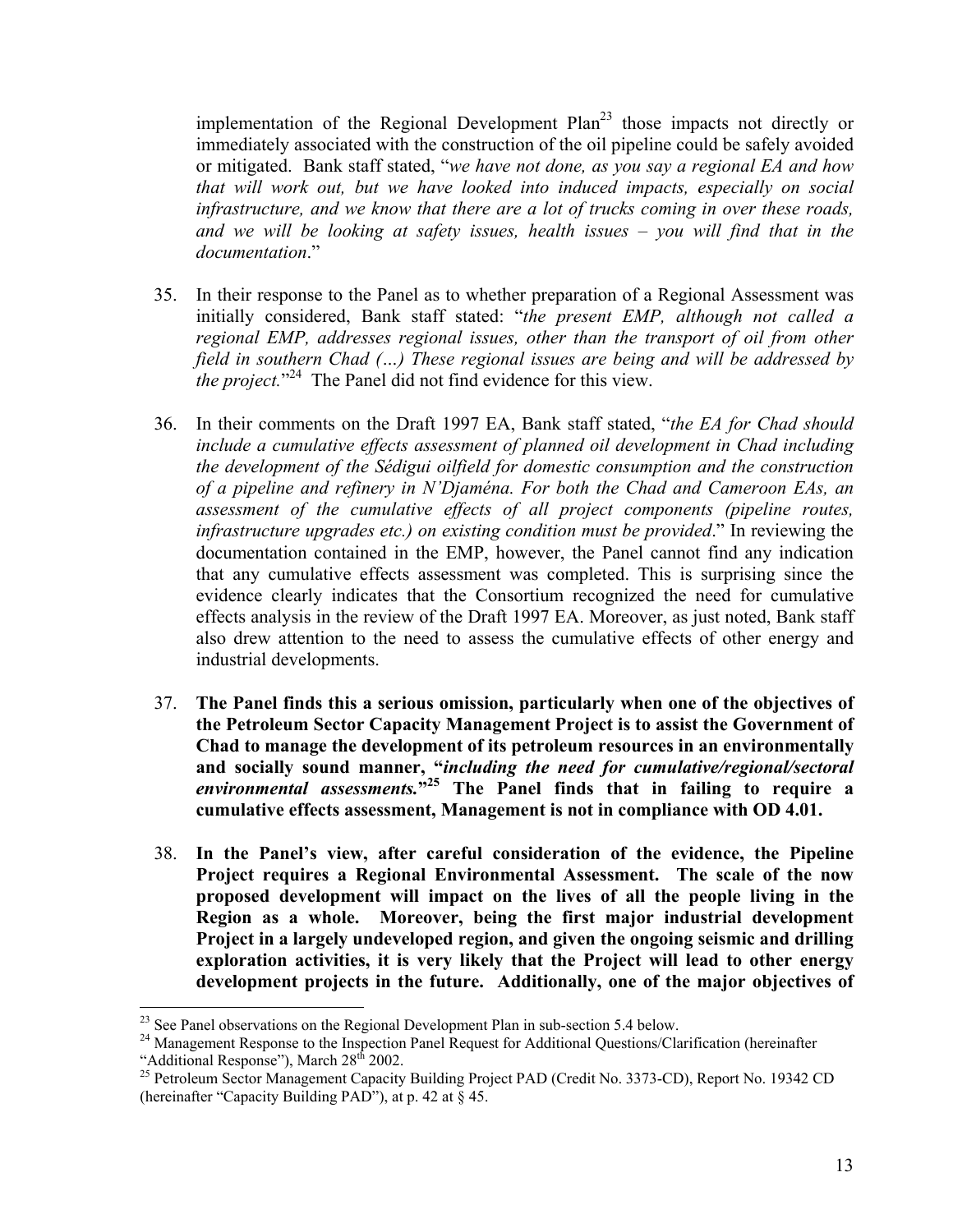implementation of the Regional Development Plan[23] those impacts not directly or immediately associated with the construction of the oil pipeline could be safely avoided or mitigated. Bank staff stated, "*we have not done, as you say a regional EA and how that will work out, but we have looked into induced impacts, especially on social infrastructure, and we know that there are a lot of trucks coming in over these roads, and we will be looking at safety issues, health issues – you will find that in the documentation*."

35. In their response to the Panel as to whether preparation of a Regional Assessment was initially considered, Bank staff stated: "*the present EMP, although not called a regional EMP, addresses regional issues, other than the transport of oil from other field in southern Chad (…) These regional issues are being and will be addressed by the project.*"[24] The Panel did not find evidence for this view.

36. In their comments on the Draft 1997 EA, Bank staff stated, "*the EA for Chad should include a cumulative effects assessment of planned oil development in Chad including the development of the Sédigui oilfield for domestic consumption and the construction of a pipeline and refinery in N'Djaména. For both the Chad and Cameroon EAs, an assessment of the cumulative effects of all project components (pipeline routes, infrastructure upgrades etc.) on existing condition must be provided*." In reviewing the documentation contained in the EMP, however, the Panel cannot find any indication that any cumulative effects assessment was completed. This is surprising since the evidence clearly indicates that the Consortium recognized the need for cumulative effects analysis in the review of the Draft 1997 EA. Moreover, as just noted, Bank staff also drew attention to the need to assess the cumulative effects of other energy and industrial developments.

37. **The Panel finds this a serious omission, particularly when one of the objectives of the Petroleum Sector Capacity Management Project is to assist the Government of Chad to manage the development of its petroleum resources in an environmentally and socially sound manner, "*including the need for cumulative/regional/sectoral environmental assessments.*"[25] The Panel finds that in failing to require a cumulative effects assessment, Management is not in compliance with OD 4.01.**

38. **In the Panel's view, after careful consideration of the evidence, the Pipeline Project requires a Regional Environmental Assessment. The scale of the now proposed development will impact on the lives of all the people living in the Region as a whole. Moreover, being the first major industrial development Project in a largely undeveloped region, and given the ongoing seismic and drilling exploration activities, it is very likely that the Project will lead to other energy development projects in the future. Additionally, one of the major objectives of**

---

[23] See Panel observations on the Regional Development Plan in sub-section 5.4 below.

[24] Management Response to the Inspection Panel Request for Additional Questions/Clarification (hereinafter "Additional Response"), March 28th 2002.

[25] Petroleum Sector Management Capacity Building Project PAD (Credit No. 3373-CD), Report No. 19342 CD (hereinafter "Capacity Building PAD"), at p. 42 at § 45.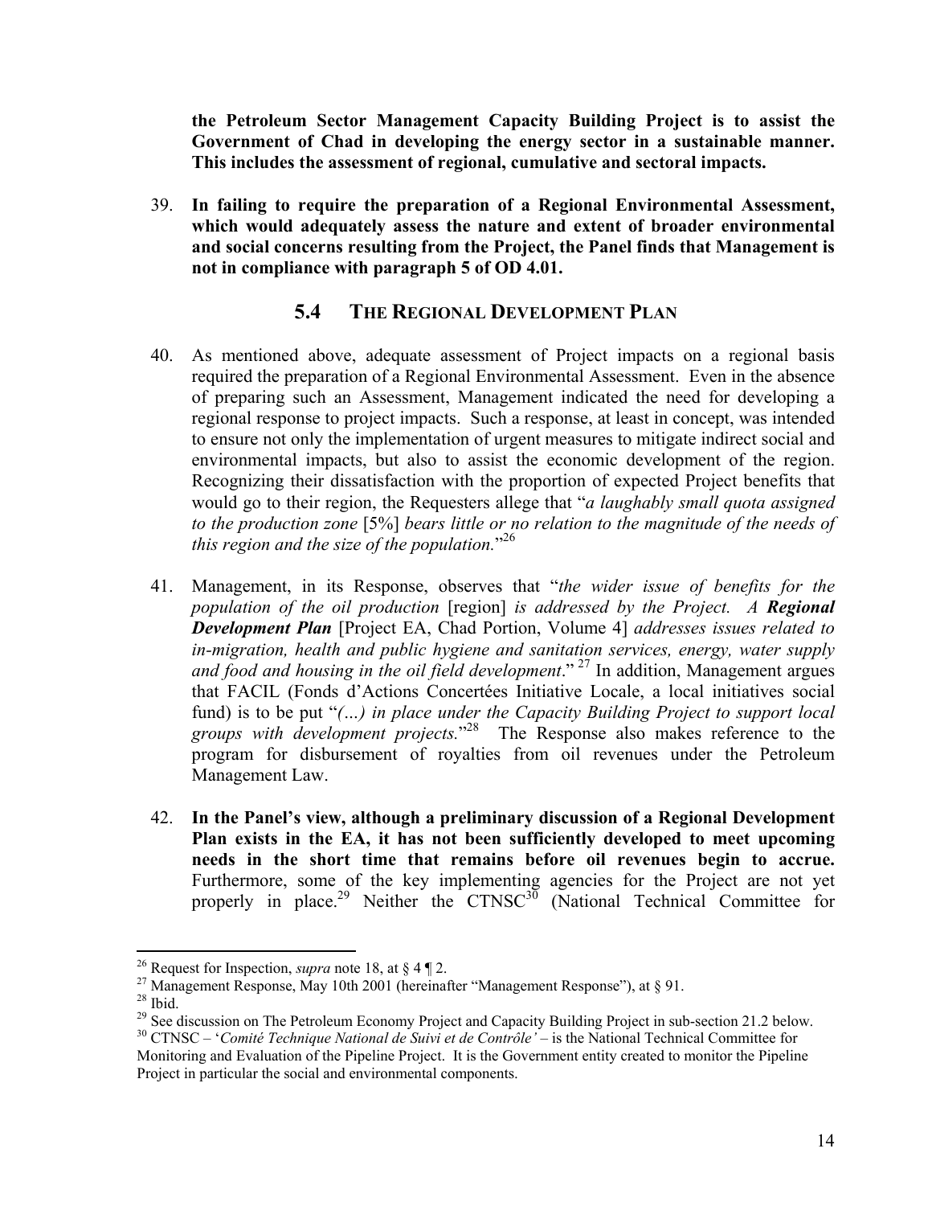**the Petroleum Sector Management Capacity Building Project is to assist the Government of Chad in developing the energy sector in a sustainable manner. This includes the assessment of regional, cumulative and sectoral impacts.**

39. **In failing to require the preparation of a Regional Environmental Assessment, which would adequately assess the nature and extent of broader environmental and social concerns resulting from the Project, the Panel finds that Management is not in compliance with paragraph 5 of OD 4.01.**

## 5.4 THE REGIONAL DEVELOPMENT PLAN

40. As mentioned above, adequate assessment of Project impacts on a regional basis required the preparation of a Regional Environmental Assessment. Even in the absence of preparing such an Assessment, Management indicated the need for developing a regional response to project impacts. Such a response, at least in concept, was intended to ensure not only the implementation of urgent measures to mitigate indirect social and environmental impacts, but also to assist the economic development of the region. Recognizing their dissatisfaction with the proportion of expected Project benefits that would go to their region, the Requesters allege that "*a laughably small quota assigned to the production zone* [5%] *bears little or no relation to the magnitude of the needs of this region and the size of the population.*"[26]

41. Management, in its Response, observes that "*the wider issue of benefits for the population of the oil production* [region] *is addressed by the Project. A **Regional Development Plan*** [Project EA, Chad Portion, Volume 4] *addresses issues related to in-migration, health and public hygiene and sanitation services, energy, water supply and food and housing in the oil field development*."[27] In addition, Management argues that FACIL (Fonds d'Actions Concertées Initiative Locale, a local initiatives social fund) is to be put "*(…) in place under the Capacity Building Project to support local groups with development projects.*"[28] The Response also makes reference to the program for disbursement of royalties from oil revenues under the Petroleum Management Law.

42. **In the Panel's view, although a preliminary discussion of a Regional Development Plan exists in the EA, it has not been sufficiently developed to meet upcoming needs in the short time that remains before oil revenues begin to accrue.** Furthermore, some of the key implementing agencies for the Project are not yet properly in place.[29] Neither the CTNSC[30] (National Technical Committee for

---

[26] Request for Inspection, *supra* note 18, at § 4 ¶ 2.

[27] Management Response, May 10th 2001 (hereinafter "Management Response"), at § 91.

[28] Ibid.

[29] See discussion on The Petroleum Economy Project and Capacity Building Project in sub-section 21.2 below.

[30] CTNSC – '*Comité Technique National de Suivi et de Contrôle'* – is the National Technical Committee for Monitoring and Evaluation of the Pipeline Project. It is the Government entity created to monitor the Pipeline Project in particular the social and environmental components.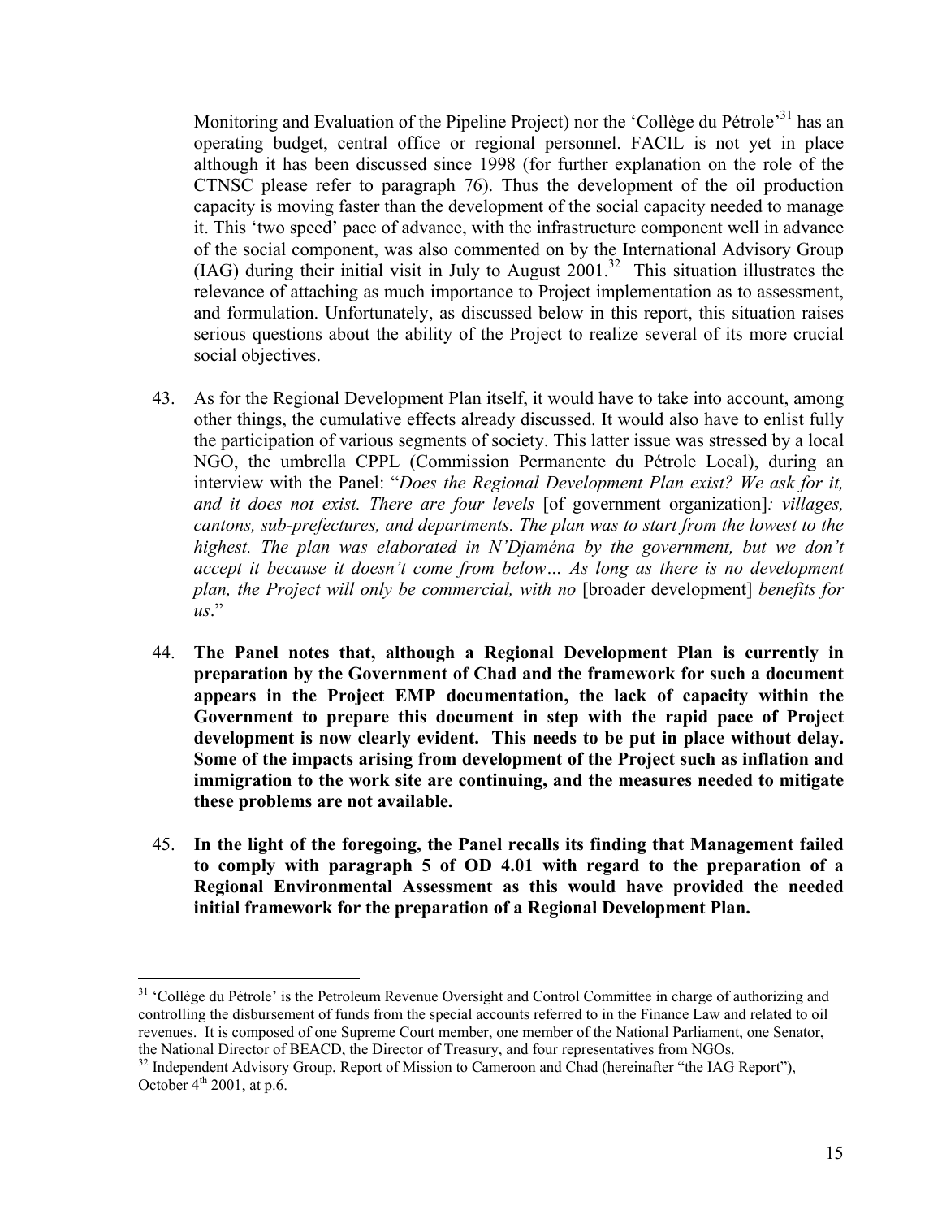Monitoring and Evaluation of the Pipeline Project) nor the 'Collège du Pétrole'[31] has an operating budget, central office or regional personnel. FACIL is not yet in place although it has been discussed since 1998 (for further explanation on the role of the CTNSC please refer to paragraph 76). Thus the development of the oil production capacity is moving faster than the development of the social capacity needed to manage it. This 'two speed' pace of advance, with the infrastructure component well in advance of the social component, was also commented on by the International Advisory Group (IAG) during their initial visit in July to August 2001.[32] This situation illustrates the relevance of attaching as much importance to Project implementation as to assessment, and formulation. Unfortunately, as discussed below in this report, this situation raises serious questions about the ability of the Project to realize several of its more crucial social objectives.

43. As for the Regional Development Plan itself, it would have to take into account, among other things, the cumulative effects already discussed. It would also have to enlist fully the participation of various segments of society. This latter issue was stressed by a local NGO, the umbrella CPPL (Commission Permanente du Pétrole Local), during an interview with the Panel: "*Does the Regional Development Plan exist? We ask for it, and it does not exist. There are four levels* [of government organization]*: villages, cantons, sub-prefectures, and departments. The plan was to start from the lowest to the highest. The plan was elaborated in N'Djaména by the government, but we don't accept it because it doesn't come from below… As long as there is no development plan, the Project will only be commercial, with no* [broader development] *benefits for us*."

44. **The Panel notes that, although a Regional Development Plan is currently in preparation by the Government of Chad and the framework for such a document appears in the Project EMP documentation, the lack of capacity within the Government to prepare this document in step with the rapid pace of Project development is now clearly evident. This needs to be put in place without delay. Some of the impacts arising from development of the Project such as inflation and immigration to the work site are continuing, and the measures needed to mitigate these problems are not available.**

45. **In the light of the foregoing, the Panel recalls its finding that Management failed to comply with paragraph 5 of OD 4.01 with regard to the preparation of a Regional Environmental Assessment as this would have provided the needed initial framework for the preparation of a Regional Development Plan.**

---

[31] 'Collège du Pétrole' is the Petroleum Revenue Oversight and Control Committee in charge of authorizing and controlling the disbursement of funds from the special accounts referred to in the Finance Law and related to oil revenues. It is composed of one Supreme Court member, one member of the National Parliament, one Senator, the National Director of BEACD, the Director of Treasury, and four representatives from NGOs.

[32] Independent Advisory Group, Report of Mission to Cameroon and Chad (hereinafter "the IAG Report"), October 4th 2001, at p.6.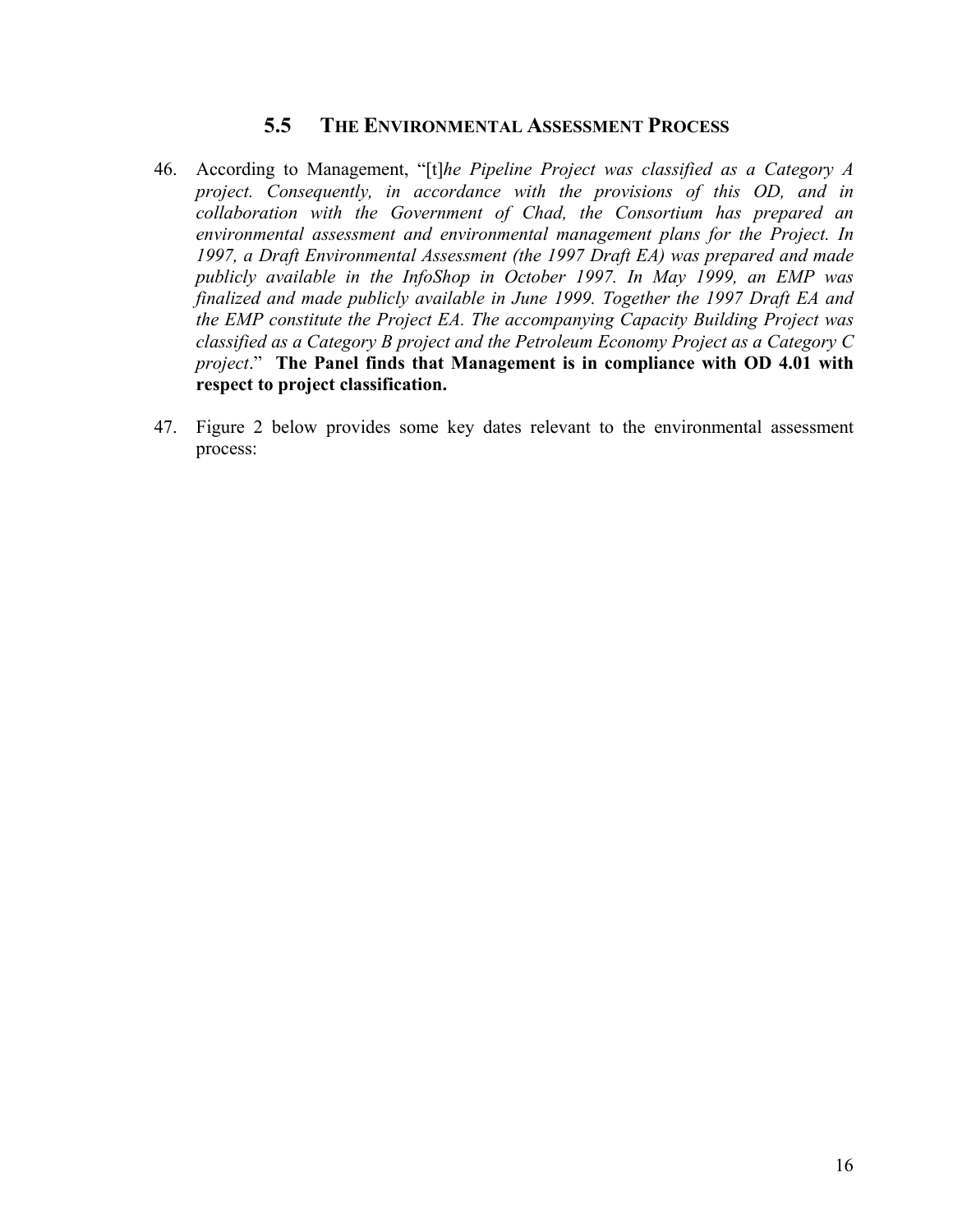## 5.5 The Environmental Assessment Process

46. According to Management, "[t]*he Pipeline Project was classified as a Category A project. Consequently, in accordance with the provisions of this OD, and in collaboration with the Government of Chad, the Consortium has prepared an environmental assessment and environmental management plans for the Project. In 1997, a Draft Environmental Assessment (the 1997 Draft EA) was prepared and made publicly available in the InfoShop in October 1997. In May 1999, an EMP was finalized and made publicly available in June 1999. Together the 1997 Draft EA and the EMP constitute the Project EA. The accompanying Capacity Building Project was classified as a Category B project and the Petroleum Economy Project as a Category C project*." **The Panel finds that Management is in compliance with OD 4.01 with respect to project classification.**

47. Figure 2 below provides some key dates relevant to the environmental assessment process: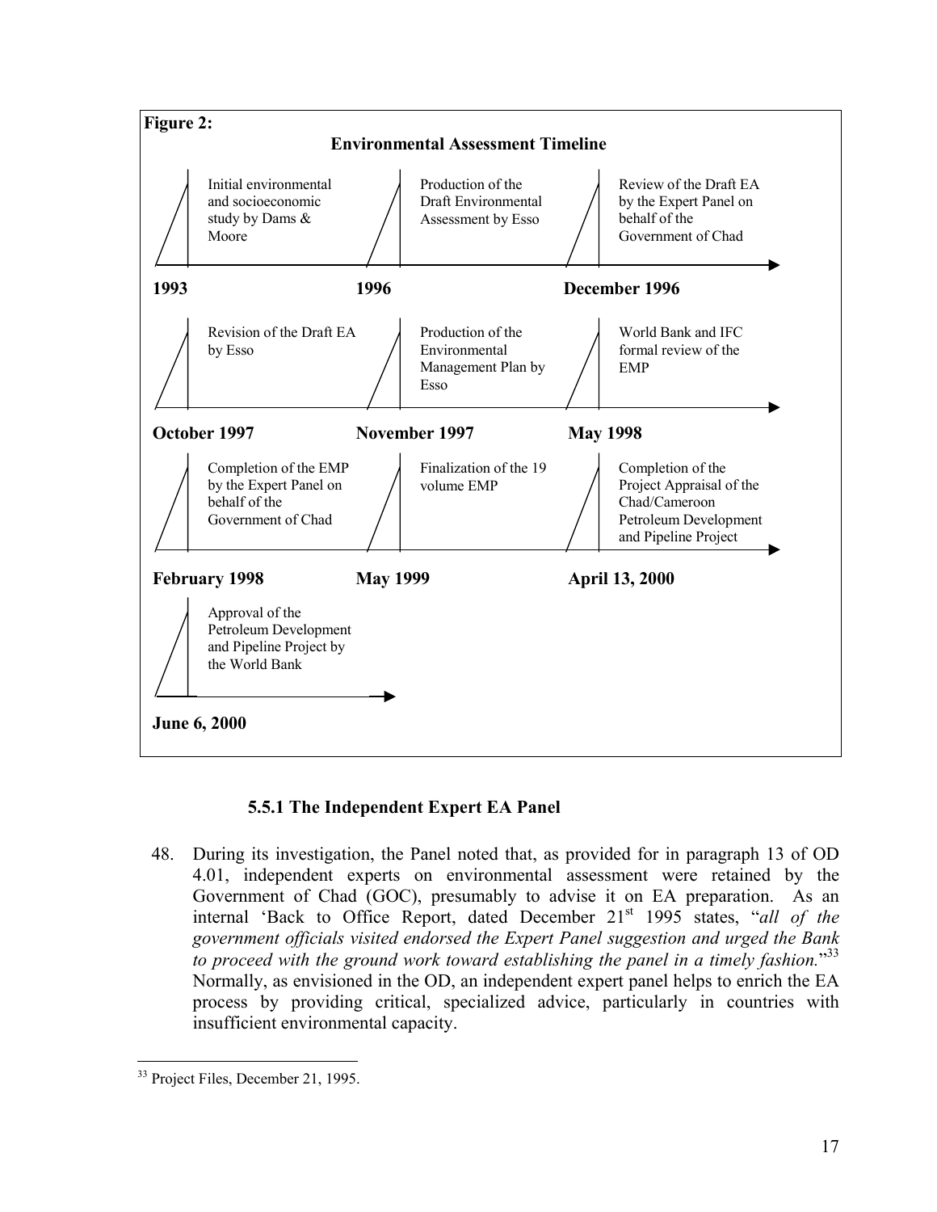**Figure 2:**

**Environmental Assessment Timeline**

| Date | Event |
|---|---|
| **1993** | Initial environmental and socioeconomic study by Dams & Moore |
| **1996** | Production of the Draft Environmental Assessment by Esso |
| **December 1996** | Review of the Draft EA by the Expert Panel on behalf of the Government of Chad |
| **October 1997** | Revision of the Draft EA by Esso |
| **November 1997** | Production of the Environmental Management Plan by Esso |
| **May 1998** | World Bank and IFC formal review of the EMP |
| **February 1998** | Completion of the EMP by the Expert Panel on behalf of the Government of Chad |
| **May 1999** | Finalization of the 19 volume EMP |
| **April 13, 2000** | Completion of the Project Appraisal of the Chad/Cameroon Petroleum Development and Pipeline Project |
| **June 6, 2000** | Approval of the Petroleum Development and Pipeline Project by the World Bank |

### 5.5.1 The Independent Expert EA Panel

48. During its investigation, the Panel noted that, as provided for in paragraph 13 of OD 4.01, independent experts on environmental assessment were retained by the Government of Chad (GOC), presumably to advise it on EA preparation. As an internal 'Back to Office Report, dated December 21st 1995 states, "*all of the government officials visited endorsed the Expert Panel suggestion and urged the Bank to proceed with the ground work toward establishing the panel in a timely fashion.*"[33] Normally, as envisioned in the OD, an independent expert panel helps to enrich the EA process by providing critical, specialized advice, particularly in countries with insufficient environmental capacity.

[33] Project Files, December 21, 1995.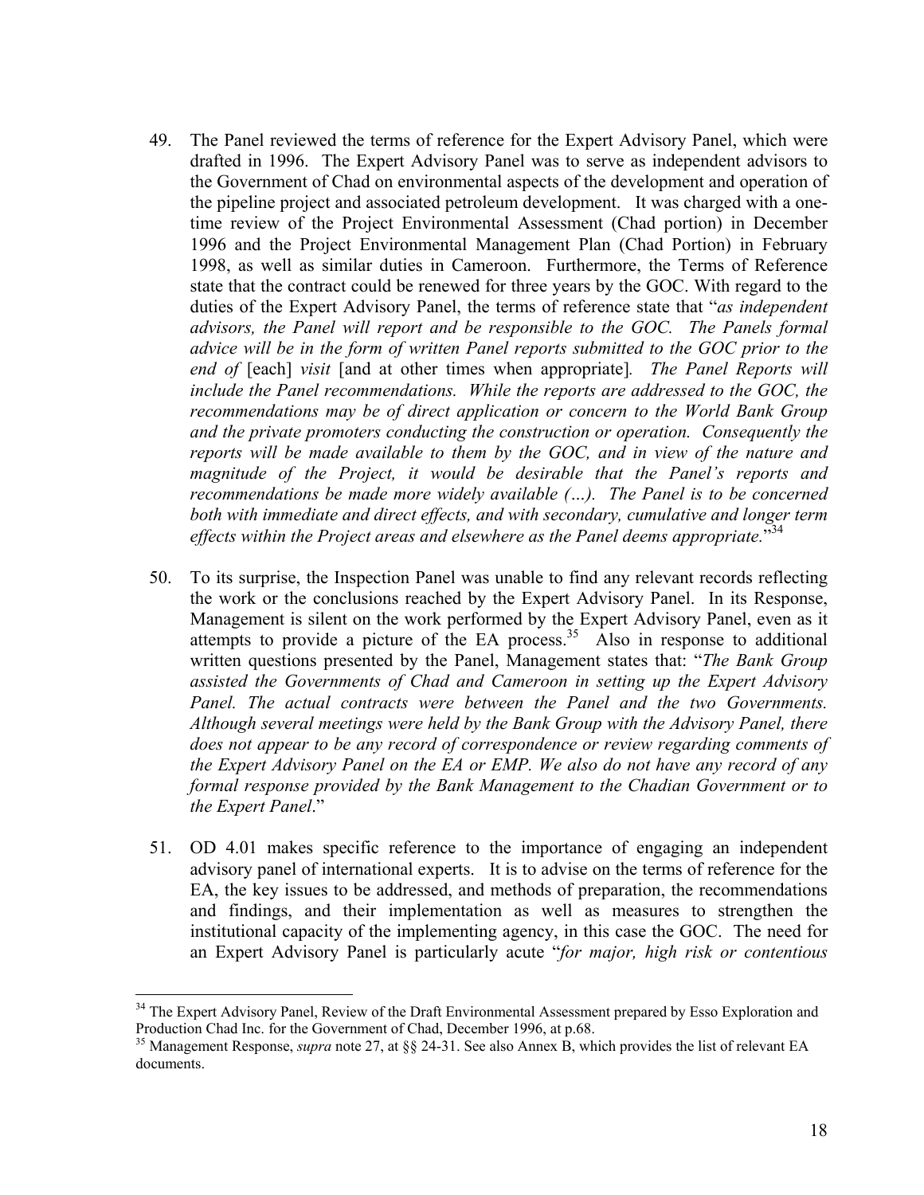49. The Panel reviewed the terms of reference for the Expert Advisory Panel, which were drafted in 1996. The Expert Advisory Panel was to serve as independent advisors to the Government of Chad on environmental aspects of the development and operation of the pipeline project and associated petroleum development. It was charged with a one-time review of the Project Environmental Assessment (Chad portion) in December 1996 and the Project Environmental Management Plan (Chad Portion) in February 1998, as well as similar duties in Cameroon. Furthermore, the Terms of Reference state that the contract could be renewed for three years by the GOC. With regard to the duties of the Expert Advisory Panel, the terms of reference state that "*as independent advisors, the Panel will report and be responsible to the GOC. The Panels formal advice will be in the form of written Panel reports submitted to the GOC prior to the end of* [each] *visit* [and at other times when appropriate]*. The Panel Reports will include the Panel recommendations. While the reports are addressed to the GOC, the recommendations may be of direct application or concern to the World Bank Group and the private promoters conducting the construction or operation. Consequently the reports will be made available to them by the GOC, and in view of the nature and magnitude of the Project, it would be desirable that the Panel's reports and recommendations be made more widely available (…). The Panel is to be concerned both with immediate and direct effects, and with secondary, cumulative and longer term effects within the Project areas and elsewhere as the Panel deems appropriate.*"[34]

50. To its surprise, the Inspection Panel was unable to find any relevant records reflecting the work or the conclusions reached by the Expert Advisory Panel. In its Response, Management is silent on the work performed by the Expert Advisory Panel, even as it attempts to provide a picture of the EA process.[35] Also in response to additional written questions presented by the Panel, Management states that: "*The Bank Group assisted the Governments of Chad and Cameroon in setting up the Expert Advisory Panel. The actual contracts were between the Panel and the two Governments. Although several meetings were held by the Bank Group with the Advisory Panel, there does not appear to be any record of correspondence or review regarding comments of the Expert Advisory Panel on the EA or EMP. We also do not have any record of any formal response provided by the Bank Management to the Chadian Government or to the Expert Panel*."

51. OD 4.01 makes specific reference to the importance of engaging an independent advisory panel of international experts. It is to advise on the terms of reference for the EA, the key issues to be addressed, and methods of preparation, the recommendations and findings, and their implementation as well as measures to strengthen the institutional capacity of the implementing agency, in this case the GOC. The need for an Expert Advisory Panel is particularly acute "*for major, high risk or contentious*

---

[34] The Expert Advisory Panel, Review of the Draft Environmental Assessment prepared by Esso Exploration and Production Chad Inc. for the Government of Chad, December 1996, at p.68.

[35] Management Response, *supra* note 27, at §§ 24-31. See also Annex B, which provides the list of relevant EA documents.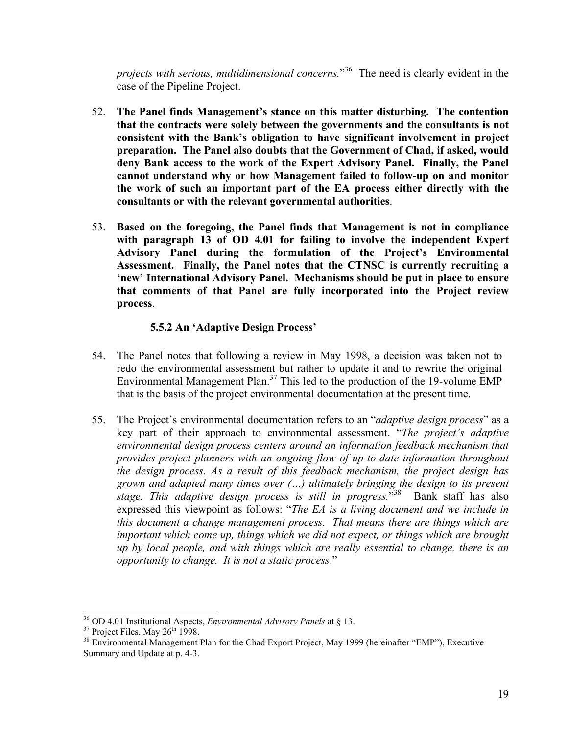*projects with serious, multidimensional concerns.*"[36] The need is clearly evident in the case of the Pipeline Project.

52. **The Panel finds Management's stance on this matter disturbing. The contention that the contracts were solely between the governments and the consultants is not consistent with the Bank's obligation to have significant involvement in project preparation. The Panel also doubts that the Government of Chad, if asked, would deny Bank access to the work of the Expert Advisory Panel. Finally, the Panel cannot understand why or how Management failed to follow-up on and monitor the work of such an important part of the EA process either directly with the consultants or with the relevant governmental authorities**.

53. **Based on the foregoing, the Panel finds that Management is not in compliance with paragraph 13 of OD 4.01 for failing to involve the independent Expert Advisory Panel during the formulation of the Project's Environmental Assessment. Finally, the Panel notes that the CTNSC is currently recruiting a 'new' International Advisory Panel. Mechanisms should be put in place to ensure that comments of that Panel are fully incorporated into the Project review process**.

#### 5.5.2 An 'Adaptive Design Process'

54. The Panel notes that following a review in May 1998, a decision was taken not to redo the environmental assessment but rather to update it and to rewrite the original Environmental Management Plan.[37] This led to the production of the 19-volume EMP that is the basis of the project environmental documentation at the present time.

55. The Project's environmental documentation refers to an "*adaptive design process*" as a key part of their approach to environmental assessment. "*The project's adaptive environmental design process centers around an information feedback mechanism that provides project planners with an ongoing flow of up-to-date information throughout the design process. As a result of this feedback mechanism, the project design has grown and adapted many times over (…) ultimately bringing the design to its present stage. This adaptive design process is still in progress.*"[38] Bank staff has also expressed this viewpoint as follows: "*The EA is a living document and we include in this document a change management process. That means there are things which are important which come up, things which we did not expect, or things which are brought up by local people, and with things which are really essential to change, there is an opportunity to change. It is not a static process*."

---

[36] OD 4.01 Institutional Aspects, *Environmental Advisory Panels* at § 13.

[37] Project Files, May 26th 1998.

[38] Environmental Management Plan for the Chad Export Project, May 1999 (hereinafter "EMP"), Executive Summary and Update at p. 4-3.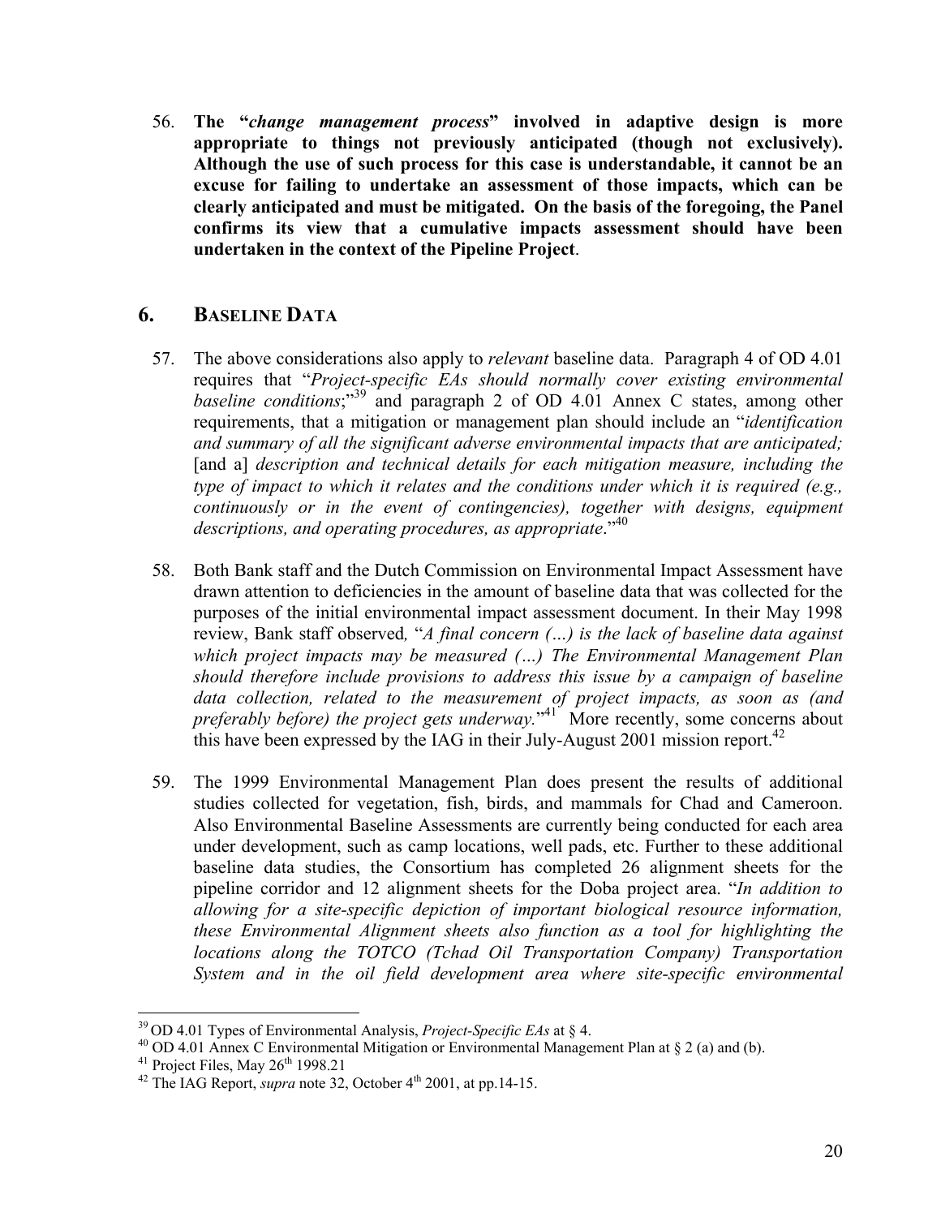56. **The "*change management process*" involved in adaptive design is more appropriate to things not previously anticipated (though not exclusively). Although the use of such process for this case is understandable, it cannot be an excuse for failing to undertake an assessment of those impacts, which can be clearly anticipated and must be mitigated. On the basis of the foregoing, the Panel confirms its view that a cumulative impacts assessment should have been undertaken in the context of the Pipeline Project**.

## 6. BASELINE DATA

57. The above considerations also apply to *relevant* baseline data. Paragraph 4 of OD 4.01 requires that "*Project-specific EAs should normally cover existing environmental baseline conditions*;"[39] and paragraph 2 of OD 4.01 Annex C states, among other requirements, that a mitigation or management plan should include an "*identification and summary of all the significant adverse environmental impacts that are anticipated;* [and a] *description and technical details for each mitigation measure, including the type of impact to which it relates and the conditions under which it is required (e.g., continuously or in the event of contingencies), together with designs, equipment descriptions, and operating procedures, as appropriate*."[40]

58. Both Bank staff and the Dutch Commission on Environmental Impact Assessment have drawn attention to deficiencies in the amount of baseline data that was collected for the purposes of the initial environmental impact assessment document. In their May 1998 review, Bank staff observed, "*A final concern (…) is the lack of baseline data against which project impacts may be measured (…) The Environmental Management Plan should therefore include provisions to address this issue by a campaign of baseline data collection, related to the measurement of project impacts, as soon as (and preferably before) the project gets underway.*"[41] More recently, some concerns about this have been expressed by the IAG in their July-August 2001 mission report.[42]

59. The 1999 Environmental Management Plan does present the results of additional studies collected for vegetation, fish, birds, and mammals for Chad and Cameroon. Also Environmental Baseline Assessments are currently being conducted for each area under development, such as camp locations, well pads, etc. Further to these additional baseline data studies, the Consortium has completed 26 alignment sheets for the pipeline corridor and 12 alignment sheets for the Doba project area. "*In addition to allowing for a site-specific depiction of important biological resource information, these Environmental Alignment sheets also function as a tool for highlighting the locations along the TOTCO (Tchad Oil Transportation Company) Transportation System and in the oil field development area where site-specific environmental*

---

[39] OD 4.01 Types of Environmental Analysis, *Project-Specific EAs* at § 4.

[40] OD 4.01 Annex C Environmental Mitigation or Environmental Management Plan at § 2 (a) and (b).

[41] Project Files, May 26th 1998.21

[42] The IAG Report, *supra* note 32, October 4th 2001, at pp.14-15.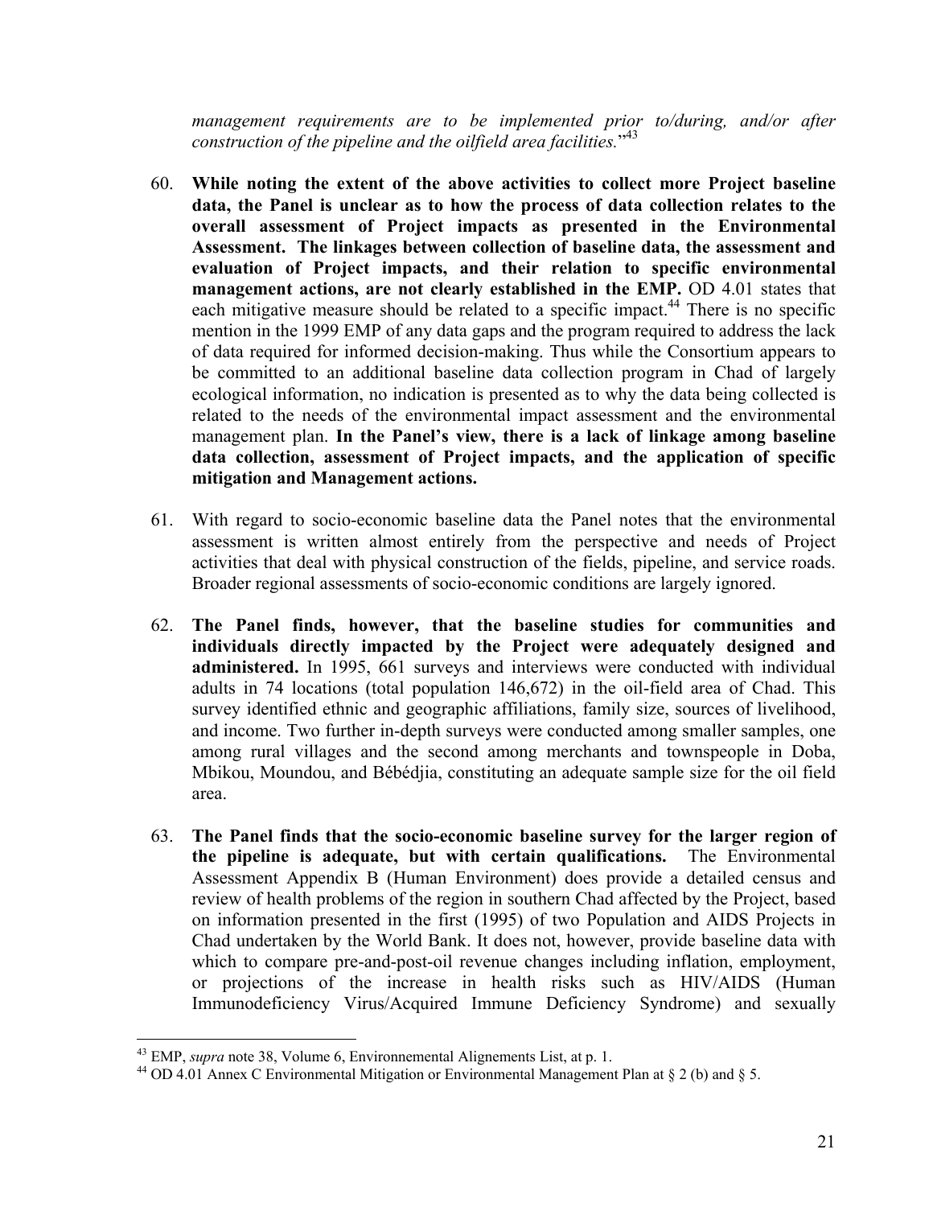*management requirements are to be implemented prior to/during, and/or after construction of the pipeline and the oilfield area facilities.*"[43]

60. **While noting the extent of the above activities to collect more Project baseline data, the Panel is unclear as to how the process of data collection relates to the overall assessment of Project impacts as presented in the Environmental Assessment. The linkages between collection of baseline data, the assessment and evaluation of Project impacts, and their relation to specific environmental management actions, are not clearly established in the EMP.** OD 4.01 states that each mitigative measure should be related to a specific impact.[44] There is no specific mention in the 1999 EMP of any data gaps and the program required to address the lack of data required for informed decision-making. Thus while the Consortium appears to be committed to an additional baseline data collection program in Chad of largely ecological information, no indication is presented as to why the data being collected is related to the needs of the environmental impact assessment and the environmental management plan. **In the Panel's view, there is a lack of linkage among baseline data collection, assessment of Project impacts, and the application of specific mitigation and Management actions.**

61. With regard to socio-economic baseline data the Panel notes that the environmental assessment is written almost entirely from the perspective and needs of Project activities that deal with physical construction of the fields, pipeline, and service roads. Broader regional assessments of socio-economic conditions are largely ignored.

62. **The Panel finds, however, that the baseline studies for communities and individuals directly impacted by the Project were adequately designed and administered.** In 1995, 661 surveys and interviews were conducted with individual adults in 74 locations (total population 146,672) in the oil-field area of Chad. This survey identified ethnic and geographic affiliations, family size, sources of livelihood, and income. Two further in-depth surveys were conducted among smaller samples, one among rural villages and the second among merchants and townspeople in Doba, Mbikou, Moundou, and Bébédjia, constituting an adequate sample size for the oil field area.

63. **The Panel finds that the socio-economic baseline survey for the larger region of the pipeline is adequate, but with certain qualifications.** The Environmental Assessment Appendix B (Human Environment) does provide a detailed census and review of health problems of the region in southern Chad affected by the Project, based on information presented in the first (1995) of two Population and AIDS Projects in Chad undertaken by the World Bank. It does not, however, provide baseline data with which to compare pre-and-post-oil revenue changes including inflation, employment, or projections of the increase in health risks such as HIV/AIDS (Human Immunodeficiency Virus/Acquired Immune Deficiency Syndrome) and sexually

---

[43] EMP, *supra* note 38, Volume 6, Environnemental Alignements List, at p. 1.

[44] OD 4.01 Annex C Environmental Mitigation or Environmental Management Plan at § 2 (b) and § 5.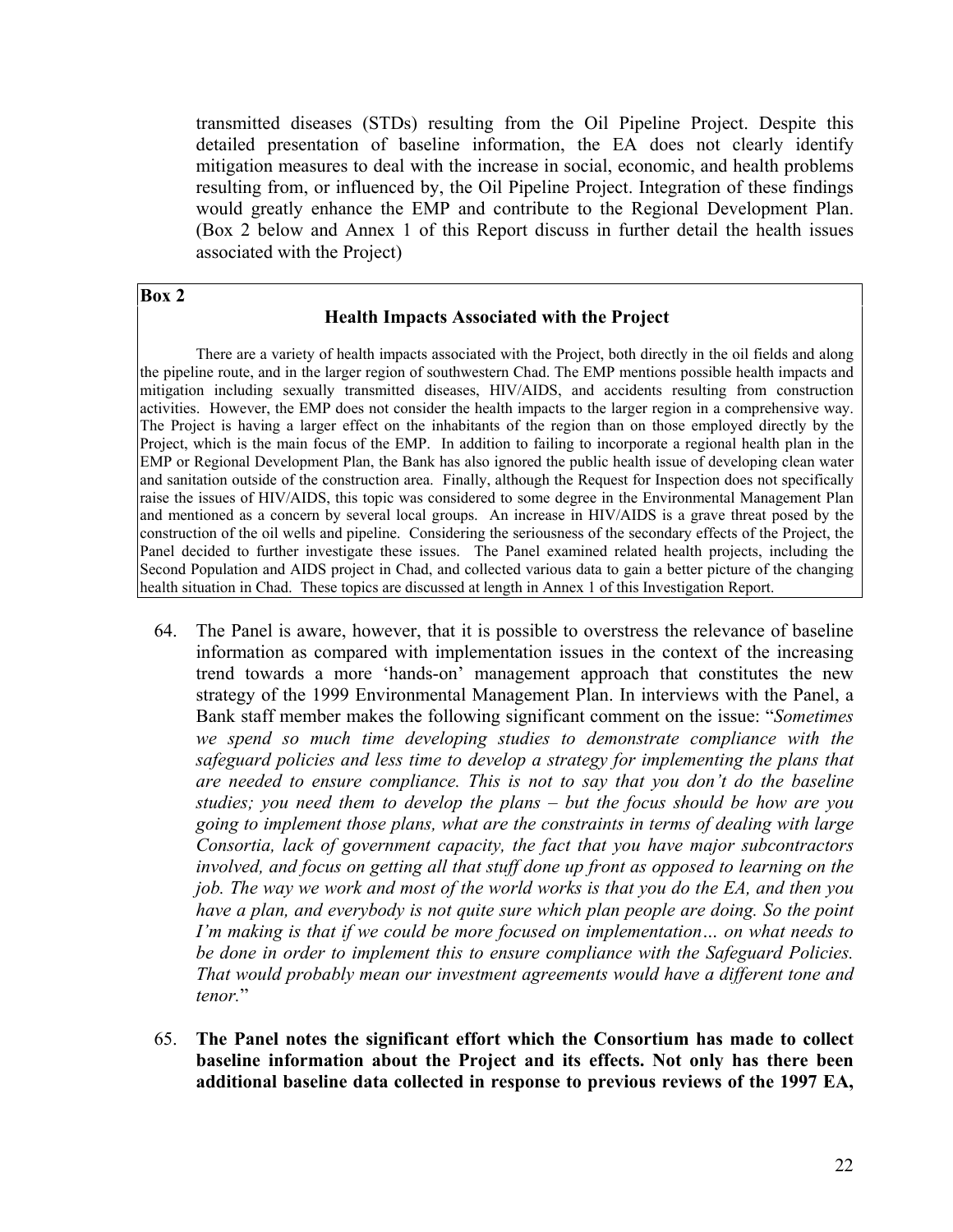transmitted diseases (STDs) resulting from the Oil Pipeline Project. Despite this detailed presentation of baseline information, the EA does not clearly identify mitigation measures to deal with the increase in social, economic, and health problems resulting from, or influenced by, the Oil Pipeline Project. Integration of these findings would greatly enhance the EMP and contribute to the Regional Development Plan. (Box 2 below and Annex 1 of this Report discuss in further detail the health issues associated with the Project)

**Box 2**

**Health Impacts Associated with the Project**

There are a variety of health impacts associated with the Project, both directly in the oil fields and along the pipeline route, and in the larger region of southwestern Chad. The EMP mentions possible health impacts and mitigation including sexually transmitted diseases, HIV/AIDS, and accidents resulting from construction activities. However, the EMP does not consider the health impacts to the larger region in a comprehensive way. The Project is having a larger effect on the inhabitants of the region than on those employed directly by the Project, which is the main focus of the EMP. In addition to failing to incorporate a regional health plan in the EMP or Regional Development Plan, the Bank has also ignored the public health issue of developing clean water and sanitation outside of the construction area. Finally, although the Request for Inspection does not specifically raise the issues of HIV/AIDS, this topic was considered to some degree in the Environmental Management Plan and mentioned as a concern by several local groups. An increase in HIV/AIDS is a grave threat posed by the construction of the oil wells and pipeline. Considering the seriousness of the secondary effects of the Project, the Panel decided to further investigate these issues. The Panel examined related health projects, including the Second Population and AIDS project in Chad, and collected various data to gain a better picture of the changing health situation in Chad. These topics are discussed at length in Annex 1 of this Investigation Report.

64. The Panel is aware, however, that it is possible to overstress the relevance of baseline information as compared with implementation issues in the context of the increasing trend towards a more 'hands-on' management approach that constitutes the new strategy of the 1999 Environmental Management Plan. In interviews with the Panel, a Bank staff member makes the following significant comment on the issue: "*Sometimes we spend so much time developing studies to demonstrate compliance with the safeguard policies and less time to develop a strategy for implementing the plans that are needed to ensure compliance. This is not to say that you don't do the baseline studies; you need them to develop the plans – but the focus should be how are you going to implement those plans, what are the constraints in terms of dealing with large Consortia, lack of government capacity, the fact that you have major subcontractors involved, and focus on getting all that stuff done up front as opposed to learning on the job. The way we work and most of the world works is that you do the EA, and then you have a plan, and everybody is not quite sure which plan people are doing. So the point I'm making is that if we could be more focused on implementation… on what needs to be done in order to implement this to ensure compliance with the Safeguard Policies. That would probably mean our investment agreements would have a different tone and tenor.*"

65. **The Panel notes the significant effort which the Consortium has made to collect baseline information about the Project and its effects. Not only has there been additional baseline data collected in response to previous reviews of the 1997 EA,**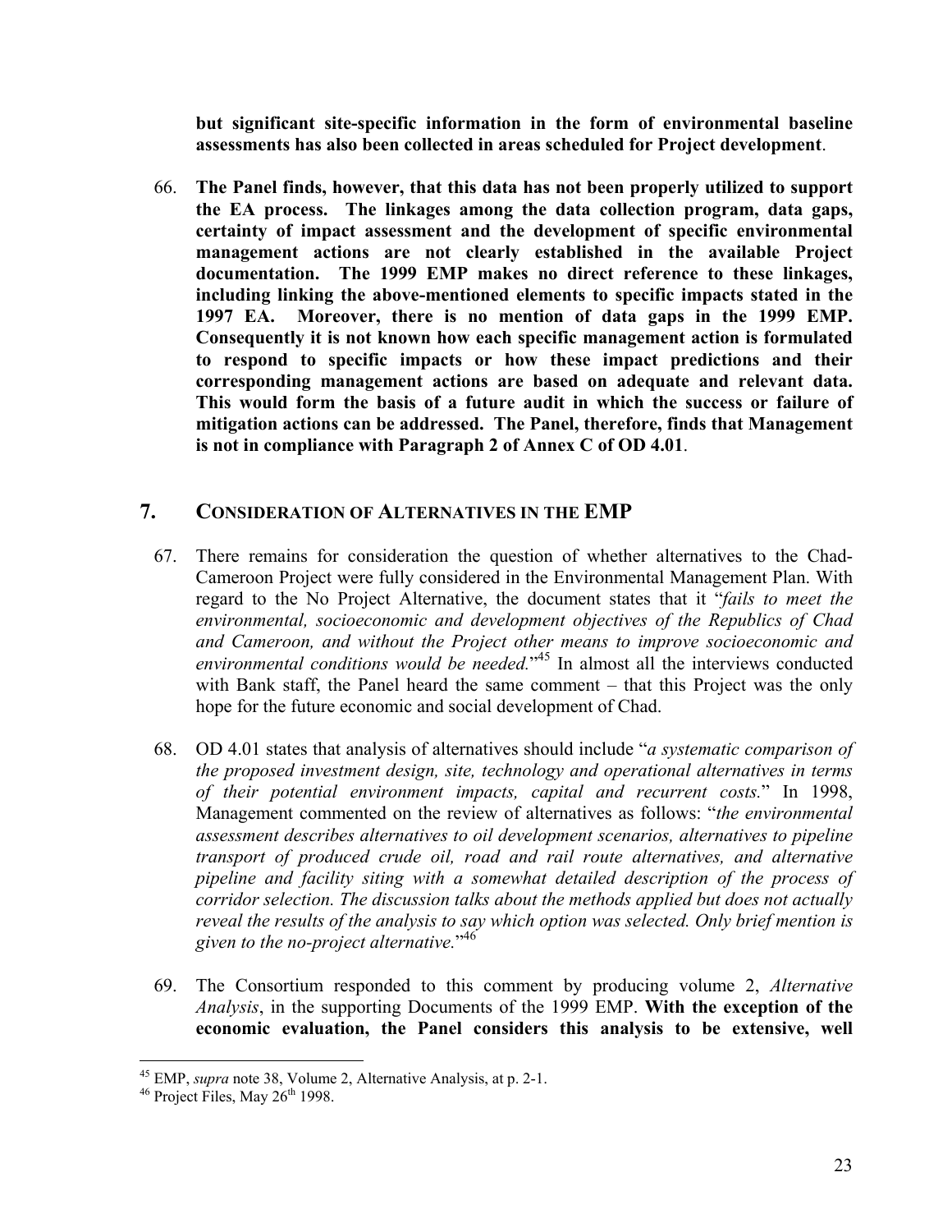**but significant site-specific information in the form of environmental baseline assessments has also been collected in areas scheduled for Project development**.

66. **The Panel finds, however, that this data has not been properly utilized to support the EA process. The linkages among the data collection program, data gaps, certainty of impact assessment and the development of specific environmental management actions are not clearly established in the available Project documentation. The 1999 EMP makes no direct reference to these linkages, including linking the above-mentioned elements to specific impacts stated in the 1997 EA. Moreover, there is no mention of data gaps in the 1999 EMP. Consequently it is not known how each specific management action is formulated to respond to specific impacts or how these impact predictions and their corresponding management actions are based on adequate and relevant data. This would form the basis of a future audit in which the success or failure of mitigation actions can be addressed. The Panel, therefore, finds that Management is not in compliance with Paragraph 2 of Annex C of OD 4.01**.

## 7. CONSIDERATION OF ALTERNATIVES IN THE EMP

67. There remains for consideration the question of whether alternatives to the Chad-Cameroon Project were fully considered in the Environmental Management Plan. With regard to the No Project Alternative, the document states that it "*fails to meet the environmental, socioeconomic and development objectives of the Republics of Chad and Cameroon, and without the Project other means to improve socioeconomic and environmental conditions would be needed.*"[45] In almost all the interviews conducted with Bank staff, the Panel heard the same comment – that this Project was the only hope for the future economic and social development of Chad.

68. OD 4.01 states that analysis of alternatives should include "*a systematic comparison of the proposed investment design, site, technology and operational alternatives in terms of their potential environment impacts, capital and recurrent costs.*" In 1998, Management commented on the review of alternatives as follows: "*the environmental assessment describes alternatives to oil development scenarios, alternatives to pipeline transport of produced crude oil, road and rail route alternatives, and alternative pipeline and facility siting with a somewhat detailed description of the process of corridor selection. The discussion talks about the methods applied but does not actually reveal the results of the analysis to say which option was selected. Only brief mention is given to the no-project alternative.*"[46]

69. The Consortium responded to this comment by producing volume 2, *Alternative Analysis*, in the supporting Documents of the 1999 EMP. **With the exception of the economic evaluation, the Panel considers this analysis to be extensive, well**

---

[45] EMP, *supra* note 38, Volume 2, Alternative Analysis, at p. 2-1.

[46] Project Files, May 26th 1998.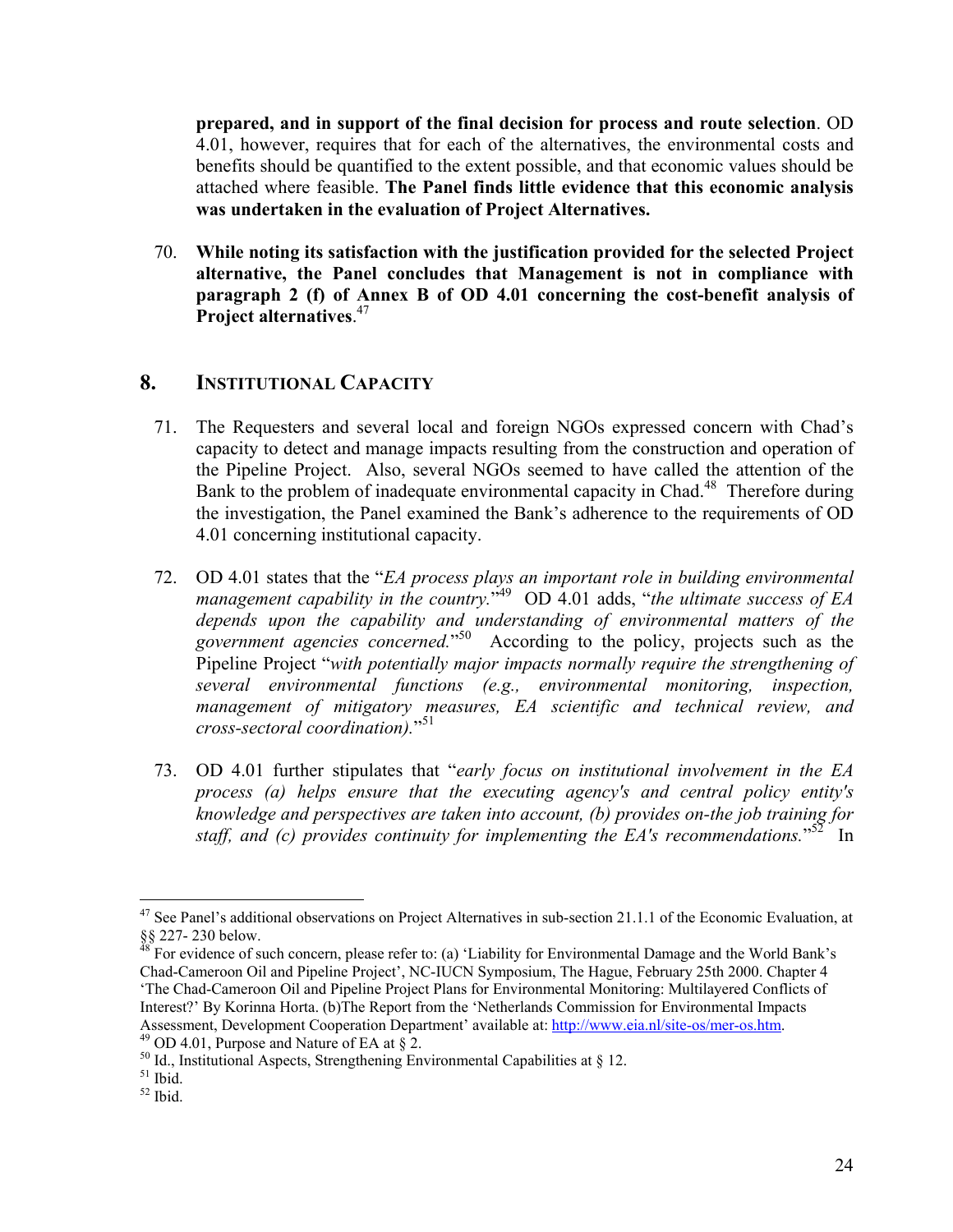**prepared, and in support of the final decision for process and route selection**. OD 4.01, however, requires that for each of the alternatives, the environmental costs and benefits should be quantified to the extent possible, and that economic values should be attached where feasible. **The Panel finds little evidence that this economic analysis was undertaken in the evaluation of Project Alternatives.**

70. **While noting its satisfaction with the justification provided for the selected Project alternative, the Panel concludes that Management is not in compliance with paragraph 2 (f) of Annex B of OD 4.01 concerning the cost-benefit analysis of Project alternatives**.[47]

## 8. INSTITUTIONAL CAPACITY

71. The Requesters and several local and foreign NGOs expressed concern with Chad's capacity to detect and manage impacts resulting from the construction and operation of the Pipeline Project. Also, several NGOs seemed to have called the attention of the Bank to the problem of inadequate environmental capacity in Chad.[48] Therefore during the investigation, the Panel examined the Bank's adherence to the requirements of OD 4.01 concerning institutional capacity.

72. OD 4.01 states that the "*EA process plays an important role in building environmental management capability in the country.*"[49] OD 4.01 adds, "*the ultimate success of EA depends upon the capability and understanding of environmental matters of the government agencies concerned.*"[50] According to the policy, projects such as the Pipeline Project "*with potentially major impacts normally require the strengthening of several environmental functions (e.g., environmental monitoring, inspection, management of mitigatory measures, EA scientific and technical review, and cross-sectoral coordination).*"[51]

73. OD 4.01 further stipulates that "*early focus on institutional involvement in the EA process (a) helps ensure that the executing agency's and central policy entity's knowledge and perspectives are taken into account, (b) provides on-the job training for staff, and (c) provides continuity for implementing the EA's recommendations.*"[52] In

---

[47] See Panel's additional observations on Project Alternatives in sub-section 21.1.1 of the Economic Evaluation, at §§ 227- 230 below.

[48] For evidence of such concern, please refer to: (a) 'Liability for Environmental Damage and the World Bank's Chad-Cameroon Oil and Pipeline Project', NC-IUCN Symposium, The Hague, February 25th 2000. Chapter 4 'The Chad-Cameroon Oil and Pipeline Project Plans for Environmental Monitoring: Multilayered Conflicts of Interest?' By Korinna Horta. (b)The Report from the 'Netherlands Commission for Environmental Impacts Assessment, Development Cooperation Department' available at: http://www.eia.nl/site-os/mer-os.htm.

[49] OD 4.01, Purpose and Nature of EA at § 2.

[50] Id., Institutional Aspects, Strengthening Environmental Capabilities at § 12.

[51] Ibid.

[52] Ibid.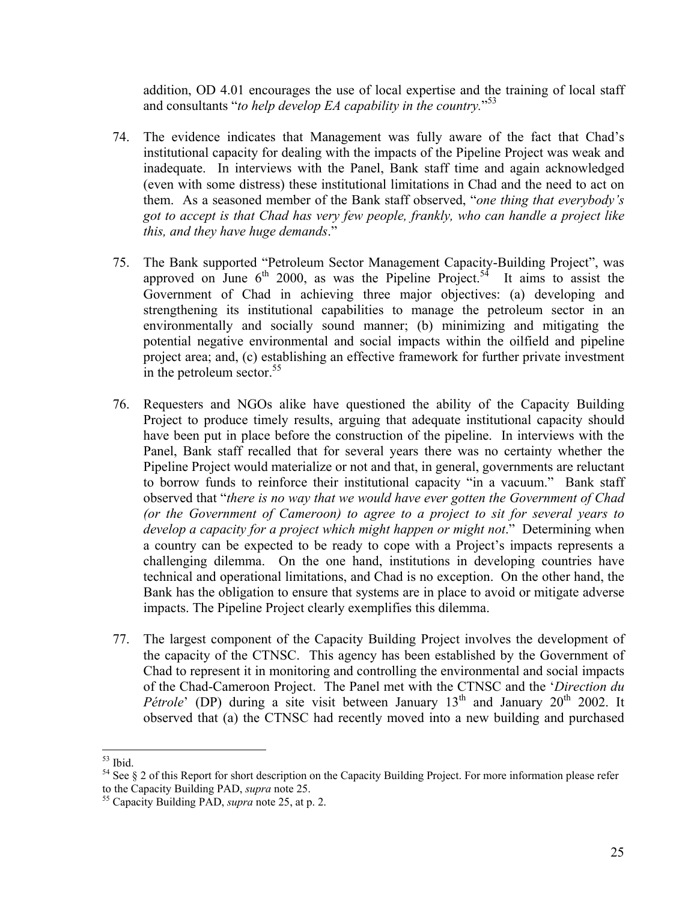addition, OD 4.01 encourages the use of local expertise and the training of local staff and consultants "*to help develop EA capability in the country.*"[53]

74. The evidence indicates that Management was fully aware of the fact that Chad's institutional capacity for dealing with the impacts of the Pipeline Project was weak and inadequate. In interviews with the Panel, Bank staff time and again acknowledged (even with some distress) these institutional limitations in Chad and the need to act on them. As a seasoned member of the Bank staff observed, "*one thing that everybody's got to accept is that Chad has very few people, frankly, who can handle a project like this, and they have huge demands*."

75. The Bank supported "Petroleum Sector Management Capacity-Building Project", was approved on June 6[th] 2000, as was the Pipeline Project.[54] It aims to assist the Government of Chad in achieving three major objectives: (a) developing and strengthening its institutional capabilities to manage the petroleum sector in an environmentally and socially sound manner; (b) minimizing and mitigating the potential negative environmental and social impacts within the oilfield and pipeline project area; and, (c) establishing an effective framework for further private investment in the petroleum sector.[55]

76. Requesters and NGOs alike have questioned the ability of the Capacity Building Project to produce timely results, arguing that adequate institutional capacity should have been put in place before the construction of the pipeline. In interviews with the Panel, Bank staff recalled that for several years there was no certainty whether the Pipeline Project would materialize or not and that, in general, governments are reluctant to borrow funds to reinforce their institutional capacity "in a vacuum." Bank staff observed that "*there is no way that we would have ever gotten the Government of Chad (or the Government of Cameroon) to agree to a project to sit for several years to develop a capacity for a project which might happen or might not*." Determining when a country can be expected to be ready to cope with a Project's impacts represents a challenging dilemma. On the one hand, institutions in developing countries have technical and operational limitations, and Chad is no exception. On the other hand, the Bank has the obligation to ensure that systems are in place to avoid or mitigate adverse impacts. The Pipeline Project clearly exemplifies this dilemma.

77. The largest component of the Capacity Building Project involves the development of the capacity of the CTNSC. This agency has been established by the Government of Chad to represent it in monitoring and controlling the environmental and social impacts of the Chad-Cameroon Project. The Panel met with the CTNSC and the '*Direction du Pétrole*' (DP) during a site visit between January 13[th] and January 20[th] 2002. It observed that (a) the CTNSC had recently moved into a new building and purchased

---

[53] Ibid.

[54] See § 2 of this Report for short description on the Capacity Building Project. For more information please refer to the Capacity Building PAD, *supra* note 25.

[55] Capacity Building PAD, *supra* note 25, at p. 2.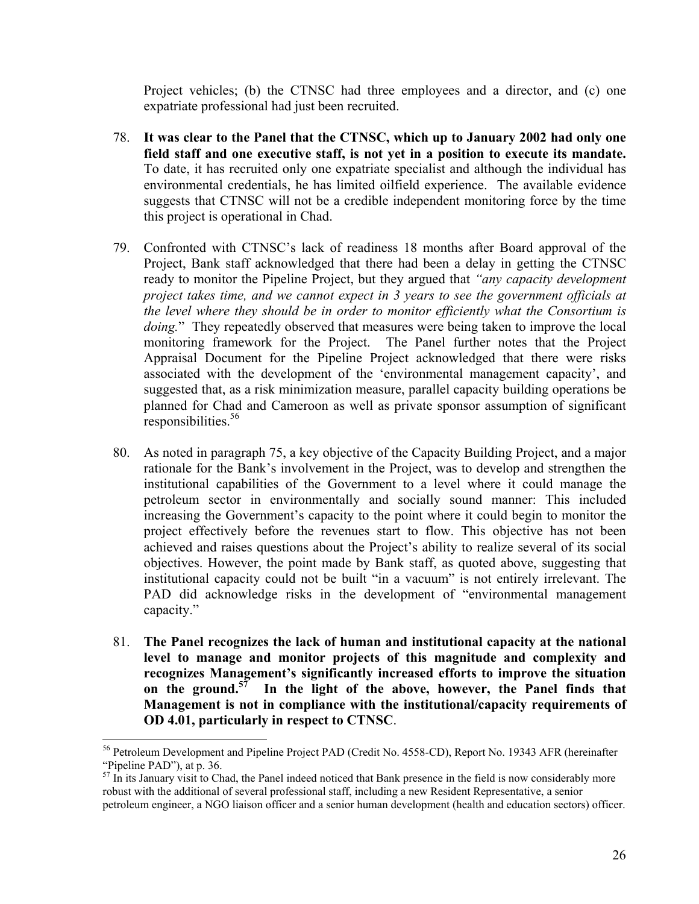Project vehicles; (b) the CTNSC had three employees and a director, and (c) one expatriate professional had just been recruited.

78. **It was clear to the Panel that the CTNSC, which up to January 2002 had only one field staff and one executive staff, is not yet in a position to execute its mandate.** To date, it has recruited only one expatriate specialist and although the individual has environmental credentials, he has limited oilfield experience. The available evidence suggests that CTNSC will not be a credible independent monitoring force by the time this project is operational in Chad.

79. Confronted with CTNSC's lack of readiness 18 months after Board approval of the Project, Bank staff acknowledged that there had been a delay in getting the CTNSC ready to monitor the Pipeline Project, but they argued that *"any capacity development project takes time, and we cannot expect in 3 years to see the government officials at the level where they should be in order to monitor efficiently what the Consortium is doing.*" They repeatedly observed that measures were being taken to improve the local monitoring framework for the Project. The Panel further notes that the Project Appraisal Document for the Pipeline Project acknowledged that there were risks associated with the development of the 'environmental management capacity', and suggested that, as a risk minimization measure, parallel capacity building operations be planned for Chad and Cameroon as well as private sponsor assumption of significant responsibilities.[56]

80. As noted in paragraph 75, a key objective of the Capacity Building Project, and a major rationale for the Bank's involvement in the Project, was to develop and strengthen the institutional capabilities of the Government to a level where it could manage the petroleum sector in environmentally and socially sound manner: This included increasing the Government's capacity to the point where it could begin to monitor the project effectively before the revenues start to flow. This objective has not been achieved and raises questions about the Project's ability to realize several of its social objectives. However, the point made by Bank staff, as quoted above, suggesting that institutional capacity could not be built "in a vacuum" is not entirely irrelevant. The PAD did acknowledge risks in the development of "environmental management capacity."

81. **The Panel recognizes the lack of human and institutional capacity at the national level to manage and monitor projects of this magnitude and complexity and recognizes Management's significantly increased efforts to improve the situation on the ground.[57] In the light of the above, however, the Panel finds that Management is not in compliance with the institutional/capacity requirements of OD 4.01, particularly in respect to CTNSC**.

---

[56] Petroleum Development and Pipeline Project PAD (Credit No. 4558-CD), Report No. 19343 AFR (hereinafter "Pipeline PAD"), at p. 36.

[57] In its January visit to Chad, the Panel indeed noticed that Bank presence in the field is now considerably more robust with the additional of several professional staff, including a new Resident Representative, a senior petroleum engineer, a NGO liaison officer and a senior human development (health and education sectors) officer.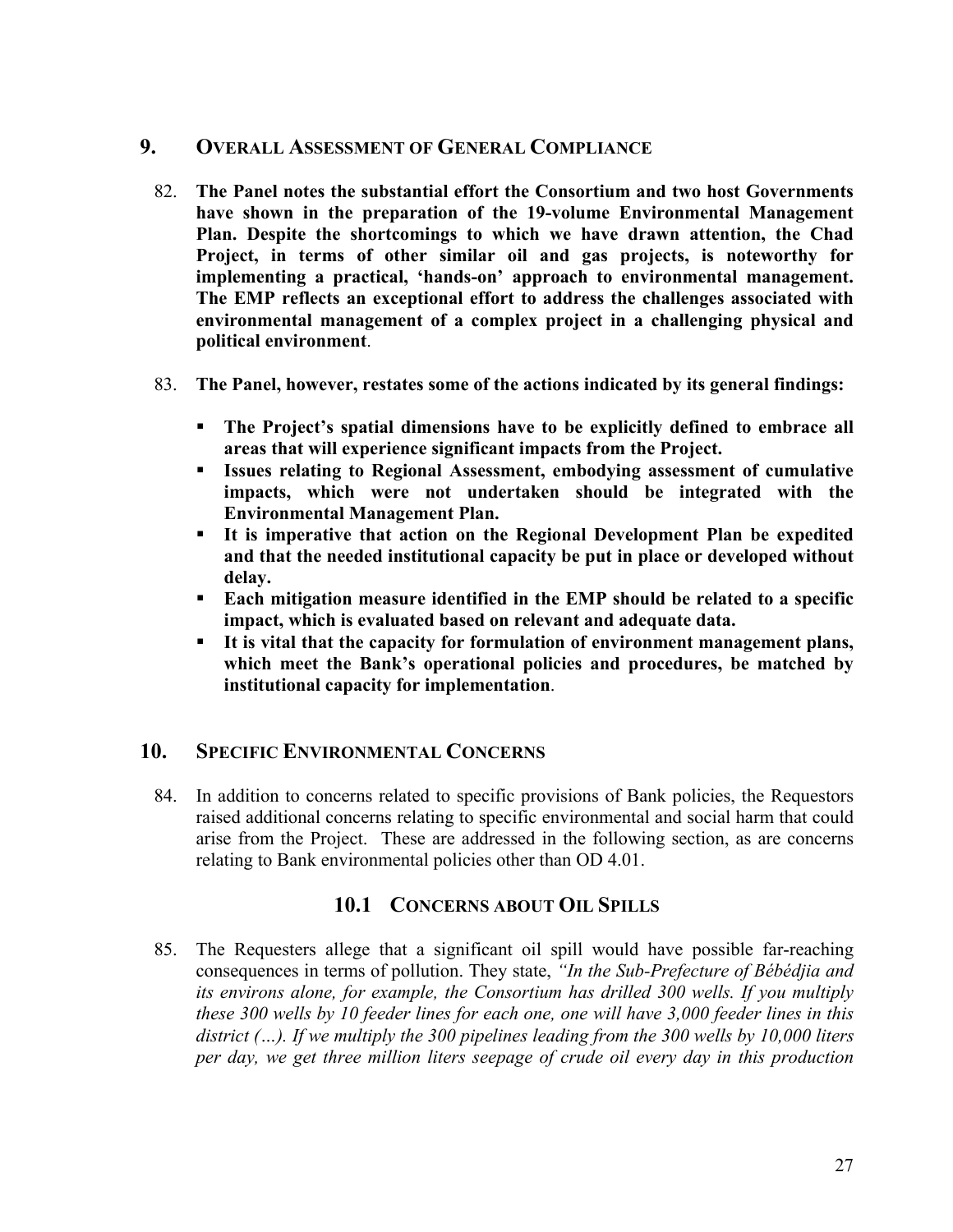## 9. Overall Assessment of General Compliance

82. **The Panel notes the substantial effort the Consortium and two host Governments have shown in the preparation of the 19-volume Environmental Management Plan. Despite the shortcomings to which we have drawn attention, the Chad Project, in terms of other similar oil and gas projects, is noteworthy for implementing a practical, 'hands-on' approach to environmental management. The EMP reflects an exceptional effort to address the challenges associated with environmental management of a complex project in a challenging physical and political environment**.

83. **The Panel, however, restates some of the actions indicated by its general findings:**

    - **The Project's spatial dimensions have to be explicitly defined to embrace all areas that will experience significant impacts from the Project.**
    - **Issues relating to Regional Assessment, embodying assessment of cumulative impacts, which were not undertaken should be integrated with the Environmental Management Plan.**
    - **It is imperative that action on the Regional Development Plan be expedited and that the needed institutional capacity be put in place or developed without delay.**
    - **Each mitigation measure identified in the EMP should be related to a specific impact, which is evaluated based on relevant and adequate data.**
    - **It is vital that the capacity for formulation of environment management plans, which meet the Bank's operational policies and procedures, be matched by institutional capacity for implementation**.

## 10. Specific Environmental Concerns

84. In addition to concerns related to specific provisions of Bank policies, the Requestors raised additional concerns relating to specific environmental and social harm that could arise from the Project. These are addressed in the following section, as are concerns relating to Bank environmental policies other than OD 4.01.

### 10.1 Concerns about Oil Spills

85. The Requesters allege that a significant oil spill would have possible far-reaching consequences in terms of pollution. They state, *"In the Sub-Prefecture of Bébédjia and its environs alone, for example, the Consortium has drilled 300 wells. If you multiply these 300 wells by 10 feeder lines for each one, one will have 3,000 feeder lines in this district (…). If we multiply the 300 pipelines leading from the 300 wells by 10,000 liters per day, we get three million liters seepage of crude oil every day in this production*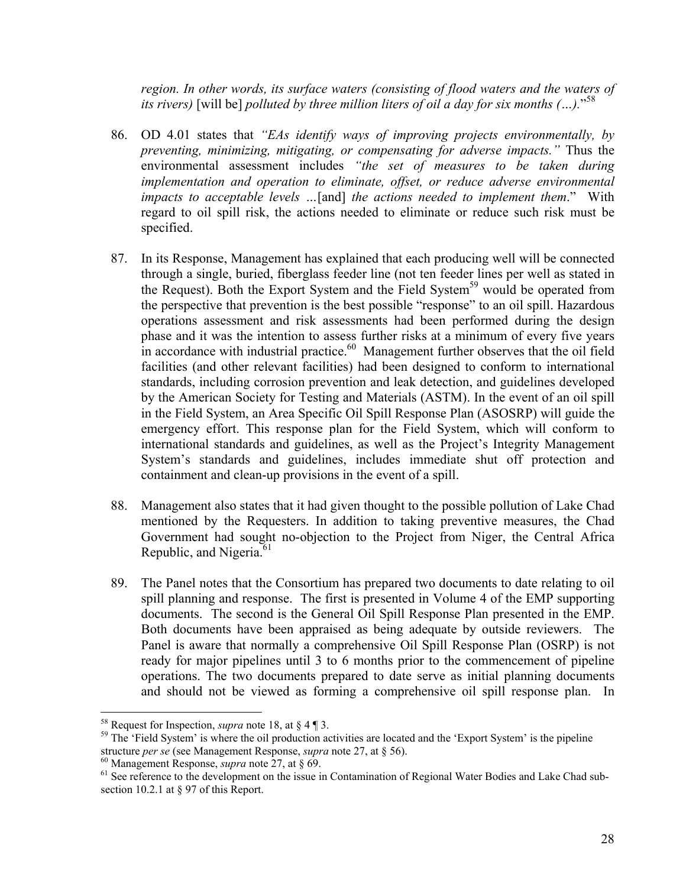*region. In other words, its surface waters (consisting of flood waters and the waters of its rivers)* [will be] *polluted by three million liters of oil a day for six months (…).*"[58]

86. OD 4.01 states that *"EAs identify ways of improving projects environmentally, by preventing, minimizing, mitigating, or compensating for adverse impacts."* Thus the environmental assessment includes *"the set of measures to be taken during implementation and operation to eliminate, offset, or reduce adverse environmental impacts to acceptable levels …*[and] *the actions needed to implement them*." With regard to oil spill risk, the actions needed to eliminate or reduce such risk must be specified.

87. In its Response, Management has explained that each producing well will be connected through a single, buried, fiberglass feeder line (not ten feeder lines per well as stated in the Request). Both the Export System and the Field System[59] would be operated from the perspective that prevention is the best possible "response" to an oil spill. Hazardous operations assessment and risk assessments had been performed during the design phase and it was the intention to assess further risks at a minimum of every five years in accordance with industrial practice.[60] Management further observes that the oil field facilities (and other relevant facilities) had been designed to conform to international standards, including corrosion prevention and leak detection, and guidelines developed by the American Society for Testing and Materials (ASTM). In the event of an oil spill in the Field System, an Area Specific Oil Spill Response Plan (ASOSRP) will guide the emergency effort. This response plan for the Field System, which will conform to international standards and guidelines, as well as the Project's Integrity Management System's standards and guidelines, includes immediate shut off protection and containment and clean-up provisions in the event of a spill.

88. Management also states that it had given thought to the possible pollution of Lake Chad mentioned by the Requesters. In addition to taking preventive measures, the Chad Government had sought no-objection to the Project from Niger, the Central Africa Republic, and Nigeria.[61]

89. The Panel notes that the Consortium has prepared two documents to date relating to oil spill planning and response. The first is presented in Volume 4 of the EMP supporting documents. The second is the General Oil Spill Response Plan presented in the EMP. Both documents have been appraised as being adequate by outside reviewers. The Panel is aware that normally a comprehensive Oil Spill Response Plan (OSRP) is not ready for major pipelines until 3 to 6 months prior to the commencement of pipeline operations. The two documents prepared to date serve as initial planning documents and should not be viewed as forming a comprehensive oil spill response plan. In

---

[58] Request for Inspection, *supra* note 18, at § 4 ¶ 3.

[59] The 'Field System' is where the oil production activities are located and the 'Export System' is the pipeline structure *per se* (see Management Response, *supra* note 27, at § 56).

[60] Management Response, *supra* note 27, at § 69.

[61] See reference to the development on the issue in Contamination of Regional Water Bodies and Lake Chad sub-section 10.2.1 at § 97 of this Report.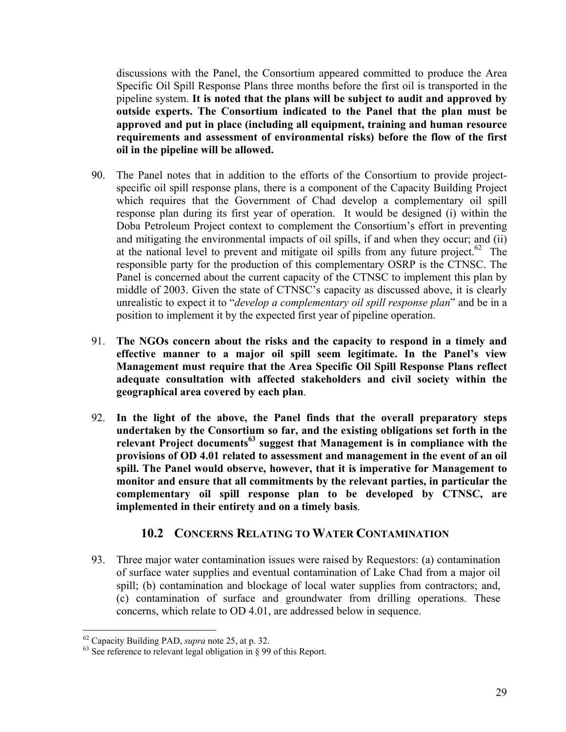discussions with the Panel, the Consortium appeared committed to produce the Area Specific Oil Spill Response Plans three months before the first oil is transported in the pipeline system. **It is noted that the plans will be subject to audit and approved by outside experts. The Consortium indicated to the Panel that the plan must be approved and put in place (including all equipment, training and human resource requirements and assessment of environmental risks) before the flow of the first oil in the pipeline will be allowed.**

90. The Panel notes that in addition to the efforts of the Consortium to provide project-specific oil spill response plans, there is a component of the Capacity Building Project which requires that the Government of Chad develop a complementary oil spill response plan during its first year of operation. It would be designed (i) within the Doba Petroleum Project context to complement the Consortium's effort in preventing and mitigating the environmental impacts of oil spills, if and when they occur; and (ii) at the national level to prevent and mitigate oil spills from any future project.[62] The responsible party for the production of this complementary OSRP is the CTNSC. The Panel is concerned about the current capacity of the CTNSC to implement this plan by middle of 2003. Given the state of CTNSC's capacity as discussed above, it is clearly unrealistic to expect it to "*develop a complementary oil spill response plan*" and be in a position to implement it by the expected first year of pipeline operation.

91. **The NGOs concern about the risks and the capacity to respond in a timely and effective manner to a major oil spill seem legitimate. In the Panel's view Management must require that the Area Specific Oil Spill Response Plans reflect adequate consultation with affected stakeholders and civil society within the geographical area covered by each plan**.

92. **In the light of the above, the Panel finds that the overall preparatory steps undertaken by the Consortium so far, and the existing obligations set forth in the relevant Project documents[63] suggest that Management is in compliance with the provisions of OD 4.01 related to assessment and management in the event of an oil spill. The Panel would observe, however, that it is imperative for Management to monitor and ensure that all commitments by the relevant parties, in particular the complementary oil spill response plan to be developed by CTNSC, are implemented in their entirety and on a timely basis**.

## 10.2 Concerns Relating to Water Contamination

93. Three major water contamination issues were raised by Requestors: (a) contamination of surface water supplies and eventual contamination of Lake Chad from a major oil spill; (b) contamination and blockage of local water supplies from contractors; and, (c) contamination of surface and groundwater from drilling operations. These concerns, which relate to OD 4.01, are addressed below in sequence.

---

[62] Capacity Building PAD, *supra* note 25, at p. 32.

[63] See reference to relevant legal obligation in § 99 of this Report.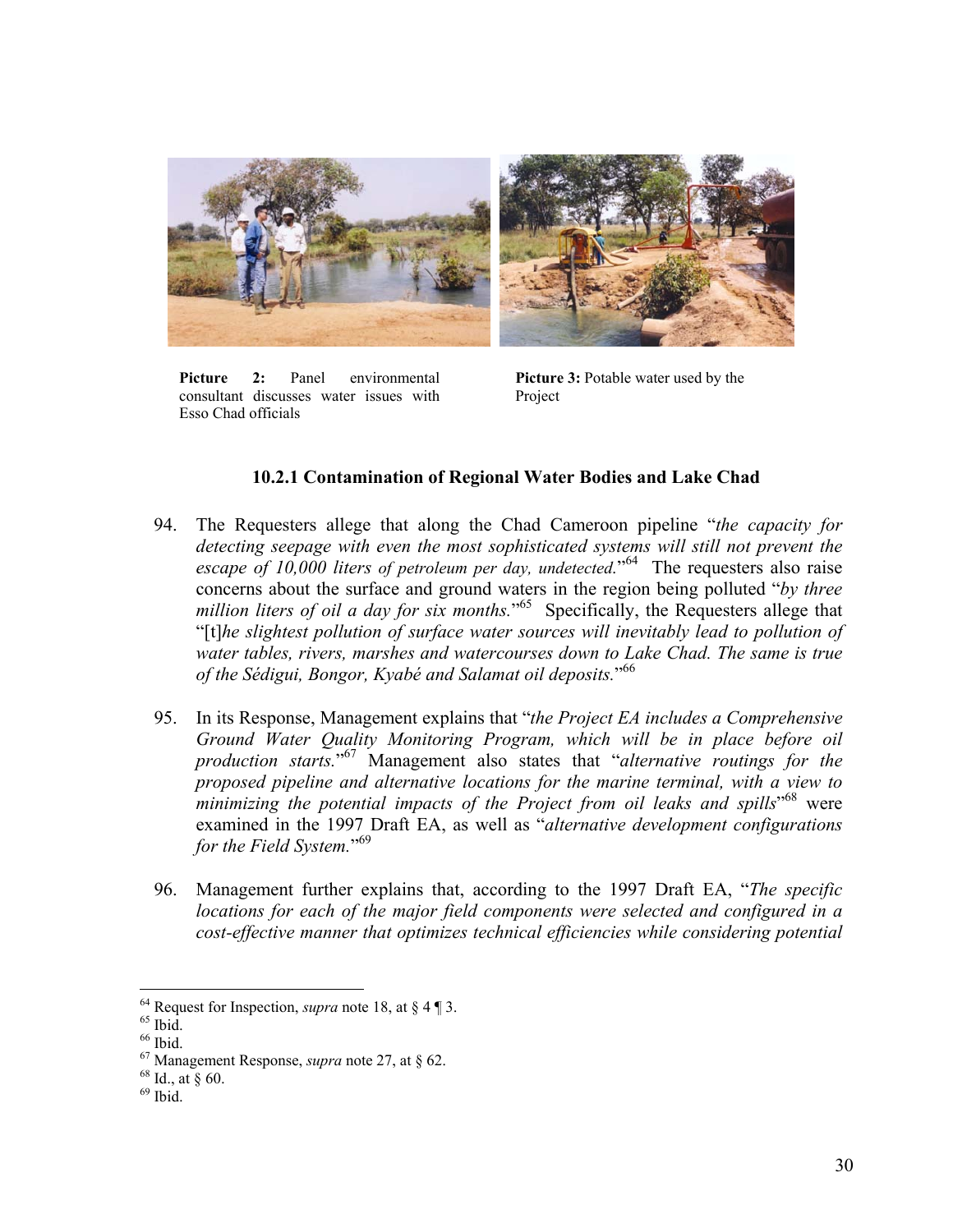**Picture 2:** Panel environmental consultant discusses water issues with Esso Chad officials

**Picture 3:** Potable water used by the Project

#### 10.2.1 Contamination of Regional Water Bodies and Lake Chad

94. The Requesters allege that along the Chad Cameroon pipeline "*the capacity for detecting seepage with even the most sophisticated systems will still not prevent the escape of 10,000 liters of petroleum per day, undetected.*"[64] The requesters also raise concerns about the surface and ground waters in the region being polluted "*by three million liters of oil a day for six months.*"[65] Specifically, the Requesters allege that "[t]*he slightest pollution of surface water sources will inevitably lead to pollution of water tables, rivers, marshes and watercourses down to Lake Chad. The same is true of the Sédigui, Bongor, Kyabé and Salamat oil deposits.*"[66]

95. In its Response, Management explains that "*the Project EA includes a Comprehensive Ground Water Quality Monitoring Program, which will be in place before oil production starts.*"[67] Management also states that "*alternative routings for the proposed pipeline and alternative locations for the marine terminal, with a view to minimizing the potential impacts of the Project from oil leaks and spills*"[68] were examined in the 1997 Draft EA, as well as "*alternative development configurations for the Field System.*"[69]

96. Management further explains that, according to the 1997 Draft EA, "*The specific locations for each of the major field components were selected and configured in a cost-effective manner that optimizes technical efficiencies while considering potential*

---

[64] Request for Inspection, *supra* note 18, at § 4 ¶ 3.
[65] Ibid.
[66] Ibid.
[67] Management Response, *supra* note 27, at § 62.
[68] Id., at § 60.
[69] Ibid.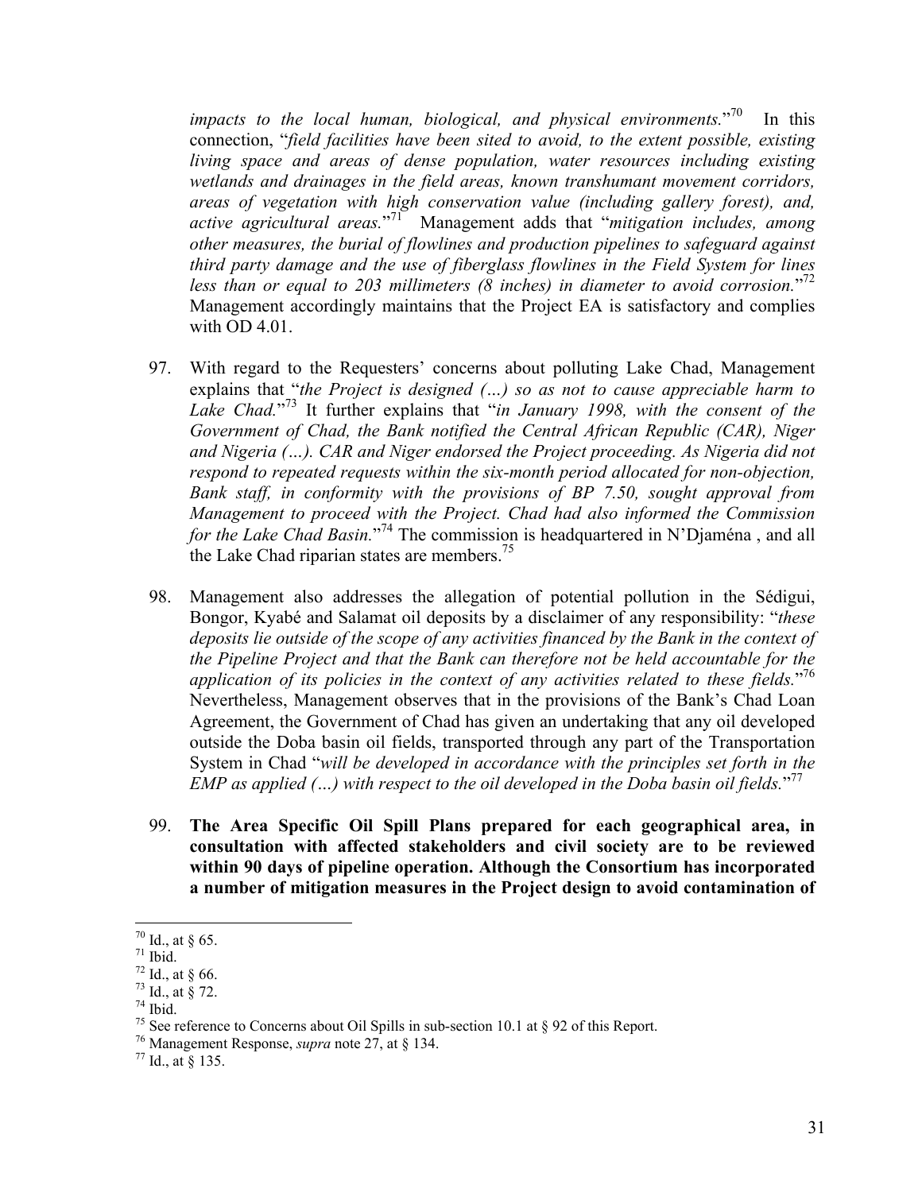*impacts to the local human, biological, and physical environments.*"[70] In this connection, "*field facilities have been sited to avoid, to the extent possible, existing living space and areas of dense population, water resources including existing wetlands and drainages in the field areas, known transhumant movement corridors, areas of vegetation with high conservation value (including gallery forest), and, active agricultural areas.*"[71] Management adds that "*mitigation includes, among other measures, the burial of flowlines and production pipelines to safeguard against third party damage and the use of fiberglass flowlines in the Field System for lines less than or equal to 203 millimeters (8 inches) in diameter to avoid corrosion.*"[72] Management accordingly maintains that the Project EA is satisfactory and complies with OD 4.01.

97. With regard to the Requesters' concerns about polluting Lake Chad, Management explains that "*the Project is designed (…) so as not to cause appreciable harm to Lake Chad.*"[73] It further explains that "*in January 1998, with the consent of the Government of Chad, the Bank notified the Central African Republic (CAR), Niger and Nigeria (…). CAR and Niger endorsed the Project proceeding. As Nigeria did not respond to repeated requests within the six-month period allocated for non-objection, Bank staff, in conformity with the provisions of BP 7.50, sought approval from Management to proceed with the Project. Chad had also informed the Commission for the Lake Chad Basin.*"[74] The commission is headquartered in N'Djaména , and all the Lake Chad riparian states are members.[75]

98. Management also addresses the allegation of potential pollution in the Sédigui, Bongor, Kyabé and Salamat oil deposits by a disclaimer of any responsibility: "*these deposits lie outside of the scope of any activities financed by the Bank in the context of the Pipeline Project and that the Bank can therefore not be held accountable for the application of its policies in the context of any activities related to these fields.*"[76] Nevertheless, Management observes that in the provisions of the Bank's Chad Loan Agreement, the Government of Chad has given an undertaking that any oil developed outside the Doba basin oil fields, transported through any part of the Transportation System in Chad "*will be developed in accordance with the principles set forth in the EMP as applied (…) with respect to the oil developed in the Doba basin oil fields.*"[77]

99. **The Area Specific Oil Spill Plans prepared for each geographical area, in consultation with affected stakeholders and civil society are to be reviewed within 90 days of pipeline operation. Although the Consortium has incorporated a number of mitigation measures in the Project design to avoid contamination of**

---

[70] Id., at § 65.
[71] Ibid.
[72] Id., at § 66.
[73] Id., at § 72.
[74] Ibid.
[75] See reference to Concerns about Oil Spills in sub-section 10.1 at § 92 of this Report.
[76] Management Response, *supra* note 27, at § 134.
[77] Id., at § 135.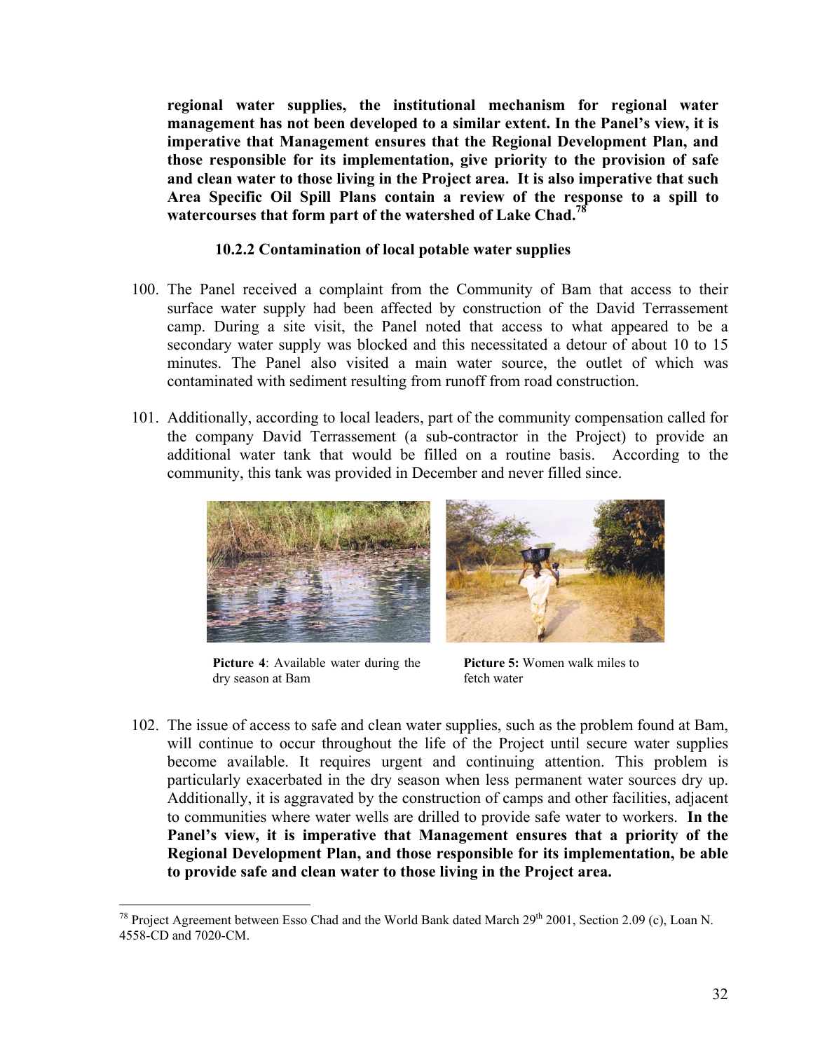**regional water supplies, the institutional mechanism for regional water management has not been developed to a similar extent. In the Panel's view, it is imperative that Management ensures that the Regional Development Plan, and those responsible for its implementation, give priority to the provision of safe and clean water to those living in the Project area. It is also imperative that such Area Specific Oil Spill Plans contain a review of the response to a spill to watercourses that form part of the watershed of Lake Chad.**[78]

#### 10.2.2 Contamination of local potable water supplies

100. The Panel received a complaint from the Community of Bam that access to their surface water supply had been affected by construction of the David Terrassement camp. During a site visit, the Panel noted that access to what appeared to be a secondary water supply was blocked and this necessitated a detour of about 10 to 15 minutes. The Panel also visited a main water source, the outlet of which was contaminated with sediment resulting from runoff from road construction.

101. Additionally, according to local leaders, part of the community compensation called for the company David Terrassement (a sub-contractor in the Project) to provide an additional water tank that would be filled on a routine basis. According to the community, this tank was provided in December and never filled since.

**Picture 4**: Available water during the dry season at Bam

**Picture 5:** Women walk miles to fetch water

102. The issue of access to safe and clean water supplies, such as the problem found at Bam, will continue to occur throughout the life of the Project until secure water supplies become available. It requires urgent and continuing attention. This problem is particularly exacerbated in the dry season when less permanent water sources dry up. Additionally, it is aggravated by the construction of camps and other facilities, adjacent to communities where water wells are drilled to provide safe water to workers. **In the Panel's view, it is imperative that Management ensures that a priority of the Regional Development Plan, and those responsible for its implementation, be able to provide safe and clean water to those living in the Project area.**

---

[78] Project Agreement between Esso Chad and the World Bank dated March 29th 2001, Section 2.09 (c), Loan N. 4558-CD and 7020-CM.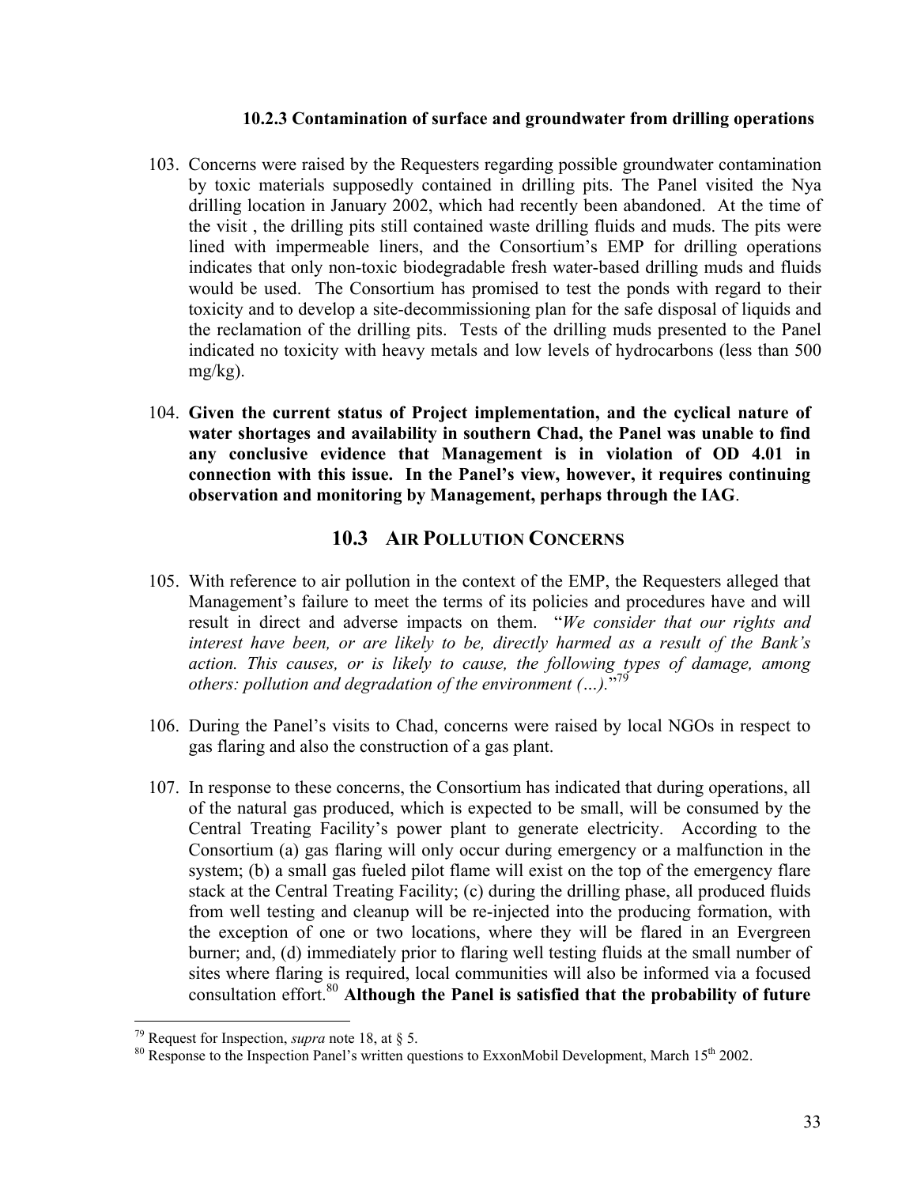#### 10.2.3 Contamination of surface and groundwater from drilling operations

103. Concerns were raised by the Requesters regarding possible groundwater contamination by toxic materials supposedly contained in drilling pits. The Panel visited the Nya drilling location in January 2002, which had recently been abandoned. At the time of the visit , the drilling pits still contained waste drilling fluids and muds. The pits were lined with impermeable liners, and the Consortium's EMP for drilling operations indicates that only non-toxic biodegradable fresh water-based drilling muds and fluids would be used. The Consortium has promised to test the ponds with regard to their toxicity and to develop a site-decommissioning plan for the safe disposal of liquids and the reclamation of the drilling pits. Tests of the drilling muds presented to the Panel indicated no toxicity with heavy metals and low levels of hydrocarbons (less than 500 mg/kg).

104. **Given the current status of Project implementation, and the cyclical nature of water shortages and availability in southern Chad, the Panel was unable to find any conclusive evidence that Management is in violation of OD 4.01 in connection with this issue. In the Panel's view, however, it requires continuing observation and monitoring by Management, perhaps through the IAG**.

### 10.3 AIR POLLUTION CONCERNS

105. With reference to air pollution in the context of the EMP, the Requesters alleged that Management's failure to meet the terms of its policies and procedures have and will result in direct and adverse impacts on them. "*We consider that our rights and interest have been, or are likely to be, directly harmed as a result of the Bank's action. This causes, or is likely to cause, the following types of damage, among others: pollution and degradation of the environment (…).*"[79]

106. During the Panel's visits to Chad, concerns were raised by local NGOs in respect to gas flaring and also the construction of a gas plant.

107. In response to these concerns, the Consortium has indicated that during operations, all of the natural gas produced, which is expected to be small, will be consumed by the Central Treating Facility's power plant to generate electricity. According to the Consortium (a) gas flaring will only occur during emergency or a malfunction in the system; (b) a small gas fueled pilot flame will exist on the top of the emergency flare stack at the Central Treating Facility; (c) during the drilling phase, all produced fluids from well testing and cleanup will be re-injected into the producing formation, with the exception of one or two locations, where they will be flared in an Evergreen burner; and, (d) immediately prior to flaring well testing fluids at the small number of sites where flaring is required, local communities will also be informed via a focused consultation effort.[80] **Although the Panel is satisfied that the probability of future**

---

[79] Request for Inspection, *supra* note 18, at § 5.

[80] Response to the Inspection Panel's written questions to ExxonMobil Development, March 15th 2002.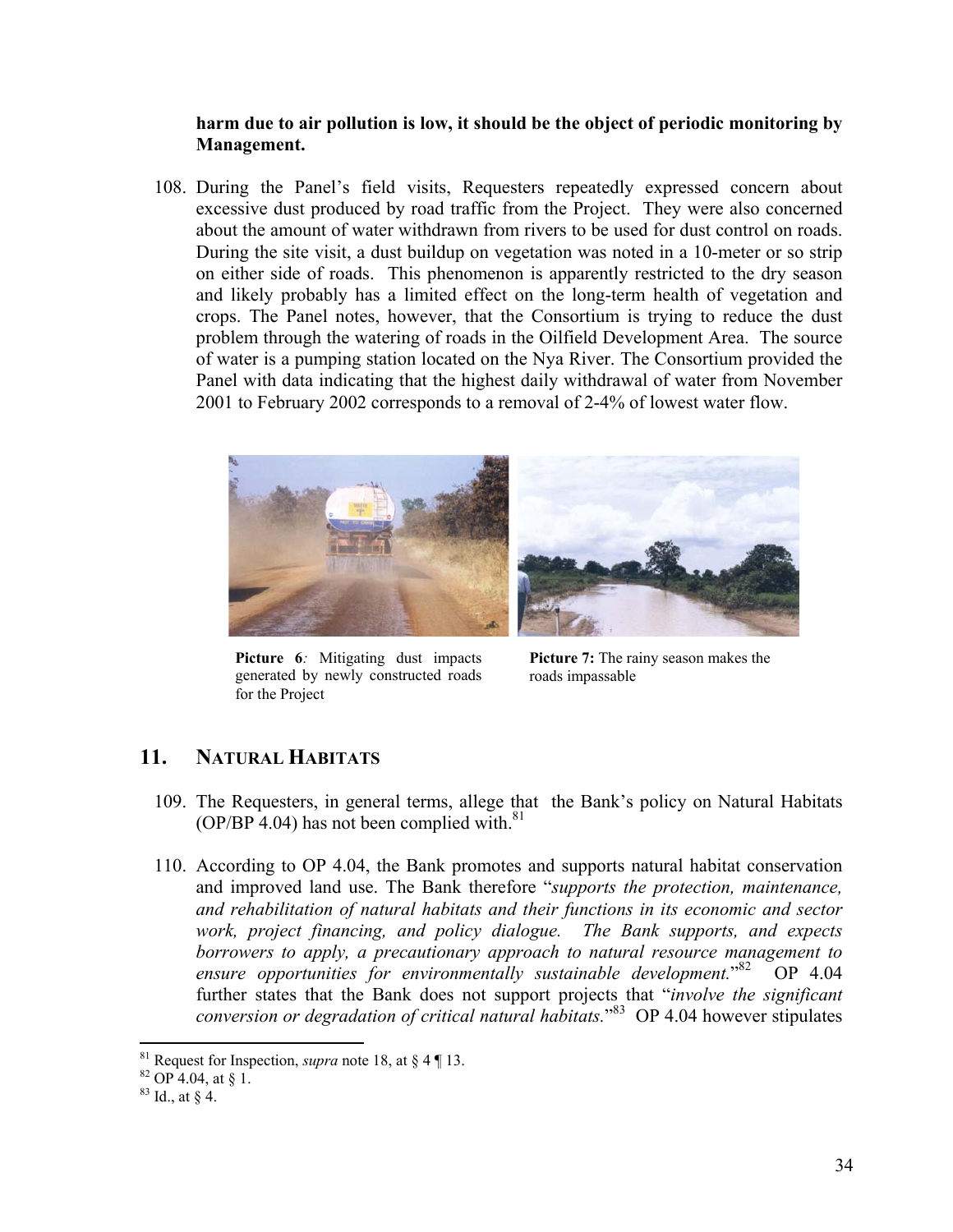**harm due to air pollution is low, it should be the object of periodic monitoring by Management.**

108. During the Panel's field visits, Requesters repeatedly expressed concern about excessive dust produced by road traffic from the Project. They were also concerned about the amount of water withdrawn from rivers to be used for dust control on roads. During the site visit, a dust buildup on vegetation was noted in a 10-meter or so strip on either side of roads. This phenomenon is apparently restricted to the dry season and likely probably has a limited effect on the long-term health of vegetation and crops. The Panel notes, however, that the Consortium is trying to reduce the dust problem through the watering of roads in the Oilfield Development Area. The source of water is a pumping station located on the Nya River. The Consortium provided the Panel with data indicating that the highest daily withdrawal of water from November 2001 to February 2002 corresponds to a removal of 2-4% of lowest water flow.

**Picture 6***:* Mitigating dust impacts generated by newly constructed roads for the Project

**Picture 7:** The rainy season makes the roads impassable

## 11. Natural Habitats

109. The Requesters, in general terms, allege that the Bank's policy on Natural Habitats (OP/BP 4.04) has not been complied with.[81]

110. According to OP 4.04, the Bank promotes and supports natural habitat conservation and improved land use. The Bank therefore "*supports the protection, maintenance, and rehabilitation of natural habitats and their functions in its economic and sector work, project financing, and policy dialogue. The Bank supports, and expects borrowers to apply, a precautionary approach to natural resource management to ensure opportunities for environmentally sustainable development.*"[82] OP 4.04 further states that the Bank does not support projects that "*involve the significant conversion or degradation of critical natural habitats.*"[83] OP 4.04 however stipulates

[81] Request for Inspection, *supra* note 18, at § 4 ¶ 13.
[82] OP 4.04, at § 1.
[83] Id., at § 4.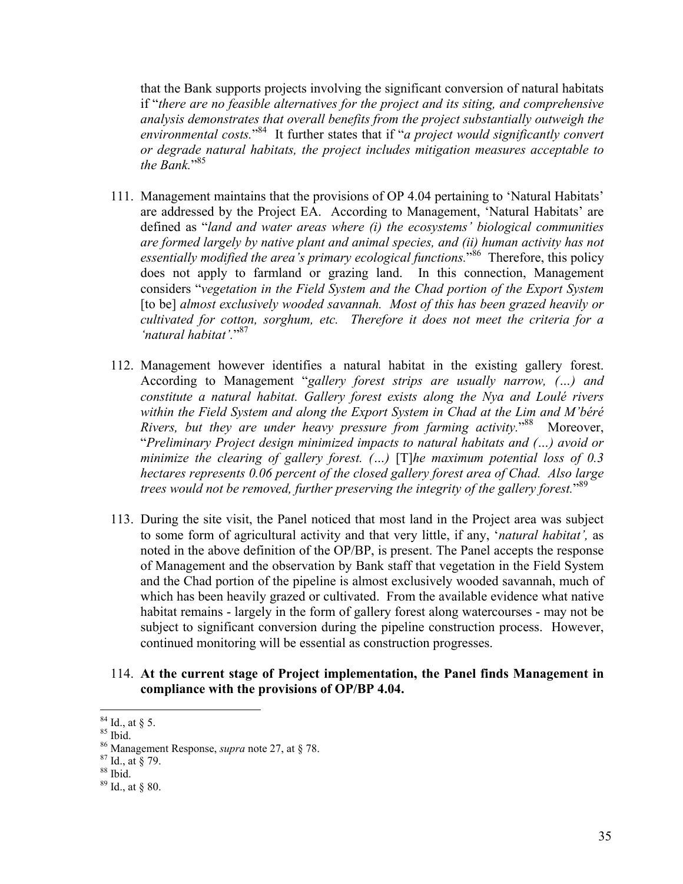that the Bank supports projects involving the significant conversion of natural habitats if "*there are no feasible alternatives for the project and its siting, and comprehensive analysis demonstrates that overall benefits from the project substantially outweigh the environmental costs.*"[84] It further states that if "*a project would significantly convert or degrade natural habitats, the project includes mitigation measures acceptable to the Bank.*"[85]

111. Management maintains that the provisions of OP 4.04 pertaining to 'Natural Habitats' are addressed by the Project EA. According to Management, 'Natural Habitats' are defined as "*land and water areas where (i) the ecosystems' biological communities are formed largely by native plant and animal species, and (ii) human activity has not essentially modified the area's primary ecological functions.*"[86] Therefore, this policy does not apply to farmland or grazing land. In this connection, Management considers "*vegetation in the Field System and the Chad portion of the Export System* [to be] *almost exclusively wooded savannah. Most of this has been grazed heavily or cultivated for cotton, sorghum, etc. Therefore it does not meet the criteria for a 'natural habitat'.*"[87]

112. Management however identifies a natural habitat in the existing gallery forest. According to Management "*gallery forest strips are usually narrow, (…) and constitute a natural habitat. Gallery forest exists along the Nya and Loulé rivers within the Field System and along the Export System in Chad at the Lim and M'béré Rivers, but they are under heavy pressure from farming activity.*"[88] Moreover, "*Preliminary Project design minimized impacts to natural habitats and (…) avoid or minimize the clearing of gallery forest. (…)* [T]*he maximum potential loss of 0.3 hectares represents 0.06 percent of the closed gallery forest area of Chad. Also large trees would not be removed, further preserving the integrity of the gallery forest.*"[89]

113. During the site visit, the Panel noticed that most land in the Project area was subject to some form of agricultural activity and that very little, if any, '*natural habitat',* as noted in the above definition of the OP/BP, is present. The Panel accepts the response of Management and the observation by Bank staff that vegetation in the Field System and the Chad portion of the pipeline is almost exclusively wooded savannah, much of which has been heavily grazed or cultivated. From the available evidence what native habitat remains - largely in the form of gallery forest along watercourses - may not be subject to significant conversion during the pipeline construction process. However, continued monitoring will be essential as construction progresses.

114. **At the current stage of Project implementation, the Panel finds Management in compliance with the provisions of OP/BP 4.04.**

---

[84] Id., at § 5.
[85] Ibid.
[86] Management Response, *supra* note 27, at § 78.
[87] Id., at § 79.
[88] Ibid.
[89] Id., at § 80.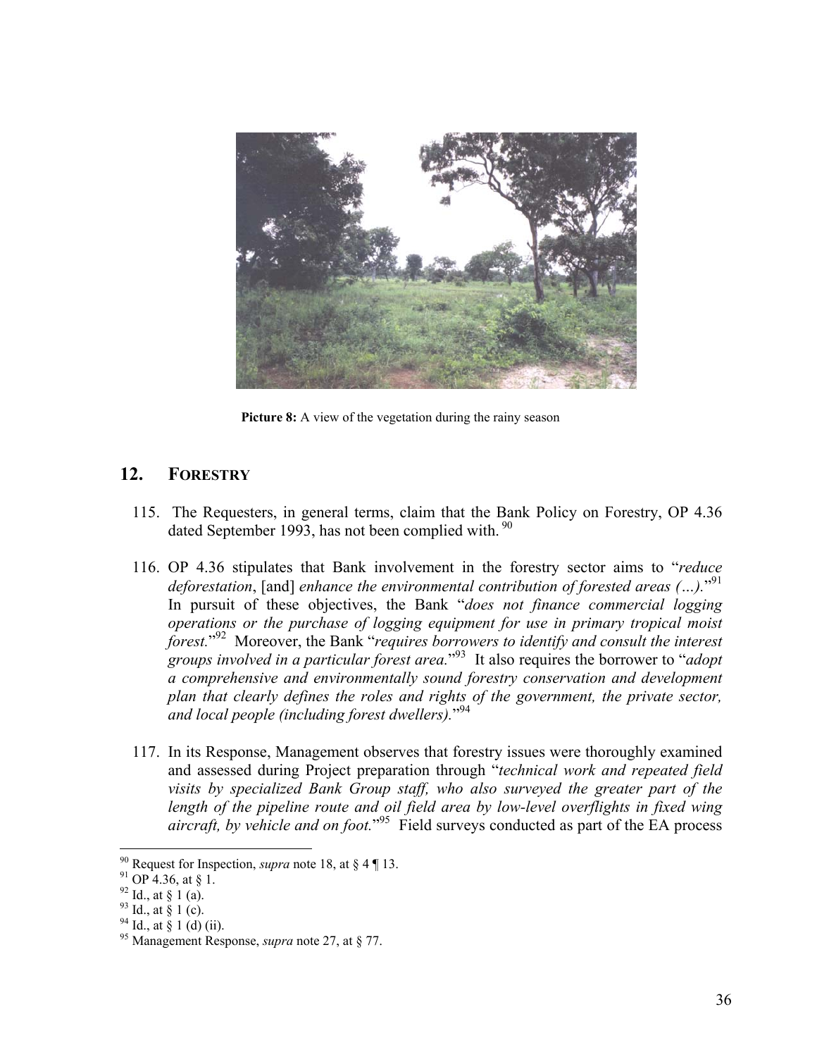**Picture 8:** A view of the vegetation during the rainy season

## 12. FORESTRY

115. The Requesters, in general terms, claim that the Bank Policy on Forestry, OP 4.36 dated September 1993, has not been complied with. [90]

116. OP 4.36 stipulates that Bank involvement in the forestry sector aims to "*reduce deforestation*, [and] *enhance the environmental contribution of forested areas (…).*"[91] In pursuit of these objectives, the Bank "*does not finance commercial logging operations or the purchase of logging equipment for use in primary tropical moist forest.*"[92] Moreover, the Bank "*requires borrowers to identify and consult the interest groups involved in a particular forest area.*"[93] It also requires the borrower to "*adopt a comprehensive and environmentally sound forestry conservation and development plan that clearly defines the roles and rights of the government, the private sector, and local people (including forest dwellers).*"[94]

117. In its Response, Management observes that forestry issues were thoroughly examined and assessed during Project preparation through "*technical work and repeated field visits by specialized Bank Group staff, who also surveyed the greater part of the length of the pipeline route and oil field area by low-level overflights in fixed wing aircraft, by vehicle and on foot.*"[95] Field surveys conducted as part of the EA process

---

[90] Request for Inspection, *supra* note 18, at § 4 ¶ 13.

[91] OP 4.36, at § 1.

[92] Id., at § 1 (a).

[93] Id., at § 1 (c).

[94] Id., at § 1 (d) (ii).

[95] Management Response, *supra* note 27, at § 77.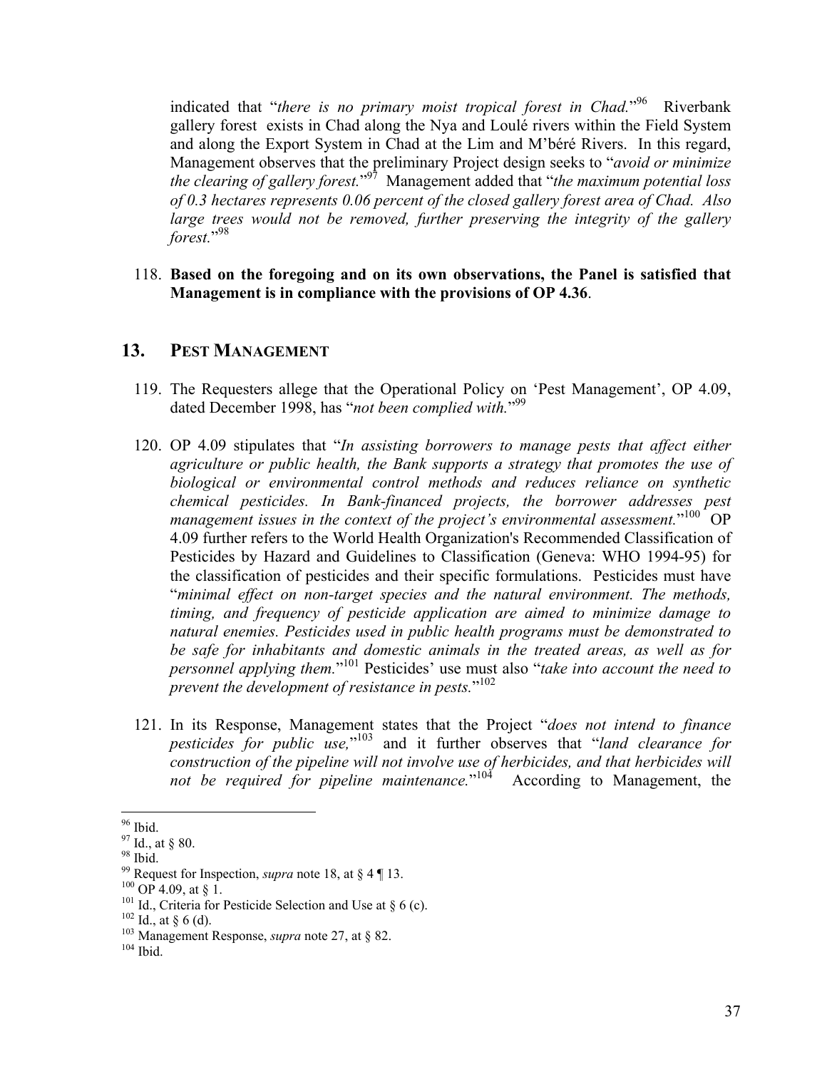indicated that "*there is no primary moist tropical forest in Chad.*"[96] Riverbank gallery forest exists in Chad along the Nya and Loulé rivers within the Field System and along the Export System in Chad at the Lim and M'béré Rivers. In this regard, Management observes that the preliminary Project design seeks to "*avoid or minimize the clearing of gallery forest.*"[97] Management added that "*the maximum potential loss of 0.3 hectares represents 0.06 percent of the closed gallery forest area of Chad. Also large trees would not be removed, further preserving the integrity of the gallery forest.*"[98]

118. **Based on the foregoing and on its own observations, the Panel is satisfied that Management is in compliance with the provisions of OP 4.36**.

## 13. PEST MANAGEMENT

119. The Requesters allege that the Operational Policy on 'Pest Management', OP 4.09, dated December 1998, has "*not been complied with.*"[99]

120. OP 4.09 stipulates that "*In assisting borrowers to manage pests that affect either agriculture or public health, the Bank supports a strategy that promotes the use of biological or environmental control methods and reduces reliance on synthetic chemical pesticides. In Bank-financed projects, the borrower addresses pest management issues in the context of the project's environmental assessment.*"[100] OP 4.09 further refers to the World Health Organization's Recommended Classification of Pesticides by Hazard and Guidelines to Classification (Geneva: WHO 1994-95) for the classification of pesticides and their specific formulations. Pesticides must have "*minimal effect on non-target species and the natural environment. The methods, timing, and frequency of pesticide application are aimed to minimize damage to natural enemies. Pesticides used in public health programs must be demonstrated to be safe for inhabitants and domestic animals in the treated areas, as well as for personnel applying them.*"[101] Pesticides' use must also "*take into account the need to prevent the development of resistance in pests.*"[102]

121. In its Response, Management states that the Project "*does not intend to finance pesticides for public use,*"[103] and it further observes that "*land clearance for construction of the pipeline will not involve use of herbicides, and that herbicides will not be required for pipeline maintenance.*"[104] According to Management, the

---

[96] Ibid.
[97] Id., at § 80.
[98] Ibid.
[99] Request for Inspection, *supra* note 18, at § 4 ¶ 13.
[100] OP 4.09, at § 1.
[101] Id., Criteria for Pesticide Selection and Use at § 6 (c).
[102] Id., at § 6 (d).
[103] Management Response, *supra* note 27, at § 82.
[104] Ibid.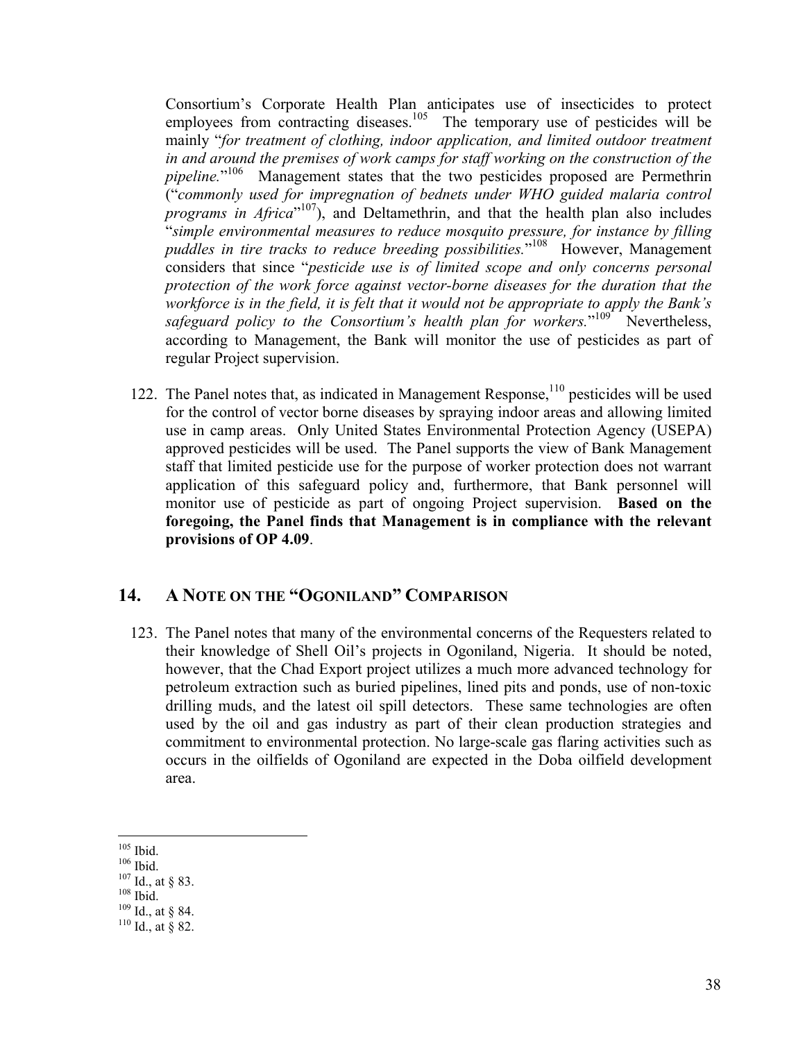Consortium's Corporate Health Plan anticipates use of insecticides to protect employees from contracting diseases.[105] The temporary use of pesticides will be mainly "*for treatment of clothing, indoor application, and limited outdoor treatment in and around the premises of work camps for staff working on the construction of the pipeline.*"[106] Management states that the two pesticides proposed are Permethrin ("*commonly used for impregnation of bednets under WHO guided malaria control programs in Africa*"[107]), and Deltamethrin, and that the health plan also includes "*simple environmental measures to reduce mosquito pressure, for instance by filling puddles in tire tracks to reduce breeding possibilities.*"[108] However, Management considers that since "*pesticide use is of limited scope and only concerns personal protection of the work force against vector-borne diseases for the duration that the workforce is in the field, it is felt that it would not be appropriate to apply the Bank's safeguard policy to the Consortium's health plan for workers.*"[109] Nevertheless, according to Management, the Bank will monitor the use of pesticides as part of regular Project supervision.

122. The Panel notes that, as indicated in Management Response,[110] pesticides will be used for the control of vector borne diseases by spraying indoor areas and allowing limited use in camp areas. Only United States Environmental Protection Agency (USEPA) approved pesticides will be used. The Panel supports the view of Bank Management staff that limited pesticide use for the purpose of worker protection does not warrant application of this safeguard policy and, furthermore, that Bank personnel will monitor use of pesticide as part of ongoing Project supervision. **Based on the foregoing, the Panel finds that Management is in compliance with the relevant provisions of OP 4.09**.

## 14. A Note on the "Ogoniland" Comparison

123. The Panel notes that many of the environmental concerns of the Requesters related to their knowledge of Shell Oil's projects in Ogoniland, Nigeria. It should be noted, however, that the Chad Export project utilizes a much more advanced technology for petroleum extraction such as buried pipelines, lined pits and ponds, use of non-toxic drilling muds, and the latest oil spill detectors. These same technologies are often used by the oil and gas industry as part of their clean production strategies and commitment to environmental protection. No large-scale gas flaring activities such as occurs in the oilfields of Ogoniland are expected in the Doba oilfield development area.

---

[105] Ibid.
[106] Ibid.
[107] Id., at § 83.
[108] Ibid.
[109] Id., at § 84.
[110] Id., at § 82.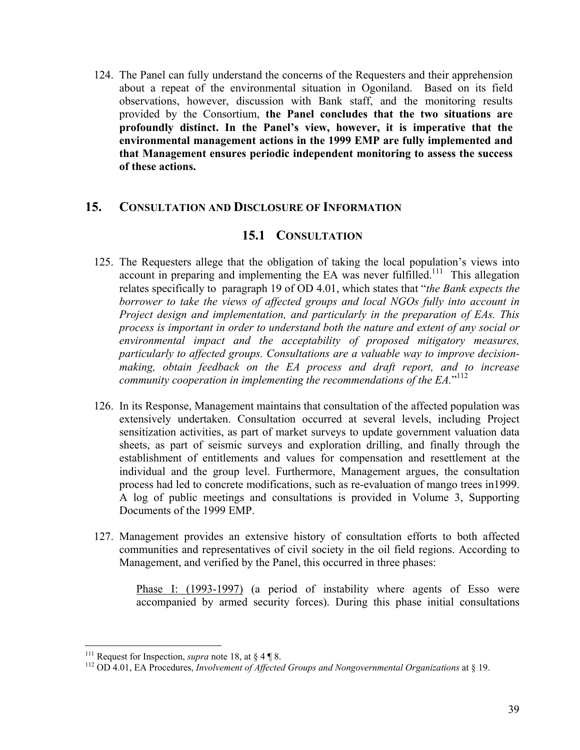124. The Panel can fully understand the concerns of the Requesters and their apprehension about a repeat of the environmental situation in Ogoniland. Based on its field observations, however, discussion with Bank staff, and the monitoring results provided by the Consortium, **the Panel concludes that the two situations are profoundly distinct. In the Panel's view, however, it is imperative that the environmental management actions in the 1999 EMP are fully implemented and that Management ensures periodic independent monitoring to assess the success of these actions.**

## 15. CONSULTATION AND DISCLOSURE OF INFORMATION

### 15.1 CONSULTATION

125. The Requesters allege that the obligation of taking the local population's views into account in preparing and implementing the EA was never fulfilled.[111] This allegation relates specifically to paragraph 19 of OD 4.01, which states that "*the Bank expects the borrower to take the views of affected groups and local NGOs fully into account in Project design and implementation, and particularly in the preparation of EAs. This process is important in order to understand both the nature and extent of any social or environmental impact and the acceptability of proposed mitigatory measures, particularly to affected groups. Consultations are a valuable way to improve decision-making, obtain feedback on the EA process and draft report, and to increase community cooperation in implementing the recommendations of the EA.*"[112]

126. In its Response, Management maintains that consultation of the affected population was extensively undertaken. Consultation occurred at several levels, including Project sensitization activities, as part of market surveys to update government valuation data sheets, as part of seismic surveys and exploration drilling, and finally through the establishment of entitlements and values for compensation and resettlement at the individual and the group level. Furthermore, Management argues, the consultation process had led to concrete modifications, such as re-evaluation of mango trees in1999. A log of public meetings and consultations is provided in Volume 3, Supporting Documents of the 1999 EMP.

127. Management provides an extensive history of consultation efforts to both affected communities and representatives of civil society in the oil field regions. According to Management, and verified by the Panel, this occurred in three phases:

    Phase I: (1993-1997) (a period of instability where agents of Esso were accompanied by armed security forces). During this phase initial consultations

---

[111] Request for Inspection, *supra* note 18, at § 4 ¶ 8.

[112] OD 4.01, EA Procedures, *Involvement of Affected Groups and Nongovernmental Organizations* at § 19.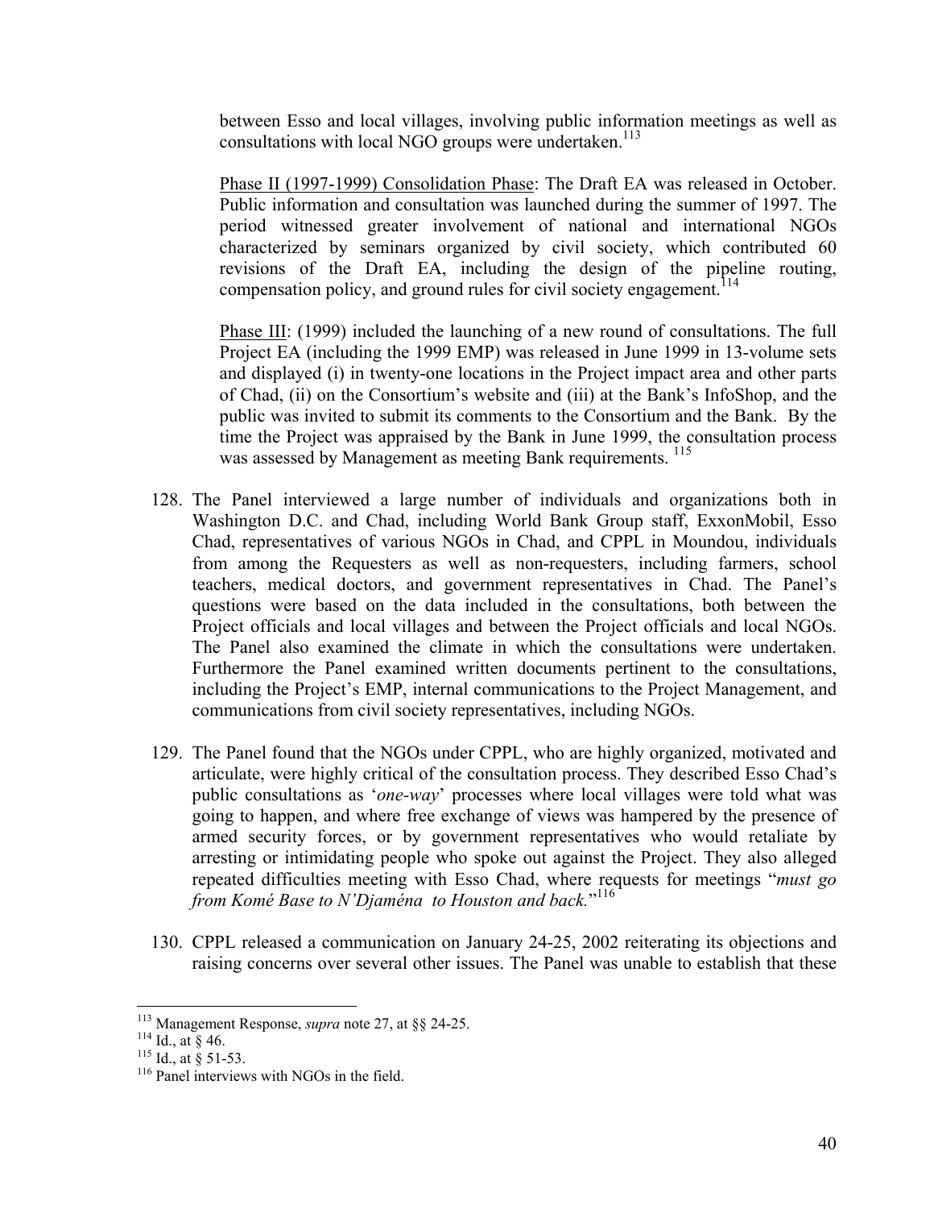between Esso and local villages, involving public information meetings as well as consultations with local NGO groups were undertaken.[113]

Phase II (1997-1999) Consolidation Phase: The Draft EA was released in October. Public information and consultation was launched during the summer of 1997. The period witnessed greater involvement of national and international NGOs characterized by seminars organized by civil society, which contributed 60 revisions of the Draft EA, including the design of the pipeline routing, compensation policy, and ground rules for civil society engagement.[114]

Phase III: (1999) included the launching of a new round of consultations. The full Project EA (including the 1999 EMP) was released in June 1999 in 13-volume sets and displayed (i) in twenty-one locations in the Project impact area and other parts of Chad, (ii) on the Consortium's website and (iii) at the Bank's InfoShop, and the public was invited to submit its comments to the Consortium and the Bank. By the time the Project was appraised by the Bank in June 1999, the consultation process was assessed by Management as meeting Bank requirements.[115]

128. The Panel interviewed a large number of individuals and organizations both in Washington D.C. and Chad, including World Bank Group staff, ExxonMobil, Esso Chad, representatives of various NGOs in Chad, and CPPL in Moundou, individuals from among the Requesters as well as non-requesters, including farmers, school teachers, medical doctors, and government representatives in Chad. The Panel's questions were based on the data included in the consultations, both between the Project officials and local villages and between the Project officials and local NGOs. The Panel also examined the climate in which the consultations were undertaken. Furthermore the Panel examined written documents pertinent to the consultations, including the Project's EMP, internal communications to the Project Management, and communications from civil society representatives, including NGOs.

129. The Panel found that the NGOs under CPPL, who are highly organized, motivated and articulate, were highly critical of the consultation process. They described Esso Chad's public consultations as '*one-way*' processes where local villages were told what was going to happen, and where free exchange of views was hampered by the presence of armed security forces, or by government representatives who would retaliate by arresting or intimidating people who spoke out against the Project. They also alleged repeated difficulties meeting with Esso Chad, where requests for meetings "*must go from Komé Base to N'Djaména to Houston and back.*"[116]

130. CPPL released a communication on January 24-25, 2002 reiterating its objections and raising concerns over several other issues. The Panel was unable to establish that these

---

[113] Management Response, *supra* note 27, at §§ 24-25.

[114] Id., at § 46.

[115] Id., at § 51-53.

[116] Panel interviews with NGOs in the field.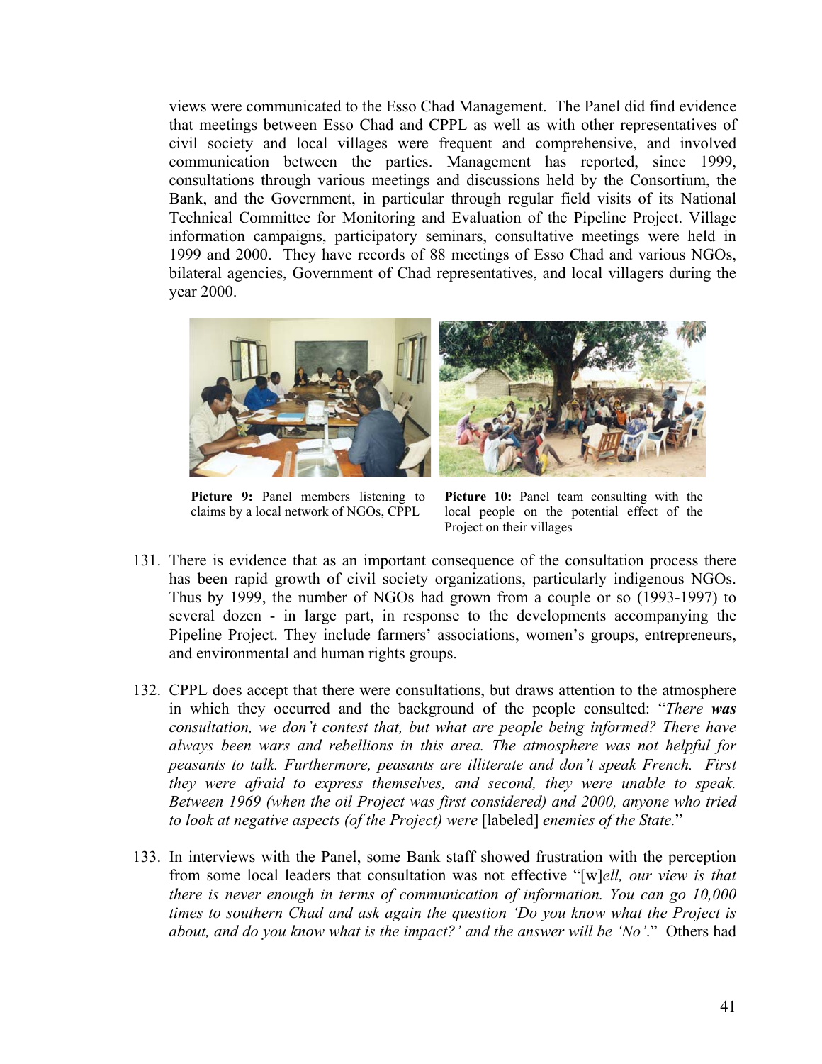views were communicated to the Esso Chad Management. The Panel did find evidence that meetings between Esso Chad and CPPL as well as with other representatives of civil society and local villages were frequent and comprehensive, and involved communication between the parties. Management has reported, since 1999, consultations through various meetings and discussions held by the Consortium, the Bank, and the Government, in particular through regular field visits of its National Technical Committee for Monitoring and Evaluation of the Pipeline Project. Village information campaigns, participatory seminars, consultative meetings were held in 1999 and 2000. They have records of 88 meetings of Esso Chad and various NGOs, bilateral agencies, Government of Chad representatives, and local villagers during the year 2000.

**Picture 9:** Panel members listening to claims by a local network of NGOs, CPPL

**Picture 10:** Panel team consulting with the local people on the potential effect of the Project on their villages

131. There is evidence that as an important consequence of the consultation process there has been rapid growth of civil society organizations, particularly indigenous NGOs. Thus by 1999, the number of NGOs had grown from a couple or so (1993-1997) to several dozen - in large part, in response to the developments accompanying the Pipeline Project. They include farmers' associations, women's groups, entrepreneurs, and environmental and human rights groups.

132. CPPL does accept that there were consultations, but draws attention to the atmosphere in which they occurred and the background of the people consulted: "*There **was** consultation, we don't contest that, but what are people being informed? There have always been wars and rebellions in this area. The atmosphere was not helpful for peasants to talk. Furthermore, peasants are illiterate and don't speak French. First they were afraid to express themselves, and second, they were unable to speak. Between 1969 (when the oil Project was first considered) and 2000, anyone who tried to look at negative aspects (of the Project) were* [labeled] *enemies of the State.*"

133. In interviews with the Panel, some Bank staff showed frustration with the perception from some local leaders that consultation was not effective "[w]*ell, our view is that there is never enough in terms of communication of information. You can go 10,000 times to southern Chad and ask again the question 'Do you know what the Project is about, and do you know what is the impact?' and the answer will be 'No'.*" Others had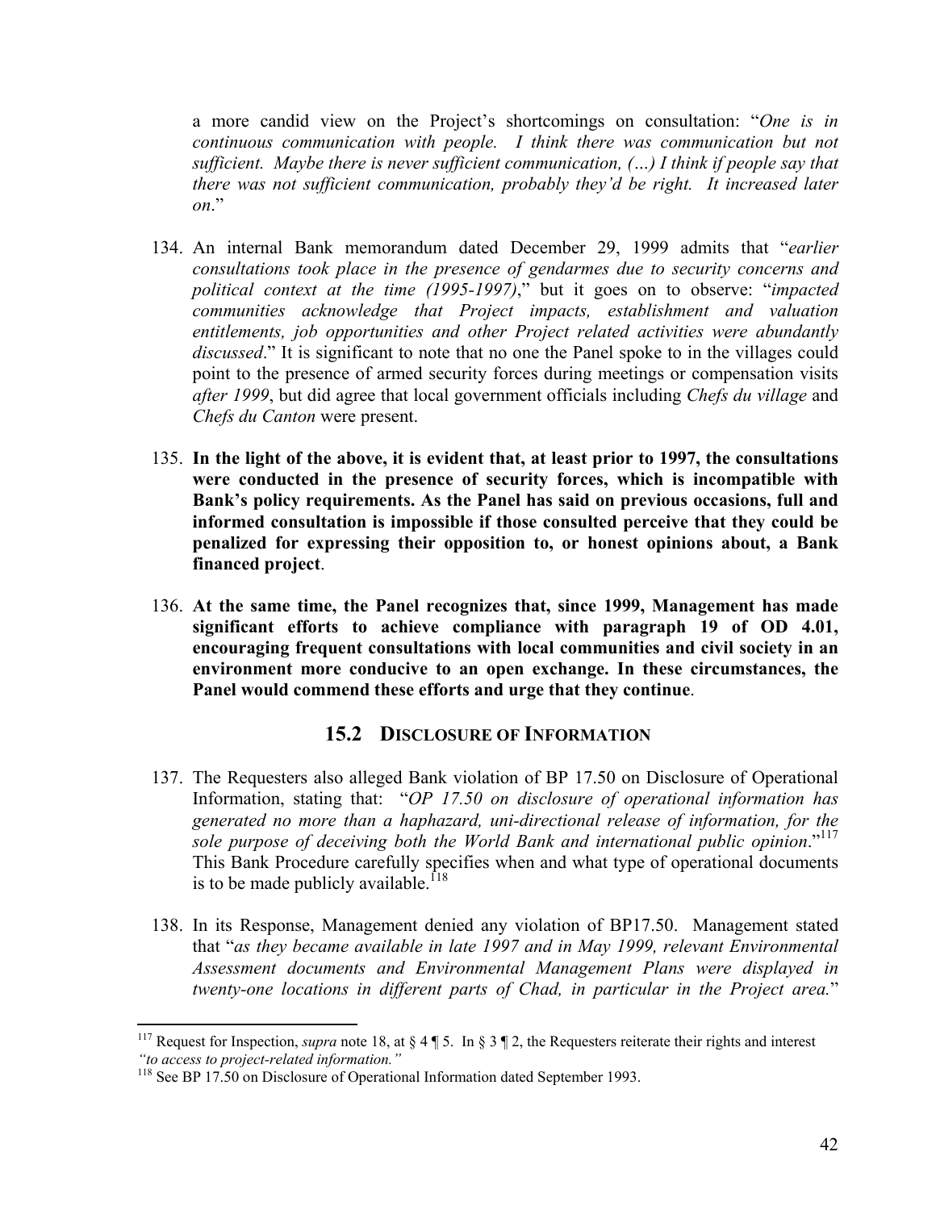a more candid view on the Project's shortcomings on consultation: "*One is in continuous communication with people. I think there was communication but not sufficient. Maybe there is never sufficient communication, (…) I think if people say that there was not sufficient communication, probably they'd be right. It increased later on*."

134. An internal Bank memorandum dated December 29, 1999 admits that "*earlier consultations took place in the presence of gendarmes due to security concerns and political context at the time (1995-1997)*," but it goes on to observe: "*impacted communities acknowledge that Project impacts, establishment and valuation entitlements, job opportunities and other Project related activities were abundantly discussed*." It is significant to note that no one the Panel spoke to in the villages could point to the presence of armed security forces during meetings or compensation visits *after 1999*, but did agree that local government officials including *Chefs du village* and *Chefs du Canton* were present.

135. **In the light of the above, it is evident that, at least prior to 1997, the consultations were conducted in the presence of security forces, which is incompatible with Bank's policy requirements. As the Panel has said on previous occasions, full and informed consultation is impossible if those consulted perceive that they could be penalized for expressing their opposition to, or honest opinions about, a Bank financed project**.

136. **At the same time, the Panel recognizes that, since 1999, Management has made significant efforts to achieve compliance with paragraph 19 of OD 4.01, encouraging frequent consultations with local communities and civil society in an environment more conducive to an open exchange. In these circumstances, the Panel would commend these efforts and urge that they continue**.

### 15.2 Disclosure of Information

137. The Requesters also alleged Bank violation of BP 17.50 on Disclosure of Operational Information, stating that: "*OP 17.50 on disclosure of operational information has generated no more than a haphazard, uni-directional release of information, for the sole purpose of deceiving both the World Bank and international public opinion*."[117] This Bank Procedure carefully specifies when and what type of operational documents is to be made publicly available.[118]

138. In its Response, Management denied any violation of BP17.50. Management stated that "*as they became available in late 1997 and in May 1999, relevant Environmental Assessment documents and Environmental Management Plans were displayed in twenty-one locations in different parts of Chad, in particular in the Project area.*"

---

[117] Request for Inspection, *supra* note 18, at § 4 ¶ 5. In § 3 ¶ 2, the Requesters reiterate their rights and interest *"to access to project-related information."*

[118] See BP 17.50 on Disclosure of Operational Information dated September 1993.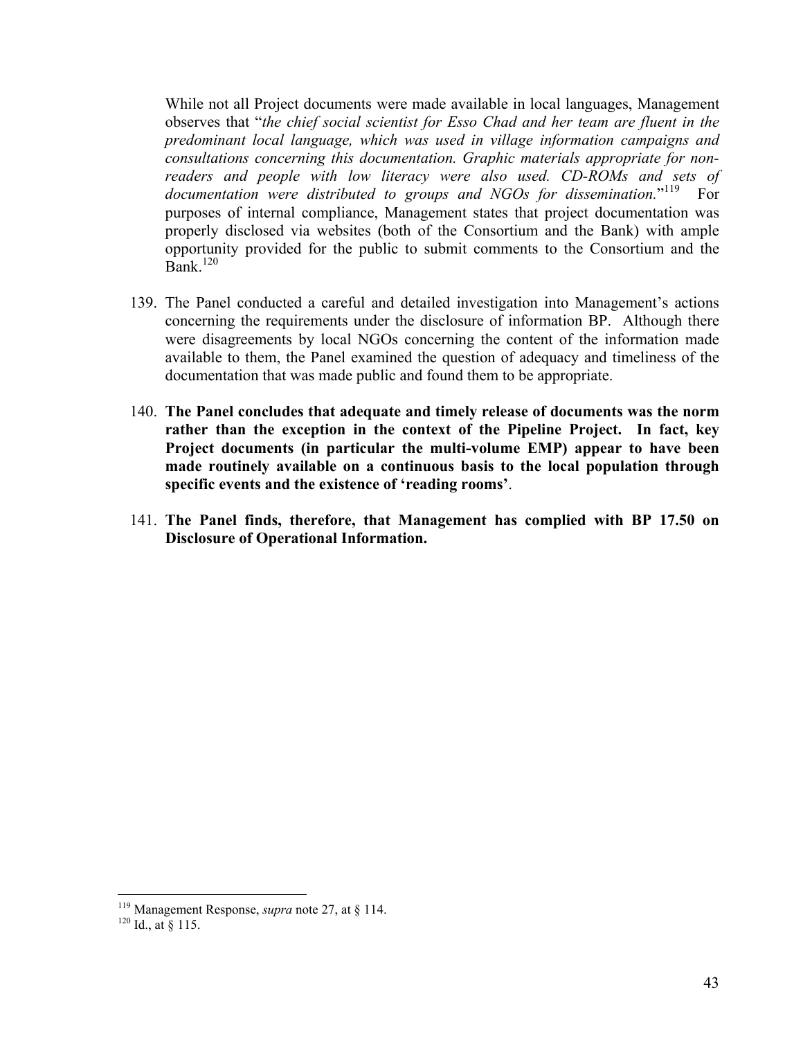While not all Project documents were made available in local languages, Management observes that "*the chief social scientist for Esso Chad and her team are fluent in the predominant local language, which was used in village information campaigns and consultations concerning this documentation. Graphic materials appropriate for non-readers and people with low literacy were also used. CD-ROMs and sets of documentation were distributed to groups and NGOs for dissemination.*"[119] For purposes of internal compliance, Management states that project documentation was properly disclosed via websites (both of the Consortium and the Bank) with ample opportunity provided for the public to submit comments to the Consortium and the Bank.[120]

139. The Panel conducted a careful and detailed investigation into Management's actions concerning the requirements under the disclosure of information BP. Although there were disagreements by local NGOs concerning the content of the information made available to them, the Panel examined the question of adequacy and timeliness of the documentation that was made public and found them to be appropriate.

140. **The Panel concludes that adequate and timely release of documents was the norm rather than the exception in the context of the Pipeline Project. In fact, key Project documents (in particular the multi-volume EMP) appear to have been made routinely available on a continuous basis to the local population through specific events and the existence of 'reading rooms'**.

141. **The Panel finds, therefore, that Management has complied with BP 17.50 on Disclosure of Operational Information.**

---

[119] Management Response, *supra* note 27, at § 114.

[120] Id., at § 115.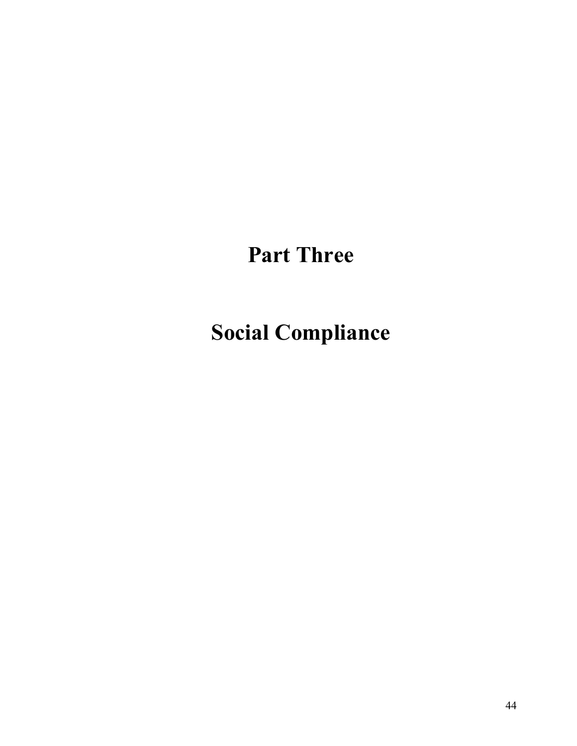# Part Three

# Social Compliance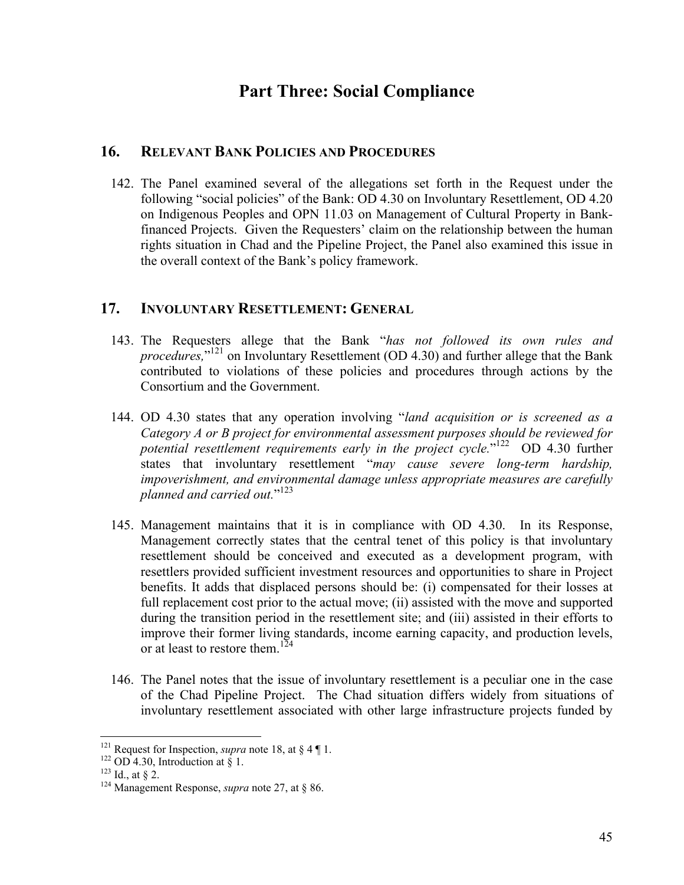# Part Three: Social Compliance

## 16. RELEVANT BANK POLICIES AND PROCEDURES

142. The Panel examined several of the allegations set forth in the Request under the following "social policies" of the Bank: OD 4.30 on Involuntary Resettlement, OD 4.20 on Indigenous Peoples and OPN 11.03 on Management of Cultural Property in Bank-financed Projects. Given the Requesters' claim on the relationship between the human rights situation in Chad and the Pipeline Project, the Panel also examined this issue in the overall context of the Bank's policy framework.

## 17. INVOLUNTARY RESETTLEMENT: GENERAL

143. The Requesters allege that the Bank "*has not followed its own rules and procedures,*"[121] on Involuntary Resettlement (OD 4.30) and further allege that the Bank contributed to violations of these policies and procedures through actions by the Consortium and the Government.

144. OD 4.30 states that any operation involving "*land acquisition or is screened as a Category A or B project for environmental assessment purposes should be reviewed for potential resettlement requirements early in the project cycle.*"[122] OD 4.30 further states that involuntary resettlement "*may cause severe long-term hardship, impoverishment, and environmental damage unless appropriate measures are carefully planned and carried out.*"[123]

145. Management maintains that it is in compliance with OD 4.30. In its Response, Management correctly states that the central tenet of this policy is that involuntary resettlement should be conceived and executed as a development program, with resettlers provided sufficient investment resources and opportunities to share in Project benefits. It adds that displaced persons should be: (i) compensated for their losses at full replacement cost prior to the actual move; (ii) assisted with the move and supported during the transition period in the resettlement site; and (iii) assisted in their efforts to improve their former living standards, income earning capacity, and production levels, or at least to restore them.[124]

146. The Panel notes that the issue of involuntary resettlement is a peculiar one in the case of the Chad Pipeline Project. The Chad situation differs widely from situations of involuntary resettlement associated with other large infrastructure projects funded by

---

[121] Request for Inspection, *supra* note 18, at § 4 ¶ 1.

[122] OD 4.30, Introduction at § 1.

[123] Id., at § 2.

[124] Management Response, *supra* note 27, at § 86.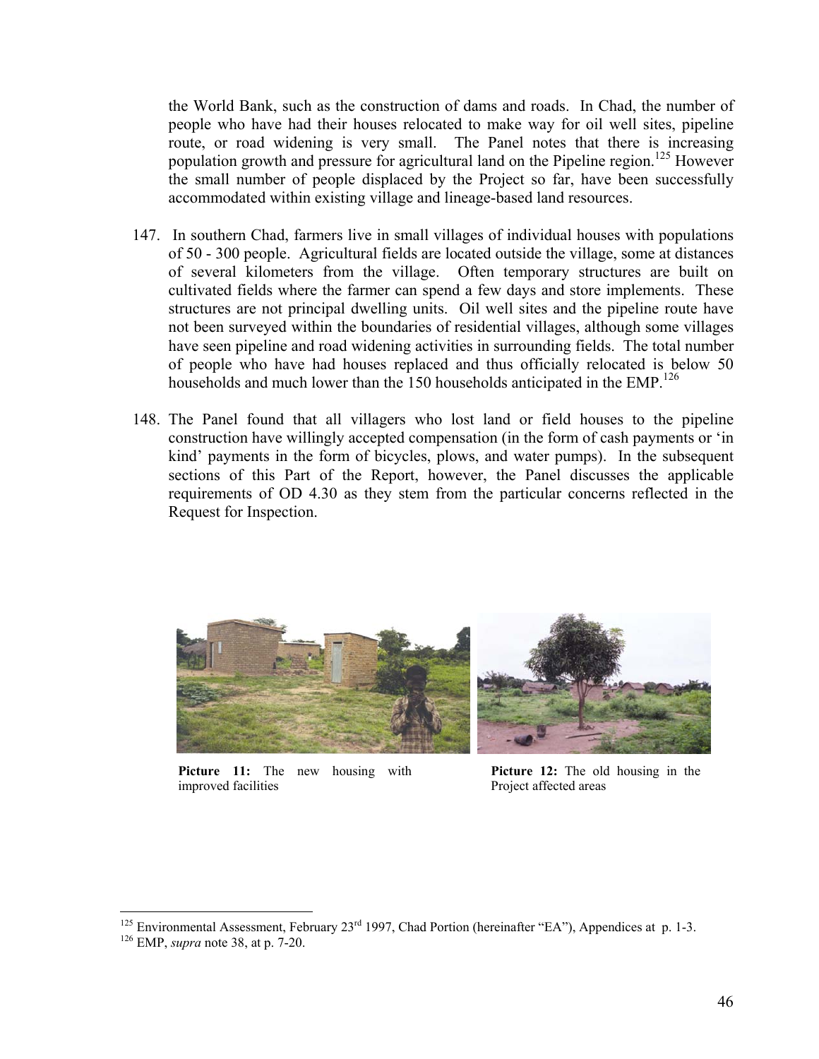the World Bank, such as the construction of dams and roads. In Chad, the number of people who have had their houses relocated to make way for oil well sites, pipeline route, or road widening is very small. The Panel notes that there is increasing population growth and pressure for agricultural land on the Pipeline region.[125] However the small number of people displaced by the Project so far, have been successfully accommodated within existing village and lineage-based land resources.

147. In southern Chad, farmers live in small villages of individual houses with populations of 50 - 300 people. Agricultural fields are located outside the village, some at distances of several kilometers from the village. Often temporary structures are built on cultivated fields where the farmer can spend a few days and store implements. These structures are not principal dwelling units. Oil well sites and the pipeline route have not been surveyed within the boundaries of residential villages, although some villages have seen pipeline and road widening activities in surrounding fields. The total number of people who have had houses replaced and thus officially relocated is below 50 households and much lower than the 150 households anticipated in the EMP.[126]

148. The Panel found that all villagers who lost land or field houses to the pipeline construction have willingly accepted compensation (in the form of cash payments or 'in kind' payments in the form of bicycles, plows, and water pumps). In the subsequent sections of this Part of the Report, however, the Panel discusses the applicable requirements of OD 4.30 as they stem from the particular concerns reflected in the Request for Inspection.

**Picture 11:** The new housing with improved facilities

**Picture 12:** The old housing in the Project affected areas

---

[125] Environmental Assessment, February 23rd 1997, Chad Portion (hereinafter "EA"), Appendices at p. 1-3.

[126] EMP, *supra* note 38, at p. 7-20.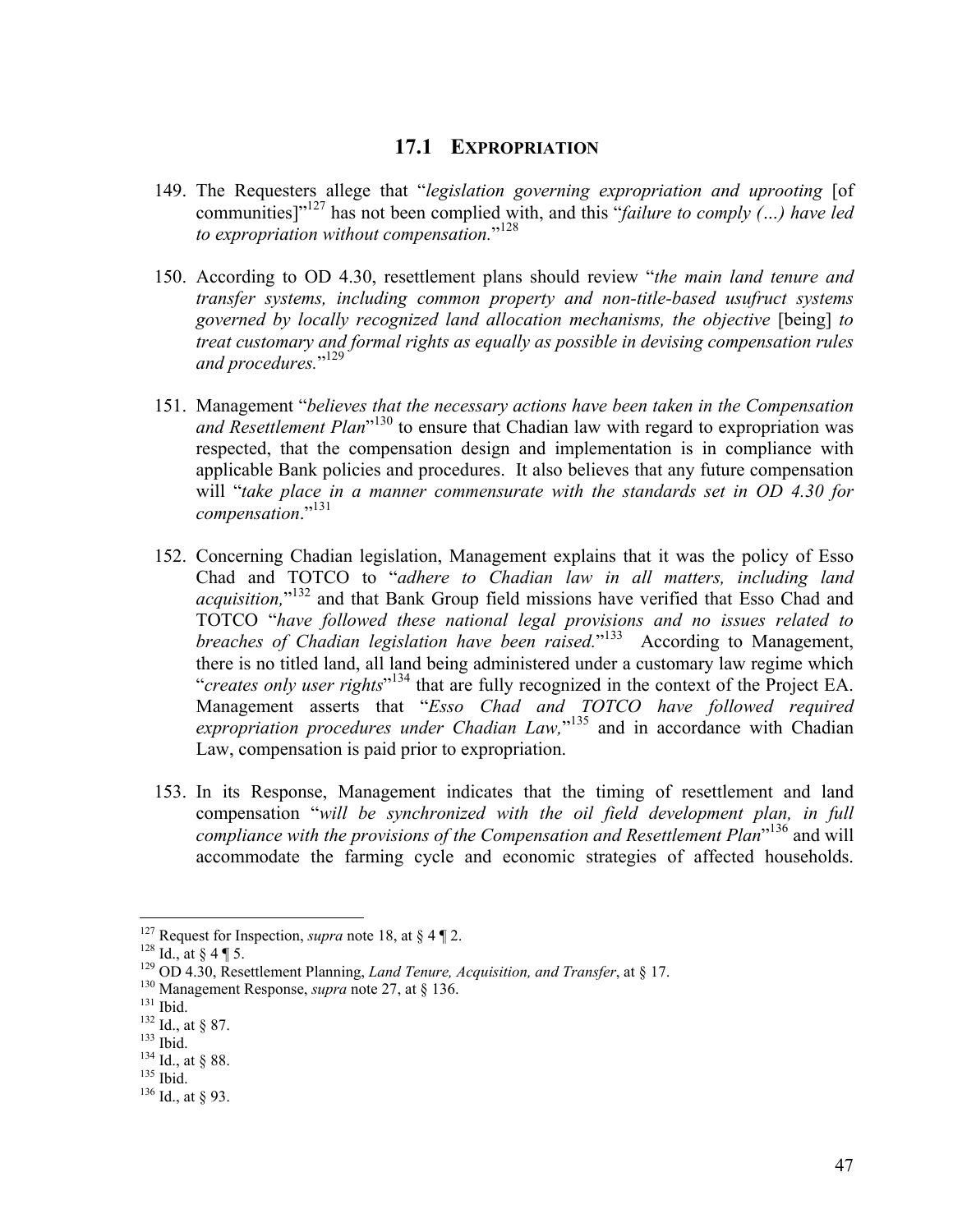### 17.1 EXPROPRIATION

149. The Requesters allege that "*legislation governing expropriation and uprooting* [of communities]"[127] has not been complied with, and this "*failure to comply (…) have led to expropriation without compensation.*"[128]

150. According to OD 4.30, resettlement plans should review "*the main land tenure and transfer systems, including common property and non-title-based usufruct systems governed by locally recognized land allocation mechanisms, the objective* [being] *to treat customary and formal rights as equally as possible in devising compensation rules and procedures.*"[129]

151. Management "*believes that the necessary actions have been taken in the Compensation and Resettlement Plan*"[130] to ensure that Chadian law with regard to expropriation was respected, that the compensation design and implementation is in compliance with applicable Bank policies and procedures. It also believes that any future compensation will "*take place in a manner commensurate with the standards set in OD 4.30 for compensation*."[131]

152. Concerning Chadian legislation, Management explains that it was the policy of Esso Chad and TOTCO to "*adhere to Chadian law in all matters, including land acquisition,*"[132] and that Bank Group field missions have verified that Esso Chad and TOTCO "*have followed these national legal provisions and no issues related to breaches of Chadian legislation have been raised.*"[133] According to Management, there is no titled land, all land being administered under a customary law regime which "*creates only user rights*"[134] that are fully recognized in the context of the Project EA. Management asserts that "*Esso Chad and TOTCO have followed required expropriation procedures under Chadian Law,*"[135] and in accordance with Chadian Law, compensation is paid prior to expropriation.

153. In its Response, Management indicates that the timing of resettlement and land compensation "*will be synchronized with the oil field development plan, in full compliance with the provisions of the Compensation and Resettlement Plan*"[136] and will accommodate the farming cycle and economic strategies of affected households.

---

[127] Request for Inspection, *supra* note 18, at § 4 ¶ 2.
[128] Id., at § 4 ¶ 5.
[129] OD 4.30, Resettlement Planning, *Land Tenure, Acquisition, and Transfer*, at § 17.
[130] Management Response, *supra* note 27, at § 136.
[131] Ibid.
[132] Id., at § 87.
[133] Ibid.
[134] Id., at § 88.
[135] Ibid.
[136] Id., at § 93.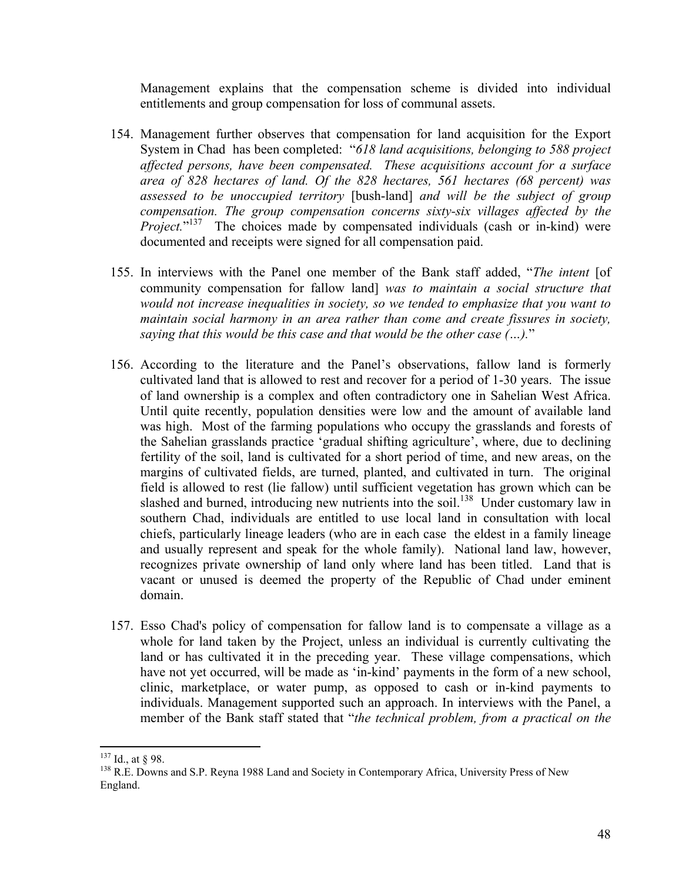Management explains that the compensation scheme is divided into individual entitlements and group compensation for loss of communal assets.

154. Management further observes that compensation for land acquisition for the Export System in Chad has been completed: "*618 land acquisitions, belonging to 588 project affected persons, have been compensated. These acquisitions account for a surface area of 828 hectares of land. Of the 828 hectares, 561 hectares (68 percent) was assessed to be unoccupied territory* [bush-land] *and will be the subject of group compensation. The group compensation concerns sixty-six villages affected by the Project.*"[137] The choices made by compensated individuals (cash or in-kind) were documented and receipts were signed for all compensation paid.

155. In interviews with the Panel one member of the Bank staff added, "*The intent* [of community compensation for fallow land] *was to maintain a social structure that would not increase inequalities in society, so we tended to emphasize that you want to maintain social harmony in an area rather than come and create fissures in society, saying that this would be this case and that would be the other case (…).*"

156. According to the literature and the Panel's observations, fallow land is formerly cultivated land that is allowed to rest and recover for a period of 1-30 years. The issue of land ownership is a complex and often contradictory one in Sahelian West Africa. Until quite recently, population densities were low and the amount of available land was high. Most of the farming populations who occupy the grasslands and forests of the Sahelian grasslands practice 'gradual shifting agriculture', where, due to declining fertility of the soil, land is cultivated for a short period of time, and new areas, on the margins of cultivated fields, are turned, planted, and cultivated in turn. The original field is allowed to rest (lie fallow) until sufficient vegetation has grown which can be slashed and burned, introducing new nutrients into the soil.[138] Under customary law in southern Chad, individuals are entitled to use local land in consultation with local chiefs, particularly lineage leaders (who are in each case the eldest in a family lineage and usually represent and speak for the whole family). National land law, however, recognizes private ownership of land only where land has been titled. Land that is vacant or unused is deemed the property of the Republic of Chad under eminent domain.

157. Esso Chad's policy of compensation for fallow land is to compensate a village as a whole for land taken by the Project, unless an individual is currently cultivating the land or has cultivated it in the preceding year. These village compensations, which have not yet occurred, will be made as 'in-kind' payments in the form of a new school, clinic, marketplace, or water pump, as opposed to cash or in-kind payments to individuals. Management supported such an approach. In interviews with the Panel, a member of the Bank staff stated that "*the technical problem, from a practical on the*

---

[137] Id., at § 98.

[138] R.E. Downs and S.P. Reyna 1988 Land and Society in Contemporary Africa, University Press of New England.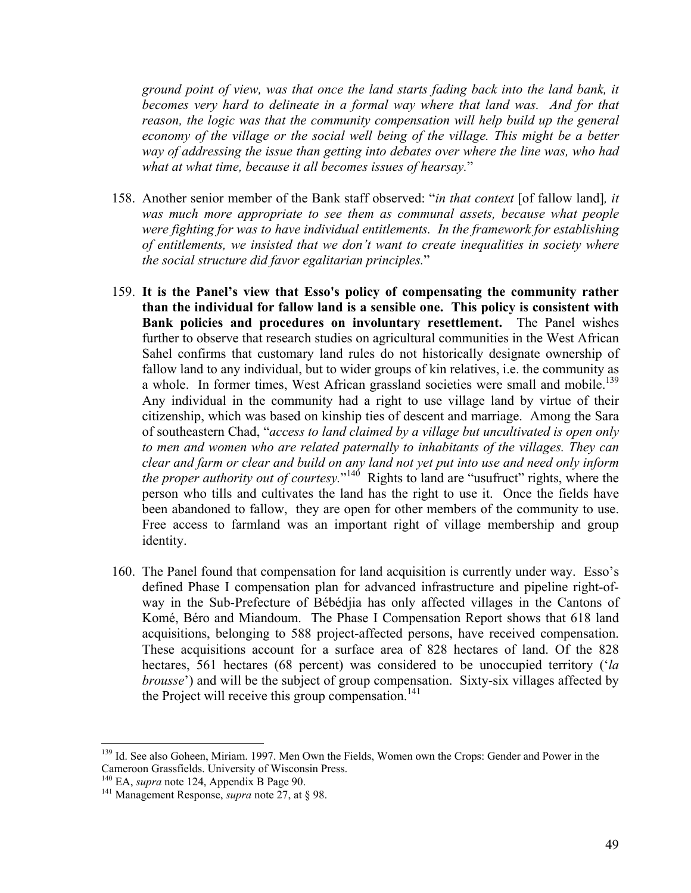*ground point of view, was that once the land starts fading back into the land bank, it becomes very hard to delineate in a formal way where that land was. And for that reason, the logic was that the community compensation will help build up the general economy of the village or the social well being of the village. This might be a better way of addressing the issue than getting into debates over where the line was, who had what at what time, because it all becomes issues of hearsay.*"

158. Another senior member of the Bank staff observed: "*in that context* [of fallow land]*, it was much more appropriate to see them as communal assets, because what people were fighting for was to have individual entitlements. In the framework for establishing of entitlements, we insisted that we don't want to create inequalities in society where the social structure did favor egalitarian principles.*"

159. **It is the Panel's view that Esso's policy of compensating the community rather than the individual for fallow land is a sensible one. This policy is consistent with Bank policies and procedures on involuntary resettlement.** The Panel wishes further to observe that research studies on agricultural communities in the West African Sahel confirms that customary land rules do not historically designate ownership of fallow land to any individual, but to wider groups of kin relatives, i.e. the community as a whole. In former times, West African grassland societies were small and mobile.[139] Any individual in the community had a right to use village land by virtue of their citizenship, which was based on kinship ties of descent and marriage. Among the Sara of southeastern Chad, "*access to land claimed by a village but uncultivated is open only to men and women who are related paternally to inhabitants of the villages. They can clear and farm or clear and build on any land not yet put into use and need only inform the proper authority out of courtesy.*"[140] Rights to land are "usufruct" rights, where the person who tills and cultivates the land has the right to use it. Once the fields have been abandoned to fallow, they are open for other members of the community to use. Free access to farmland was an important right of village membership and group identity.

160. The Panel found that compensation for land acquisition is currently under way. Esso's defined Phase I compensation plan for advanced infrastructure and pipeline right-of-way in the Sub-Prefecture of Bébédjia has only affected villages in the Cantons of Komé, Béro and Miandoum. The Phase I Compensation Report shows that 618 land acquisitions, belonging to 588 project-affected persons, have received compensation. These acquisitions account for a surface area of 828 hectares of land. Of the 828 hectares, 561 hectares (68 percent) was considered to be unoccupied territory ('*la brousse*') and will be the subject of group compensation. Sixty-six villages affected by the Project will receive this group compensation.[141]

---

[139] Id. See also Goheen, Miriam. 1997. Men Own the Fields, Women own the Crops: Gender and Power in the Cameroon Grassfields. University of Wisconsin Press.

[140] EA, *supra* note 124, Appendix B Page 90.

[141] Management Response, *supra* note 27, at § 98.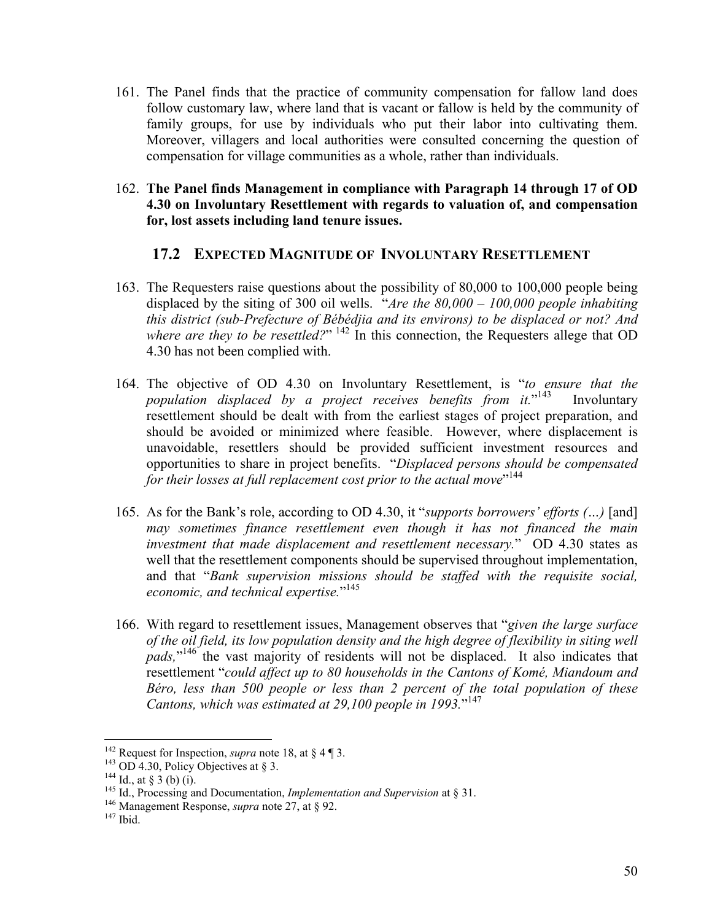161. The Panel finds that the practice of community compensation for fallow land does follow customary law, where land that is vacant or fallow is held by the community of family groups, for use by individuals who put their labor into cultivating them. Moreover, villagers and local authorities were consulted concerning the question of compensation for village communities as a whole, rather than individuals.

162. **The Panel finds Management in compliance with Paragraph 14 through 17 of OD 4.30 on Involuntary Resettlement with regards to valuation of, and compensation for, lost assets including land tenure issues.**

### 17.2 EXPECTED MAGNITUDE OF INVOLUNTARY RESETTLEMENT

163. The Requesters raise questions about the possibility of 80,000 to 100,000 people being displaced by the siting of 300 oil wells. "*Are the 80,000 – 100,000 people inhabiting this district (sub-Prefecture of Bébédjia and its environs) to be displaced or not? And where are they to be resettled?*" [142] In this connection, the Requesters allege that OD 4.30 has not been complied with.

164. The objective of OD 4.30 on Involuntary Resettlement, is "*to ensure that the population displaced by a project receives benefits from it.*"[143] Involuntary resettlement should be dealt with from the earliest stages of project preparation, and should be avoided or minimized where feasible. However, where displacement is unavoidable, resettlers should be provided sufficient investment resources and opportunities to share in project benefits. "*Displaced persons should be compensated for their losses at full replacement cost prior to the actual move*"[144]

165. As for the Bank's role, according to OD 4.30, it "*supports borrowers' efforts (…)* [and] *may sometimes finance resettlement even though it has not financed the main investment that made displacement and resettlement necessary.*" OD 4.30 states as well that the resettlement components should be supervised throughout implementation, and that "*Bank supervision missions should be staffed with the requisite social, economic, and technical expertise.*"[145]

166. With regard to resettlement issues, Management observes that "*given the large surface of the oil field, its low population density and the high degree of flexibility in siting well pads,*"[146] the vast majority of residents will not be displaced. It also indicates that resettlement "*could affect up to 80 households in the Cantons of Komé, Miandoum and Béro, less than 500 people or less than 2 percent of the total population of these Cantons, which was estimated at 29,100 people in 1993.*"[147]

---

[142] Request for Inspection, *supra* note 18, at § 4 ¶ 3.
[143] OD 4.30, Policy Objectives at § 3.
[144] Id., at § 3 (b) (i).
[145] Id., Processing and Documentation, *Implementation and Supervision* at § 31.
[146] Management Response, *supra* note 27, at § 92.
[147] Ibid.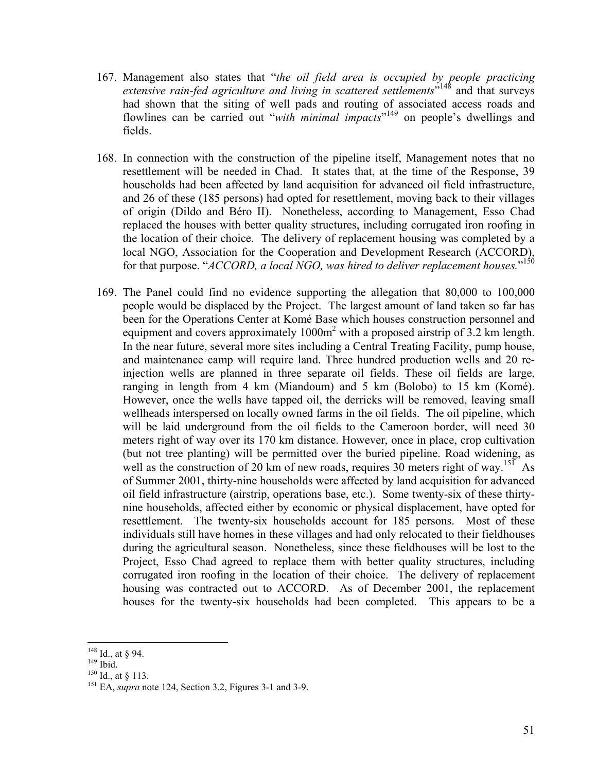167. Management also states that "*the oil field area is occupied by people practicing extensive rain-fed agriculture and living in scattered settlements*"[148] and that surveys had shown that the siting of well pads and routing of associated access roads and flowlines can be carried out "*with minimal impacts*"[149] on people's dwellings and fields.

168. In connection with the construction of the pipeline itself, Management notes that no resettlement will be needed in Chad. It states that, at the time of the Response, 39 households had been affected by land acquisition for advanced oil field infrastructure, and 26 of these (185 persons) had opted for resettlement, moving back to their villages of origin (Dildo and Béro II). Nonetheless, according to Management, Esso Chad replaced the houses with better quality structures, including corrugated iron roofing in the location of their choice. The delivery of replacement housing was completed by a local NGO, Association for the Cooperation and Development Research (ACCORD), for that purpose. "*ACCORD, a local NGO, was hired to deliver replacement houses.*"[150]

169. The Panel could find no evidence supporting the allegation that 80,000 to 100,000 people would be displaced by the Project. The largest amount of land taken so far has been for the Operations Center at Komé Base which houses construction personnel and equipment and covers approximately 1000m$^2$ with a proposed airstrip of 3.2 km length. In the near future, several more sites including a Central Treating Facility, pump house, and maintenance camp will require land. Three hundred production wells and 20 re-injection wells are planned in three separate oil fields. These oil fields are large, ranging in length from 4 km (Miandoum) and 5 km (Bolobo) to 15 km (Komé). However, once the wells have tapped oil, the derricks will be removed, leaving small wellheads interspersed on locally owned farms in the oil fields. The oil pipeline, which will be laid underground from the oil fields to the Cameroon border, will need 30 meters right of way over its 170 km distance. However, once in place, crop cultivation (but not tree planting) will be permitted over the buried pipeline. Road widening, as well as the construction of 20 km of new roads, requires 30 meters right of way.[151] As of Summer 2001, thirty-nine households were affected by land acquisition for advanced oil field infrastructure (airstrip, operations base, etc.). Some twenty-six of these thirty-nine households, affected either by economic or physical displacement, have opted for resettlement. The twenty-six households account for 185 persons. Most of these individuals still have homes in these villages and had only relocated to their fieldhouses during the agricultural season. Nonetheless, since these fieldhouses will be lost to the Project, Esso Chad agreed to replace them with better quality structures, including corrugated iron roofing in the location of their choice. The delivery of replacement housing was contracted out to ACCORD. As of December 2001, the replacement houses for the twenty-six households had been completed. This appears to be a

---

[148] Id., at § 94.

[149] Ibid.

[150] Id., at § 113.

[151] EA, *supra* note 124, Section 3.2, Figures 3-1 and 3-9.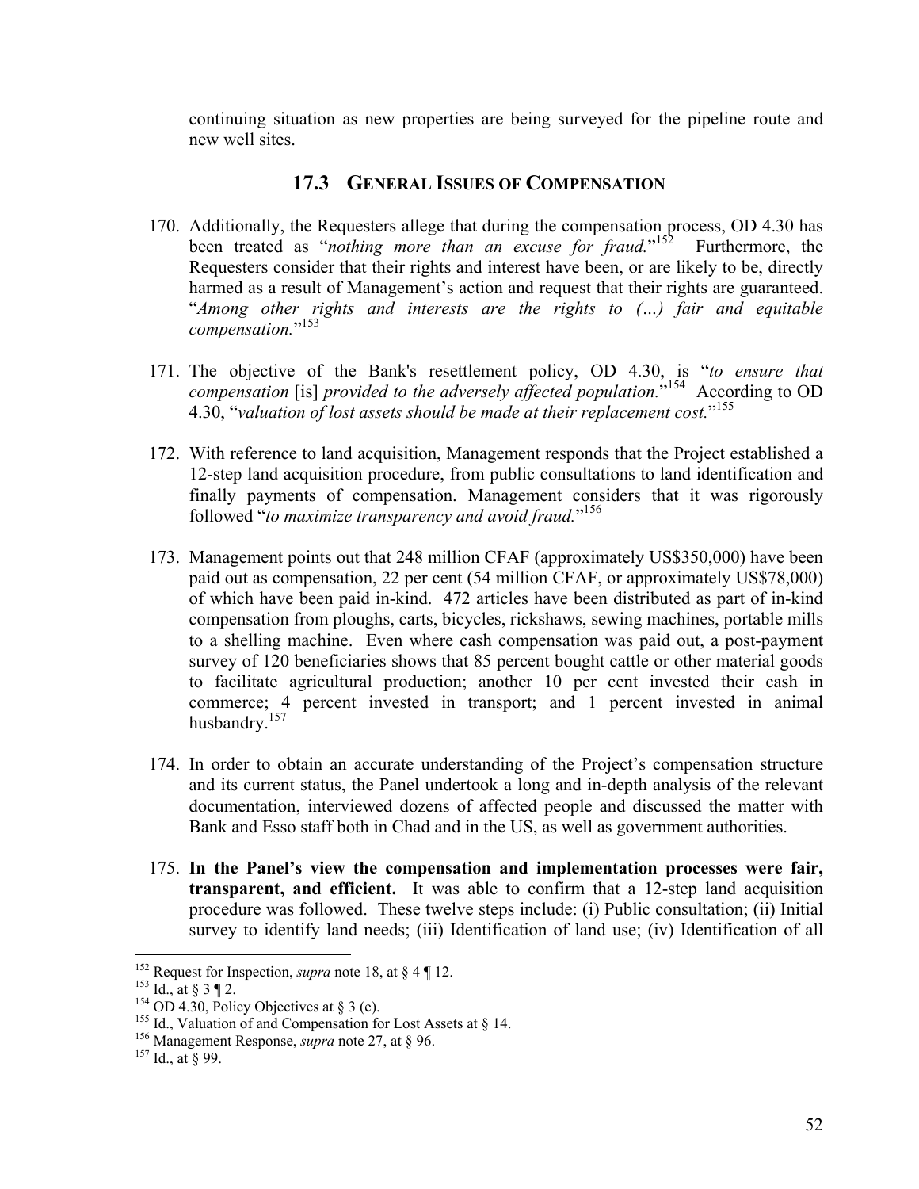continuing situation as new properties are being surveyed for the pipeline route and new well sites.

### 17.3 GENERAL ISSUES OF COMPENSATION

170. Additionally, the Requesters allege that during the compensation process, OD 4.30 has been treated as "*nothing more than an excuse for fraud.*"[152] Furthermore, the Requesters consider that their rights and interest have been, or are likely to be, directly harmed as a result of Management's action and request that their rights are guaranteed. "*Among other rights and interests are the rights to (…) fair and equitable compensation.*"[153]

171. The objective of the Bank's resettlement policy, OD 4.30, is "*to ensure that compensation* [is] *provided to the adversely affected population.*"[154] According to OD 4.30, "*valuation of lost assets should be made at their replacement cost.*"[155]

172. With reference to land acquisition, Management responds that the Project established a 12-step land acquisition procedure, from public consultations to land identification and finally payments of compensation. Management considers that it was rigorously followed "*to maximize transparency and avoid fraud.*"[156]

173. Management points out that 248 million CFAF (approximately US$350,000) have been paid out as compensation, 22 per cent (54 million CFAF, or approximately US$78,000) of which have been paid in-kind. 472 articles have been distributed as part of in-kind compensation from ploughs, carts, bicycles, rickshaws, sewing machines, portable mills to a shelling machine. Even where cash compensation was paid out, a post-payment survey of 120 beneficiaries shows that 85 percent bought cattle or other material goods to facilitate agricultural production; another 10 per cent invested their cash in commerce; 4 percent invested in transport; and 1 percent invested in animal husbandry.[157]

174. In order to obtain an accurate understanding of the Project's compensation structure and its current status, the Panel undertook a long and in-depth analysis of the relevant documentation, interviewed dozens of affected people and discussed the matter with Bank and Esso staff both in Chad and in the US, as well as government authorities.

175. **In the Panel's view the compensation and implementation processes were fair, transparent, and efficient.** It was able to confirm that a 12-step land acquisition procedure was followed. These twelve steps include: (i) Public consultation; (ii) Initial survey to identify land needs; (iii) Identification of land use; (iv) Identification of all

---

[152] Request for Inspection, *supra* note 18, at § 4 ¶ 12.
[153] Id., at § 3 ¶ 2.
[154] OD 4.30, Policy Objectives at § 3 (e).
[155] Id., Valuation of and Compensation for Lost Assets at § 14.
[156] Management Response, *supra* note 27, at § 96.
[157] Id., at § 99.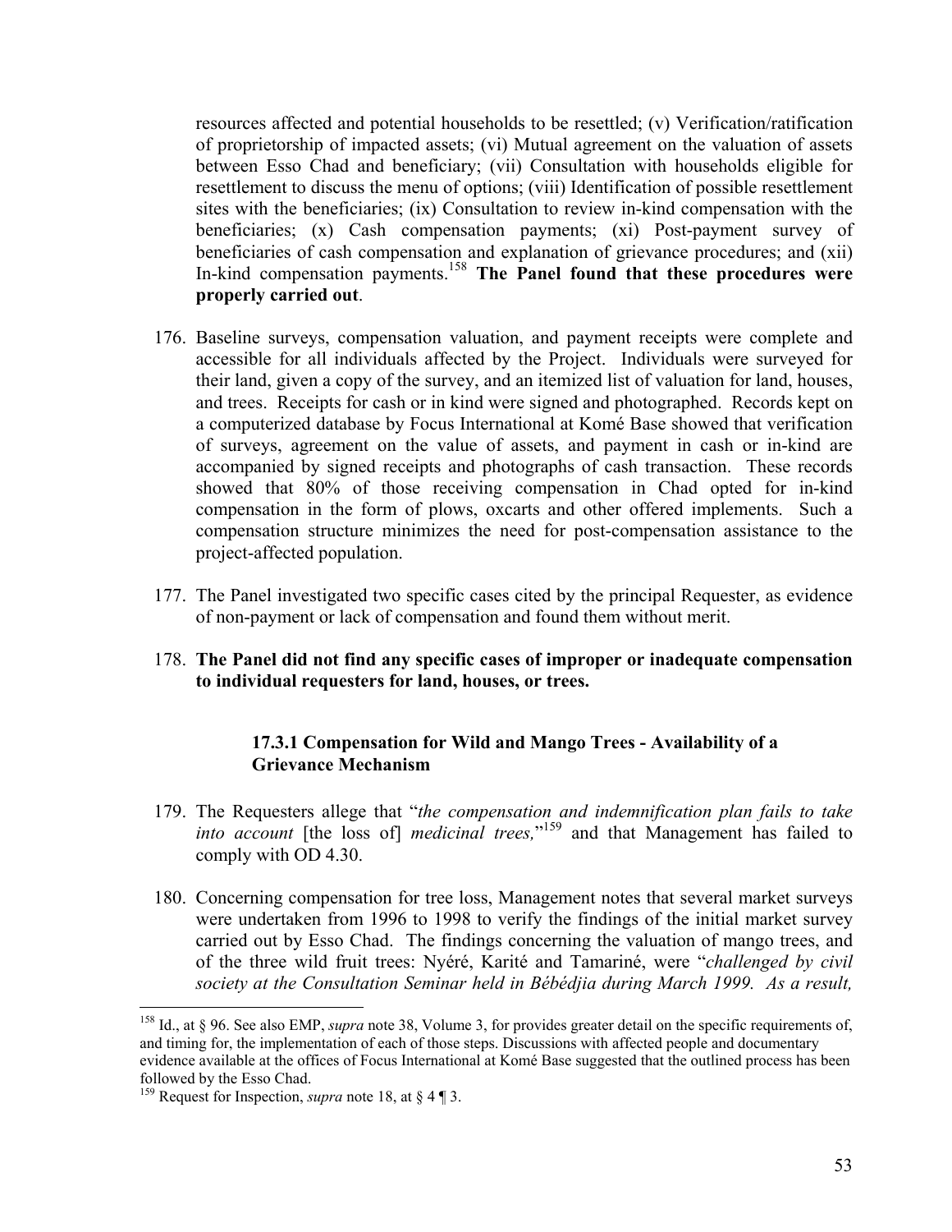resources affected and potential households to be resettled; (v) Verification/ratification of proprietorship of impacted assets; (vi) Mutual agreement on the valuation of assets between Esso Chad and beneficiary; (vii) Consultation with households eligible for resettlement to discuss the menu of options; (viii) Identification of possible resettlement sites with the beneficiaries; (ix) Consultation to review in-kind compensation with the beneficiaries; (x) Cash compensation payments; (xi) Post-payment survey of beneficiaries of cash compensation and explanation of grievance procedures; and (xii) In-kind compensation payments.[158] **The Panel found that these procedures were properly carried out**.

176. Baseline surveys, compensation valuation, and payment receipts were complete and accessible for all individuals affected by the Project. Individuals were surveyed for their land, given a copy of the survey, and an itemized list of valuation for land, houses, and trees. Receipts for cash or in kind were signed and photographed. Records kept on a computerized database by Focus International at Komé Base showed that verification of surveys, agreement on the value of assets, and payment in cash or in-kind are accompanied by signed receipts and photographs of cash transaction. These records showed that 80% of those receiving compensation in Chad opted for in-kind compensation in the form of plows, oxcarts and other offered implements. Such a compensation structure minimizes the need for post-compensation assistance to the project-affected population.

177. The Panel investigated two specific cases cited by the principal Requester, as evidence of non-payment or lack of compensation and found them without merit.

178. **The Panel did not find any specific cases of improper or inadequate compensation to individual requesters for land, houses, or trees.**

### 17.3.1 Compensation for Wild and Mango Trees - Availability of a Grievance Mechanism

179. The Requesters allege that "*the compensation and indemnification plan fails to take into account* [the loss of] *medicinal trees,*"[159] and that Management has failed to comply with OD 4.30.

180. Concerning compensation for tree loss, Management notes that several market surveys were undertaken from 1996 to 1998 to verify the findings of the initial market survey carried out by Esso Chad. The findings concerning the valuation of mango trees, and of the three wild fruit trees: Nyéré, Karité and Tamariné, were "*challenged by civil society at the Consultation Seminar held in Bébédjia during March 1999. As a result,*

---

[158] Id., at § 96. See also EMP, *supra* note 38, Volume 3, for provides greater detail on the specific requirements of, and timing for, the implementation of each of those steps. Discussions with affected people and documentary evidence available at the offices of Focus International at Komé Base suggested that the outlined process has been followed by the Esso Chad.

[159] Request for Inspection, *supra* note 18, at § 4 ¶ 3.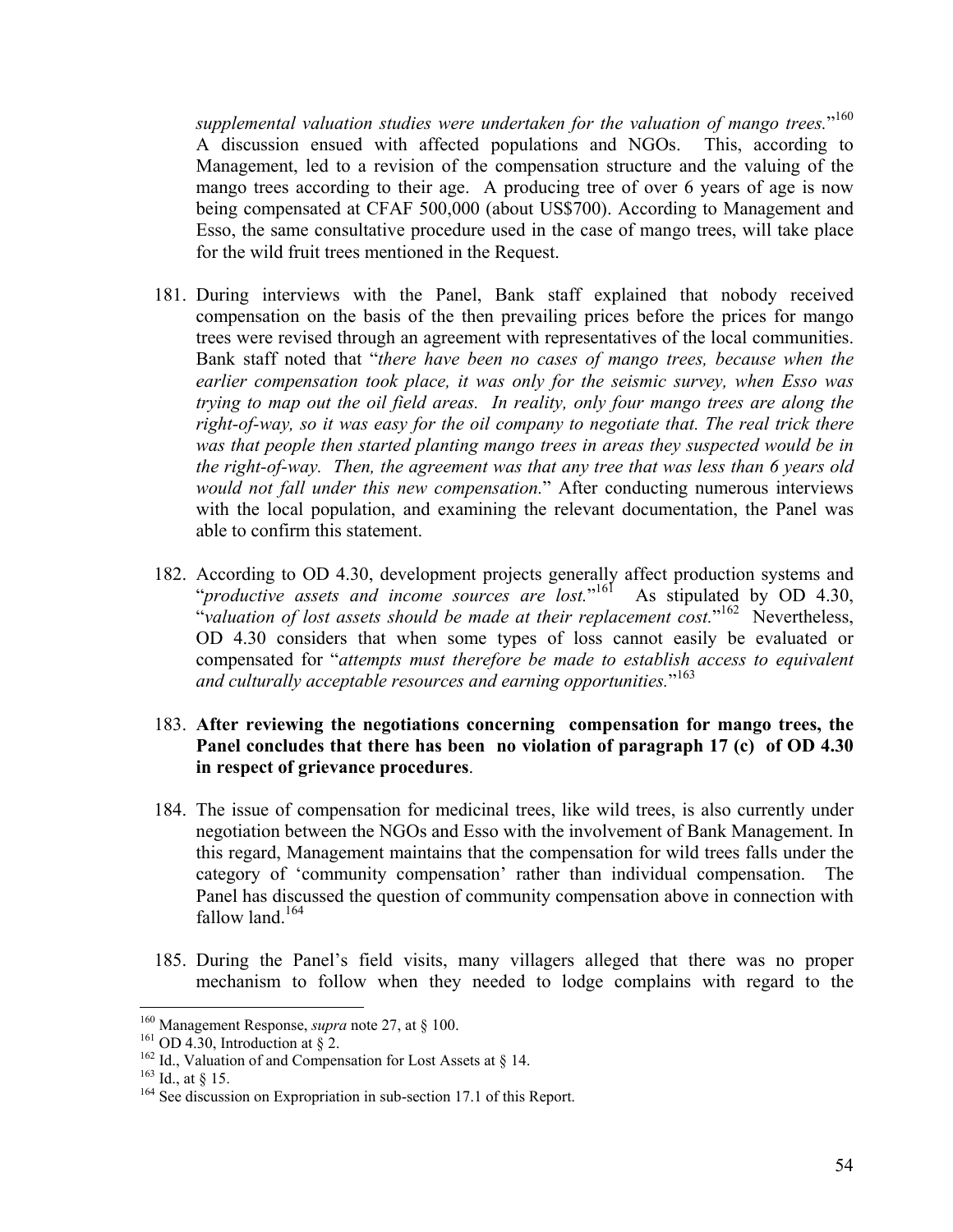*supplemental valuation studies were undertaken for the valuation of mango trees.*"[160] A discussion ensued with affected populations and NGOs. This, according to Management, led to a revision of the compensation structure and the valuing of the mango trees according to their age. A producing tree of over 6 years of age is now being compensated at CFAF 500,000 (about US$700). According to Management and Esso, the same consultative procedure used in the case of mango trees, will take place for the wild fruit trees mentioned in the Request.

181. During interviews with the Panel, Bank staff explained that nobody received compensation on the basis of the then prevailing prices before the prices for mango trees were revised through an agreement with representatives of the local communities. Bank staff noted that "*there have been no cases of mango trees, because when the earlier compensation took place, it was only for the seismic survey, when Esso was trying to map out the oil field areas. In reality, only four mango trees are along the right-of-way, so it was easy for the oil company to negotiate that. The real trick there was that people then started planting mango trees in areas they suspected would be in the right-of-way. Then, the agreement was that any tree that was less than 6 years old would not fall under this new compensation.*" After conducting numerous interviews with the local population, and examining the relevant documentation, the Panel was able to confirm this statement.

182. According to OD 4.30, development projects generally affect production systems and "*productive assets and income sources are lost.*"[161] As stipulated by OD 4.30, "*valuation of lost assets should be made at their replacement cost.*"[162] Nevertheless, OD 4.30 considers that when some types of loss cannot easily be evaluated or compensated for "*attempts must therefore be made to establish access to equivalent and culturally acceptable resources and earning opportunities.*"[163]

183. **After reviewing the negotiations concerning compensation for mango trees, the Panel concludes that there has been no violation of paragraph 17 (c) of OD 4.30 in respect of grievance procedures**.

184. The issue of compensation for medicinal trees, like wild trees, is also currently under negotiation between the NGOs and Esso with the involvement of Bank Management. In this regard, Management maintains that the compensation for wild trees falls under the category of 'community compensation' rather than individual compensation. The Panel has discussed the question of community compensation above in connection with fallow land.[164]

185. During the Panel's field visits, many villagers alleged that there was no proper mechanism to follow when they needed to lodge complains with regard to the

---

[160] Management Response, *supra* note 27, at § 100.

[161] OD 4.30, Introduction at § 2.

[162] Id., Valuation of and Compensation for Lost Assets at § 14.

[163] Id., at § 15.

[164] See discussion on Expropriation in sub-section 17.1 of this Report.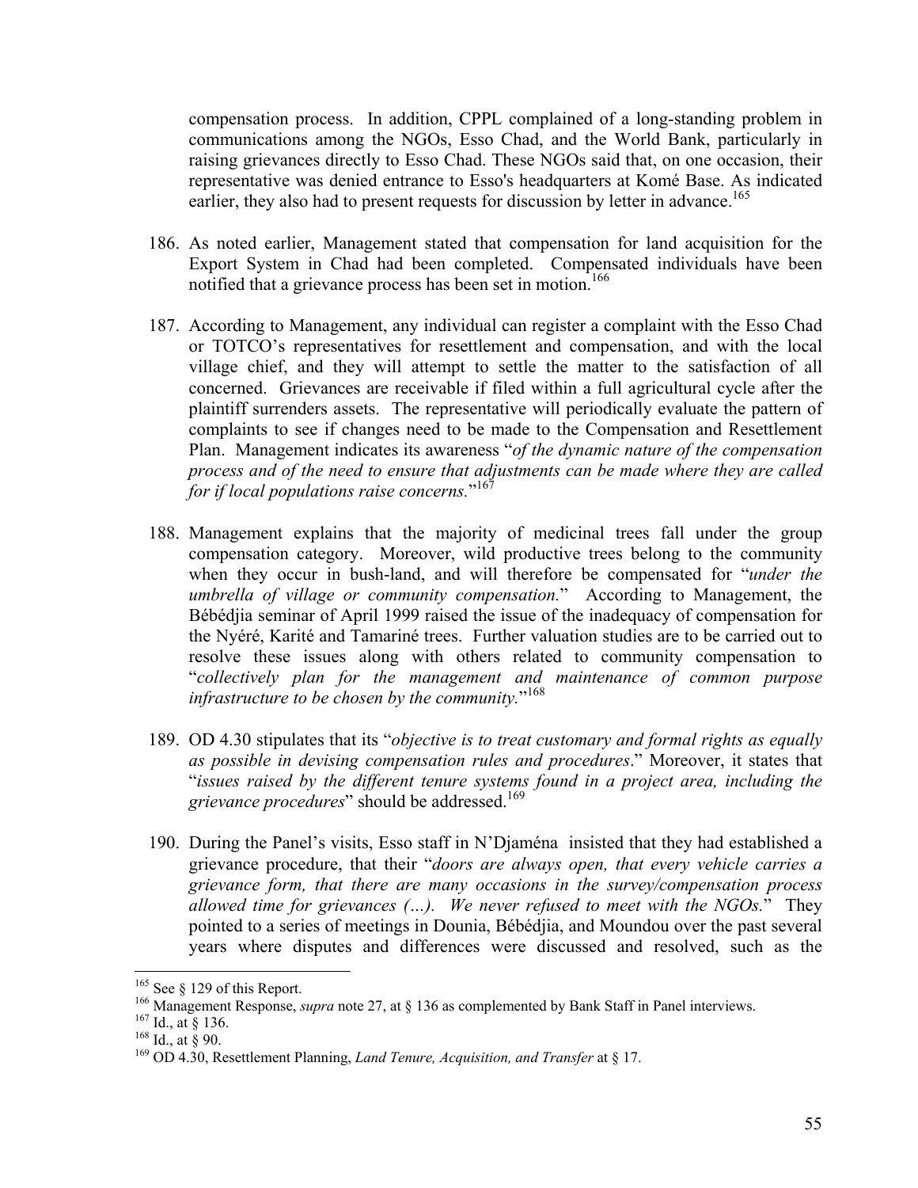compensation process. In addition, CPPL complained of a long-standing problem in communications among the NGOs, Esso Chad, and the World Bank, particularly in raising grievances directly to Esso Chad. These NGOs said that, on one occasion, their representative was denied entrance to Esso's headquarters at Komé Base. As indicated earlier, they also had to present requests for discussion by letter in advance.[165]

186. As noted earlier, Management stated that compensation for land acquisition for the Export System in Chad had been completed. Compensated individuals have been notified that a grievance process has been set in motion.[166]

187. According to Management, any individual can register a complaint with the Esso Chad or TOTCO's representatives for resettlement and compensation, and with the local village chief, and they will attempt to settle the matter to the satisfaction of all concerned. Grievances are receivable if filed within a full agricultural cycle after the plaintiff surrenders assets. The representative will periodically evaluate the pattern of complaints to see if changes need to be made to the Compensation and Resettlement Plan. Management indicates its awareness "*of the dynamic nature of the compensation process and of the need to ensure that adjustments can be made where they are called for if local populations raise concerns.*"[167]

188. Management explains that the majority of medicinal trees fall under the group compensation category. Moreover, wild productive trees belong to the community when they occur in bush-land, and will therefore be compensated for "*under the umbrella of village or community compensation.*" According to Management, the Bébédjia seminar of April 1999 raised the issue of the inadequacy of compensation for the Nyéré, Karité and Tamariné trees. Further valuation studies are to be carried out to resolve these issues along with others related to community compensation to "*collectively plan for the management and maintenance of common purpose infrastructure to be chosen by the community.*"[168]

189. OD 4.30 stipulates that its "*objective is to treat customary and formal rights as equally as possible in devising compensation rules and procedures*." Moreover, it states that "*issues raised by the different tenure systems found in a project area, including the grievance procedures*" should be addressed.[169]

190. During the Panel's visits, Esso staff in N'Djaména insisted that they had established a grievance procedure, that their "*doors are always open, that every vehicle carries a grievance form, that there are many occasions in the survey/compensation process allowed time for grievances (…). We never refused to meet with the NGOs.*" They pointed to a series of meetings in Dounia, Bébédjia, and Moundou over the past several years where disputes and differences were discussed and resolved, such as the

---

[165] See § 129 of this Report.

[166] Management Response, *supra* note 27, at § 136 as complemented by Bank Staff in Panel interviews.

[167] Id., at § 136.

[168] Id., at § 90.

[169] OD 4.30, Resettlement Planning, *Land Tenure, Acquisition, and Transfer* at § 17.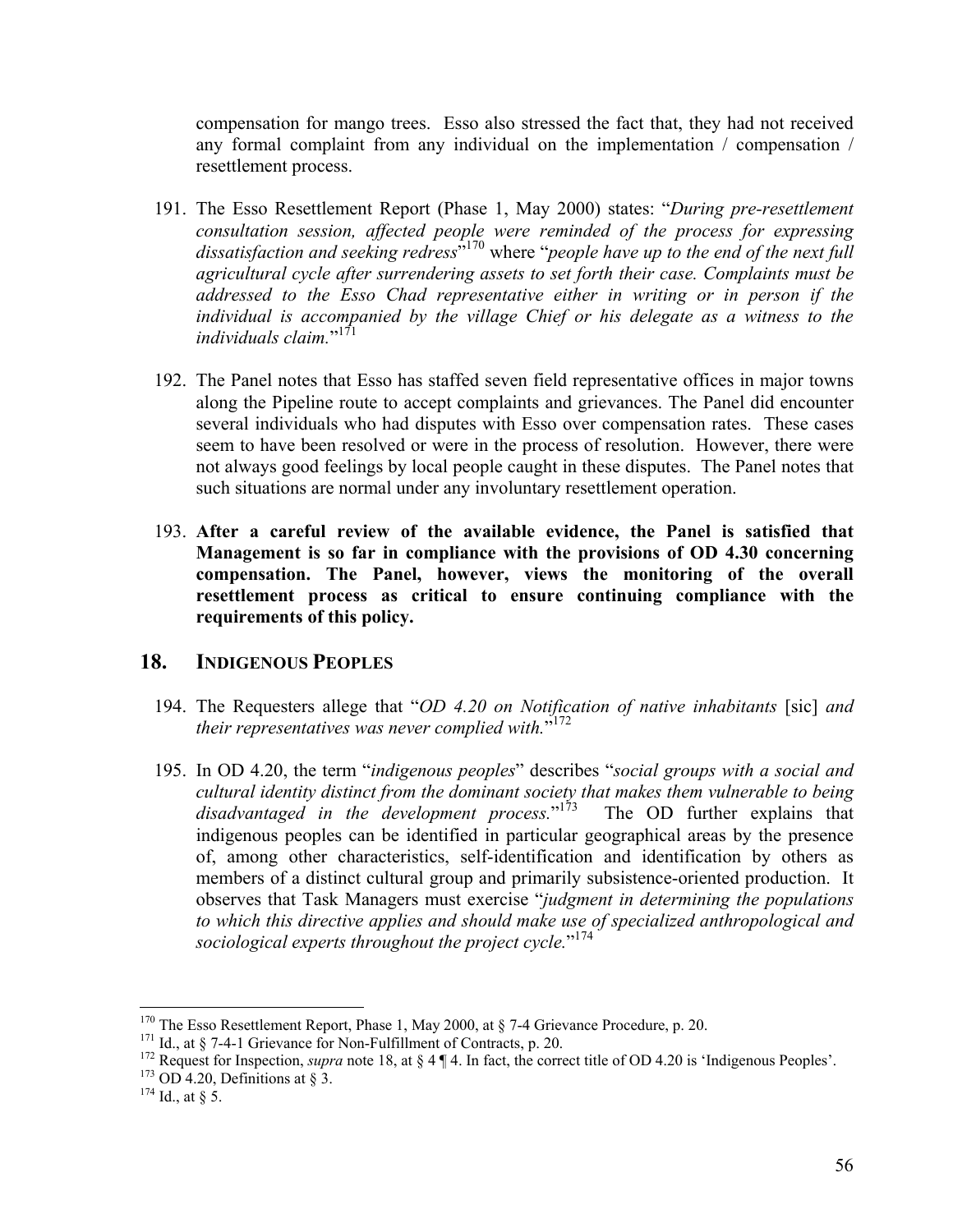compensation for mango trees. Esso also stressed the fact that, they had not received any formal complaint from any individual on the implementation / compensation / resettlement process.

191. The Esso Resettlement Report (Phase 1, May 2000) states: "*During pre-resettlement consultation session, affected people were reminded of the process for expressing dissatisfaction and seeking redress*"[170] where "*people have up to the end of the next full agricultural cycle after surrendering assets to set forth their case. Complaints must be addressed to the Esso Chad representative either in writing or in person if the individual is accompanied by the village Chief or his delegate as a witness to the individuals claim.*"[171]

192. The Panel notes that Esso has staffed seven field representative offices in major towns along the Pipeline route to accept complaints and grievances. The Panel did encounter several individuals who had disputes with Esso over compensation rates. These cases seem to have been resolved or were in the process of resolution. However, there were not always good feelings by local people caught in these disputes. The Panel notes that such situations are normal under any involuntary resettlement operation.

193. **After a careful review of the available evidence, the Panel is satisfied that Management is so far in compliance with the provisions of OD 4.30 concerning compensation. The Panel, however, views the monitoring of the overall resettlement process as critical to ensure continuing compliance with the requirements of this policy.**

## 18. INDIGENOUS PEOPLES

194. The Requesters allege that "*OD 4.20 on Notification of native inhabitants* [sic] *and their representatives was never complied with.*"[172]

195. In OD 4.20, the term "*indigenous peoples*" describes "*social groups with a social and cultural identity distinct from the dominant society that makes them vulnerable to being disadvantaged in the development process.*"[173] The OD further explains that indigenous peoples can be identified in particular geographical areas by the presence of, among other characteristics, self-identification and identification by others as members of a distinct cultural group and primarily subsistence-oriented production. It observes that Task Managers must exercise "*judgment in determining the populations to which this directive applies and should make use of specialized anthropological and sociological experts throughout the project cycle.*"[174]

---

[170] The Esso Resettlement Report, Phase 1, May 2000, at § 7-4 Grievance Procedure, p. 20.

[171] Id., at § 7-4-1 Grievance for Non-Fulfillment of Contracts, p. 20.

[172] Request for Inspection, *supra* note 18, at § 4 ¶ 4. In fact, the correct title of OD 4.20 is 'Indigenous Peoples'.

[173] OD 4.20, Definitions at § 3.

[174] Id., at § 5.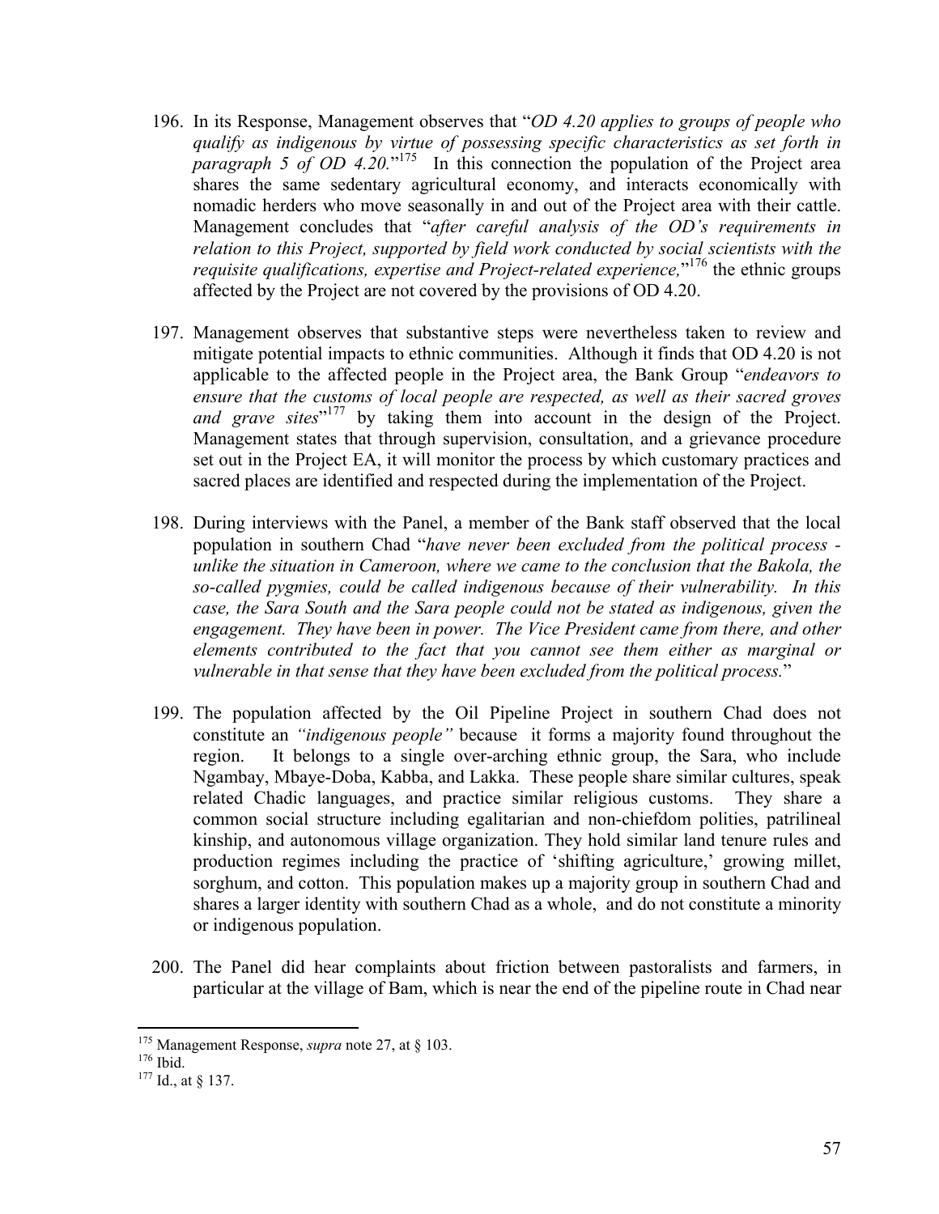196. In its Response, Management observes that "*OD 4.20 applies to groups of people who qualify as indigenous by virtue of possessing specific characteristics as set forth in paragraph 5 of OD 4.20.*"[175] In this connection the population of the Project area shares the same sedentary agricultural economy, and interacts economically with nomadic herders who move seasonally in and out of the Project area with their cattle. Management concludes that "*after careful analysis of the OD's requirements in relation to this Project, supported by field work conducted by social scientists with the requisite qualifications, expertise and Project-related experience,*"[176] the ethnic groups affected by the Project are not covered by the provisions of OD 4.20.

197. Management observes that substantive steps were nevertheless taken to review and mitigate potential impacts to ethnic communities. Although it finds that OD 4.20 is not applicable to the affected people in the Project area, the Bank Group "*endeavors to ensure that the customs of local people are respected, as well as their sacred groves and grave sites*"[177] by taking them into account in the design of the Project. Management states that through supervision, consultation, and a grievance procedure set out in the Project EA, it will monitor the process by which customary practices and sacred places are identified and respected during the implementation of the Project.

198. During interviews with the Panel, a member of the Bank staff observed that the local population in southern Chad "*have never been excluded from the political process - unlike the situation in Cameroon, where we came to the conclusion that the Bakola, the so-called pygmies, could be called indigenous because of their vulnerability. In this case, the Sara South and the Sara people could not be stated as indigenous, given the engagement. They have been in power. The Vice President came from there, and other elements contributed to the fact that you cannot see them either as marginal or vulnerable in that sense that they have been excluded from the political process.*"

199. The population affected by the Oil Pipeline Project in southern Chad does not constitute an *"indigenous people"* because it forms a majority found throughout the region. It belongs to a single over-arching ethnic group, the Sara, who include Ngambay, Mbaye-Doba, Kabba, and Lakka. These people share similar cultures, speak related Chadic languages, and practice similar religious customs. They share a common social structure including egalitarian and non-chiefdom polities, patrilineal kinship, and autonomous village organization. They hold similar land tenure rules and production regimes including the practice of 'shifting agriculture,' growing millet, sorghum, and cotton. This population makes up a majority group in southern Chad and shares a larger identity with southern Chad as a whole, and do not constitute a minority or indigenous population.

200. The Panel did hear complaints about friction between pastoralists and farmers, in particular at the village of Bam, which is near the end of the pipeline route in Chad near

---

[175] Management Response, *supra* note 27, at § 103.

[176] Ibid.

[177] Id., at § 137.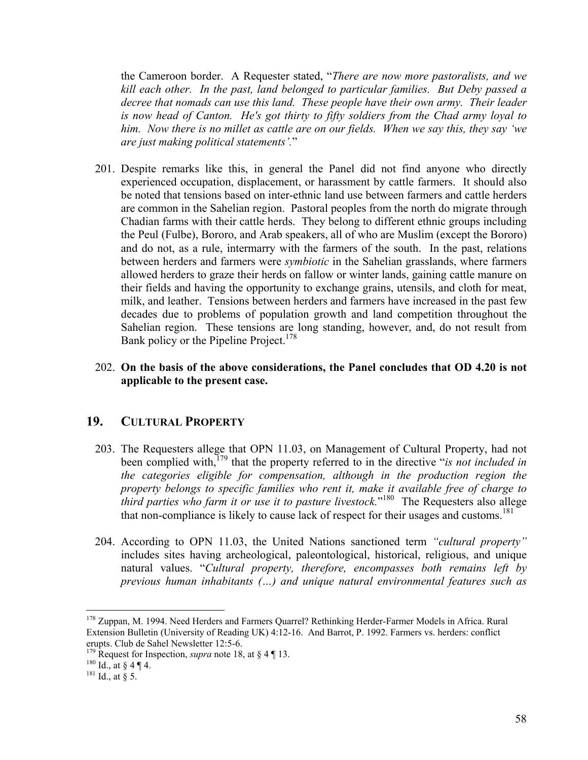the Cameroon border. A Requester stated, "*There are now more pastoralists, and we kill each other. In the past, land belonged to particular families. But Deby passed a decree that nomads can use this land. These people have their own army. Their leader is now head of Canton. He's got thirty to fifty soldiers from the Chad army loyal to him. Now there is no millet as cattle are on our fields. When we say this, they say 'we are just making political statements'.*"

201. Despite remarks like this, in general the Panel did not find anyone who directly experienced occupation, displacement, or harassment by cattle farmers. It should also be noted that tensions based on inter-ethnic land use between farmers and cattle herders are common in the Sahelian region. Pastoral peoples from the north do migrate through Chadian farms with their cattle herds. They belong to different ethnic groups including the Peul (Fulbe), Bororo, and Arab speakers, all of who are Muslim (except the Bororo) and do not, as a rule, intermarry with the farmers of the south. In the past, relations between herders and farmers were *symbiotic* in the Sahelian grasslands, where farmers allowed herders to graze their herds on fallow or winter lands, gaining cattle manure on their fields and having the opportunity to exchange grains, utensils, and cloth for meat, milk, and leather. Tensions between herders and farmers have increased in the past few decades due to problems of population growth and land competition throughout the Sahelian region. These tensions are long standing, however, and, do not result from Bank policy or the Pipeline Project.[178]

202. **On the basis of the above considerations, the Panel concludes that OD 4.20 is not applicable to the present case.**

## 19. CULTURAL PROPERTY

203. The Requesters allege that OPN 11.03, on Management of Cultural Property, had not been complied with,[179] that the property referred to in the directive "*is not included in the categories eligible for compensation, although in the production region the property belongs to specific families who rent it, make it available free of charge to third parties who farm it or use it to pasture livestock.*"[180] The Requesters also allege that non-compliance is likely to cause lack of respect for their usages and customs.[181]

204. According to OPN 11.03, the United Nations sanctioned term *"cultural property"* includes sites having archeological, paleontological, historical, religious, and unique natural values. "*Cultural property, therefore, encompasses both remains left by previous human inhabitants (…) and unique natural environmental features such as*

---

[178] Zuppan, M. 1994. Need Herders and Farmers Quarrel? Rethinking Herder-Farmer Models in Africa. Rural Extension Bulletin (University of Reading UK) 4:12-16. And Barrot, P. 1992. Farmers vs. herders: conflict erupts. Club de Sahel Newsletter 12:5-6.

[179] Request for Inspection, *supra* note 18, at § 4 ¶ 13.

[180] Id., at § 4 ¶ 4.

[181] Id., at § 5.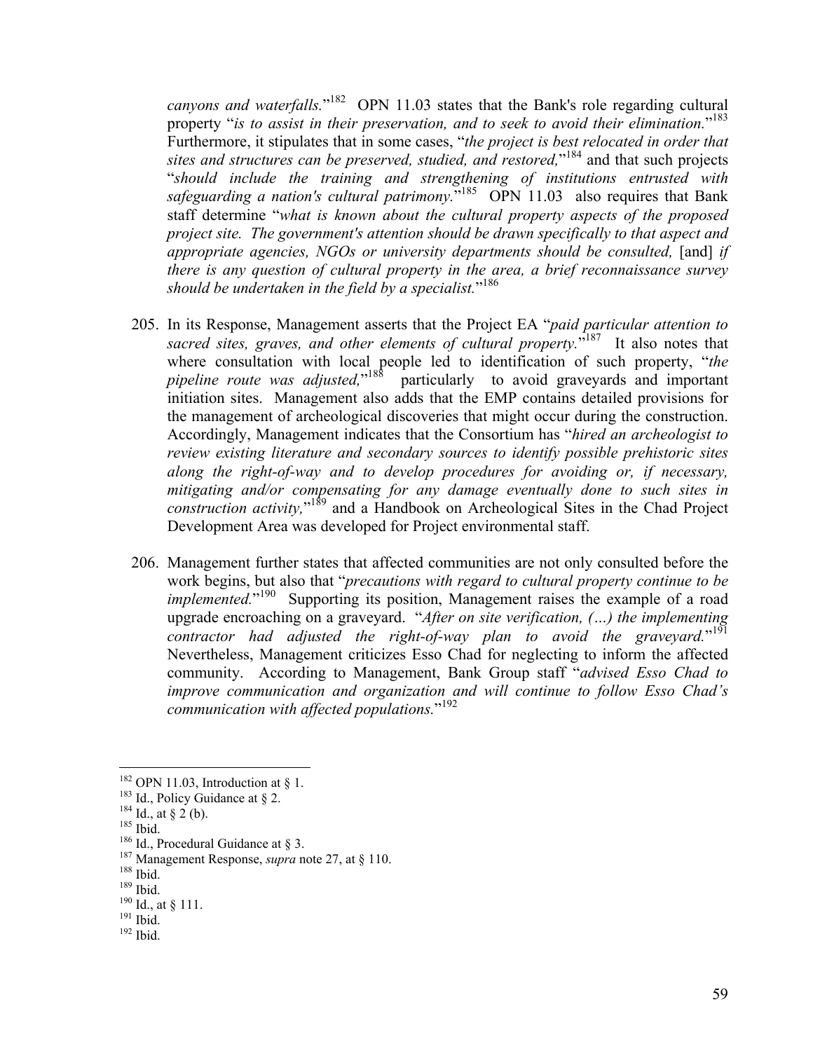*canyons and waterfalls.*"[182] OPN 11.03 states that the Bank's role regarding cultural property "*is to assist in their preservation, and to seek to avoid their elimination.*"[183] Furthermore, it stipulates that in some cases, "*the project is best relocated in order that sites and structures can be preserved, studied, and restored,*"[184] and that such projects "*should include the training and strengthening of institutions entrusted with safeguarding a nation's cultural patrimony.*"[185] OPN 11.03 also requires that Bank staff determine "*what is known about the cultural property aspects of the proposed project site. The government's attention should be drawn specifically to that aspect and appropriate agencies, NGOs or university departments should be consulted,* [and] *if there is any question of cultural property in the area, a brief reconnaissance survey should be undertaken in the field by a specialist.*"[186]

205. In its Response, Management asserts that the Project EA "*paid particular attention to sacred sites, graves, and other elements of cultural property.*"[187] It also notes that where consultation with local people led to identification of such property, "*the pipeline route was adjusted,*"[188] particularly to avoid graveyards and important initiation sites. Management also adds that the EMP contains detailed provisions for the management of archeological discoveries that might occur during the construction. Accordingly, Management indicates that the Consortium has "*hired an archeologist to review existing literature and secondary sources to identify possible prehistoric sites along the right-of-way and to develop procedures for avoiding or, if necessary, mitigating and/or compensating for any damage eventually done to such sites in construction activity,*"[189] and a Handbook on Archeological Sites in the Chad Project Development Area was developed for Project environmental staff.

206. Management further states that affected communities are not only consulted before the work begins, but also that "*precautions with regard to cultural property continue to be implemented.*"[190] Supporting its position, Management raises the example of a road upgrade encroaching on a graveyard. "*After on site verification, (…) the implementing contractor had adjusted the right-of-way plan to avoid the graveyard.*"[191] Nevertheless, Management criticizes Esso Chad for neglecting to inform the affected community. According to Management, Bank Group staff "*advised Esso Chad to improve communication and organization and will continue to follow Esso Chad's communication with affected populations.*"[192]

[182] OPN 11.03, Introduction at § 1.
[183] Id., Policy Guidance at § 2.
[184] Id., at § 2 (b).
[185] Ibid.
[186] Id., Procedural Guidance at § 3.
[187] Management Response, *supra* note 27, at § 110.
[188] Ibid.
[189] Ibid.
[190] Id., at § 111.
[191] Ibid.
[192] Ibid.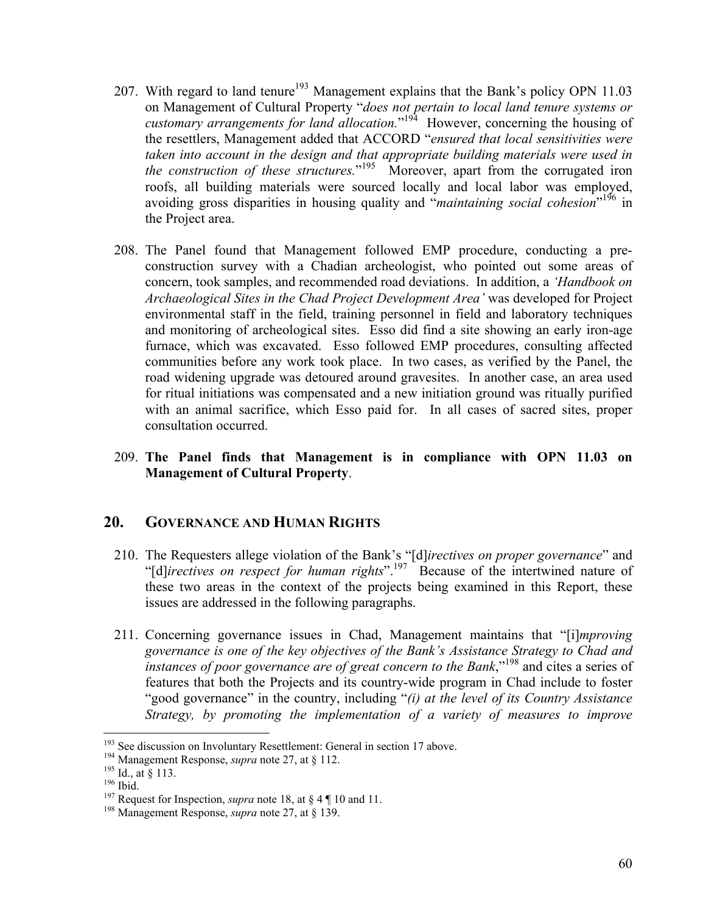207. With regard to land tenure[193] Management explains that the Bank's policy OPN 11.03 on Management of Cultural Property "*does not pertain to local land tenure systems or customary arrangements for land allocation.*"[194] However, concerning the housing of the resettlers, Management added that ACCORD "*ensured that local sensitivities were taken into account in the design and that appropriate building materials were used in the construction of these structures.*"[195] Moreover, apart from the corrugated iron roofs, all building materials were sourced locally and local labor was employed, avoiding gross disparities in housing quality and "*maintaining social cohesion*"[196] in the Project area.

208. The Panel found that Management followed EMP procedure, conducting a pre-construction survey with a Chadian archeologist, who pointed out some areas of concern, took samples, and recommended road deviations. In addition, a *'Handbook on Archaeological Sites in the Chad Project Development Area'* was developed for Project environmental staff in the field, training personnel in field and laboratory techniques and monitoring of archeological sites. Esso did find a site showing an early iron-age furnace, which was excavated. Esso followed EMP procedures, consulting affected communities before any work took place. In two cases, as verified by the Panel, the road widening upgrade was detoured around gravesites. In another case, an area used for ritual initiations was compensated and a new initiation ground was ritually purified with an animal sacrifice, which Esso paid for. In all cases of sacred sites, proper consultation occurred.

209. **The Panel finds that Management is in compliance with OPN 11.03 on Management of Cultural Property**.

## 20. GOVERNANCE AND HUMAN RIGHTS

210. The Requesters allege violation of the Bank's "[d]*irectives on proper governance*" and "[d]*irectives on respect for human rights*".[197] Because of the intertwined nature of these two areas in the context of the projects being examined in this Report, these issues are addressed in the following paragraphs.

211. Concerning governance issues in Chad, Management maintains that "[i]*mproving governance is one of the key objectives of the Bank's Assistance Strategy to Chad and instances of poor governance are of great concern to the Bank*,"[198] and cites a series of features that both the Projects and its country-wide program in Chad include to foster "good governance" in the country, including "*(i) at the level of its Country Assistance Strategy, by promoting the implementation of a variety of measures to improve*

---

[193] See discussion on Involuntary Resettlement: General in section 17 above.

[194] Management Response, *supra* note 27, at § 112.

[195] Id., at § 113.

[196] Ibid.

[197] Request for Inspection, *supra* note 18, at § 4 ¶ 10 and 11.

[198] Management Response, *supra* note 27, at § 139.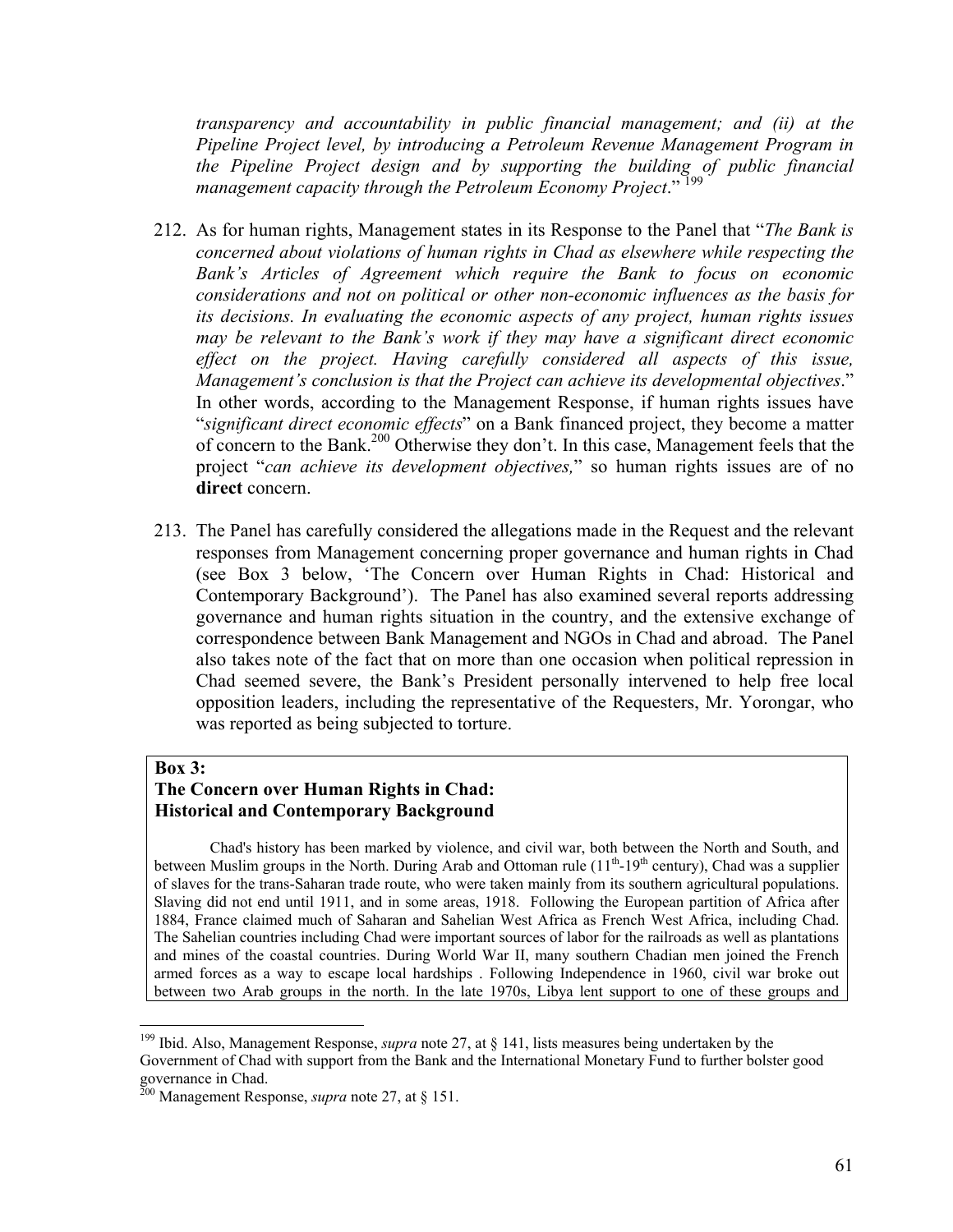*transparency and accountability in public financial management; and (ii) at the Pipeline Project level, by introducing a Petroleum Revenue Management Program in the Pipeline Project design and by supporting the building of public financial management capacity through the Petroleum Economy Project*."[199]

212. As for human rights, Management states in its Response to the Panel that "*The Bank is concerned about violations of human rights in Chad as elsewhere while respecting the Bank's Articles of Agreement which require the Bank to focus on economic considerations and not on political or other non-economic influences as the basis for its decisions. In evaluating the economic aspects of any project, human rights issues may be relevant to the Bank's work if they may have a significant direct economic effect on the project. Having carefully considered all aspects of this issue, Management's conclusion is that the Project can achieve its developmental objectives*." In other words, according to the Management Response, if human rights issues have "*significant direct economic effects*" on a Bank financed project, they become a matter of concern to the Bank.[200] Otherwise they don't. In this case, Management feels that the project "*can achieve its development objectives,*" so human rights issues are of no **direct** concern.

213. The Panel has carefully considered the allegations made in the Request and the relevant responses from Management concerning proper governance and human rights in Chad (see Box 3 below, 'The Concern over Human Rights in Chad: Historical and Contemporary Background'). The Panel has also examined several reports addressing governance and human rights situation in the country, and the extensive exchange of correspondence between Bank Management and NGOs in Chad and abroad. The Panel also takes note of the fact that on more than one occasion when political repression in Chad seemed severe, the Bank's President personally intervened to help free local opposition leaders, including the representative of the Requesters, Mr. Yorongar, who was reported as being subjected to torture.

**Box 3:**
**The Concern over Human Rights in Chad:**
**Historical and Contemporary Background**

Chad's history has been marked by violence, and civil war, both between the North and South, and between Muslim groups in the North. During Arab and Ottoman rule (11th-19th century), Chad was a supplier of slaves for the trans-Saharan trade route, who were taken mainly from its southern agricultural populations. Slaving did not end until 1911, and in some areas, 1918. Following the European partition of Africa after 1884, France claimed much of Saharan and Sahelian West Africa as French West Africa, including Chad. The Sahelian countries including Chad were important sources of labor for the railroads as well as plantations and mines of the coastal countries. During World War II, many southern Chadian men joined the French armed forces as a way to escape local hardships . Following Independence in 1960, civil war broke out between two Arab groups in the north. In the late 1970s, Libya lent support to one of these groups and

---

[199] Ibid. Also, Management Response, *supra* note 27, at § 141, lists measures being undertaken by the Government of Chad with support from the Bank and the International Monetary Fund to further bolster good governance in Chad.

[200] Management Response, *supra* note 27, at § 151.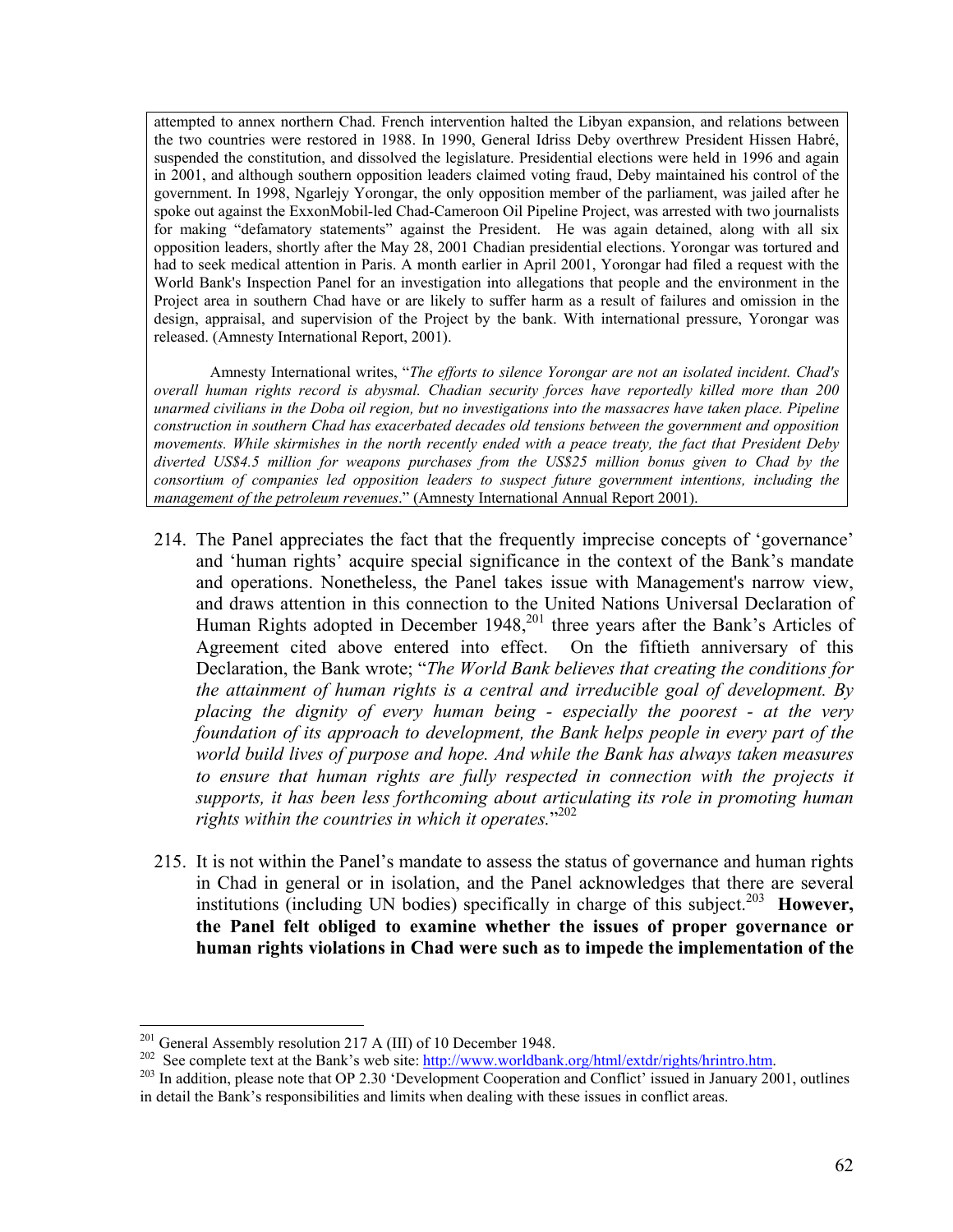attempted to annex northern Chad. French intervention halted the Libyan expansion, and relations between the two countries were restored in 1988. In 1990, General Idriss Deby overthrew President Hissen Habré, suspended the constitution, and dissolved the legislature. Presidential elections were held in 1996 and again in 2001, and although southern opposition leaders claimed voting fraud, Deby maintained his control of the government. In 1998, Ngarlejy Yorongar, the only opposition member of the parliament, was jailed after he spoke out against the ExxonMobil-led Chad-Cameroon Oil Pipeline Project, was arrested with two journalists for making "defamatory statements" against the President. He was again detained, along with all six opposition leaders, shortly after the May 28, 2001 Chadian presidential elections. Yorongar was tortured and had to seek medical attention in Paris. A month earlier in April 2001, Yorongar had filed a request with the World Bank's Inspection Panel for an investigation into allegations that people and the environment in the Project area in southern Chad have or are likely to suffer harm as a result of failures and omission in the design, appraisal, and supervision of the Project by the bank. With international pressure, Yorongar was released. (Amnesty International Report, 2001).

Amnesty International writes, "*The efforts to silence Yorongar are not an isolated incident. Chad's overall human rights record is abysmal. Chadian security forces have reportedly killed more than 200 unarmed civilians in the Doba oil region, but no investigations into the massacres have taken place. Pipeline construction in southern Chad has exacerbated decades old tensions between the government and opposition movements. While skirmishes in the north recently ended with a peace treaty, the fact that President Deby diverted US$4.5 million for weapons purchases from the US$25 million bonus given to Chad by the consortium of companies led opposition leaders to suspect future government intentions, including the management of the petroleum revenues*." (Amnesty International Annual Report 2001).

214. The Panel appreciates the fact that the frequently imprecise concepts of 'governance' and 'human rights' acquire special significance in the context of the Bank's mandate and operations. Nonetheless, the Panel takes issue with Management's narrow view, and draws attention in this connection to the United Nations Universal Declaration of Human Rights adopted in December 1948,[201] three years after the Bank's Articles of Agreement cited above entered into effect. On the fiftieth anniversary of this Declaration, the Bank wrote; "*The World Bank believes that creating the conditions for the attainment of human rights is a central and irreducible goal of development. By placing the dignity of every human being - especially the poorest - at the very foundation of its approach to development, the Bank helps people in every part of the world build lives of purpose and hope. And while the Bank has always taken measures to ensure that human rights are fully respected in connection with the projects it supports, it has been less forthcoming about articulating its role in promoting human rights within the countries in which it operates.*"[202]

215. It is not within the Panel's mandate to assess the status of governance and human rights in Chad in general or in isolation, and the Panel acknowledges that there are several institutions (including UN bodies) specifically in charge of this subject.[203] **However, the Panel felt obliged to examine whether the issues of proper governance or human rights violations in Chad were such as to impede the implementation of the**

---

[201] General Assembly resolution 217 A (III) of 10 December 1948.

[202] See complete text at the Bank's web site: http://www.worldbank.org/html/extdr/rights/hrintro.htm.

[203] In addition, please note that OP 2.30 'Development Cooperation and Conflict' issued in January 2001, outlines in detail the Bank's responsibilities and limits when dealing with these issues in conflict areas.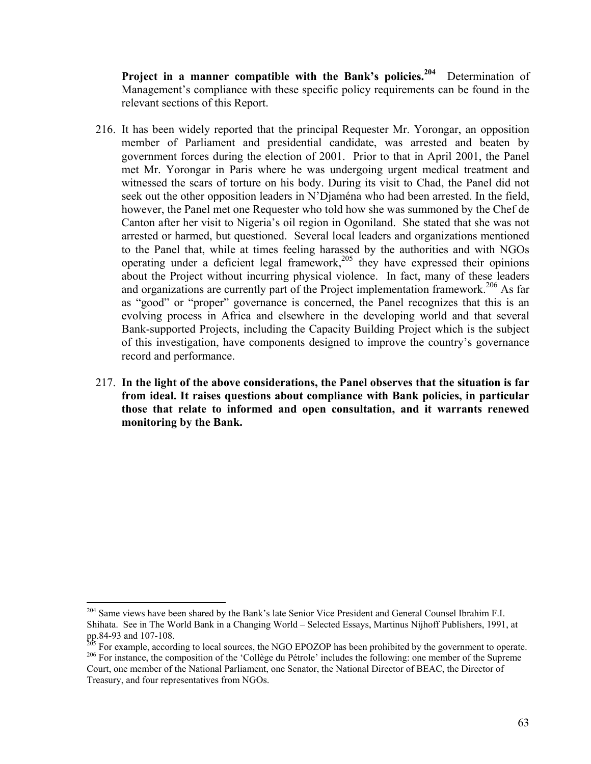**Project in a manner compatible with the Bank's policies.**[204] Determination of Management's compliance with these specific policy requirements can be found in the relevant sections of this Report.

216. It has been widely reported that the principal Requester Mr. Yorongar, an opposition member of Parliament and presidential candidate, was arrested and beaten by government forces during the election of 2001. Prior to that in April 2001, the Panel met Mr. Yorongar in Paris where he was undergoing urgent medical treatment and witnessed the scars of torture on his body. During its visit to Chad, the Panel did not seek out the other opposition leaders in N'Djaména who had been arrested. In the field, however, the Panel met one Requester who told how she was summoned by the Chef de Canton after her visit to Nigeria's oil region in Ogoniland. She stated that she was not arrested or harmed, but questioned. Several local leaders and organizations mentioned to the Panel that, while at times feeling harassed by the authorities and with NGOs operating under a deficient legal framework,[205] they have expressed their opinions about the Project without incurring physical violence. In fact, many of these leaders and organizations are currently part of the Project implementation framework.[206] As far as "good" or "proper" governance is concerned, the Panel recognizes that this is an evolving process in Africa and elsewhere in the developing world and that several Bank-supported Projects, including the Capacity Building Project which is the subject of this investigation, have components designed to improve the country's governance record and performance.

217. **In the light of the above considerations, the Panel observes that the situation is far from ideal. It raises questions about compliance with Bank policies, in particular those that relate to informed and open consultation, and it warrants renewed monitoring by the Bank.**

---

[204] Same views have been shared by the Bank's late Senior Vice President and General Counsel Ibrahim F.I. Shihata. See in The World Bank in a Changing World – Selected Essays, Martinus Nijhoff Publishers, 1991, at pp.84-93 and 107-108.

[205] For example, according to local sources, the NGO EPOZOP has been prohibited by the government to operate.

[206] For instance, the composition of the 'Collège du Pétrole' includes the following: one member of the Supreme Court, one member of the National Parliament, one Senator, the National Director of BEAC, the Director of Treasury, and four representatives from NGOs.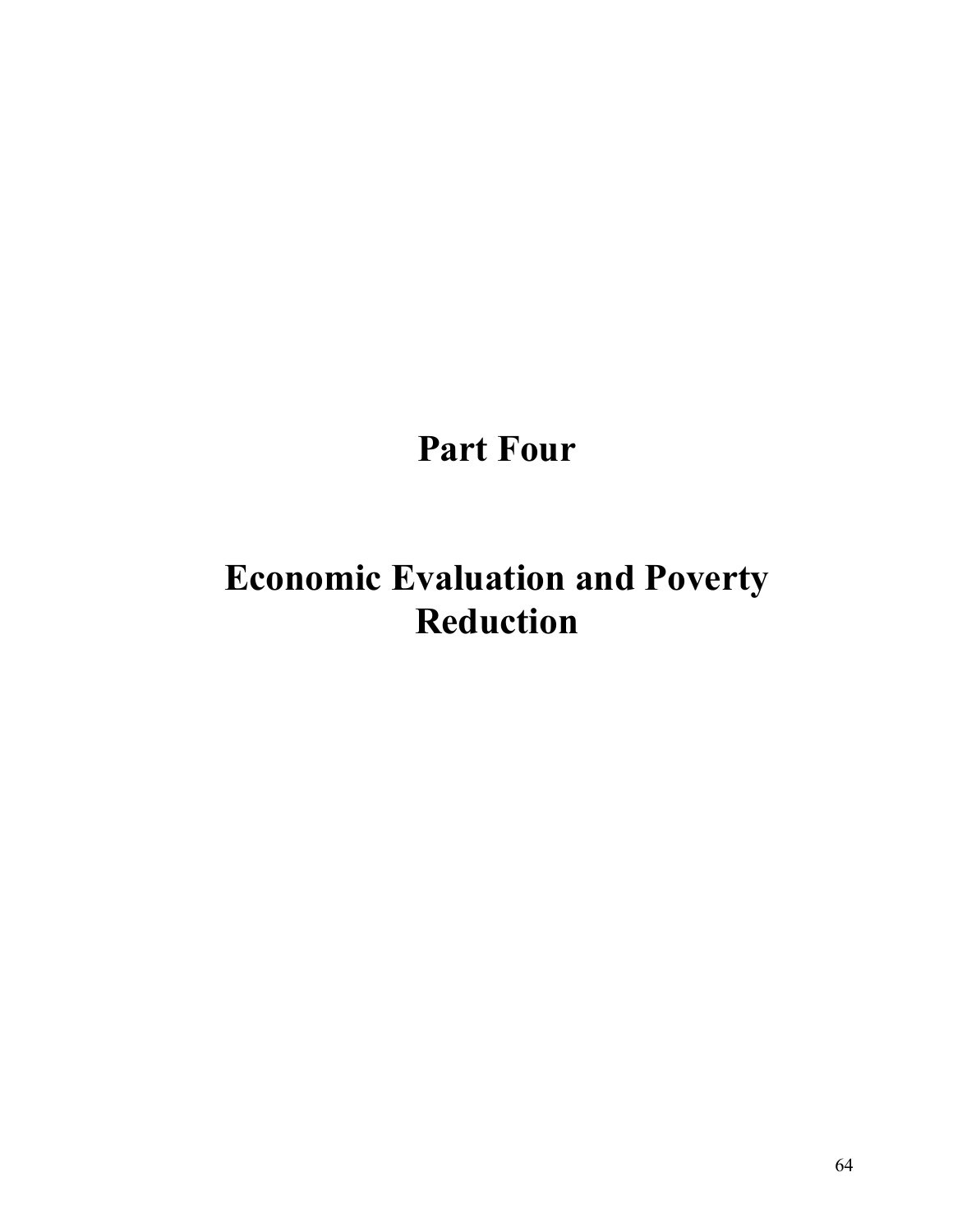# Part Four

# Economic Evaluation and Poverty Reduction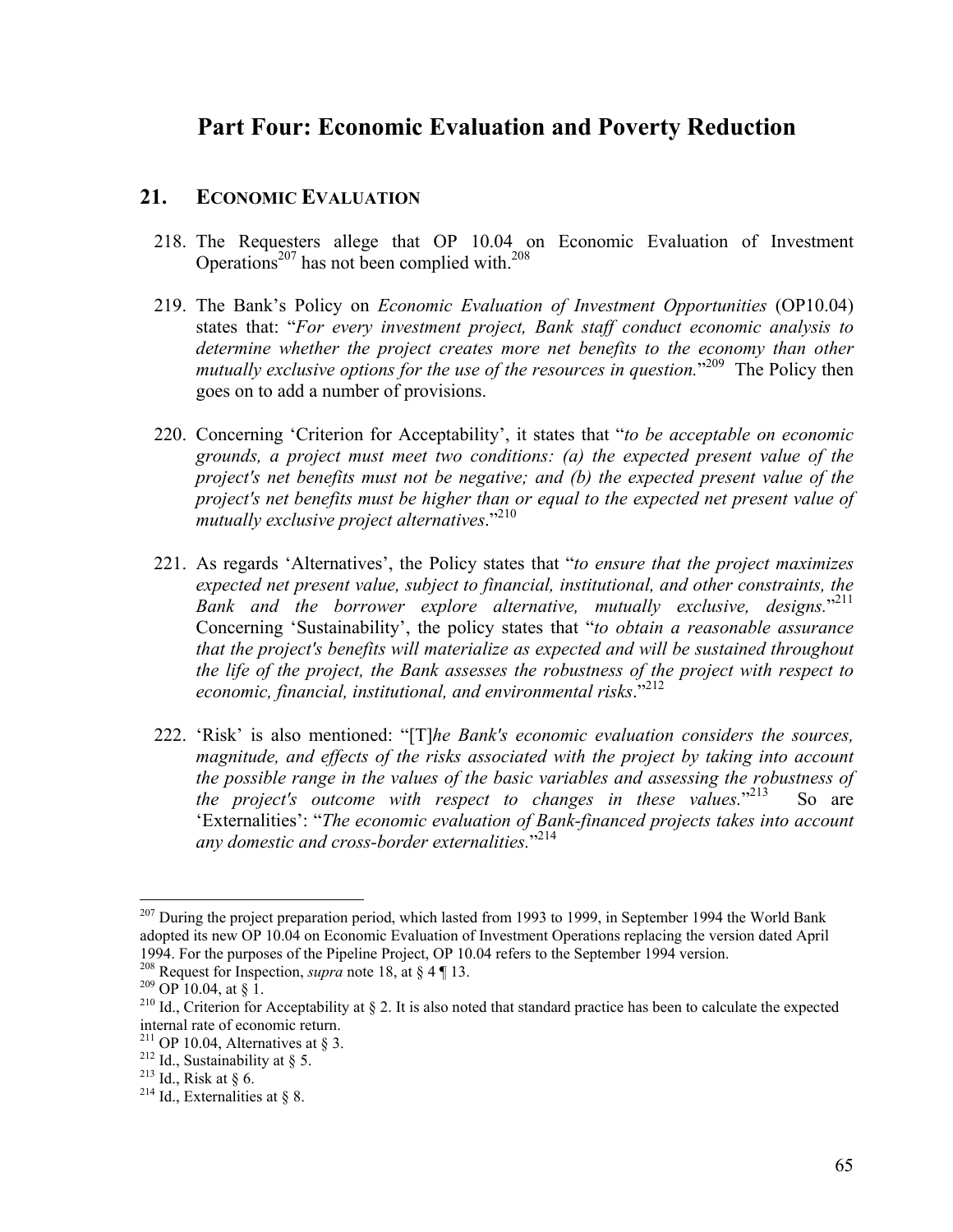# Part Four: Economic Evaluation and Poverty Reduction

## 21. ECONOMIC EVALUATION

218. The Requesters allege that OP 10.04 on Economic Evaluation of Investment Operations[207] has not been complied with.[208]

219. The Bank's Policy on *Economic Evaluation of Investment Opportunities* (OP10.04) states that: "*For every investment project, Bank staff conduct economic analysis to determine whether the project creates more net benefits to the economy than other mutually exclusive options for the use of the resources in question.*"[209] The Policy then goes on to add a number of provisions.

220. Concerning 'Criterion for Acceptability', it states that "*to be acceptable on economic grounds, a project must meet two conditions: (a) the expected present value of the project's net benefits must not be negative; and (b) the expected present value of the project's net benefits must be higher than or equal to the expected net present value of mutually exclusive project alternatives*."[210]

221. As regards 'Alternatives', the Policy states that "*to ensure that the project maximizes expected net present value, subject to financial, institutional, and other constraints, the Bank and the borrower explore alternative, mutually exclusive, designs.*"[211] Concerning 'Sustainability', the policy states that "*to obtain a reasonable assurance that the project's benefits will materialize as expected and will be sustained throughout the life of the project, the Bank assesses the robustness of the project with respect to economic, financial, institutional, and environmental risks*."[212]

222. 'Risk' is also mentioned: "[T]*he Bank's economic evaluation considers the sources, magnitude, and effects of the risks associated with the project by taking into account the possible range in the values of the basic variables and assessing the robustness of the project's outcome with respect to changes in these values.*"[213] So are 'Externalities': "*The economic evaluation of Bank-financed projects takes into account any domestic and cross-border externalities.*"[214]

---

[207] During the project preparation period, which lasted from 1993 to 1999, in September 1994 the World Bank adopted its new OP 10.04 on Economic Evaluation of Investment Operations replacing the version dated April 1994. For the purposes of the Pipeline Project, OP 10.04 refers to the September 1994 version.

[208] Request for Inspection, *supra* note 18, at § 4 ¶ 13.

[209] OP 10.04, at § 1.

[210] Id., Criterion for Acceptability at § 2. It is also noted that standard practice has been to calculate the expected internal rate of economic return.

[211] OP 10.04, Alternatives at § 3.

[212] Id., Sustainability at § 5.

[213] Id., Risk at § 6.

[214] Id., Externalities at § 8.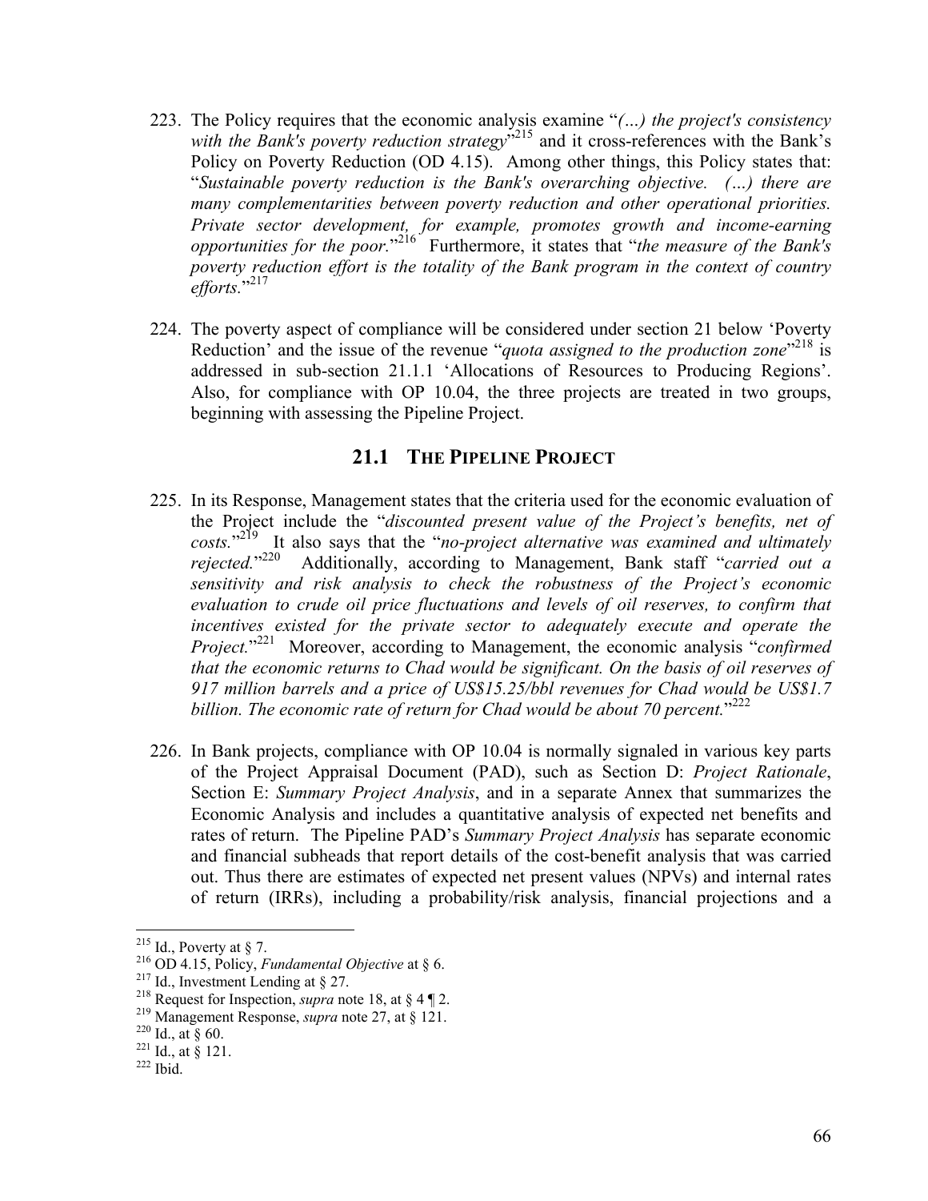223. The Policy requires that the economic analysis examine "*(…) the project's consistency with the Bank's poverty reduction strategy*"[215] and it cross-references with the Bank's Policy on Poverty Reduction (OD 4.15). Among other things, this Policy states that: "*Sustainable poverty reduction is the Bank's overarching objective. (…) there are many complementarities between poverty reduction and other operational priorities. Private sector development, for example, promotes growth and income-earning opportunities for the poor.*"[216] Furthermore, it states that "*the measure of the Bank's poverty reduction effort is the totality of the Bank program in the context of country efforts.*"[217]

224. The poverty aspect of compliance will be considered under section 21 below 'Poverty Reduction' and the issue of the revenue "*quota assigned to the production zone*"[218] is addressed in sub-section 21.1.1 'Allocations of Resources to Producing Regions'. Also, for compliance with OP 10.04, the three projects are treated in two groups, beginning with assessing the Pipeline Project.

## 21.1 THE PIPELINE PROJECT

225. In its Response, Management states that the criteria used for the economic evaluation of the Project include the "*discounted present value of the Project's benefits, net of costs.*"[219] It also says that the "*no-project alternative was examined and ultimately rejected.*"[220] Additionally, according to Management, Bank staff "*carried out a sensitivity and risk analysis to check the robustness of the Project's economic evaluation to crude oil price fluctuations and levels of oil reserves, to confirm that incentives existed for the private sector to adequately execute and operate the Project.*"[221] Moreover, according to Management, the economic analysis "*confirmed that the economic returns to Chad would be significant. On the basis of oil reserves of 917 million barrels and a price of US$15.25/bbl revenues for Chad would be US$1.7 billion. The economic rate of return for Chad would be about 70 percent.*"[222]

226. In Bank projects, compliance with OP 10.04 is normally signaled in various key parts of the Project Appraisal Document (PAD), such as Section D: *Project Rationale*, Section E: *Summary Project Analysis*, and in a separate Annex that summarizes the Economic Analysis and includes a quantitative analysis of expected net benefits and rates of return. The Pipeline PAD's *Summary Project Analysis* has separate economic and financial subheads that report details of the cost-benefit analysis that was carried out. Thus there are estimates of expected net present values (NPVs) and internal rates of return (IRRs), including a probability/risk analysis, financial projections and a

---

[215] Id., Poverty at § 7.

[216] OD 4.15, Policy, *Fundamental Objective* at § 6.

[217] Id., Investment Lending at § 27.

[218] Request for Inspection, *supra* note 18, at § 4 ¶ 2.

[219] Management Response, *supra* note 27, at § 121.

[220] Id., at § 60.

[221] Id., at § 121.

[222] Ibid.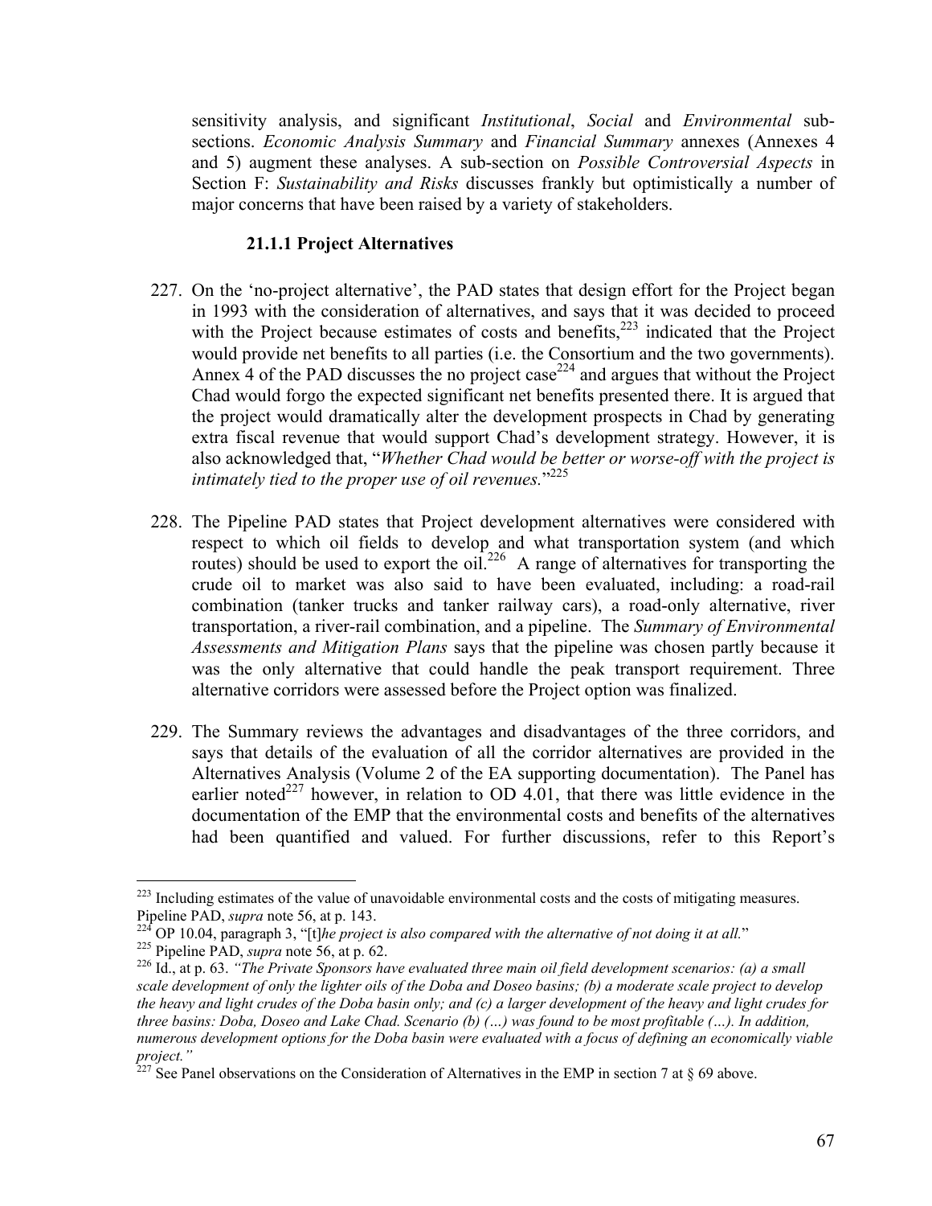sensitivity analysis, and significant *Institutional*, *Social* and *Environmental* sub-sections. *Economic Analysis Summary* and *Financial Summary* annexes (Annexes 4 and 5) augment these analyses. A sub-section on *Possible Controversial Aspects* in Section F: *Sustainability and Risks* discusses frankly but optimistically a number of major concerns that have been raised by a variety of stakeholders.

### 21.1.1 Project Alternatives

227. On the 'no-project alternative', the PAD states that design effort for the Project began in 1993 with the consideration of alternatives, and says that it was decided to proceed with the Project because estimates of costs and benefits,[223] indicated that the Project would provide net benefits to all parties (i.e. the Consortium and the two governments). Annex 4 of the PAD discusses the no project case[224] and argues that without the Project Chad would forgo the expected significant net benefits presented there. It is argued that the project would dramatically alter the development prospects in Chad by generating extra fiscal revenue that would support Chad's development strategy. However, it is also acknowledged that, "*Whether Chad would be better or worse-off with the project is intimately tied to the proper use of oil revenues.*"[225]

228. The Pipeline PAD states that Project development alternatives were considered with respect to which oil fields to develop and what transportation system (and which routes) should be used to export the oil.[226] A range of alternatives for transporting the crude oil to market was also said to have been evaluated, including: a road-rail combination (tanker trucks and tanker railway cars), a road-only alternative, river transportation, a river-rail combination, and a pipeline. The *Summary of Environmental Assessments and Mitigation Plans* says that the pipeline was chosen partly because it was the only alternative that could handle the peak transport requirement. Three alternative corridors were assessed before the Project option was finalized.

229. The Summary reviews the advantages and disadvantages of the three corridors, and says that details of the evaluation of all the corridor alternatives are provided in the Alternatives Analysis (Volume 2 of the EA supporting documentation). The Panel has earlier noted[227] however, in relation to OD 4.01, that there was little evidence in the documentation of the EMP that the environmental costs and benefits of the alternatives had been quantified and valued. For further discussions, refer to this Report's

---

[223] Including estimates of the value of unavoidable environmental costs and the costs of mitigating measures. Pipeline PAD, *supra* note 56, at p. 143.

[224] OP 10.04, paragraph 3, "[t]*he project is also compared with the alternative of not doing it at all.*"

[225] Pipeline PAD, *supra* note 56, at p. 62.

[226] Id., at p. 63. *"The Private Sponsors have evaluated three main oil field development scenarios: (a) a small scale development of only the lighter oils of the Doba and Doseo basins; (b) a moderate scale project to develop the heavy and light crudes of the Doba basin only; and (c) a larger development of the heavy and light crudes for three basins: Doba, Doseo and Lake Chad. Scenario (b) (…) was found to be most profitable (…). In addition, numerous development options for the Doba basin were evaluated with a focus of defining an economically viable project."*

[227] See Panel observations on the Consideration of Alternatives in the EMP in section 7 at § 69 above.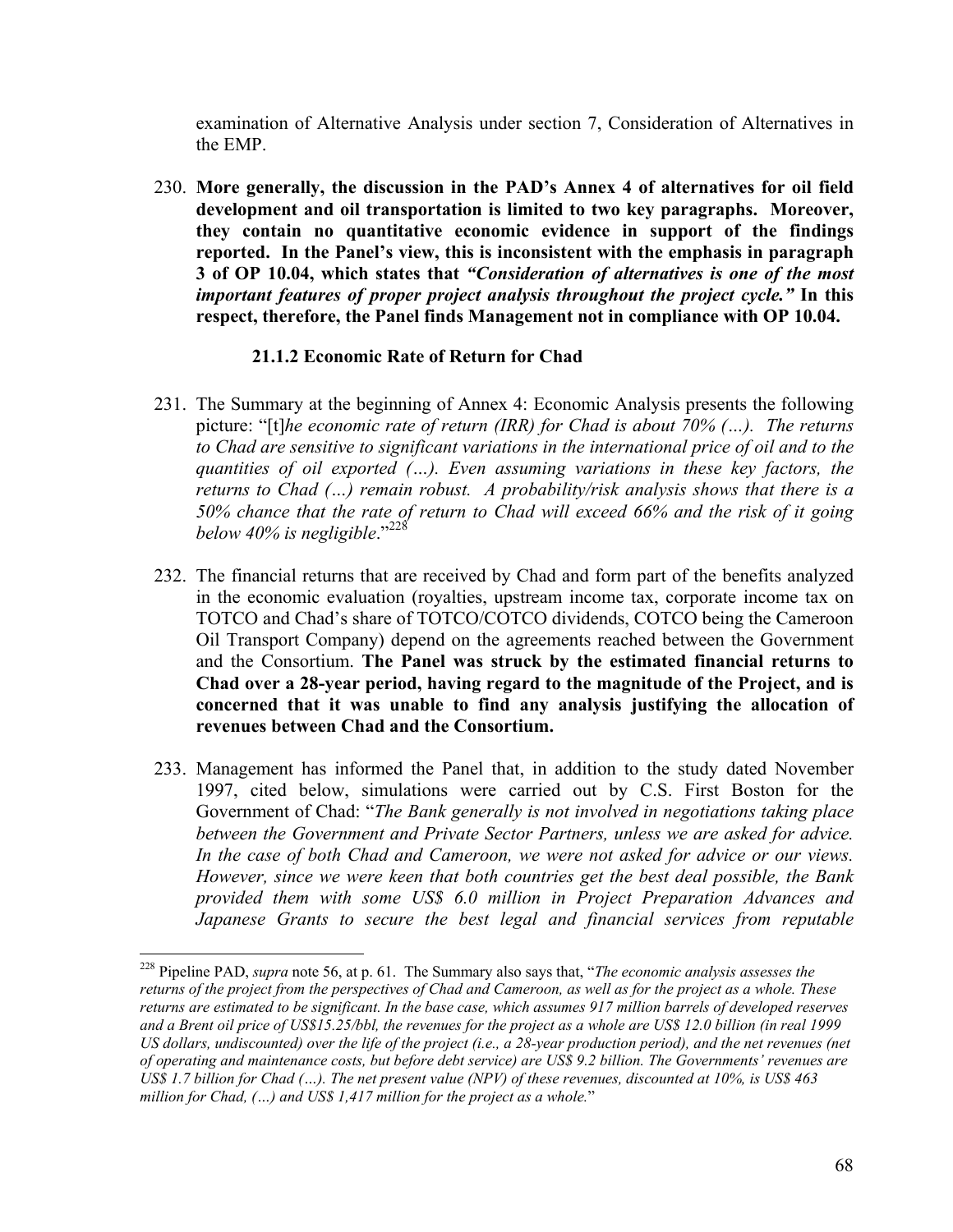examination of Alternative Analysis under section 7, Consideration of Alternatives in the EMP.

230. **More generally, the discussion in the PAD's Annex 4 of alternatives for oil field development and oil transportation is limited to two key paragraphs. Moreover, they contain no quantitative economic evidence in support of the findings reported. In the Panel's view, this is inconsistent with the emphasis in paragraph 3 of OP 10.04, which states that *"Consideration of alternatives is one of the most important features of proper project analysis throughout the project cycle."* In this respect, therefore, the Panel finds Management not in compliance with OP 10.04.**

### 21.1.2 Economic Rate of Return for Chad

231. The Summary at the beginning of Annex 4: Economic Analysis presents the following picture: "[t]*he economic rate of return (IRR) for Chad is about 70% (…). The returns to Chad are sensitive to significant variations in the international price of oil and to the quantities of oil exported (…). Even assuming variations in these key factors, the returns to Chad (…) remain robust. A probability/risk analysis shows that there is a 50% chance that the rate of return to Chad will exceed 66% and the risk of it going below 40% is negligible*."[228]

232. The financial returns that are received by Chad and form part of the benefits analyzed in the economic evaluation (royalties, upstream income tax, corporate income tax on TOTCO and Chad's share of TOTCO/COTCO dividends, COTCO being the Cameroon Oil Transport Company) depend on the agreements reached between the Government and the Consortium. **The Panel was struck by the estimated financial returns to Chad over a 28-year period, having regard to the magnitude of the Project, and is concerned that it was unable to find any analysis justifying the allocation of revenues between Chad and the Consortium.**

233. Management has informed the Panel that, in addition to the study dated November 1997, cited below, simulations were carried out by C.S. First Boston for the Government of Chad: "*The Bank generally is not involved in negotiations taking place between the Government and Private Sector Partners, unless we are asked for advice. In the case of both Chad and Cameroon, we were not asked for advice or our views. However, since we were keen that both countries get the best deal possible, the Bank provided them with some US$ 6.0 million in Project Preparation Advances and Japanese Grants to secure the best legal and financial services from reputable*

---

[228] Pipeline PAD, *supra* note 56, at p. 61. The Summary also says that, "*The economic analysis assesses the returns of the project from the perspectives of Chad and Cameroon, as well as for the project as a whole. These returns are estimated to be significant. In the base case, which assumes 917 million barrels of developed reserves and a Brent oil price of US$15.25/bbl, the revenues for the project as a whole are US$ 12.0 billion (in real 1999 US dollars, undiscounted) over the life of the project (i.e., a 28-year production period), and the net revenues (net of operating and maintenance costs, but before debt service) are US$ 9.2 billion. The Governments' revenues are US$ 1.7 billion for Chad (…). The net present value (NPV) of these revenues, discounted at 10%, is US$ 463 million for Chad, (…) and US$ 1,417 million for the project as a whole.*"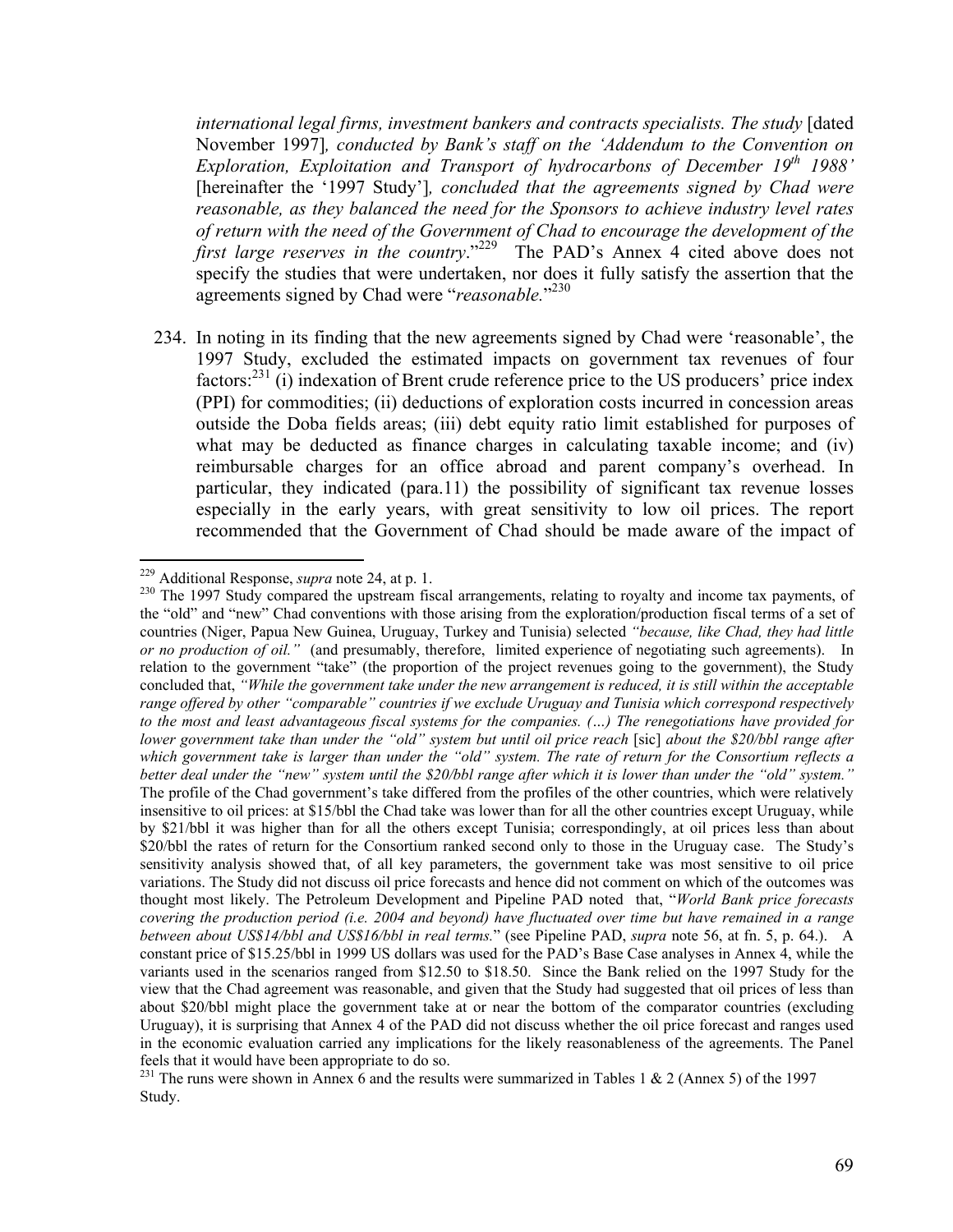*international legal firms, investment bankers and contracts specialists. The study* [dated November 1997]*, conducted by Bank's staff on the 'Addendum to the Convention on Exploration, Exploitation and Transport of hydrocarbons of December 19th 1988'* [hereinafter the '1997 Study']*, concluded that the agreements signed by Chad were reasonable, as they balanced the need for the Sponsors to achieve industry level rates of return with the need of the Government of Chad to encourage the development of the first large reserves in the country*."[229] The PAD's Annex 4 cited above does not specify the studies that were undertaken, nor does it fully satisfy the assertion that the agreements signed by Chad were "*reasonable.*"[230]

234. In noting in its finding that the new agreements signed by Chad were 'reasonable', the 1997 Study, excluded the estimated impacts on government tax revenues of four factors:[231] (i) indexation of Brent crude reference price to the US producers' price index (PPI) for commodities; (ii) deductions of exploration costs incurred in concession areas outside the Doba fields areas; (iii) debt equity ratio limit established for purposes of what may be deducted as finance charges in calculating taxable income; and (iv) reimbursable charges for an office abroad and parent company's overhead. In particular, they indicated (para.11) the possibility of significant tax revenue losses especially in the early years, with great sensitivity to low oil prices. The report recommended that the Government of Chad should be made aware of the impact of

---

[229] Additional Response, *supra* note 24, at p. 1.

[230] The 1997 Study compared the upstream fiscal arrangements, relating to royalty and income tax payments, of the "old" and "new" Chad conventions with those arising from the exploration/production fiscal terms of a set of countries (Niger, Papua New Guinea, Uruguay, Turkey and Tunisia) selected *"because, like Chad, they had little or no production of oil."* (and presumably, therefore, limited experience of negotiating such agreements). In relation to the government "take" (the proportion of the project revenues going to the government), the Study concluded that, *"While the government take under the new arrangement is reduced, it is still within the acceptable range offered by other "comparable" countries if we exclude Uruguay and Tunisia which correspond respectively to the most and least advantageous fiscal systems for the companies. (…) The renegotiations have provided for lower government take than under the "old" system but until oil price reach* [sic] *about the $20/bbl range after which government take is larger than under the "old" system. The rate of return for the Consortium reflects a better deal under the "new" system until the $20/bbl range after which it is lower than under the "old" system."* The profile of the Chad government's take differed from the profiles of the other countries, which were relatively insensitive to oil prices: at $15/bbl the Chad take was lower than for all the other countries except Uruguay, while by $21/bbl it was higher than for all the others except Tunisia; correspondingly, at oil prices less than about $20/bbl the rates of return for the Consortium ranked second only to those in the Uruguay case. The Study's sensitivity analysis showed that, of all key parameters, the government take was most sensitive to oil price variations. The Study did not discuss oil price forecasts and hence did not comment on which of the outcomes was thought most likely. The Petroleum Development and Pipeline PAD noted that, "*World Bank price forecasts covering the production period (i.e. 2004 and beyond) have fluctuated over time but have remained in a range between about US$14/bbl and US$16/bbl in real terms.*" (see Pipeline PAD, *supra* note 56, at fn. 5, p. 64.). A constant price of $15.25/bbl in 1999 US dollars was used for the PAD's Base Case analyses in Annex 4, while the variants used in the scenarios ranged from $12.50 to $18.50. Since the Bank relied on the 1997 Study for the view that the Chad agreement was reasonable, and given that the Study had suggested that oil prices of less than about $20/bbl might place the government take at or near the bottom of the comparator countries (excluding Uruguay), it is surprising that Annex 4 of the PAD did not discuss whether the oil price forecast and ranges used in the economic evaluation carried any implications for the likely reasonableness of the agreements. The Panel feels that it would have been appropriate to do so.

[231] The runs were shown in Annex 6 and the results were summarized in Tables 1 & 2 (Annex 5) of the 1997 Study.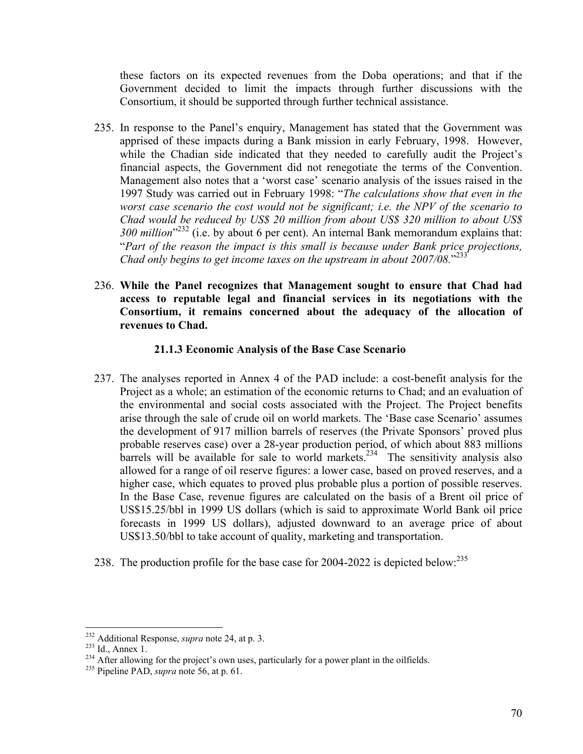these factors on its expected revenues from the Doba operations; and that if the Government decided to limit the impacts through further discussions with the Consortium, it should be supported through further technical assistance.

235. In response to the Panel's enquiry, Management has stated that the Government was apprised of these impacts during a Bank mission in early February, 1998. However, while the Chadian side indicated that they needed to carefully audit the Project's financial aspects, the Government did not renegotiate the terms of the Convention. Management also notes that a 'worst case' scenario analysis of the issues raised in the 1997 Study was carried out in February 1998: "*The calculations show that even in the worst case scenario the cost would not be significant; i.e. the NPV of the scenario to Chad would be reduced by US$ 20 million from about US$ 320 million to about US$ 300 million*"[232] (i.e. by about 6 per cent). An internal Bank memorandum explains that: "*Part of the reason the impact is this small is because under Bank price projections, Chad only begins to get income taxes on the upstream in about 2007/08.*"[233]

236. **While the Panel recognizes that Management sought to ensure that Chad had access to reputable legal and financial services in its negotiations with the Consortium, it remains concerned about the adequacy of the allocation of revenues to Chad.**

### 21.1.3 Economic Analysis of the Base Case Scenario

237. The analyses reported in Annex 4 of the PAD include: a cost-benefit analysis for the Project as a whole; an estimation of the economic returns to Chad; and an evaluation of the environmental and social costs associated with the Project. The Project benefits arise through the sale of crude oil on world markets. The 'Base case Scenario' assumes the development of 917 million barrels of reserves (the Private Sponsors' proved plus probable reserves case) over a 28-year production period, of which about 883 millions barrels will be available for sale to world markets.[234] The sensitivity analysis also allowed for a range of oil reserve figures: a lower case, based on proved reserves, and a higher case, which equates to proved plus probable plus a portion of possible reserves. In the Base Case, revenue figures are calculated on the basis of a Brent oil price of US$15.25/bbl in 1999 US dollars (which is said to approximate World Bank oil price forecasts in 1999 US dollars), adjusted downward to an average price of about US$13.50/bbl to take account of quality, marketing and transportation.

238. The production profile for the base case for 2004-2022 is depicted below:[235]

---

[232] Additional Response, *supra* note 24, at p. 3.
[233] Id., Annex 1.
[234] After allowing for the project's own uses, particularly for a power plant in the oilfields.
[235] Pipeline PAD, *supra* note 56, at p. 61.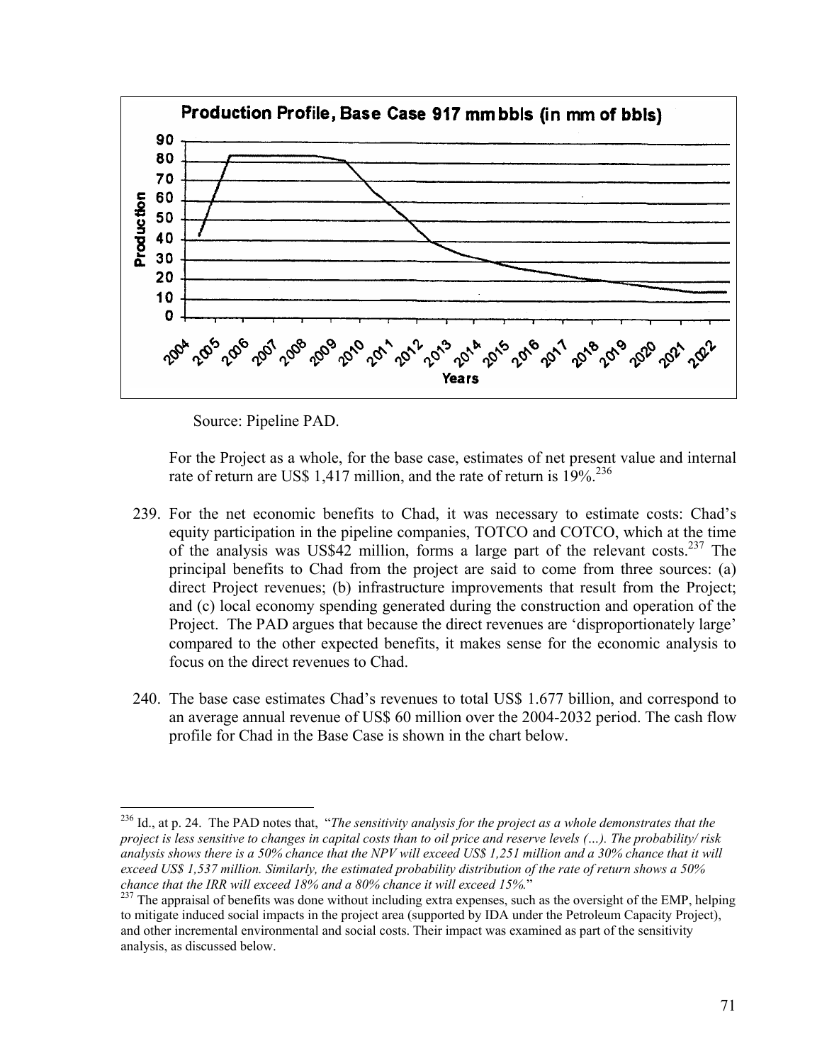**Production Profile, Base Case 917 mm bbls (in mm of bbls)**

Source: Pipeline PAD.

For the Project as a whole, for the base case, estimates of net present value and internal rate of return are US$ 1,417 million, and the rate of return is 19%.[236]

239. For the net economic benefits to Chad, it was necessary to estimate costs: Chad's equity participation in the pipeline companies, TOTCO and COTCO, which at the time of the analysis was US$42 million, forms a large part of the relevant costs.[237] The principal benefits to Chad from the project are said to come from three sources: (a) direct Project revenues; (b) infrastructure improvements that result from the Project; and (c) local economy spending generated during the construction and operation of the Project. The PAD argues that because the direct revenues are 'disproportionately large' compared to the other expected benefits, it makes sense for the economic analysis to focus on the direct revenues to Chad.

240. The base case estimates Chad's revenues to total US$ 1.677 billion, and correspond to an average annual revenue of US$ 60 million over the 2004-2032 period. The cash flow profile for Chad in the Base Case is shown in the chart below.

---

[236] Id., at p. 24. The PAD notes that, "*The sensitivity analysis for the project as a whole demonstrates that the project is less sensitive to changes in capital costs than to oil price and reserve levels (…). The probability/ risk analysis shows there is a 50% chance that the NPV will exceed US$ 1,251 million and a 30% chance that it will exceed US$ 1,537 million. Similarly, the estimated probability distribution of the rate of return shows a 50% chance that the IRR will exceed 18% and a 80% chance it will exceed 15%.*"

[237] The appraisal of benefits was done without including extra expenses, such as the oversight of the EMP, helping to mitigate induced social impacts in the project area (supported by IDA under the Petroleum Capacity Project), and other incremental environmental and social costs. Their impact was examined as part of the sensitivity analysis, as discussed below.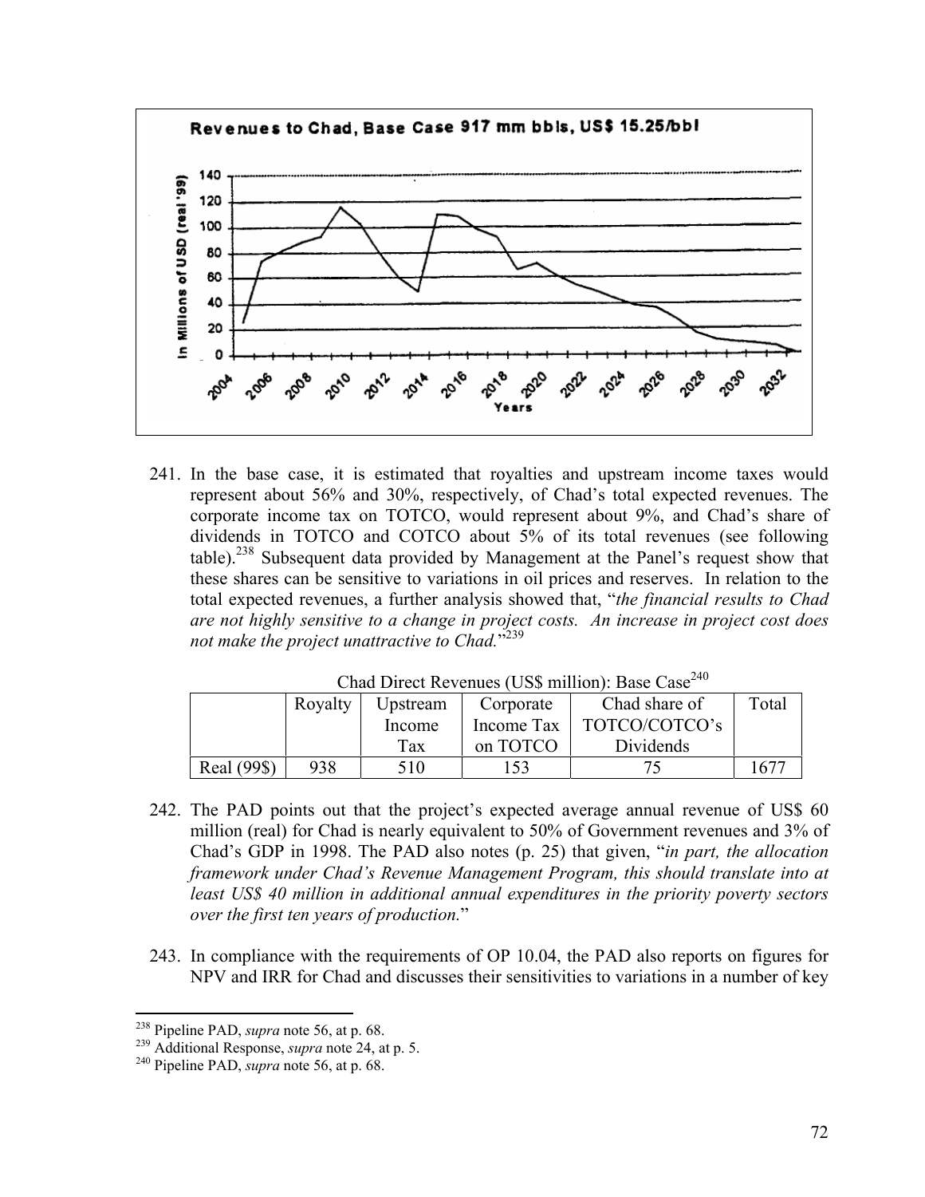241. In the base case, it is estimated that royalties and upstream income taxes would represent about 56% and 30%, respectively, of Chad's total expected revenues. The corporate income tax on TOTCO, would represent about 9%, and Chad's share of dividends in TOTCO and COTCO about 5% of its total revenues (see following table).[238] Subsequent data provided by Management at the Panel's request show that these shares can be sensitive to variations in oil prices and reserves. In relation to the total expected revenues, a further analysis showed that, "*the financial results to Chad are not highly sensitive to a change in project costs. An increase in project cost does not make the project unattractive to Chad.*"[239]

Chad Direct Revenues (US$ million): Base Case[240]

| | Royalty | Upstream Income Tax | Corporate Income Tax on TOTCO | Chad share of TOTCO/COTCO's Dividends | Total |
|---|---|---|---|---|---|
| Real (99$) | 938 | 510 | 153 | 75 | 1677 |

242. The PAD points out that the project's expected average annual revenue of US$ 60 million (real) for Chad is nearly equivalent to 50% of Government revenues and 3% of Chad's GDP in 1998. The PAD also notes (p. 25) that given, "*in part, the allocation framework under Chad's Revenue Management Program, this should translate into at least US$ 40 million in additional annual expenditures in the priority poverty sectors over the first ten years of production.*"

243. In compliance with the requirements of OP 10.04, the PAD also reports on figures for NPV and IRR for Chad and discusses their sensitivities to variations in a number of key

[238] Pipeline PAD, *supra* note 56, at p. 68.

[239] Additional Response, *supra* note 24, at p. 5.

[240] Pipeline PAD, *supra* note 56, at p. 68.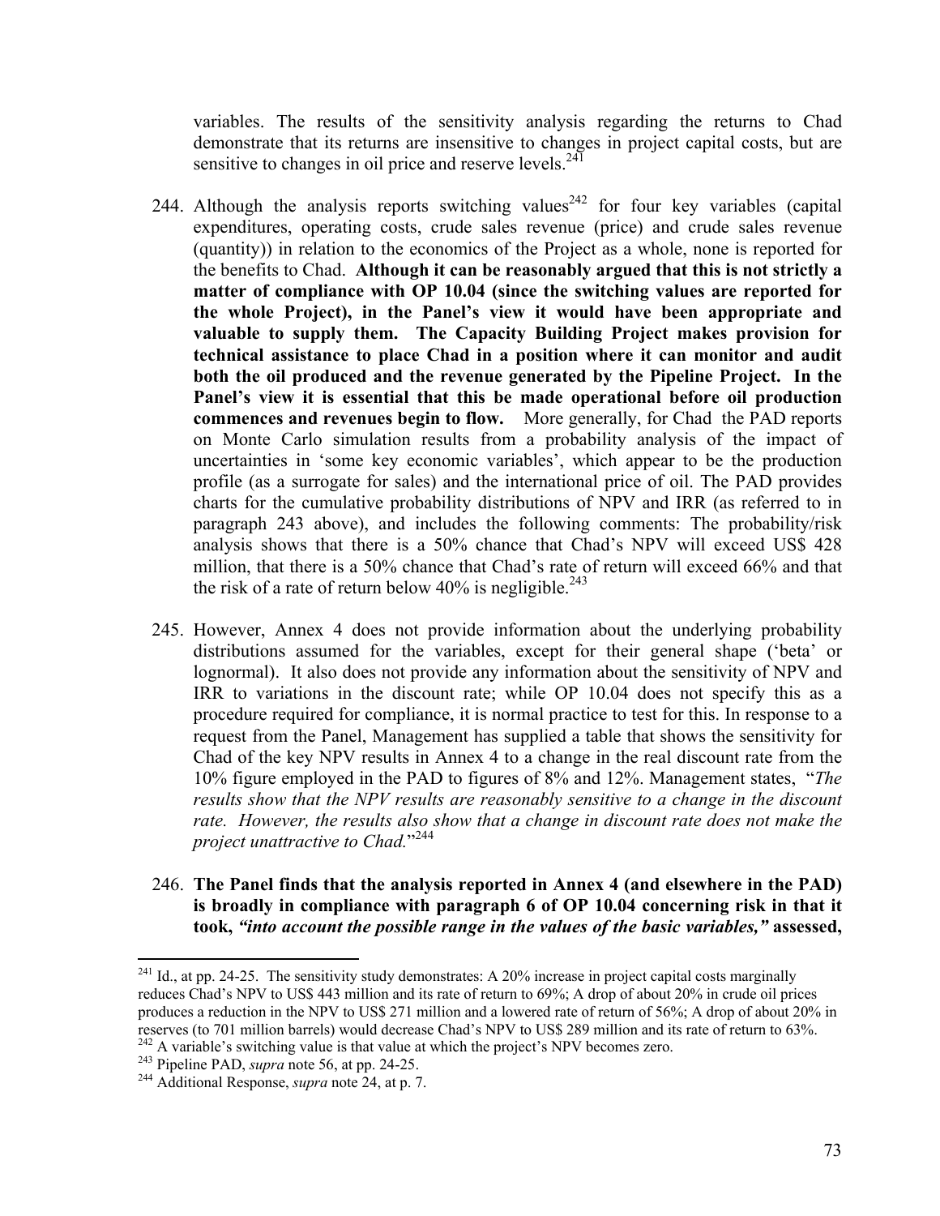variables. The results of the sensitivity analysis regarding the returns to Chad demonstrate that its returns are insensitive to changes in project capital costs, but are sensitive to changes in oil price and reserve levels.[241]

244. Although the analysis reports switching values[242] for four key variables (capital expenditures, operating costs, crude sales revenue (price) and crude sales revenue (quantity)) in relation to the economics of the Project as a whole, none is reported for the benefits to Chad. **Although it can be reasonably argued that this is not strictly a matter of compliance with OP 10.04 (since the switching values are reported for the whole Project), in the Panel's view it would have been appropriate and valuable to supply them. The Capacity Building Project makes provision for technical assistance to place Chad in a position where it can monitor and audit both the oil produced and the revenue generated by the Pipeline Project. In the Panel's view it is essential that this be made operational before oil production commences and revenues begin to flow.** More generally, for Chad the PAD reports on Monte Carlo simulation results from a probability analysis of the impact of uncertainties in 'some key economic variables', which appear to be the production profile (as a surrogate for sales) and the international price of oil. The PAD provides charts for the cumulative probability distributions of NPV and IRR (as referred to in paragraph 243 above), and includes the following comments: The probability/risk analysis shows that there is a 50% chance that Chad's NPV will exceed US$ 428 million, that there is a 50% chance that Chad's rate of return will exceed 66% and that the risk of a rate of return below 40% is negligible.[243]

245. However, Annex 4 does not provide information about the underlying probability distributions assumed for the variables, except for their general shape ('beta' or lognormal). It also does not provide any information about the sensitivity of NPV and IRR to variations in the discount rate; while OP 10.04 does not specify this as a procedure required for compliance, it is normal practice to test for this. In response to a request from the Panel, Management has supplied a table that shows the sensitivity for Chad of the key NPV results in Annex 4 to a change in the real discount rate from the 10% figure employed in the PAD to figures of 8% and 12%. Management states, "*The results show that the NPV results are reasonably sensitive to a change in the discount rate. However, the results also show that a change in discount rate does not make the project unattractive to Chad.*"[244]

246. **The Panel finds that the analysis reported in Annex 4 (and elsewhere in the PAD) is broadly in compliance with paragraph 6 of OP 10.04 concerning risk in that it took, *"into account the possible range in the values of the basic variables,"* assessed,**

---

[241] Id., at pp. 24-25. The sensitivity study demonstrates: A 20% increase in project capital costs marginally reduces Chad's NPV to US$ 443 million and its rate of return to 69%; A drop of about 20% in crude oil prices produces a reduction in the NPV to US$ 271 million and a lowered rate of return of 56%; A drop of about 20% in reserves (to 701 million barrels) would decrease Chad's NPV to US$ 289 million and its rate of return to 63%.

[242] A variable's switching value is that value at which the project's NPV becomes zero.

[243] Pipeline PAD, *supra* note 56, at pp. 24-25.

[244] Additional Response, *supra* note 24, at p. 7.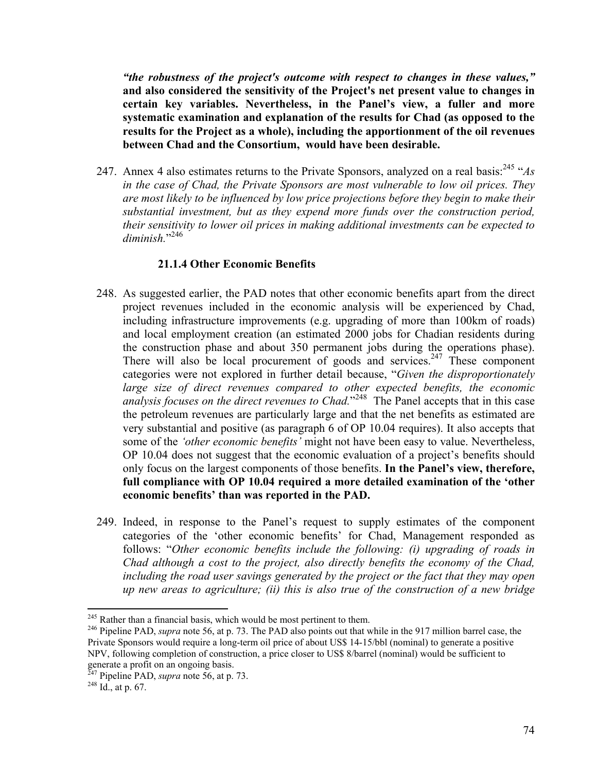***"the robustness of the project's outcome with respect to changes in these values,"*** **and also considered the sensitivity of the Project's net present value to changes in certain key variables. Nevertheless, in the Panel's view, a fuller and more systematic examination and explanation of the results for Chad (as opposed to the results for the Project as a whole), including the apportionment of the oil revenues between Chad and the Consortium, would have been desirable.**

247. Annex 4 also estimates returns to the Private Sponsors, analyzed on a real basis:[245] "*As in the case of Chad, the Private Sponsors are most vulnerable to low oil prices. They are most likely to be influenced by low price projections before they begin to make their substantial investment, but as they expend more funds over the construction period, their sensitivity to lower oil prices in making additional investments can be expected to diminish.*"[246]

### 21.1.4 Other Economic Benefits

248. As suggested earlier, the PAD notes that other economic benefits apart from the direct project revenues included in the economic analysis will be experienced by Chad, including infrastructure improvements (e.g. upgrading of more than 100km of roads) and local employment creation (an estimated 2000 jobs for Chadian residents during the construction phase and about 350 permanent jobs during the operations phase). There will also be local procurement of goods and services.[247] These component categories were not explored in further detail because, "*Given the disproportionately large size of direct revenues compared to other expected benefits, the economic analysis focuses on the direct revenues to Chad.*"[248] The Panel accepts that in this case the petroleum revenues are particularly large and that the net benefits as estimated are very substantial and positive (as paragraph 6 of OP 10.04 requires). It also accepts that some of the *'other economic benefits'* might not have been easy to value. Nevertheless, OP 10.04 does not suggest that the economic evaluation of a project's benefits should only focus on the largest components of those benefits. **In the Panel's view, therefore, full compliance with OP 10.04 required a more detailed examination of the 'other economic benefits' than was reported in the PAD.**

249. Indeed, in response to the Panel's request to supply estimates of the component categories of the 'other economic benefits' for Chad, Management responded as follows: "*Other economic benefits include the following: (i) upgrading of roads in Chad although a cost to the project, also directly benefits the economy of the Chad, including the road user savings generated by the project or the fact that they may open up new areas to agriculture; (ii) this is also true of the construction of a new bridge*

---

[245] Rather than a financial basis, which would be most pertinent to them.

[246] Pipeline PAD, *supra* note 56, at p. 73. The PAD also points out that while in the 917 million barrel case, the Private Sponsors would require a long-term oil price of about US$ 14-15/bbl (nominal) to generate a positive NPV, following completion of construction, a price closer to US$ 8/barrel (nominal) would be sufficient to generate a profit on an ongoing basis.

[247] Pipeline PAD, *supra* note 56, at p. 73.

[248] Id., at p. 67.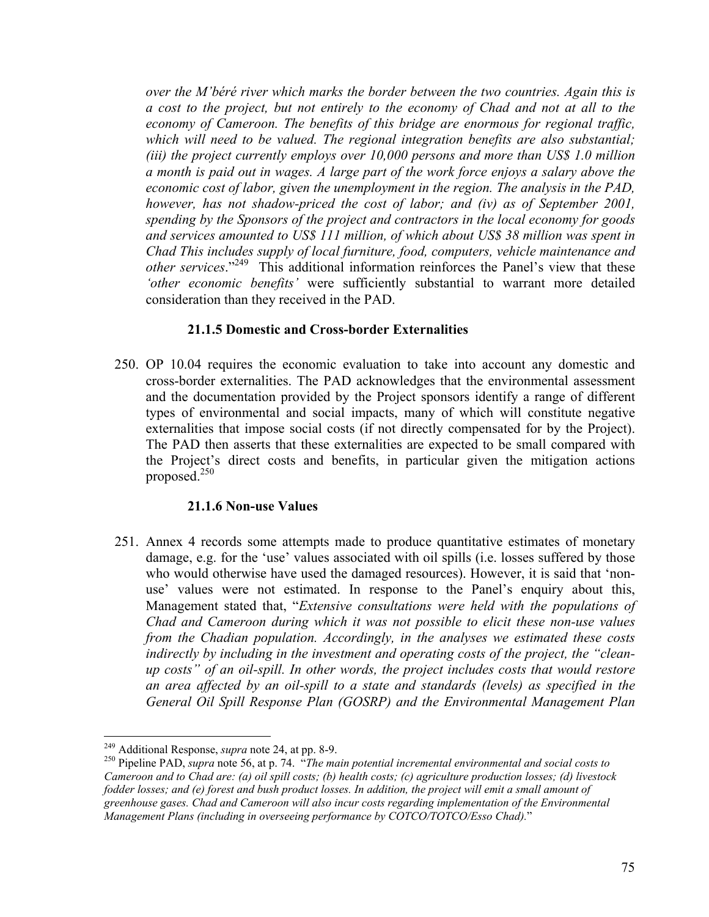*over the M'béré river which marks the border between the two countries. Again this is a cost to the project, but not entirely to the economy of Chad and not at all to the economy of Cameroon. The benefits of this bridge are enormous for regional traffic, which will need to be valued. The regional integration benefits are also substantial; (iii) the project currently employs over 10,000 persons and more than US$ 1.0 million a month is paid out in wages. A large part of the work force enjoys a salary above the economic cost of labor, given the unemployment in the region. The analysis in the PAD, however, has not shadow-priced the cost of labor; and (iv) as of September 2001, spending by the Sponsors of the project and contractors in the local economy for goods and services amounted to US$ 111 million, of which about US$ 38 million was spent in Chad This includes supply of local furniture, food, computers, vehicle maintenance and other services*."[249] This additional information reinforces the Panel's view that these *'other economic benefits'* were sufficiently substantial to warrant more detailed consideration than they received in the PAD.

### 21.1.5 Domestic and Cross-border Externalities

250. OP 10.04 requires the economic evaluation to take into account any domestic and cross-border externalities. The PAD acknowledges that the environmental assessment and the documentation provided by the Project sponsors identify a range of different types of environmental and social impacts, many of which will constitute negative externalities that impose social costs (if not directly compensated for by the Project). The PAD then asserts that these externalities are expected to be small compared with the Project's direct costs and benefits, in particular given the mitigation actions proposed.[250]

### 21.1.6 Non-use Values

251. Annex 4 records some attempts made to produce quantitative estimates of monetary damage, e.g. for the 'use' values associated with oil spills (i.e. losses suffered by those who would otherwise have used the damaged resources). However, it is said that 'non-use' values were not estimated. In response to the Panel's enquiry about this, Management stated that, "*Extensive consultations were held with the populations of Chad and Cameroon during which it was not possible to elicit these non-use values from the Chadian population. Accordingly, in the analyses we estimated these costs indirectly by including in the investment and operating costs of the project, the "clean-up costs" of an oil-spill. In other words, the project includes costs that would restore an area affected by an oil-spill to a state and standards (levels) as specified in the General Oil Spill Response Plan (GOSRP) and the Environmental Management Plan*

---

[249] Additional Response, *supra* note 24, at pp. 8-9.

[250] Pipeline PAD, *supra* note 56, at p. 74. "*The main potential incremental environmental and social costs to Cameroon and to Chad are: (a) oil spill costs; (b) health costs; (c) agriculture production losses; (d) livestock fodder losses; and (e) forest and bush product losses. In addition, the project will emit a small amount of greenhouse gases. Chad and Cameroon will also incur costs regarding implementation of the Environmental Management Plans (including in overseeing performance by COTCO/TOTCO/Esso Chad).*"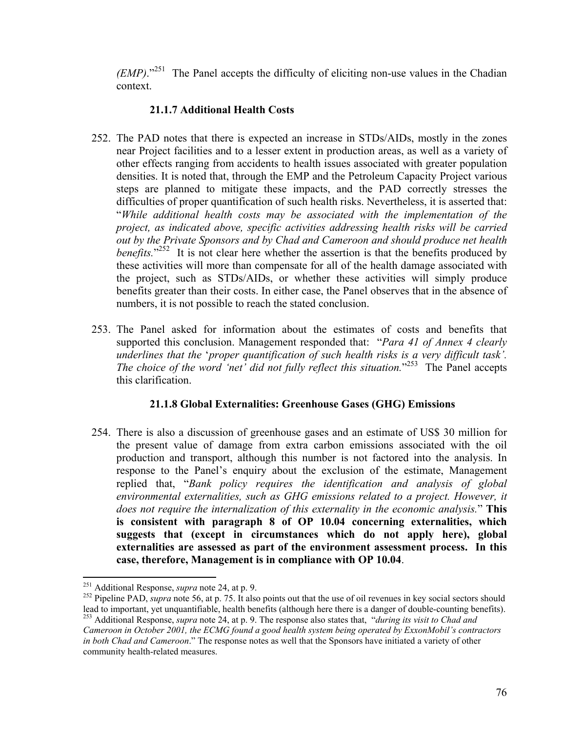*(EMP)*."[251] The Panel accepts the difficulty of eliciting non-use values in the Chadian context.

#### 21.1.7 Additional Health Costs

252. The PAD notes that there is expected an increase in STDs/AIDs, mostly in the zones near Project facilities and to a lesser extent in production areas, as well as a variety of other effects ranging from accidents to health issues associated with greater population densities. It is noted that, through the EMP and the Petroleum Capacity Project various steps are planned to mitigate these impacts, and the PAD correctly stresses the difficulties of proper quantification of such health risks. Nevertheless, it is asserted that: "*While additional health costs may be associated with the implementation of the project, as indicated above, specific activities addressing health risks will be carried out by the Private Sponsors and by Chad and Cameroon and should produce net health benefits.*"[252] It is not clear here whether the assertion is that the benefits produced by these activities will more than compensate for all of the health damage associated with the project, such as STDs/AIDs, or whether these activities will simply produce benefits greater than their costs. In either case, the Panel observes that in the absence of numbers, it is not possible to reach the stated conclusion.

253. The Panel asked for information about the estimates of costs and benefits that supported this conclusion. Management responded that: "*Para 41 of Annex 4 clearly underlines that the 'proper quantification of such health risks is a very difficult task'. The choice of the word 'net' did not fully reflect this situation.*"[253] The Panel accepts this clarification.

#### 21.1.8 Global Externalities: Greenhouse Gases (GHG) Emissions

254. There is also a discussion of greenhouse gases and an estimate of US$ 30 million for the present value of damage from extra carbon emissions associated with the oil production and transport, although this number is not factored into the analysis. In response to the Panel's enquiry about the exclusion of the estimate, Management replied that, "*Bank policy requires the identification and analysis of global environmental externalities, such as GHG emissions related to a project. However, it does not require the internalization of this externality in the economic analysis.*" **This is consistent with paragraph 8 of OP 10.04 concerning externalities, which suggests that (except in circumstances which do not apply here), global externalities are assessed as part of the environment assessment process. In this case, therefore, Management is in compliance with OP 10.04**.

---

[251] Additional Response, *supra* note 24, at p. 9.

[252] Pipeline PAD, *supra* note 56, at p. 75. It also points out that the use of oil revenues in key social sectors should lead to important, yet unquantifiable, health benefits (although here there is a danger of double-counting benefits).

[253] Additional Response, *supra* note 24, at p. 9. The response also states that, "*during its visit to Chad and Cameroon in October 2001, the ECMG found a good health system being operated by ExxonMobil's contractors in both Chad and Cameroon*." The response notes as well that the Sponsors have initiated a variety of other community health-related measures.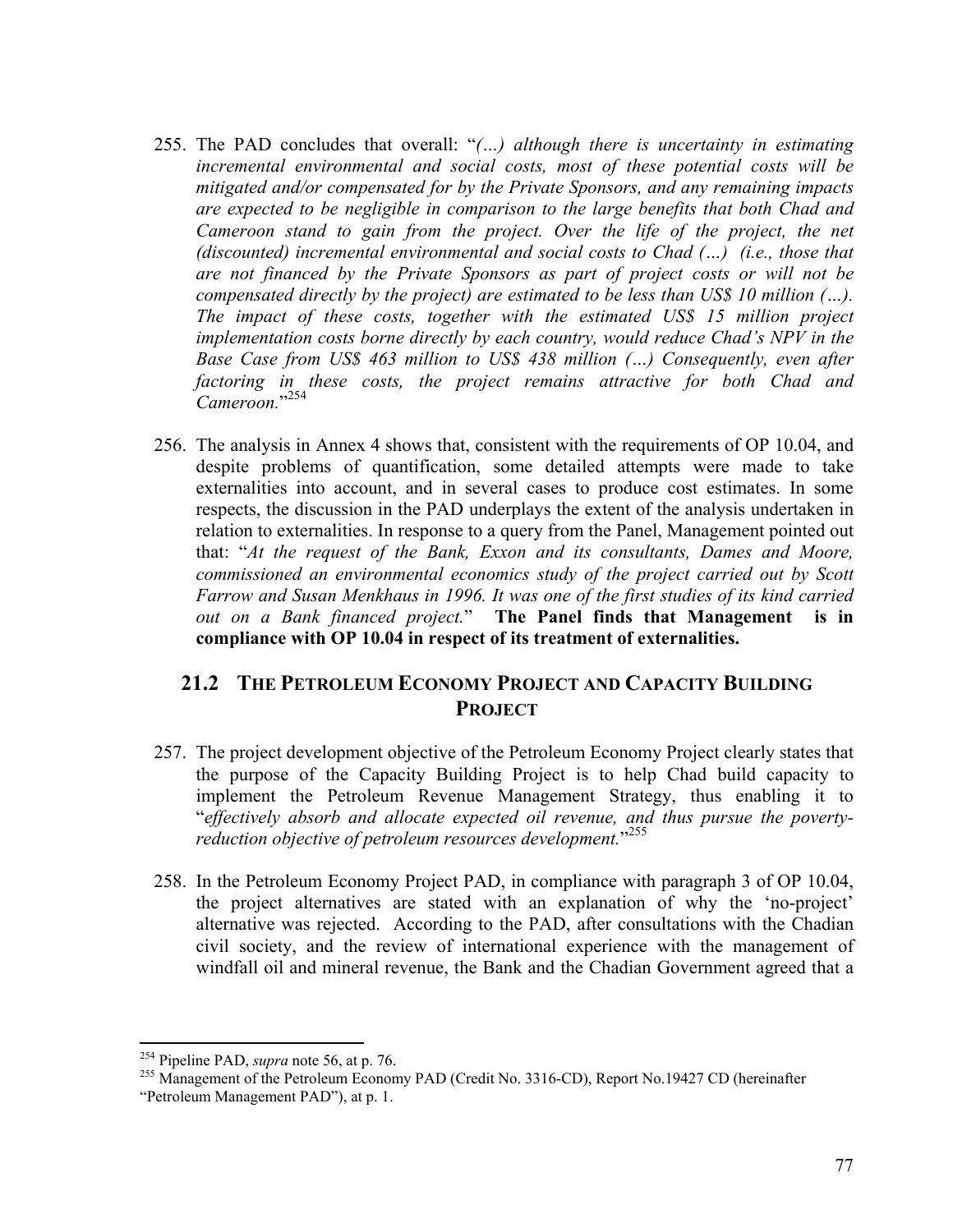255. The PAD concludes that overall: "*(…) although there is uncertainty in estimating incremental environmental and social costs, most of these potential costs will be mitigated and/or compensated for by the Private Sponsors, and any remaining impacts are expected to be negligible in comparison to the large benefits that both Chad and Cameroon stand to gain from the project. Over the life of the project, the net (discounted) incremental environmental and social costs to Chad (…) (i.e., those that are not financed by the Private Sponsors as part of project costs or will not be compensated directly by the project) are estimated to be less than US$ 10 million (…). The impact of these costs, together with the estimated US$ 15 million project implementation costs borne directly by each country, would reduce Chad's NPV in the Base Case from US$ 463 million to US$ 438 million (…) Consequently, even after factoring in these costs, the project remains attractive for both Chad and Cameroon.*"[254]

256. The analysis in Annex 4 shows that, consistent with the requirements of OP 10.04, and despite problems of quantification, some detailed attempts were made to take externalities into account, and in several cases to produce cost estimates. In some respects, the discussion in the PAD underplays the extent of the analysis undertaken in relation to externalities. In response to a query from the Panel, Management pointed out that: "*At the request of the Bank, Exxon and its consultants, Dames and Moore, commissioned an environmental economics study of the project carried out by Scott Farrow and Susan Menkhaus in 1996. It was one of the first studies of its kind carried out on a Bank financed project.*" **The Panel finds that Management is in compliance with OP 10.04 in respect of its treatment of externalities.**

## 21.2 The Petroleum Economy Project and Capacity Building Project

257. The project development objective of the Petroleum Economy Project clearly states that the purpose of the Capacity Building Project is to help Chad build capacity to implement the Petroleum Revenue Management Strategy, thus enabling it to "*effectively absorb and allocate expected oil revenue, and thus pursue the poverty-reduction objective of petroleum resources development.*"[255]

258. In the Petroleum Economy Project PAD, in compliance with paragraph 3 of OP 10.04, the project alternatives are stated with an explanation of why the 'no-project' alternative was rejected. According to the PAD, after consultations with the Chadian civil society, and the review of international experience with the management of windfall oil and mineral revenue, the Bank and the Chadian Government agreed that a

---

[254] Pipeline PAD, *supra* note 56, at p. 76.

[255] Management of the Petroleum Economy PAD (Credit No. 3316-CD), Report No.19427 CD (hereinafter "Petroleum Management PAD"), at p. 1.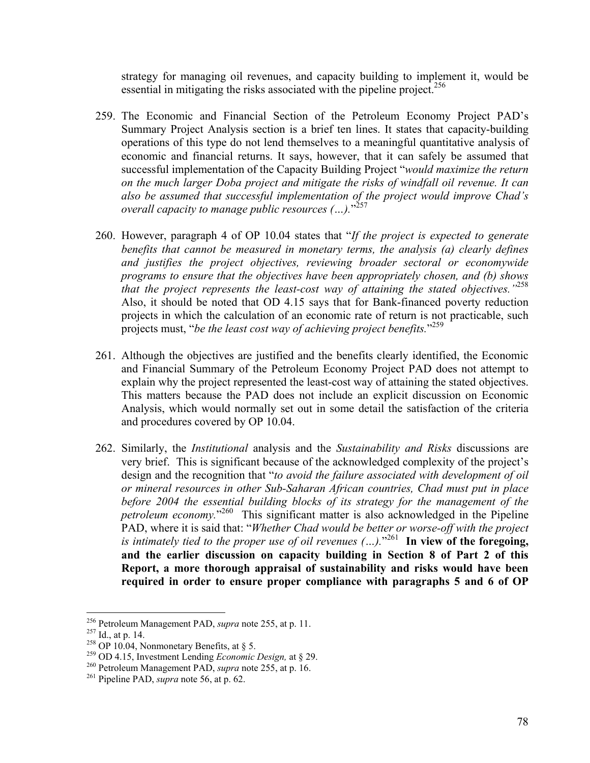strategy for managing oil revenues, and capacity building to implement it, would be essential in mitigating the risks associated with the pipeline project.[256]

259. The Economic and Financial Section of the Petroleum Economy Project PAD's Summary Project Analysis section is a brief ten lines. It states that capacity-building operations of this type do not lend themselves to a meaningful quantitative analysis of economic and financial returns. It says, however, that it can safely be assumed that successful implementation of the Capacity Building Project "*would maximize the return on the much larger Doba project and mitigate the risks of windfall oil revenue. It can also be assumed that successful implementation of the project would improve Chad's overall capacity to manage public resources (…).*"[257]

260. However, paragraph 4 of OP 10.04 states that "*If the project is expected to generate benefits that cannot be measured in monetary terms, the analysis (a) clearly defines and justifies the project objectives, reviewing broader sectoral or economywide programs to ensure that the objectives have been appropriately chosen, and (b) shows that the project represents the least-cost way of attaining the stated objectives.*"[258] Also, it should be noted that OD 4.15 says that for Bank-financed poverty reduction projects in which the calculation of an economic rate of return is not practicable, such projects must, "*be the least cost way of achieving project benefits.*"[259]

261. Although the objectives are justified and the benefits clearly identified, the Economic and Financial Summary of the Petroleum Economy Project PAD does not attempt to explain why the project represented the least-cost way of attaining the stated objectives. This matters because the PAD does not include an explicit discussion on Economic Analysis, which would normally set out in some detail the satisfaction of the criteria and procedures covered by OP 10.04.

262. Similarly, the *Institutional* analysis and the *Sustainability and Risks* discussions are very brief. This is significant because of the acknowledged complexity of the project's design and the recognition that "*to avoid the failure associated with development of oil or mineral resources in other Sub-Saharan African countries, Chad must put in place before 2004 the essential building blocks of its strategy for the management of the petroleum economy.*"[260] This significant matter is also acknowledged in the Pipeline PAD, where it is said that: "*Whether Chad would be better or worse-off with the project is intimately tied to the proper use of oil revenues (…).*"[261] **In view of the foregoing, and the earlier discussion on capacity building in Section 8 of Part 2 of this Report, a more thorough appraisal of sustainability and risks would have been required in order to ensure proper compliance with paragraphs 5 and 6 of OP**

---

[256] Petroleum Management PAD, *supra* note 255, at p. 11.

[257] Id., at p. 14.

[258] OP 10.04, Nonmonetary Benefits, at § 5.

[259] OD 4.15, Investment Lending *Economic Design,* at § 29.

[260] Petroleum Management PAD, *supra* note 255, at p. 16.

[261] Pipeline PAD, *supra* note 56, at p. 62.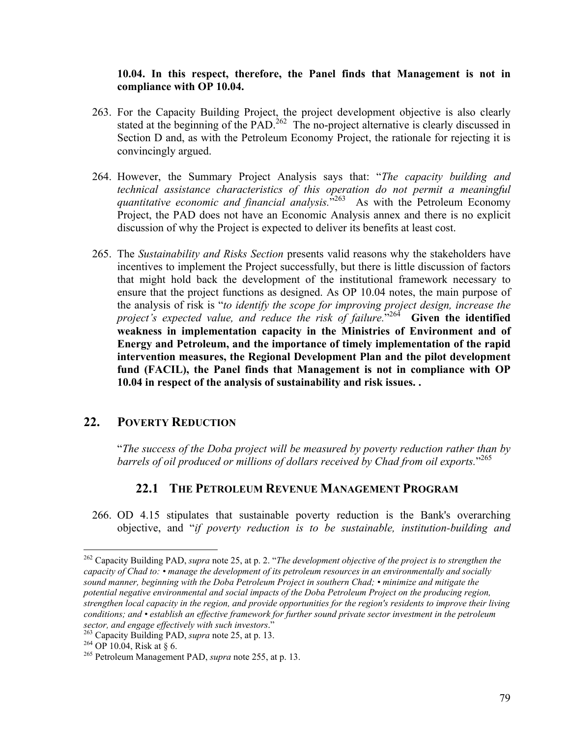**10.04. In this respect, therefore, the Panel finds that Management is not in compliance with OP 10.04.**

263. For the Capacity Building Project, the project development objective is also clearly stated at the beginning of the PAD.[262] The no-project alternative is clearly discussed in Section D and, as with the Petroleum Economy Project, the rationale for rejecting it is convincingly argued.

264. However, the Summary Project Analysis says that: "*The capacity building and technical assistance characteristics of this operation do not permit a meaningful quantitative economic and financial analysis.*"[263] As with the Petroleum Economy Project, the PAD does not have an Economic Analysis annex and there is no explicit discussion of why the Project is expected to deliver its benefits at least cost.

265. The *Sustainability and Risks Section* presents valid reasons why the stakeholders have incentives to implement the Project successfully, but there is little discussion of factors that might hold back the development of the institutional framework necessary to ensure that the project functions as designed. As OP 10.04 notes, the main purpose of the analysis of risk is "*to identify the scope for improving project design, increase the project's expected value, and reduce the risk of failure.*"[264] **Given the identified weakness in implementation capacity in the Ministries of Environment and of Energy and Petroleum, and the importance of timely implementation of the rapid intervention measures, the Regional Development Plan and the pilot development fund (FACIL), the Panel finds that Management is not in compliance with OP 10.04 in respect of the analysis of sustainability and risk issues. .**

## 22. POVERTY REDUCTION

"*The success of the Doba project will be measured by poverty reduction rather than by barrels of oil produced or millions of dollars received by Chad from oil exports.*"[265]

### 22.1 THE PETROLEUM REVENUE MANAGEMENT PROGRAM

266. OD 4.15 stipulates that sustainable poverty reduction is the Bank's overarching objective, and "*if poverty reduction is to be sustainable, institution-building and*

---

[262] Capacity Building PAD, *supra* note 25, at p. 2. "*The development objective of the project is to strengthen the capacity of Chad to: • manage the development of its petroleum resources in an environmentally and socially sound manner, beginning with the Doba Petroleum Project in southern Chad; • minimize and mitigate the potential negative environmental and social impacts of the Doba Petroleum Project on the producing region, strengthen local capacity in the region, and provide opportunities for the region's residents to improve their living conditions; and • establish an effective framework for further sound private sector investment in the petroleum sector, and engage effectively with such investors*."

[263] Capacity Building PAD, *supra* note 25, at p. 13.

[264] OP 10.04, Risk at § 6.

[265] Petroleum Management PAD, *supra* note 255, at p. 13.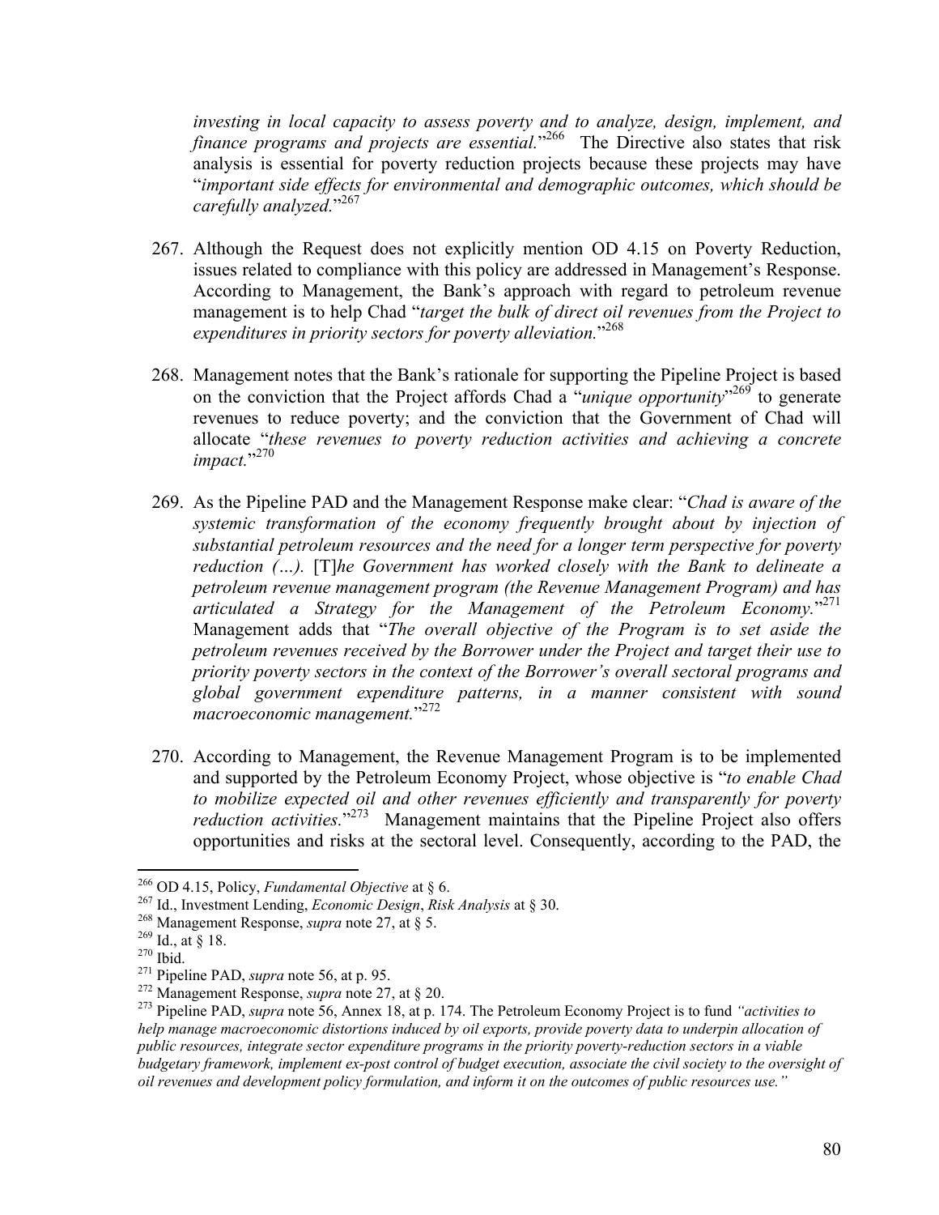*investing in local capacity to assess poverty and to analyze, design, implement, and finance programs and projects are essential.*"[266] The Directive also states that risk analysis is essential for poverty reduction projects because these projects may have "*important side effects for environmental and demographic outcomes, which should be carefully analyzed.*"[267]

267. Although the Request does not explicitly mention OD 4.15 on Poverty Reduction, issues related to compliance with this policy are addressed in Management's Response. According to Management, the Bank's approach with regard to petroleum revenue management is to help Chad "*target the bulk of direct oil revenues from the Project to expenditures in priority sectors for poverty alleviation.*"[268]

268. Management notes that the Bank's rationale for supporting the Pipeline Project is based on the conviction that the Project affords Chad a "*unique opportunity*"[269] to generate revenues to reduce poverty; and the conviction that the Government of Chad will allocate "*these revenues to poverty reduction activities and achieving a concrete impact.*"[270]

269. As the Pipeline PAD and the Management Response make clear: "*Chad is aware of the systemic transformation of the economy frequently brought about by injection of substantial petroleum resources and the need for a longer term perspective for poverty reduction (…).* [T]*he Government has worked closely with the Bank to delineate a petroleum revenue management program (the Revenue Management Program) and has articulated a Strategy for the Management of the Petroleum Economy.*"[271] Management adds that "*The overall objective of the Program is to set aside the petroleum revenues received by the Borrower under the Project and target their use to priority poverty sectors in the context of the Borrower's overall sectoral programs and global government expenditure patterns, in a manner consistent with sound macroeconomic management.*"[272]

270. According to Management, the Revenue Management Program is to be implemented and supported by the Petroleum Economy Project, whose objective is "*to enable Chad to mobilize expected oil and other revenues efficiently and transparently for poverty reduction activities.*"[273] Management maintains that the Pipeline Project also offers opportunities and risks at the sectoral level. Consequently, according to the PAD, the

---

[266] OD 4.15, Policy, *Fundamental Objective* at § 6.
[267] Id., Investment Lending, *Economic Design*, *Risk Analysis* at § 30.
[268] Management Response, *supra* note 27, at § 5.
[269] Id., at § 18.
[270] Ibid.
[271] Pipeline PAD, *supra* note 56, at p. 95.
[272] Management Response, *supra* note 27, at § 20.
[273] Pipeline PAD, *supra* note 56, Annex 18, at p. 174. The Petroleum Economy Project is to fund *"activities to help manage macroeconomic distortions induced by oil exports, provide poverty data to underpin allocation of public resources, integrate sector expenditure programs in the priority poverty-reduction sectors in a viable budgetary framework, implement ex-post control of budget execution, associate the civil society to the oversight of oil revenues and development policy formulation, and inform it on the outcomes of public resources use."*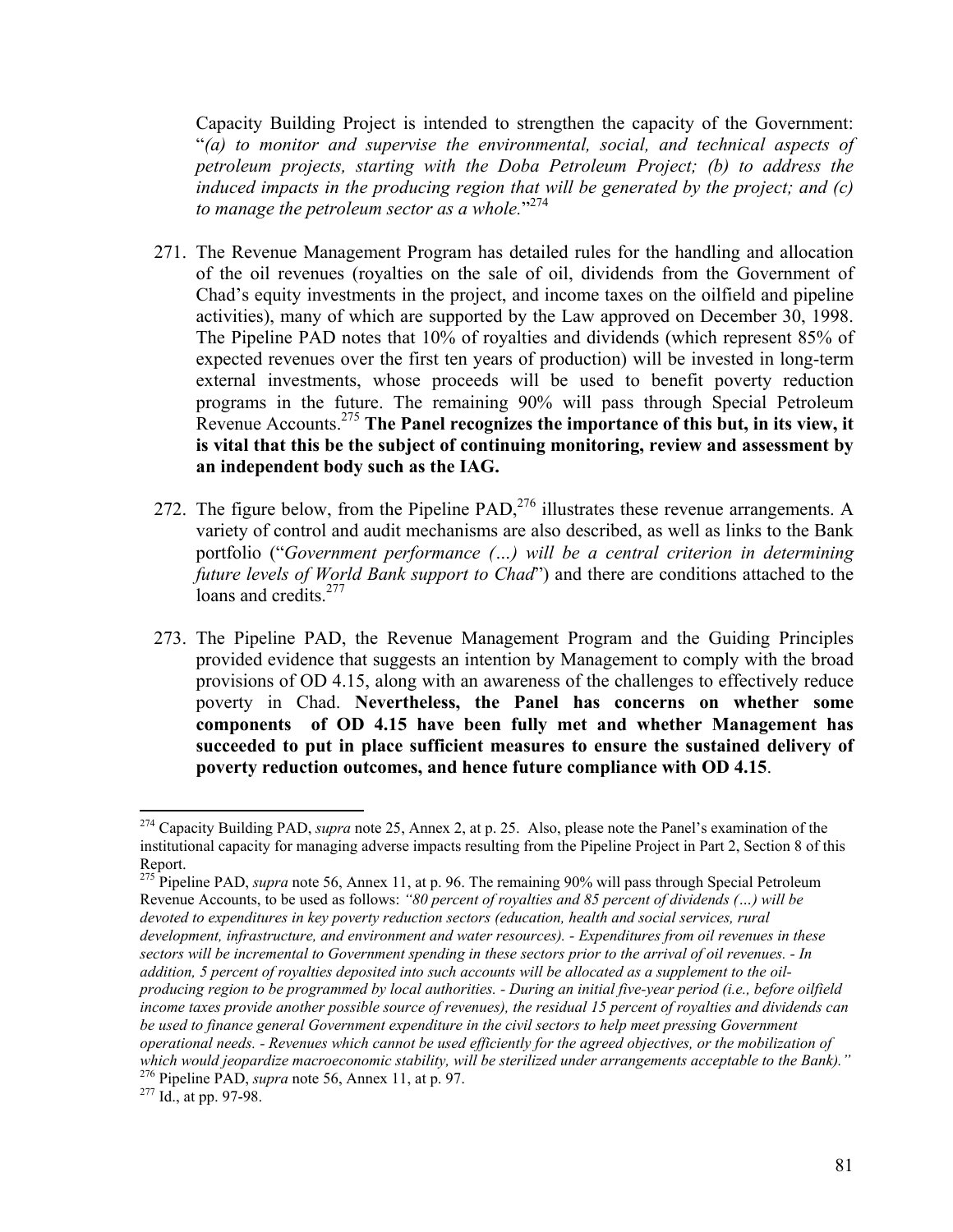Capacity Building Project is intended to strengthen the capacity of the Government: "*(a) to monitor and supervise the environmental, social, and technical aspects of petroleum projects, starting with the Doba Petroleum Project; (b) to address the induced impacts in the producing region that will be generated by the project; and (c) to manage the petroleum sector as a whole.*"[274]

271. The Revenue Management Program has detailed rules for the handling and allocation of the oil revenues (royalties on the sale of oil, dividends from the Government of Chad's equity investments in the project, and income taxes on the oilfield and pipeline activities), many of which are supported by the Law approved on December 30, 1998. The Pipeline PAD notes that 10% of royalties and dividends (which represent 85% of expected revenues over the first ten years of production) will be invested in long-term external investments, whose proceeds will be used to benefit poverty reduction programs in the future. The remaining 90% will pass through Special Petroleum Revenue Accounts.[275] **The Panel recognizes the importance of this but, in its view, it is vital that this be the subject of continuing monitoring, review and assessment by an independent body such as the IAG.**

272. The figure below, from the Pipeline PAD,[276] illustrates these revenue arrangements. A variety of control and audit mechanisms are also described, as well as links to the Bank portfolio ("*Government performance (…) will be a central criterion in determining future levels of World Bank support to Chad*") and there are conditions attached to the loans and credits.[277]

273. The Pipeline PAD, the Revenue Management Program and the Guiding Principles provided evidence that suggests an intention by Management to comply with the broad provisions of OD 4.15, along with an awareness of the challenges to effectively reduce poverty in Chad. **Nevertheless, the Panel has concerns on whether some components of OD 4.15 have been fully met and whether Management has succeeded to put in place sufficient measures to ensure the sustained delivery of poverty reduction outcomes, and hence future compliance with OD 4.15**.

---

[274] Capacity Building PAD, *supra* note 25, Annex 2, at p. 25. Also, please note the Panel's examination of the institutional capacity for managing adverse impacts resulting from the Pipeline Project in Part 2, Section 8 of this Report.

[275] Pipeline PAD, *supra* note 56, Annex 11, at p. 96. The remaining 90% will pass through Special Petroleum Revenue Accounts, to be used as follows: *"80 percent of royalties and 85 percent of dividends (…) will be devoted to expenditures in key poverty reduction sectors (education, health and social services, rural development, infrastructure, and environment and water resources). - Expenditures from oil revenues in these sectors will be incremental to Government spending in these sectors prior to the arrival of oil revenues. - In addition, 5 percent of royalties deposited into such accounts will be allocated as a supplement to the oil-producing region to be programmed by local authorities. - During an initial five-year period (i.e., before oilfield income taxes provide another possible source of revenues), the residual 15 percent of royalties and dividends can be used to finance general Government expenditure in the civil sectors to help meet pressing Government operational needs. - Revenues which cannot be used efficiently for the agreed objectives, or the mobilization of which would jeopardize macroeconomic stability, will be sterilized under arrangements acceptable to the Bank)."*

[276] Pipeline PAD, *supra* note 56, Annex 11, at p. 97.

[277] Id., at pp. 97-98.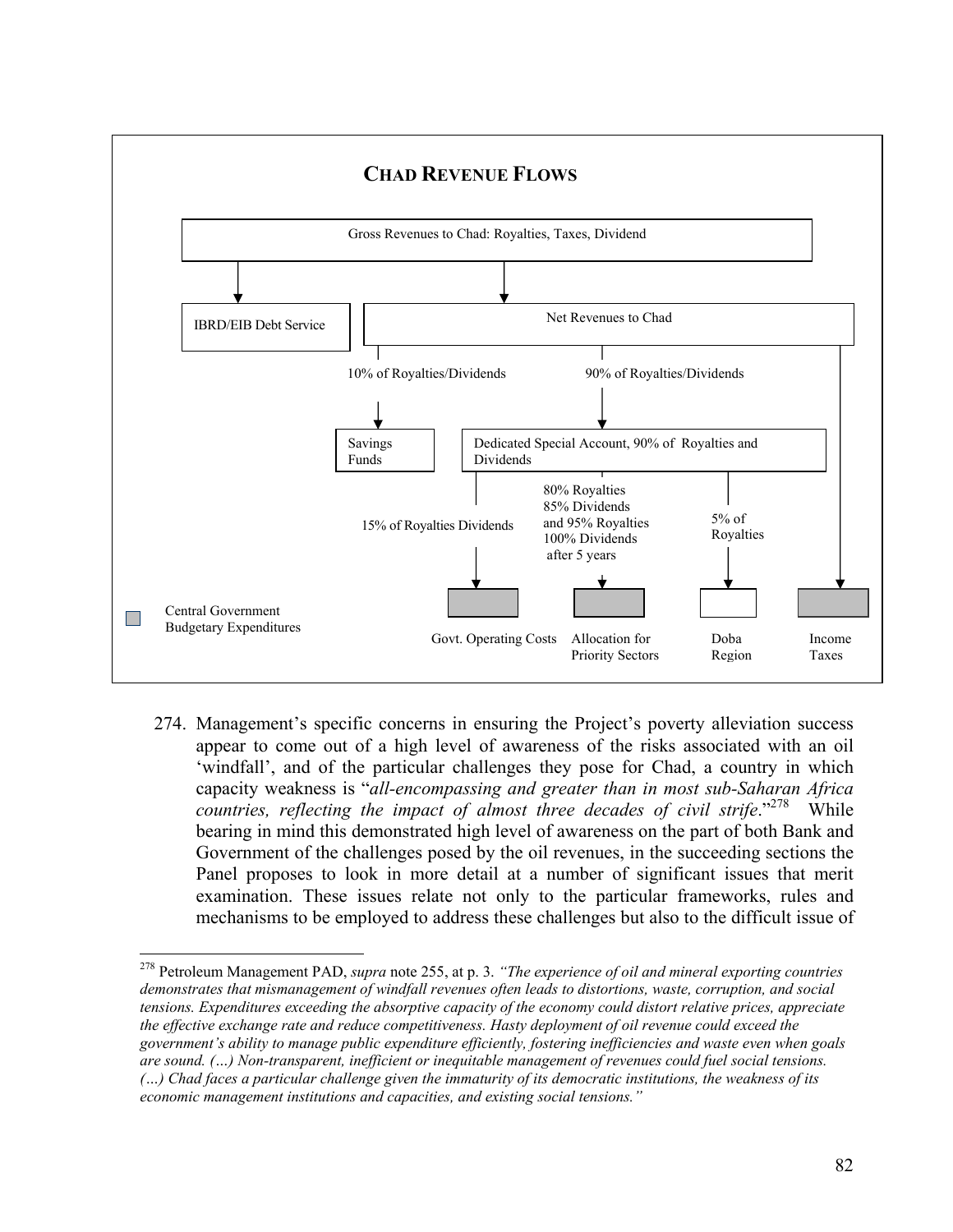**CHAD REVENUE FLOWS**

Gross Revenues to Chad: Royalties, Taxes, Dividend

- IBRD/EIB Debt Service
- Net Revenues to Chad
  - 10% of Royalties/Dividends → Savings Funds
  - 90% of Royalties/Dividends → Dedicated Special Account, 90% of Royalties and Dividends
    - 15% of Royalties Dividends → Govt. Operating Costs
    - 80% Royalties 85% Dividends and 95% Royalties 100% Dividends after 5 years → Allocation for Priority Sectors
    - 5% of Royalties → Doba Region
  - → Income Taxes

Central Government Budgetary Expenditures

274. Management's specific concerns in ensuring the Project's poverty alleviation success appear to come out of a high level of awareness of the risks associated with an oil 'windfall', and of the particular challenges they pose for Chad, a country in which capacity weakness is "*all-encompassing and greater than in most sub-Saharan Africa countries, reflecting the impact of almost three decades of civil strife*."[278] While bearing in mind this demonstrated high level of awareness on the part of both Bank and Government of the challenges posed by the oil revenues, in the succeeding sections the Panel proposes to look in more detail at a number of significant issues that merit examination. These issues relate not only to the particular frameworks, rules and mechanisms to be employed to address these challenges but also to the difficult issue of

---

[278] Petroleum Management PAD, *supra* note 255, at p. 3. *"The experience of oil and mineral exporting countries demonstrates that mismanagement of windfall revenues often leads to distortions, waste, corruption, and social tensions. Expenditures exceeding the absorptive capacity of the economy could distort relative prices, appreciate the effective exchange rate and reduce competitiveness. Hasty deployment of oil revenue could exceed the government's ability to manage public expenditure efficiently, fostering inefficiencies and waste even when goals are sound. (…) Non-transparent, inefficient or inequitable management of revenues could fuel social tensions. (…) Chad faces a particular challenge given the immaturity of its democratic institutions, the weakness of its economic management institutions and capacities, and existing social tensions."*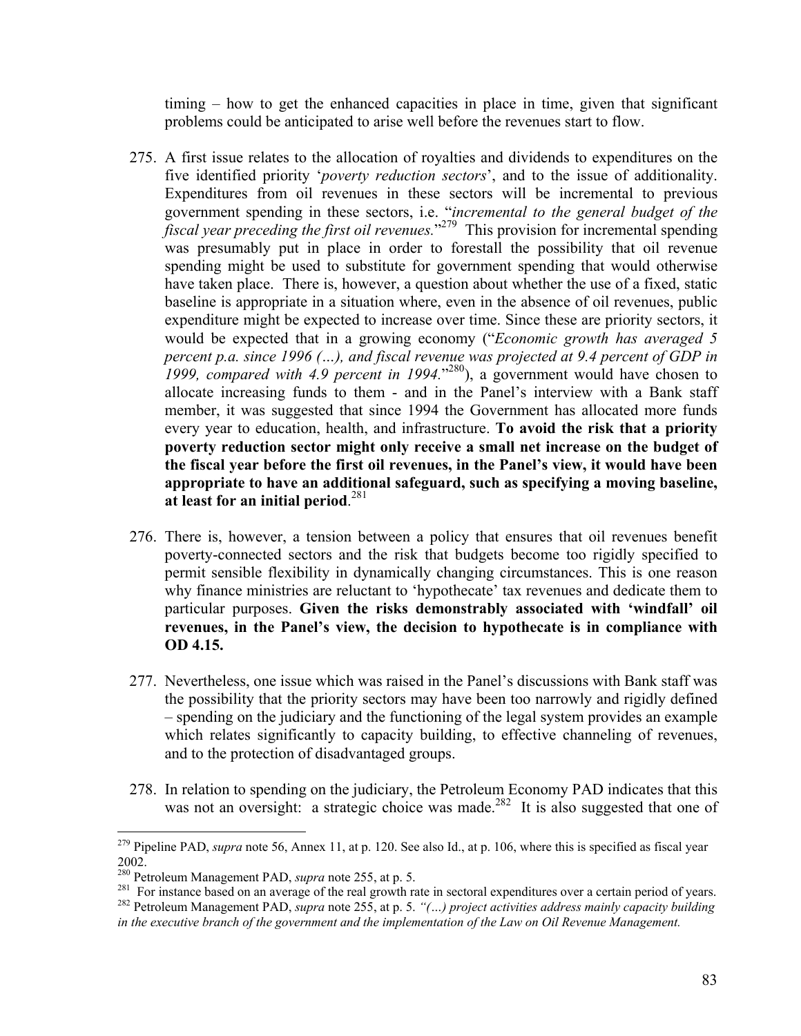timing – how to get the enhanced capacities in place in time, given that significant problems could be anticipated to arise well before the revenues start to flow.

275. A first issue relates to the allocation of royalties and dividends to expenditures on the five identified priority '*poverty reduction sectors*', and to the issue of additionality. Expenditures from oil revenues in these sectors will be incremental to previous government spending in these sectors, i.e. "*incremental to the general budget of the fiscal year preceding the first oil revenues.*"[279] This provision for incremental spending was presumably put in place in order to forestall the possibility that oil revenue spending might be used to substitute for government spending that would otherwise have taken place. There is, however, a question about whether the use of a fixed, static baseline is appropriate in a situation where, even in the absence of oil revenues, public expenditure might be expected to increase over time. Since these are priority sectors, it would be expected that in a growing economy ("*Economic growth has averaged 5 percent p.a. since 1996 (…), and fiscal revenue was projected at 9.4 percent of GDP in 1999, compared with 4.9 percent in 1994.*"[280]), a government would have chosen to allocate increasing funds to them - and in the Panel's interview with a Bank staff member, it was suggested that since 1994 the Government has allocated more funds every year to education, health, and infrastructure. **To avoid the risk that a priority poverty reduction sector might only receive a small net increase on the budget of the fiscal year before the first oil revenues, in the Panel's view, it would have been appropriate to have an additional safeguard, such as specifying a moving baseline, at least for an initial period**.[281]

276. There is, however, a tension between a policy that ensures that oil revenues benefit poverty-connected sectors and the risk that budgets become too rigidly specified to permit sensible flexibility in dynamically changing circumstances. This is one reason why finance ministries are reluctant to 'hypothecate' tax revenues and dedicate them to particular purposes. **Given the risks demonstrably associated with 'windfall' oil revenues, in the Panel's view, the decision to hypothecate is in compliance with OD 4.15.**

277. Nevertheless, one issue which was raised in the Panel's discussions with Bank staff was the possibility that the priority sectors may have been too narrowly and rigidly defined – spending on the judiciary and the functioning of the legal system provides an example which relates significantly to capacity building, to effective channeling of revenues, and to the protection of disadvantaged groups.

278. In relation to spending on the judiciary, the Petroleum Economy PAD indicates that this was not an oversight: a strategic choice was made.[282] It is also suggested that one of

---

[279] Pipeline PAD, *supra* note 56, Annex 11, at p. 120. See also Id., at p. 106, where this is specified as fiscal year 2002.

[280] Petroleum Management PAD, *supra* note 255, at p. 5.

[281] For instance based on an average of the real growth rate in sectoral expenditures over a certain period of years.

[282] Petroleum Management PAD, *supra* note 255, at p. 5. *"(…) project activities address mainly capacity building in the executive branch of the government and the implementation of the Law on Oil Revenue Management.*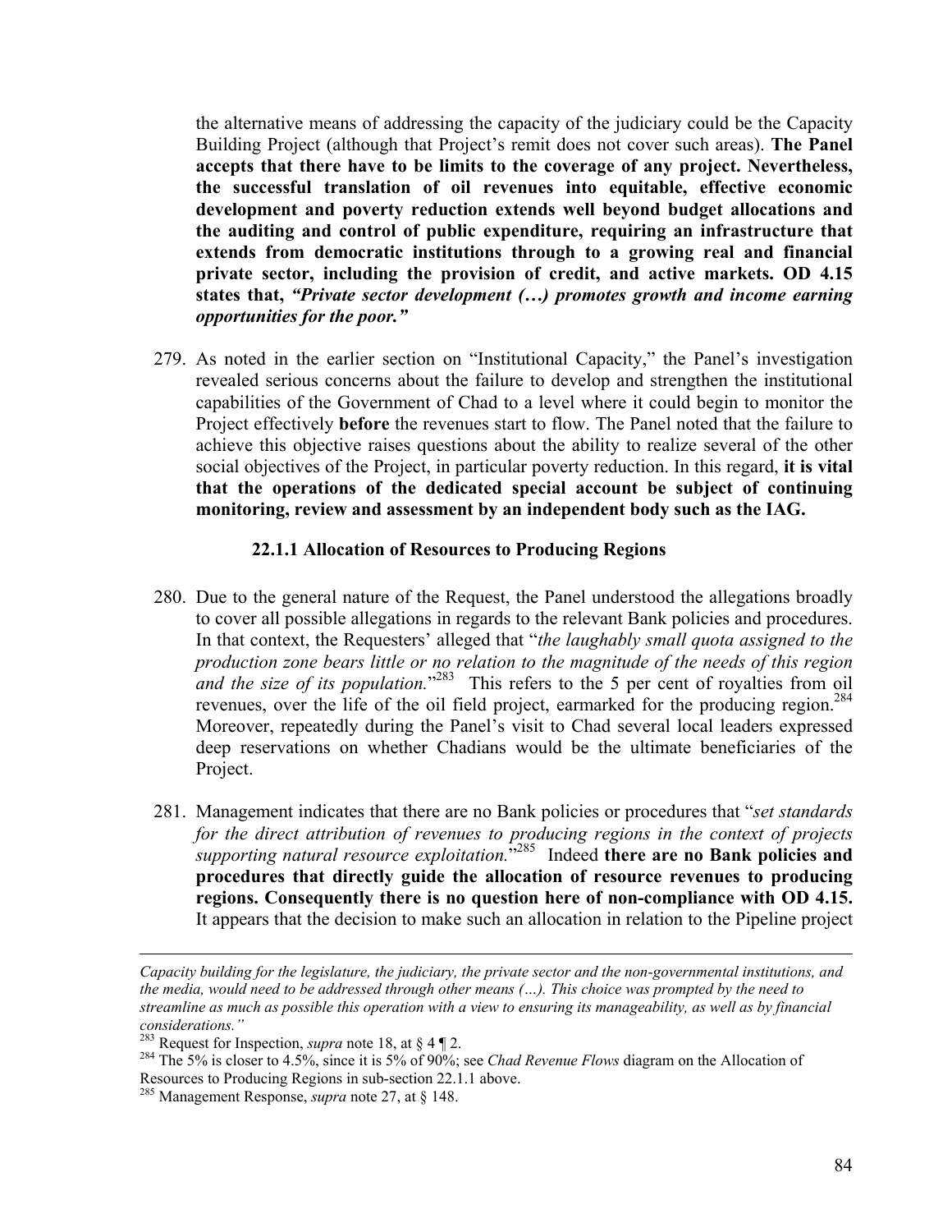the alternative means of addressing the capacity of the judiciary could be the Capacity Building Project (although that Project's remit does not cover such areas). **The Panel accepts that there have to be limits to the coverage of any project. Nevertheless, the successful translation of oil revenues into equitable, effective economic development and poverty reduction extends well beyond budget allocations and the auditing and control of public expenditure, requiring an infrastructure that extends from democratic institutions through to a growing real and financial private sector, including the provision of credit, and active markets. OD 4.15 states that,** ***"Private sector development (…) promotes growth and income earning opportunities for the poor."***

279. As noted in the earlier section on "Institutional Capacity," the Panel's investigation revealed serious concerns about the failure to develop and strengthen the institutional capabilities of the Government of Chad to a level where it could begin to monitor the Project effectively **before** the revenues start to flow. The Panel noted that the failure to achieve this objective raises questions about the ability to realize several of the other social objectives of the Project, in particular poverty reduction. In this regard, **it is vital that the operations of the dedicated special account be subject of continuing monitoring, review and assessment by an independent body such as the IAG.**

#### 22.1.1 Allocation of Resources to Producing Regions

280. Due to the general nature of the Request, the Panel understood the allegations broadly to cover all possible allegations in regards to the relevant Bank policies and procedures. In that context, the Requesters' alleged that "*the laughably small quota assigned to the production zone bears little or no relation to the magnitude of the needs of this region and the size of its population.*"[283] This refers to the 5 per cent of royalties from oil revenues, over the life of the oil field project, earmarked for the producing region.[284] Moreover, repeatedly during the Panel's visit to Chad several local leaders expressed deep reservations on whether Chadians would be the ultimate beneficiaries of the Project.

281. Management indicates that there are no Bank policies or procedures that "*set standards for the direct attribution of revenues to producing regions in the context of projects supporting natural resource exploitation.*"[285] Indeed **there are no Bank policies and procedures that directly guide the allocation of resource revenues to producing regions. Consequently there is no question here of non-compliance with OD 4.15.** It appears that the decision to make such an allocation in relation to the Pipeline project

---

*Capacity building for the legislature, the judiciary, the private sector and the non-governmental institutions, and the media, would need to be addressed through other means (…). This choice was prompted by the need to streamline as much as possible this operation with a view to ensuring its manageability, as well as by financial considerations."*

[283] Request for Inspection, *supra* note 18, at § 4 ¶ 2.

[284] The 5% is closer to 4.5%, since it is 5% of 90%; see *Chad Revenue Flows* diagram on the Allocation of Resources to Producing Regions in sub-section 22.1.1 above.

[285] Management Response, *supra* note 27, at § 148.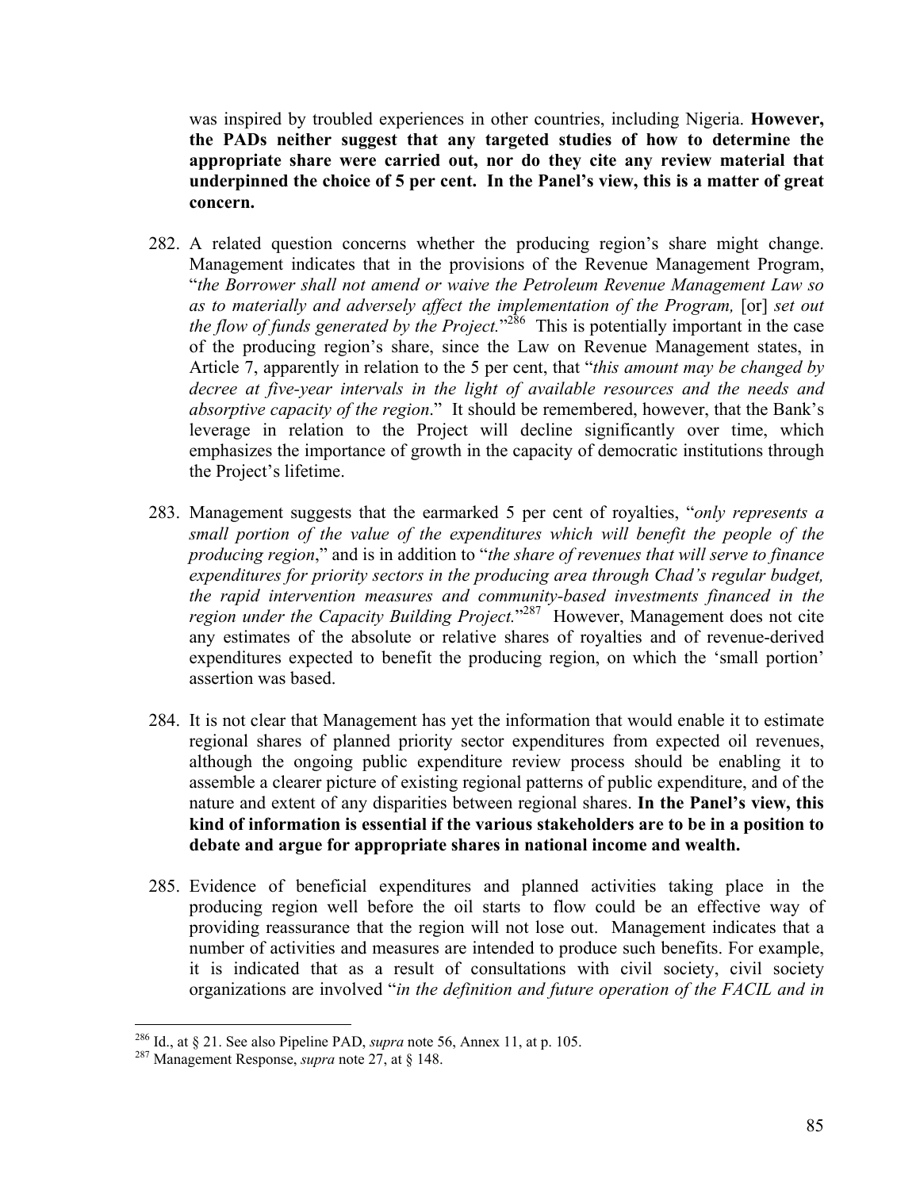was inspired by troubled experiences in other countries, including Nigeria. **However, the PADs neither suggest that any targeted studies of how to determine the appropriate share were carried out, nor do they cite any review material that underpinned the choice of 5 per cent. In the Panel's view, this is a matter of great concern.**

282. A related question concerns whether the producing region's share might change. Management indicates that in the provisions of the Revenue Management Program, "*the Borrower shall not amend or waive the Petroleum Revenue Management Law so as to materially and adversely affect the implementation of the Program,* [or] *set out the flow of funds generated by the Project.*"[286] This is potentially important in the case of the producing region's share, since the Law on Revenue Management states, in Article 7, apparently in relation to the 5 per cent, that "*this amount may be changed by decree at five-year intervals in the light of available resources and the needs and absorptive capacity of the region*." It should be remembered, however, that the Bank's leverage in relation to the Project will decline significantly over time, which emphasizes the importance of growth in the capacity of democratic institutions through the Project's lifetime.

283. Management suggests that the earmarked 5 per cent of royalties, "*only represents a small portion of the value of the expenditures which will benefit the people of the producing region*," and is in addition to "*the share of revenues that will serve to finance expenditures for priority sectors in the producing area through Chad's regular budget, the rapid intervention measures and community-based investments financed in the region under the Capacity Building Project.*"[287] However, Management does not cite any estimates of the absolute or relative shares of royalties and of revenue-derived expenditures expected to benefit the producing region, on which the 'small portion' assertion was based.

284. It is not clear that Management has yet the information that would enable it to estimate regional shares of planned priority sector expenditures from expected oil revenues, although the ongoing public expenditure review process should be enabling it to assemble a clearer picture of existing regional patterns of public expenditure, and of the nature and extent of any disparities between regional shares. **In the Panel's view, this kind of information is essential if the various stakeholders are to be in a position to debate and argue for appropriate shares in national income and wealth.**

285. Evidence of beneficial expenditures and planned activities taking place in the producing region well before the oil starts to flow could be an effective way of providing reassurance that the region will not lose out. Management indicates that a number of activities and measures are intended to produce such benefits. For example, it is indicated that as a result of consultations with civil society, civil society organizations are involved "*in the definition and future operation of the FACIL and in*

---

[286] Id., at § 21. See also Pipeline PAD, *supra* note 56, Annex 11, at p. 105.

[287] Management Response, *supra* note 27, at § 148.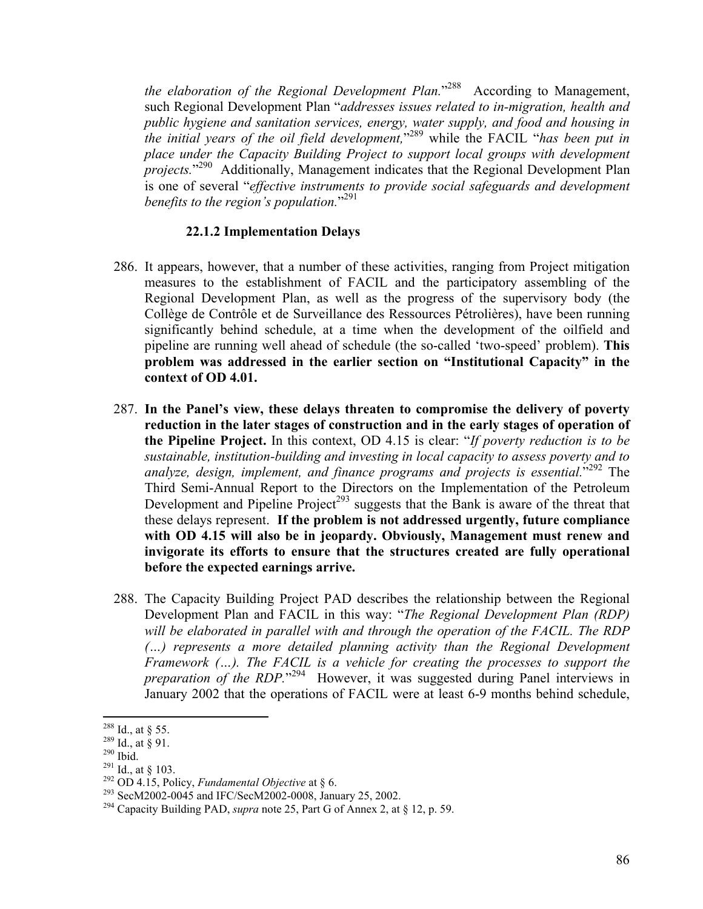*the elaboration of the Regional Development Plan.*"[288] According to Management, such Regional Development Plan "*addresses issues related to in-migration, health and public hygiene and sanitation services, energy, water supply, and food and housing in the initial years of the oil field development,*"[289] while the FACIL "*has been put in place under the Capacity Building Project to support local groups with development projects.*"[290] Additionally, Management indicates that the Regional Development Plan is one of several "*effective instruments to provide social safeguards and development benefits to the region's population.*"[291]

#### 22.1.2 Implementation Delays

286. It appears, however, that a number of these activities, ranging from Project mitigation measures to the establishment of FACIL and the participatory assembling of the Regional Development Plan, as well as the progress of the supervisory body (the Collège de Contrôle et de Surveillance des Ressources Pétrolières), have been running significantly behind schedule, at a time when the development of the oilfield and pipeline are running well ahead of schedule (the so-called 'two-speed' problem). **This problem was addressed in the earlier section on "Institutional Capacity" in the context of OD 4.01.**

287. **In the Panel's view, these delays threaten to compromise the delivery of poverty reduction in the later stages of construction and in the early stages of operation of the Pipeline Project.** In this context, OD 4.15 is clear: "*If poverty reduction is to be sustainable, institution-building and investing in local capacity to assess poverty and to analyze, design, implement, and finance programs and projects is essential.*"[292] The Third Semi-Annual Report to the Directors on the Implementation of the Petroleum Development and Pipeline Project[293] suggests that the Bank is aware of the threat that these delays represent. **If the problem is not addressed urgently, future compliance with OD 4.15 will also be in jeopardy. Obviously, Management must renew and invigorate its efforts to ensure that the structures created are fully operational before the expected earnings arrive.**

288. The Capacity Building Project PAD describes the relationship between the Regional Development Plan and FACIL in this way: "*The Regional Development Plan (RDP) will be elaborated in parallel with and through the operation of the FACIL. The RDP (…) represents a more detailed planning activity than the Regional Development Framework (…). The FACIL is a vehicle for creating the processes to support the preparation of the RDP.*"[294] However, it was suggested during Panel interviews in January 2002 that the operations of FACIL were at least 6-9 months behind schedule,

---

[288] Id., at § 55.
[289] Id., at § 91.
[290] Ibid.
[291] Id., at § 103.
[292] OD 4.15, Policy, *Fundamental Objective* at § 6.
[293] SecM2002-0045 and IFC/SecM2002-0008, January 25, 2002.
[294] Capacity Building PAD, *supra* note 25, Part G of Annex 2, at § 12, p. 59.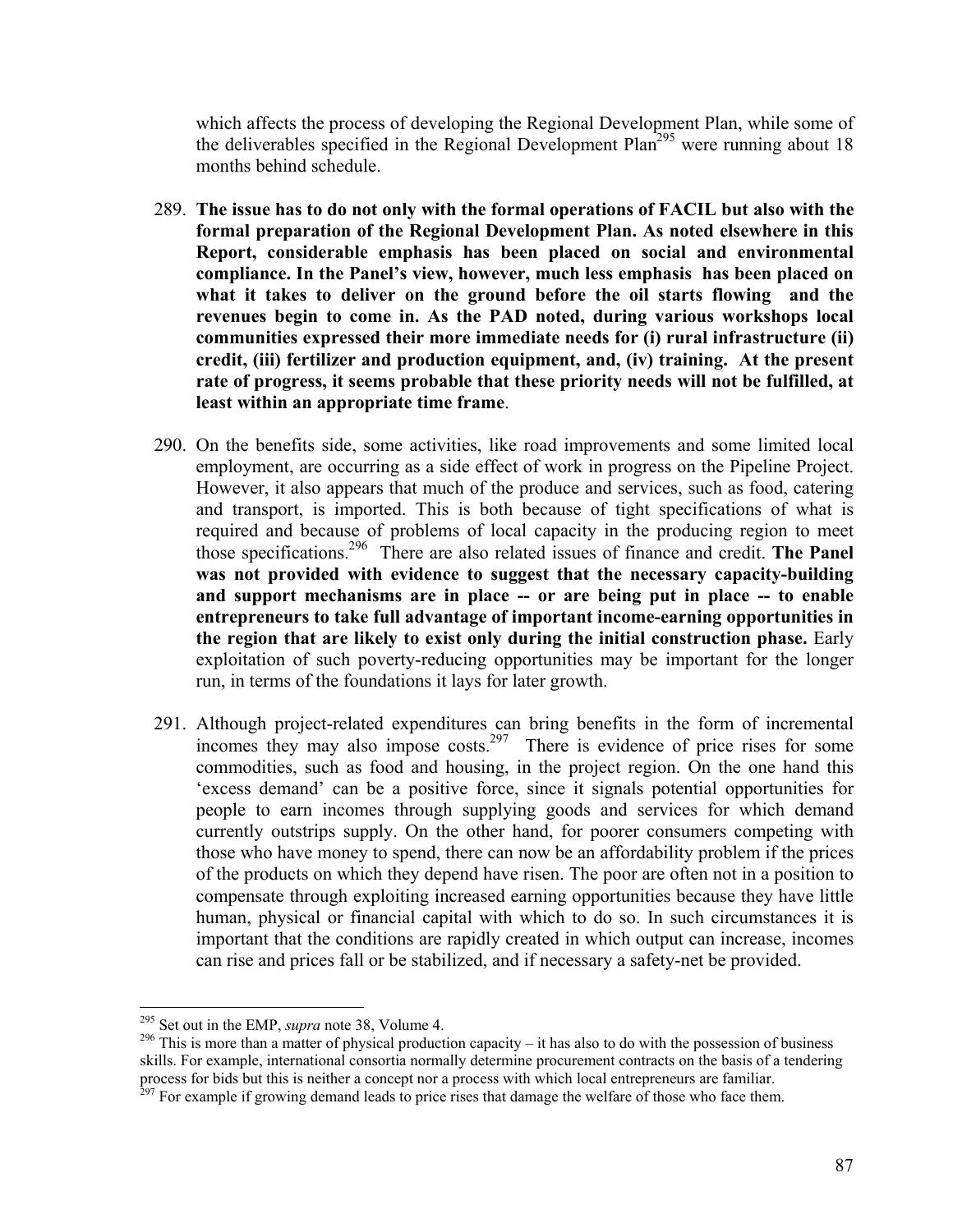which affects the process of developing the Regional Development Plan, while some of the deliverables specified in the Regional Development Plan[295] were running about 18 months behind schedule.

289. **The issue has to do not only with the formal operations of FACIL but also with the formal preparation of the Regional Development Plan. As noted elsewhere in this Report, considerable emphasis has been placed on social and environmental compliance. In the Panel's view, however, much less emphasis has been placed on what it takes to deliver on the ground before the oil starts flowing and the revenues begin to come in. As the PAD noted, during various workshops local communities expressed their more immediate needs for (i) rural infrastructure (ii) credit, (iii) fertilizer and production equipment, and, (iv) training. At the present rate of progress, it seems probable that these priority needs will not be fulfilled, at least within an appropriate time frame**.

290. On the benefits side, some activities, like road improvements and some limited local employment, are occurring as a side effect of work in progress on the Pipeline Project. However, it also appears that much of the produce and services, such as food, catering and transport, is imported. This is both because of tight specifications of what is required and because of problems of local capacity in the producing region to meet those specifications.[296] There are also related issues of finance and credit. **The Panel was not provided with evidence to suggest that the necessary capacity-building and support mechanisms are in place -- or are being put in place -- to enable entrepreneurs to take full advantage of important income-earning opportunities in the region that are likely to exist only during the initial construction phase.** Early exploitation of such poverty-reducing opportunities may be important for the longer run, in terms of the foundations it lays for later growth.

291. Although project-related expenditures can bring benefits in the form of incremental incomes they may also impose costs.[297] There is evidence of price rises for some commodities, such as food and housing, in the project region. On the one hand this 'excess demand' can be a positive force, since it signals potential opportunities for people to earn incomes through supplying goods and services for which demand currently outstrips supply. On the other hand, for poorer consumers competing with those who have money to spend, there can now be an affordability problem if the prices of the products on which they depend have risen. The poor are often not in a position to compensate through exploiting increased earning opportunities because they have little human, physical or financial capital with which to do so. In such circumstances it is important that the conditions are rapidly created in which output can increase, incomes can rise and prices fall or be stabilized, and if necessary a safety-net be provided.

---

[295] Set out in the EMP, *supra* note 38, Volume 4.

[296] This is more than a matter of physical production capacity – it has also to do with the possession of business skills. For example, international consortia normally determine procurement contracts on the basis of a tendering process for bids but this is neither a concept nor a process with which local entrepreneurs are familiar.

[297] For example if growing demand leads to price rises that damage the welfare of those who face them.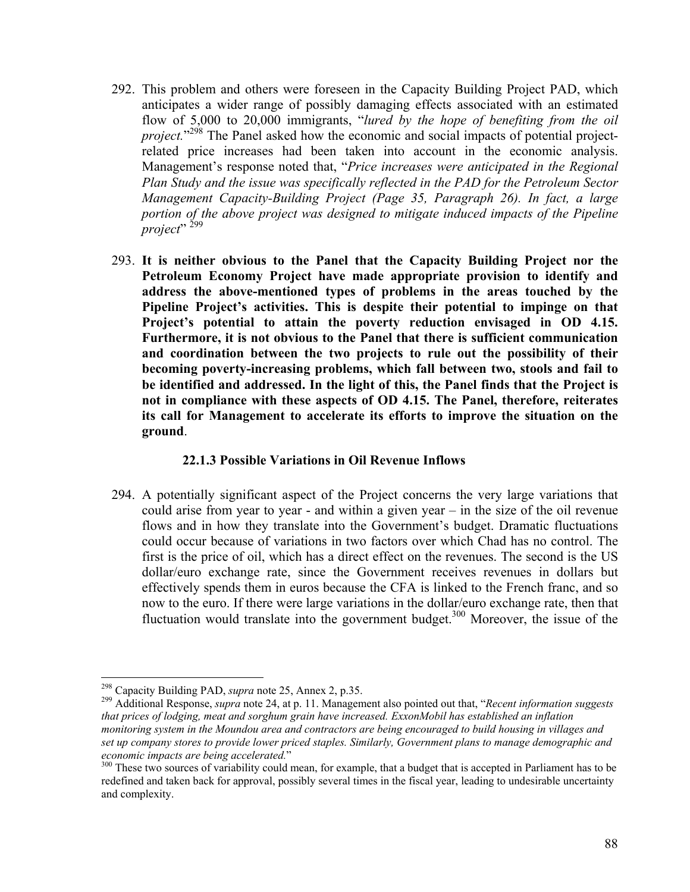292. This problem and others were foreseen in the Capacity Building Project PAD, which anticipates a wider range of possibly damaging effects associated with an estimated flow of 5,000 to 20,000 immigrants, "*lured by the hope of benefiting from the oil project.*"[298] The Panel asked how the economic and social impacts of potential project-related price increases had been taken into account in the economic analysis. Management's response noted that, "*Price increases were anticipated in the Regional Plan Study and the issue was specifically reflected in the PAD for the Petroleum Sector Management Capacity-Building Project (Page 35, Paragraph 26). In fact, a large portion of the above project was designed to mitigate induced impacts of the Pipeline project*" [299]

293. **It is neither obvious to the Panel that the Capacity Building Project nor the Petroleum Economy Project have made appropriate provision to identify and address the above-mentioned types of problems in the areas touched by the Pipeline Project's activities. This is despite their potential to impinge on that Project's potential to attain the poverty reduction envisaged in OD 4.15. Furthermore, it is not obvious to the Panel that there is sufficient communication and coordination between the two projects to rule out the possibility of their becoming poverty-increasing problems, which fall between two, stools and fail to be identified and addressed. In the light of this, the Panel finds that the Project is not in compliance with these aspects of OD 4.15. The Panel, therefore, reiterates its call for Management to accelerate its efforts to improve the situation on the ground**.

### 22.1.3 Possible Variations in Oil Revenue Inflows

294. A potentially significant aspect of the Project concerns the very large variations that could arise from year to year - and within a given year – in the size of the oil revenue flows and in how they translate into the Government's budget. Dramatic fluctuations could occur because of variations in two factors over which Chad has no control. The first is the price of oil, which has a direct effect on the revenues. The second is the US dollar/euro exchange rate, since the Government receives revenues in dollars but effectively spends them in euros because the CFA is linked to the French franc, and so now to the euro. If there were large variations in the dollar/euro exchange rate, then that fluctuation would translate into the government budget.[300] Moreover, the issue of the

---

[298] Capacity Building PAD, *supra* note 25, Annex 2, p.35.

[299] Additional Response, *supra* note 24, at p. 11. Management also pointed out that, "*Recent information suggests that prices of lodging, meat and sorghum grain have increased. ExxonMobil has established an inflation monitoring system in the Moundou area and contractors are being encouraged to build housing in villages and set up company stores to provide lower priced staples. Similarly, Government plans to manage demographic and economic impacts are being accelerated.*"

[300] These two sources of variability could mean, for example, that a budget that is accepted in Parliament has to be redefined and taken back for approval, possibly several times in the fiscal year, leading to undesirable uncertainty and complexity.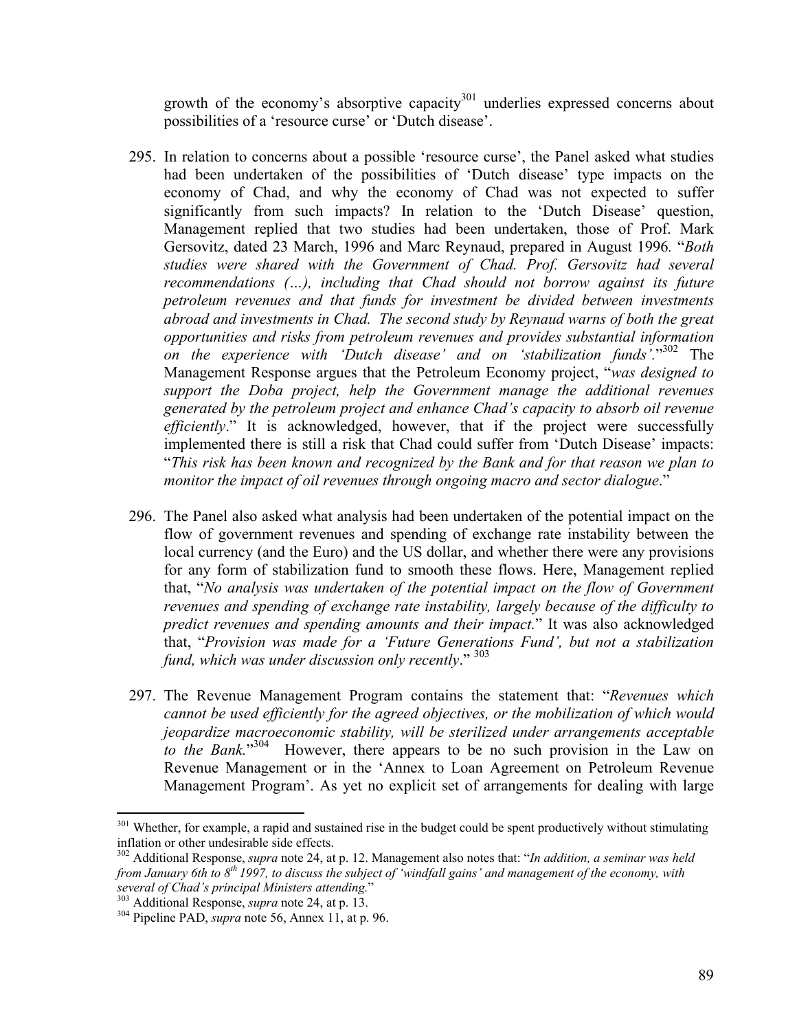growth of the economy's absorptive capacity[301] underlies expressed concerns about possibilities of a 'resource curse' or 'Dutch disease'.

295. In relation to concerns about a possible 'resource curse', the Panel asked what studies had been undertaken of the possibilities of 'Dutch disease' type impacts on the economy of Chad, and why the economy of Chad was not expected to suffer significantly from such impacts? In relation to the 'Dutch Disease' question, Management replied that two studies had been undertaken, those of Prof. Mark Gersovitz, dated 23 March, 1996 and Marc Reynaud, prepared in August 1996. "*Both studies were shared with the Government of Chad. Prof. Gersovitz had several recommendations (…), including that Chad should not borrow against its future petroleum revenues and that funds for investment be divided between investments abroad and investments in Chad. The second study by Reynaud warns of both the great opportunities and risks from petroleum revenues and provides substantial information on the experience with 'Dutch disease' and on 'stabilization funds'.*"[302] The Management Response argues that the Petroleum Economy project, "*was designed to support the Doba project, help the Government manage the additional revenues generated by the petroleum project and enhance Chad's capacity to absorb oil revenue efficiently*." It is acknowledged, however, that if the project were successfully implemented there is still a risk that Chad could suffer from 'Dutch Disease' impacts: "*This risk has been known and recognized by the Bank and for that reason we plan to monitor the impact of oil revenues through ongoing macro and sector dialogue*."

296. The Panel also asked what analysis had been undertaken of the potential impact on the flow of government revenues and spending of exchange rate instability between the local currency (and the Euro) and the US dollar, and whether there were any provisions for any form of stabilization fund to smooth these flows. Here, Management replied that, "*No analysis was undertaken of the potential impact on the flow of Government revenues and spending of exchange rate instability, largely because of the difficulty to predict revenues and spending amounts and their impact.*" It was also acknowledged that, "*Provision was made for a 'Future Generations Fund', but not a stabilization fund, which was under discussion only recently*."[303]

297. The Revenue Management Program contains the statement that: "*Revenues which cannot be used efficiently for the agreed objectives, or the mobilization of which would jeopardize macroeconomic stability, will be sterilized under arrangements acceptable to the Bank.*"[304] However, there appears to be no such provision in the Law on Revenue Management or in the 'Annex to Loan Agreement on Petroleum Revenue Management Program'. As yet no explicit set of arrangements for dealing with large

---

[301] Whether, for example, a rapid and sustained rise in the budget could be spent productively without stimulating inflation or other undesirable side effects.

[302] Additional Response, *supra* note 24, at p. 12. Management also notes that: "*In addition, a seminar was held from January 6th to 8th 1997, to discuss the subject of 'windfall gains' and management of the economy, with several of Chad's principal Ministers attending.*"

[303] Additional Response, *supra* note 24, at p. 13.

[304] Pipeline PAD, *supra* note 56, Annex 11, at p. 96.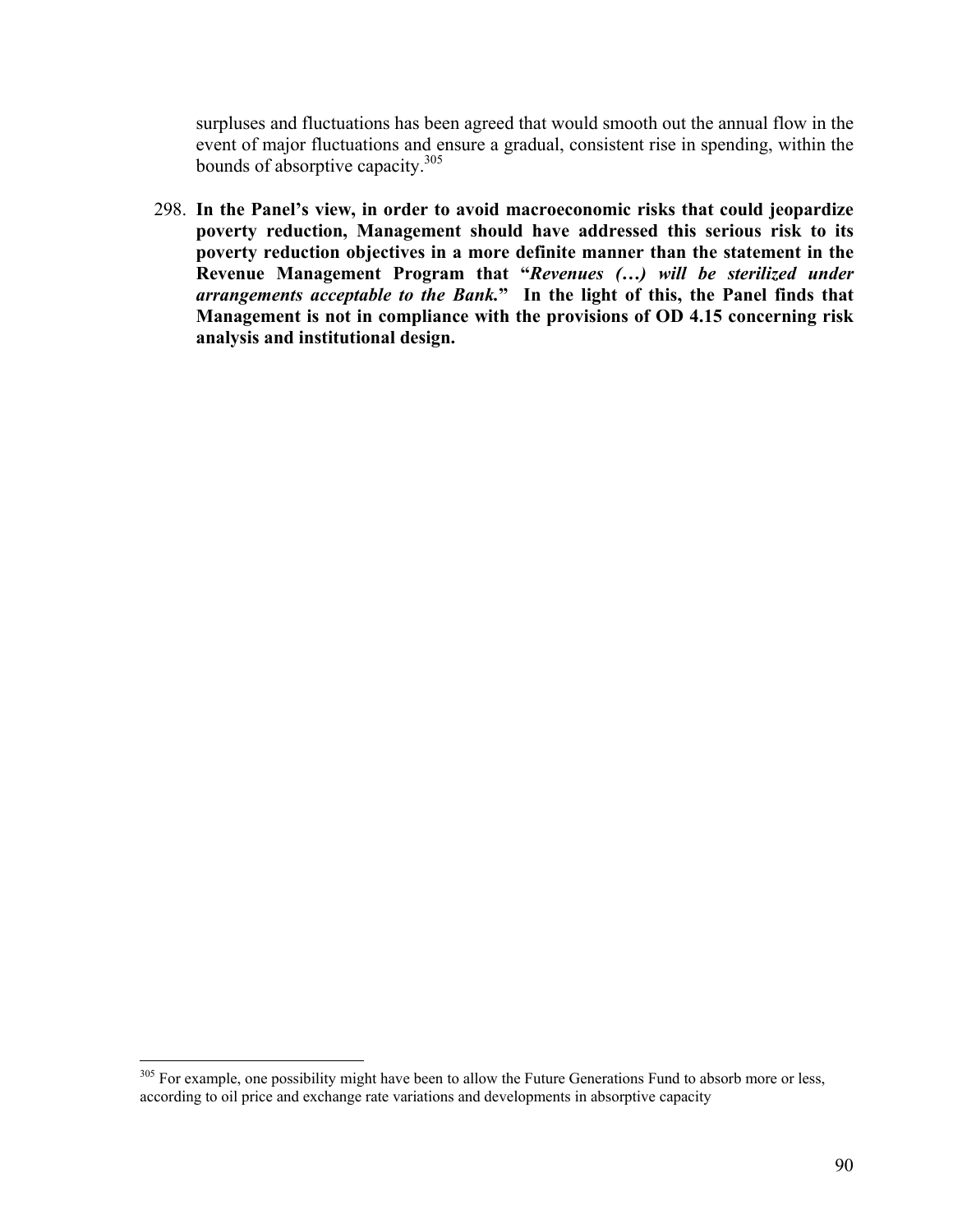surpluses and fluctuations has been agreed that would smooth out the annual flow in the event of major fluctuations and ensure a gradual, consistent rise in spending, within the bounds of absorptive capacity.[305]

298. **In the Panel's view, in order to avoid macroeconomic risks that could jeopardize poverty reduction, Management should have addressed this serious risk to its poverty reduction objectives in a more definite manner than the statement in the Revenue Management Program that "*Revenues (…) will be sterilized under arrangements acceptable to the Bank.*" In the light of this, the Panel finds that Management is not in compliance with the provisions of OD 4.15 concerning risk analysis and institutional design.**

---

[305] For example, one possibility might have been to allow the Future Generations Fund to absorb more or less, according to oil price and exchange rate variations and developments in absorptive capacity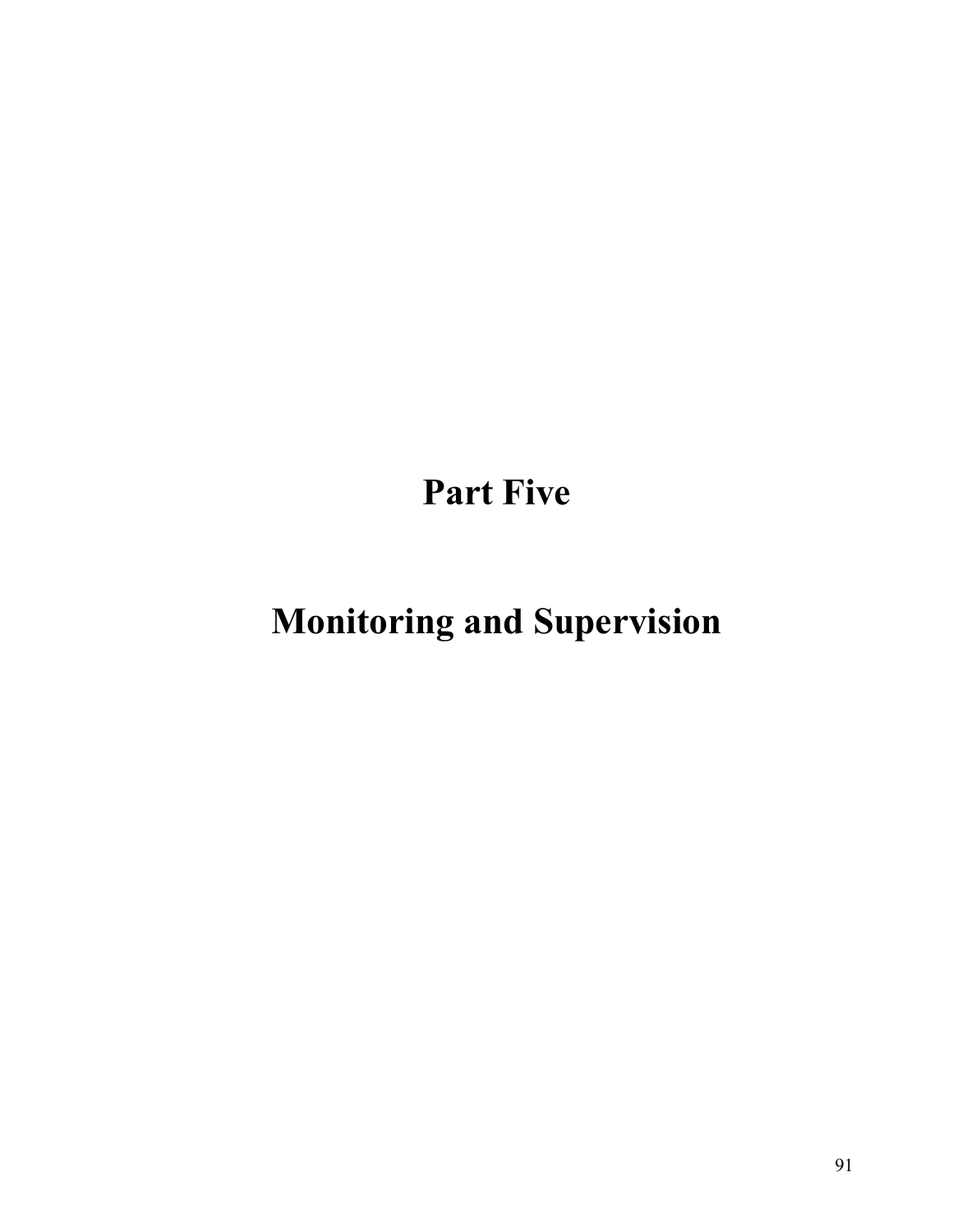# Part Five

# Monitoring and Supervision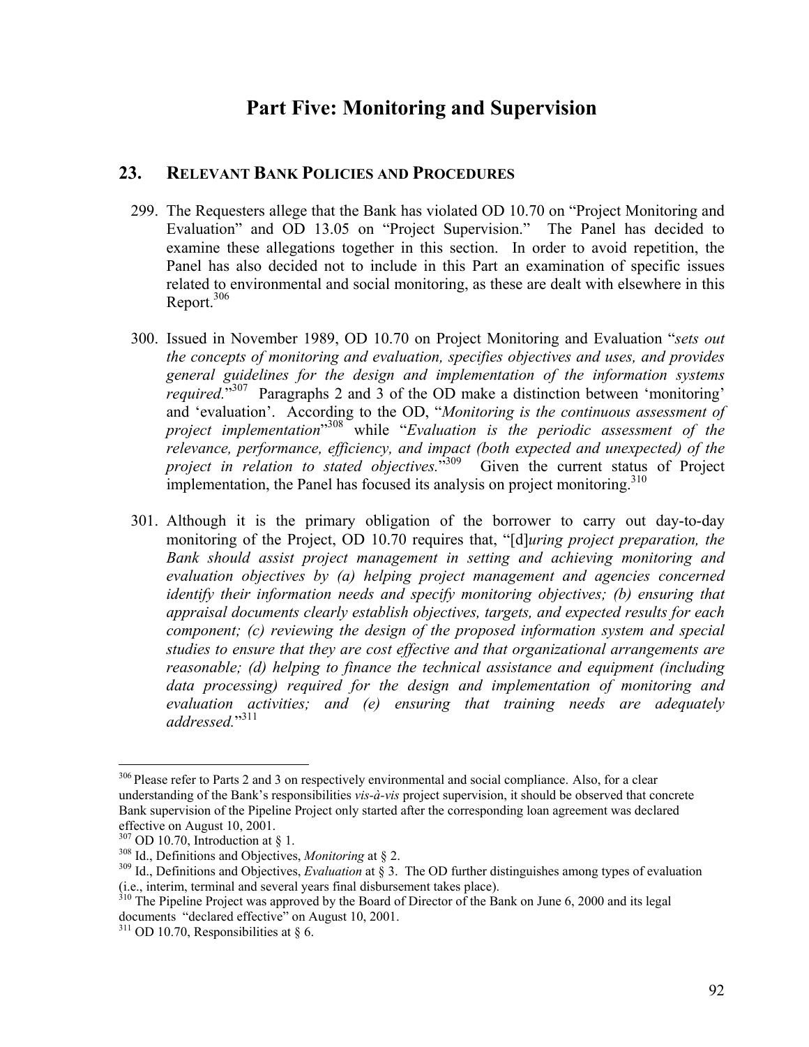# Part Five: Monitoring and Supervision

## 23. RELEVANT BANK POLICIES AND PROCEDURES

299. The Requesters allege that the Bank has violated OD 10.70 on "Project Monitoring and Evaluation" and OD 13.05 on "Project Supervision." The Panel has decided to examine these allegations together in this section. In order to avoid repetition, the Panel has also decided not to include in this Part an examination of specific issues related to environmental and social monitoring, as these are dealt with elsewhere in this Report.[306]

300. Issued in November 1989, OD 10.70 on Project Monitoring and Evaluation "*sets out the concepts of monitoring and evaluation, specifies objectives and uses, and provides general guidelines for the design and implementation of the information systems required.*"[307] Paragraphs 2 and 3 of the OD make a distinction between 'monitoring' and 'evaluation'. According to the OD, "*Monitoring is the continuous assessment of project implementation*"[308] while "*Evaluation is the periodic assessment of the relevance, performance, efficiency, and impact (both expected and unexpected) of the project in relation to stated objectives.*"[309] Given the current status of Project implementation, the Panel has focused its analysis on project monitoring.[310]

301. Although it is the primary obligation of the borrower to carry out day-to-day monitoring of the Project, OD 10.70 requires that, "[d]*uring project preparation, the Bank should assist project management in setting and achieving monitoring and evaluation objectives by (a) helping project management and agencies concerned identify their information needs and specify monitoring objectives; (b) ensuring that appraisal documents clearly establish objectives, targets, and expected results for each component; (c) reviewing the design of the proposed information system and special studies to ensure that they are cost effective and that organizational arrangements are reasonable; (d) helping to finance the technical assistance and equipment (including data processing) required for the design and implementation of monitoring and evaluation activities; and (e) ensuring that training needs are adequately addressed.*"[311]

---

[306] Please refer to Parts 2 and 3 on respectively environmental and social compliance. Also, for a clear understanding of the Bank's responsibilities *vis-à-vis* project supervision, it should be observed that concrete Bank supervision of the Pipeline Project only started after the corresponding loan agreement was declared effective on August 10, 2001.

[307] OD 10.70, Introduction at § 1.

[308] Id., Definitions and Objectives, *Monitoring* at § 2.

[309] Id., Definitions and Objectives, *Evaluation* at § 3. The OD further distinguishes among types of evaluation (i.e., interim, terminal and several years final disbursement takes place).

[310] The Pipeline Project was approved by the Board of Director of the Bank on June 6, 2000 and its legal documents "declared effective" on August 10, 2001.

[311] OD 10.70, Responsibilities at § 6.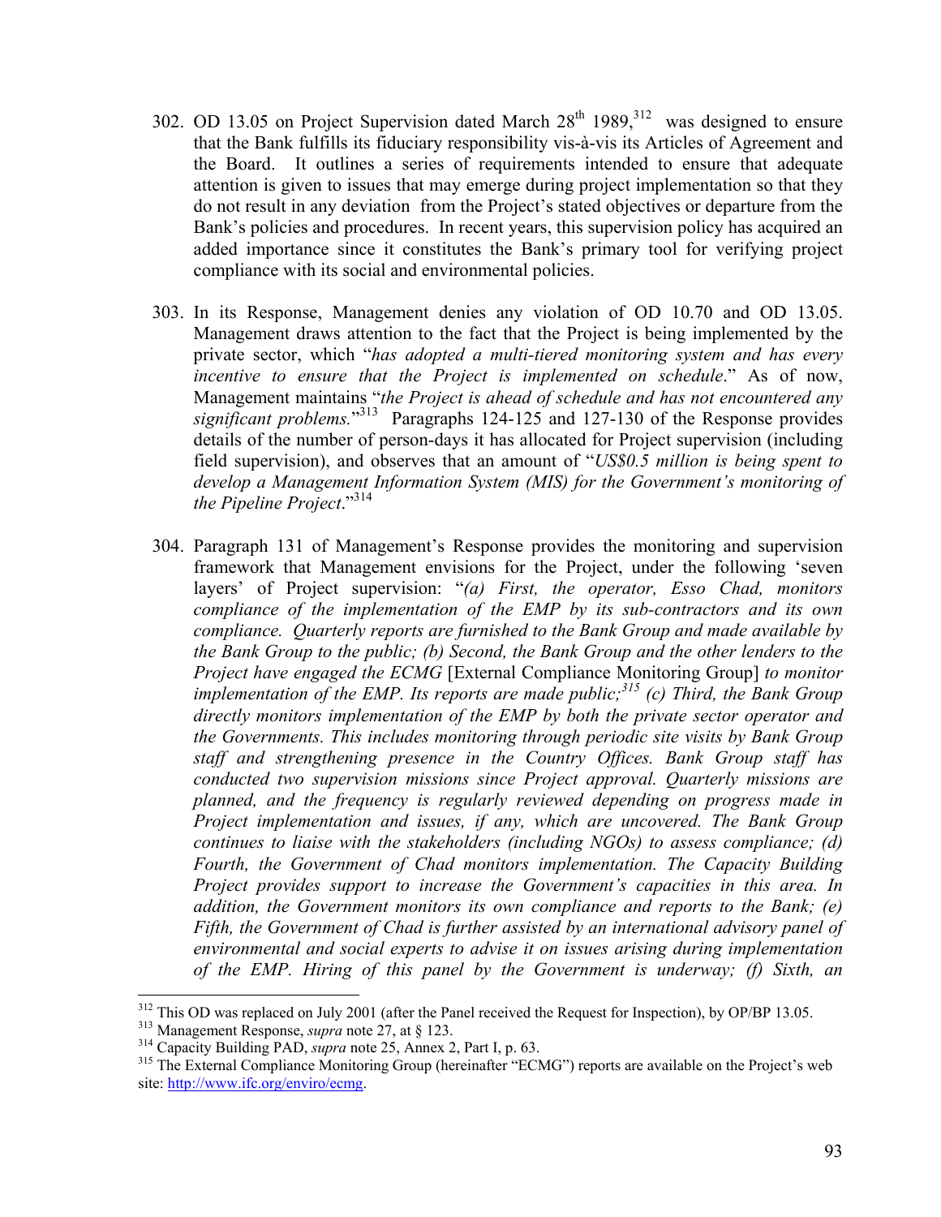302. OD 13.05 on Project Supervision dated March 28th 1989,[312] was designed to ensure that the Bank fulfills its fiduciary responsibility vis-à-vis its Articles of Agreement and the Board. It outlines a series of requirements intended to ensure that adequate attention is given to issues that may emerge during project implementation so that they do not result in any deviation from the Project's stated objectives or departure from the Bank's policies and procedures. In recent years, this supervision policy has acquired an added importance since it constitutes the Bank's primary tool for verifying project compliance with its social and environmental policies.

303. In its Response, Management denies any violation of OD 10.70 and OD 13.05. Management draws attention to the fact that the Project is being implemented by the private sector, which "*has adopted a multi-tiered monitoring system and has every incentive to ensure that the Project is implemented on schedule*." As of now, Management maintains "*the Project is ahead of schedule and has not encountered any significant problems.*"[313] Paragraphs 124-125 and 127-130 of the Response provides details of the number of person-days it has allocated for Project supervision (including field supervision), and observes that an amount of "*US$0.5 million is being spent to develop a Management Information System (MIS) for the Government's monitoring of the Pipeline Project*."[314]

304. Paragraph 131 of Management's Response provides the monitoring and supervision framework that Management envisions for the Project, under the following 'seven layers' of Project supervision: "*(a) First, the operator, Esso Chad, monitors compliance of the implementation of the EMP by its sub-contractors and its own compliance. Quarterly reports are furnished to the Bank Group and made available by the Bank Group to the public; (b) Second, the Bank Group and the other lenders to the Project have engaged the ECMG* [External Compliance Monitoring Group] *to monitor implementation of the EMP. Its reports are made public;*[315] *(c) Third, the Bank Group directly monitors implementation of the EMP by both the private sector operator and the Governments. This includes monitoring through periodic site visits by Bank Group staff and strengthening presence in the Country Offices. Bank Group staff has conducted two supervision missions since Project approval. Quarterly missions are planned, and the frequency is regularly reviewed depending on progress made in Project implementation and issues, if any, which are uncovered. The Bank Group continues to liaise with the stakeholders (including NGOs) to assess compliance; (d) Fourth, the Government of Chad monitors implementation. The Capacity Building Project provides support to increase the Government's capacities in this area. In addition, the Government monitors its own compliance and reports to the Bank; (e) Fifth, the Government of Chad is further assisted by an international advisory panel of environmental and social experts to advise it on issues arising during implementation of the EMP. Hiring of this panel by the Government is underway; (f) Sixth, an*

---

[312] This OD was replaced on July 2001 (after the Panel received the Request for Inspection), by OP/BP 13.05.

[313] Management Response, *supra* note 27, at § 123.

[314] Capacity Building PAD, *supra* note 25, Annex 2, Part I, p. 63.

[315] The External Compliance Monitoring Group (hereinafter "ECMG") reports are available on the Project's web site: http://www.ifc.org/enviro/ecmg.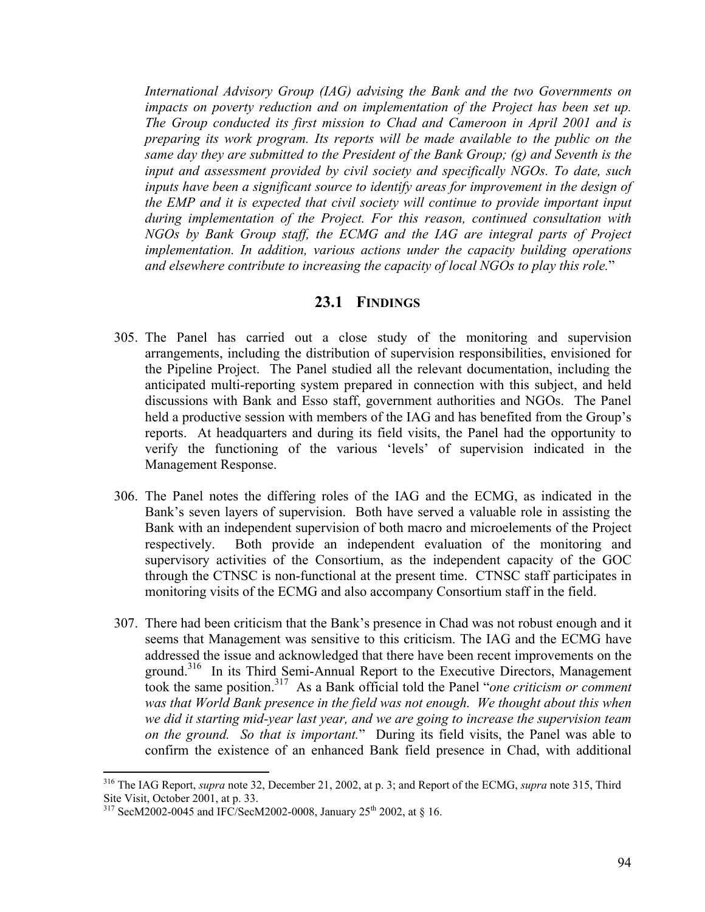*International Advisory Group (IAG) advising the Bank and the two Governments on impacts on poverty reduction and on implementation of the Project has been set up. The Group conducted its first mission to Chad and Cameroon in April 2001 and is preparing its work program. Its reports will be made available to the public on the same day they are submitted to the President of the Bank Group; (g) and Seventh is the input and assessment provided by civil society and specifically NGOs. To date, such inputs have been a significant source to identify areas for improvement in the design of the EMP and it is expected that civil society will continue to provide important input during implementation of the Project. For this reason, continued consultation with NGOs by Bank Group staff, the ECMG and the IAG are integral parts of Project implementation. In addition, various actions under the capacity building operations and elsewhere contribute to increasing the capacity of local NGOs to play this role.*"

## 23.1 FINDINGS

305. The Panel has carried out a close study of the monitoring and supervision arrangements, including the distribution of supervision responsibilities, envisioned for the Pipeline Project. The Panel studied all the relevant documentation, including the anticipated multi-reporting system prepared in connection with this subject, and held discussions with Bank and Esso staff, government authorities and NGOs. The Panel held a productive session with members of the IAG and has benefited from the Group's reports. At headquarters and during its field visits, the Panel had the opportunity to verify the functioning of the various 'levels' of supervision indicated in the Management Response.

306. The Panel notes the differing roles of the IAG and the ECMG, as indicated in the Bank's seven layers of supervision. Both have served a valuable role in assisting the Bank with an independent supervision of both macro and microelements of the Project respectively. Both provide an independent evaluation of the monitoring and supervisory activities of the Consortium, as the independent capacity of the GOC through the CTNSC is non-functional at the present time. CTNSC staff participates in monitoring visits of the ECMG and also accompany Consortium staff in the field.

307. There had been criticism that the Bank's presence in Chad was not robust enough and it seems that Management was sensitive to this criticism. The IAG and the ECMG have addressed the issue and acknowledged that there have been recent improvements on the ground.[316] In its Third Semi-Annual Report to the Executive Directors, Management took the same position.[317] As a Bank official told the Panel "*one criticism or comment was that World Bank presence in the field was not enough. We thought about this when we did it starting mid-year last year, and we are going to increase the supervision team on the ground. So that is important.*" During its field visits, the Panel was able to confirm the existence of an enhanced Bank field presence in Chad, with additional

---

[316] The IAG Report, *supra* note 32, December 21, 2002, at p. 3; and Report of the ECMG, *supra* note 315, Third Site Visit, October 2001, at p. 33.

[317] SecM2002-0045 and IFC/SecM2002-0008, January 25th 2002, at § 16.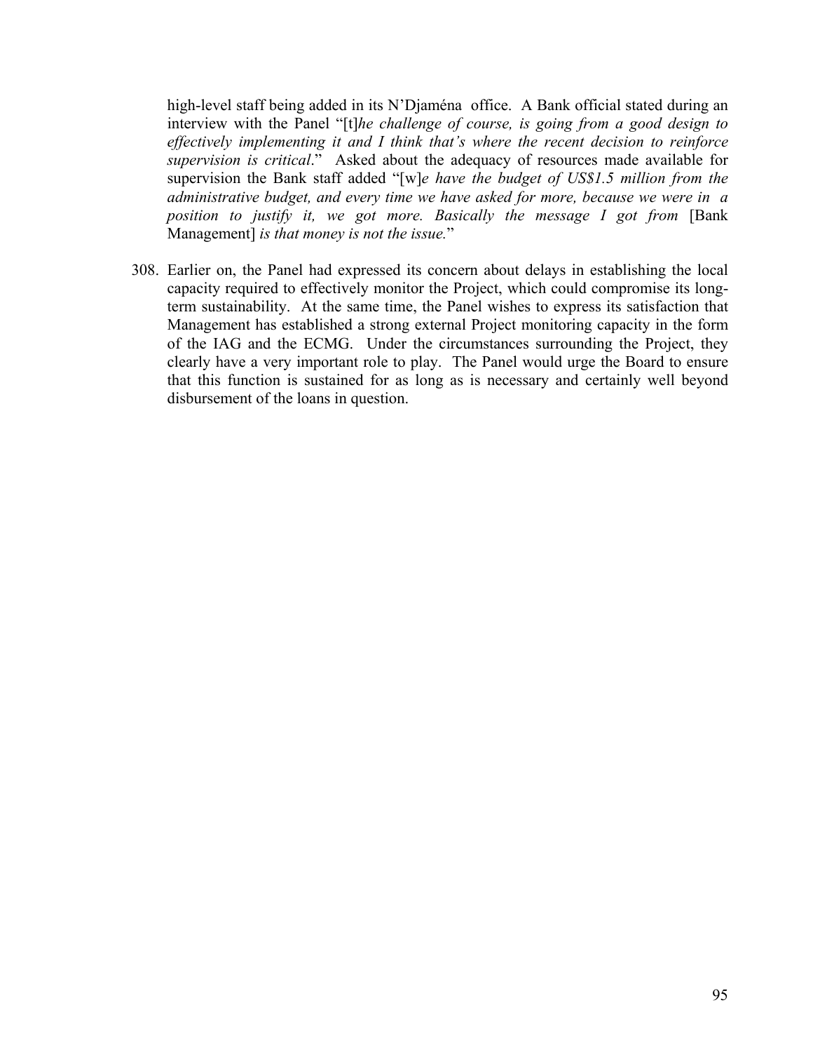high-level staff being added in its N'Djaména office. A Bank official stated during an interview with the Panel "[t]*he challenge of course, is going from a good design to effectively implementing it and I think that's where the recent decision to reinforce supervision is critical*." Asked about the adequacy of resources made available for supervision the Bank staff added "[w]*e have the budget of US$1.5 million from the administrative budget, and every time we have asked for more, because we were in a position to justify it, we got more. Basically the message I got from* [Bank Management] *is that money is not the issue.*"

308. Earlier on, the Panel had expressed its concern about delays in establishing the local capacity required to effectively monitor the Project, which could compromise its long-term sustainability. At the same time, the Panel wishes to express its satisfaction that Management has established a strong external Project monitoring capacity in the form of the IAG and the ECMG. Under the circumstances surrounding the Project, they clearly have a very important role to play. The Panel would urge the Board to ensure that this function is sustained for as long as is necessary and certainly well beyond disbursement of the loans in question.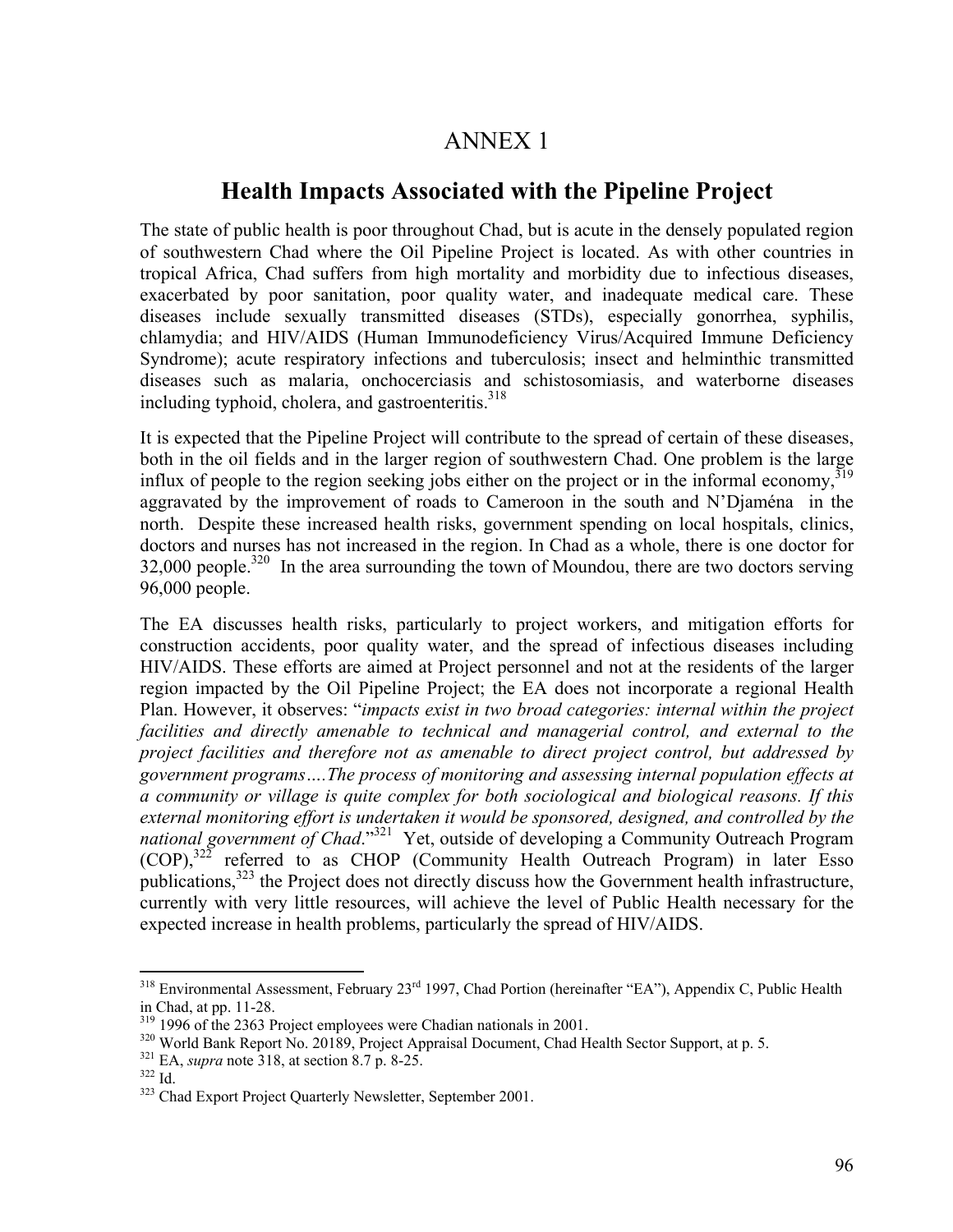# ANNEX 1

## Health Impacts Associated with the Pipeline Project

The state of public health is poor throughout Chad, but is acute in the densely populated region of southwestern Chad where the Oil Pipeline Project is located. As with other countries in tropical Africa, Chad suffers from high mortality and morbidity due to infectious diseases, exacerbated by poor sanitation, poor quality water, and inadequate medical care. These diseases include sexually transmitted diseases (STDs), especially gonorrhea, syphilis, chlamydia; and HIV/AIDS (Human Immunodeficiency Virus/Acquired Immune Deficiency Syndrome); acute respiratory infections and tuberculosis; insect and helminthic transmitted diseases such as malaria, onchocerciasis and schistosomiasis, and waterborne diseases including typhoid, cholera, and gastroenteritis.[318]

It is expected that the Pipeline Project will contribute to the spread of certain of these diseases, both in the oil fields and in the larger region of southwestern Chad. One problem is the large influx of people to the region seeking jobs either on the project or in the informal economy,[319] aggravated by the improvement of roads to Cameroon in the south and N'Djaména in the north. Despite these increased health risks, government spending on local hospitals, clinics, doctors and nurses has not increased in the region. In Chad as a whole, there is one doctor for 32,000 people.[320] In the area surrounding the town of Moundou, there are two doctors serving 96,000 people.

The EA discusses health risks, particularly to project workers, and mitigation efforts for construction accidents, poor quality water, and the spread of infectious diseases including HIV/AIDS. These efforts are aimed at Project personnel and not at the residents of the larger region impacted by the Oil Pipeline Project; the EA does not incorporate a regional Health Plan. However, it observes: "*impacts exist in two broad categories: internal within the project facilities and directly amenable to technical and managerial control, and external to the project facilities and therefore not as amenable to direct project control, but addressed by government programs….The process of monitoring and assessing internal population effects at a community or village is quite complex for both sociological and biological reasons. If this external monitoring effort is undertaken it would be sponsored, designed, and controlled by the national government of Chad*."[321] Yet, outside of developing a Community Outreach Program (COP),[322] referred to as CHOP (Community Health Outreach Program) in later Esso publications,[323] the Project does not directly discuss how the Government health infrastructure, currently with very little resources, will achieve the level of Public Health necessary for the expected increase in health problems, particularly the spread of HIV/AIDS.

---

[318] Environmental Assessment, February 23rd 1997, Chad Portion (hereinafter "EA"), Appendix C, Public Health in Chad, at pp. 11-28.

[319] 1996 of the 2363 Project employees were Chadian nationals in 2001.

[320] World Bank Report No. 20189, Project Appraisal Document, Chad Health Sector Support, at p. 5.

[321] EA, *supra* note 318, at section 8.7 p. 8-25.

[322] Id.

[323] Chad Export Project Quarterly Newsletter, September 2001.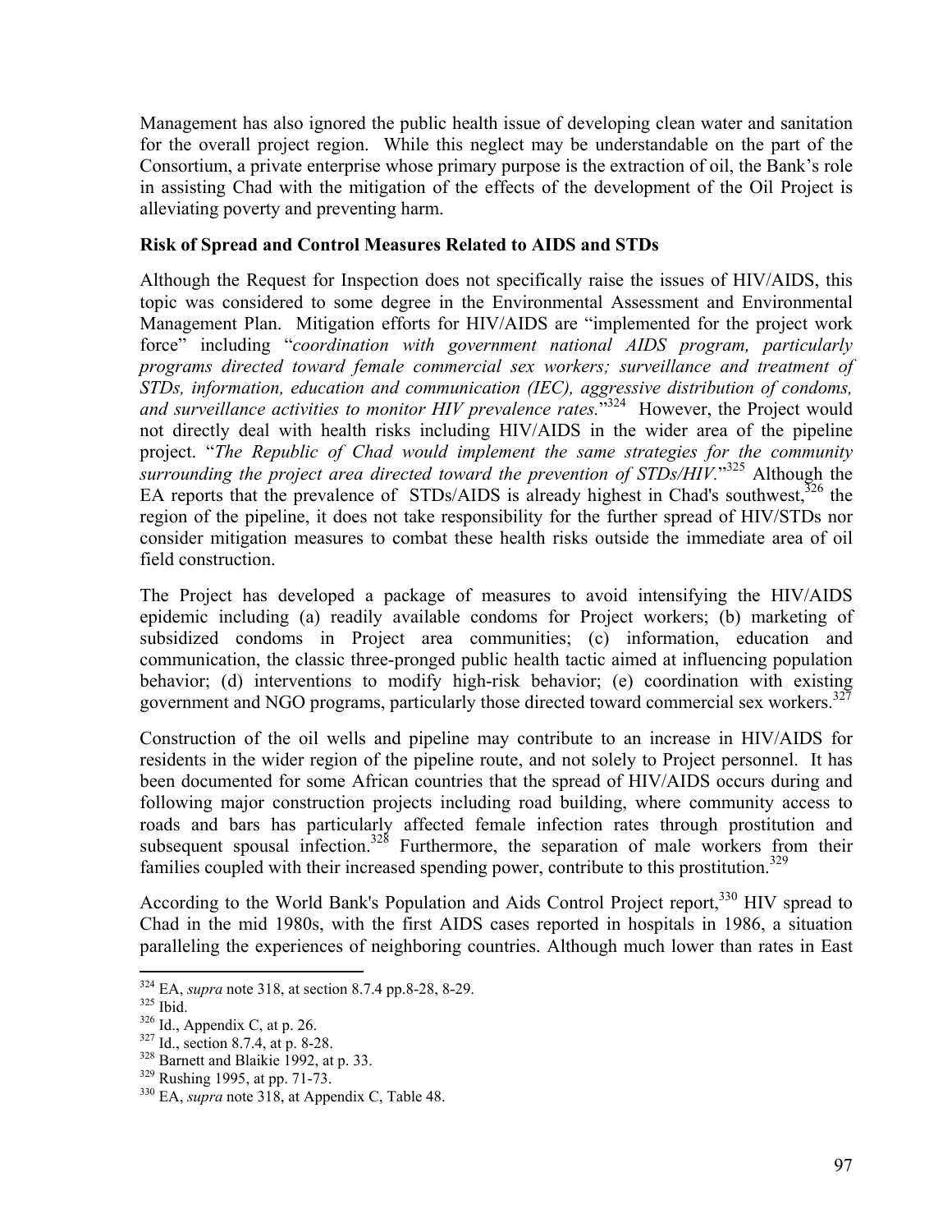Management has also ignored the public health issue of developing clean water and sanitation for the overall project region. While this neglect may be understandable on the part of the Consortium, a private enterprise whose primary purpose is the extraction of oil, the Bank's role in assisting Chad with the mitigation of the effects of the development of the Oil Project is alleviating poverty and preventing harm.

**Risk of Spread and Control Measures Related to AIDS and STDs**

Although the Request for Inspection does not specifically raise the issues of HIV/AIDS, this topic was considered to some degree in the Environmental Assessment and Environmental Management Plan. Mitigation efforts for HIV/AIDS are "implemented for the project work force" including "*coordination with government national AIDS program, particularly programs directed toward female commercial sex workers; surveillance and treatment of STDs, information, education and communication (IEC), aggressive distribution of condoms, and surveillance activities to monitor HIV prevalence rates.*"[324] However, the Project would not directly deal with health risks including HIV/AIDS in the wider area of the pipeline project. "*The Republic of Chad would implement the same strategies for the community surrounding the project area directed toward the prevention of STDs/HIV.*"[325] Although the EA reports that the prevalence of STDs/AIDS is already highest in Chad's southwest,[326] the region of the pipeline, it does not take responsibility for the further spread of HIV/STDs nor consider mitigation measures to combat these health risks outside the immediate area of oil field construction.

The Project has developed a package of measures to avoid intensifying the HIV/AIDS epidemic including (a) readily available condoms for Project workers; (b) marketing of subsidized condoms in Project area communities; (c) information, education and communication, the classic three-pronged public health tactic aimed at influencing population behavior; (d) interventions to modify high-risk behavior; (e) coordination with existing government and NGO programs, particularly those directed toward commercial sex workers.[327]

Construction of the oil wells and pipeline may contribute to an increase in HIV/AIDS for residents in the wider region of the pipeline route, and not solely to Project personnel. It has been documented for some African countries that the spread of HIV/AIDS occurs during and following major construction projects including road building, where community access to roads and bars has particularly affected female infection rates through prostitution and subsequent spousal infection.[328] Furthermore, the separation of male workers from their families coupled with their increased spending power, contribute to this prostitution.[329]

According to the World Bank's Population and Aids Control Project report,[330] HIV spread to Chad in the mid 1980s, with the first AIDS cases reported in hospitals in 1986, a situation paralleling the experiences of neighboring countries. Although much lower than rates in East

---

[324] EA, *supra* note 318, at section 8.7.4 pp.8-28, 8-29.

[325] Ibid.

[326] Id., Appendix C, at p. 26.

[327] Id., section 8.7.4, at p. 8-28.

[328] Barnett and Blaikie 1992, at p. 33.

[329] Rushing 1995, at pp. 71-73.

[330] EA, *supra* note 318, at Appendix C, Table 48.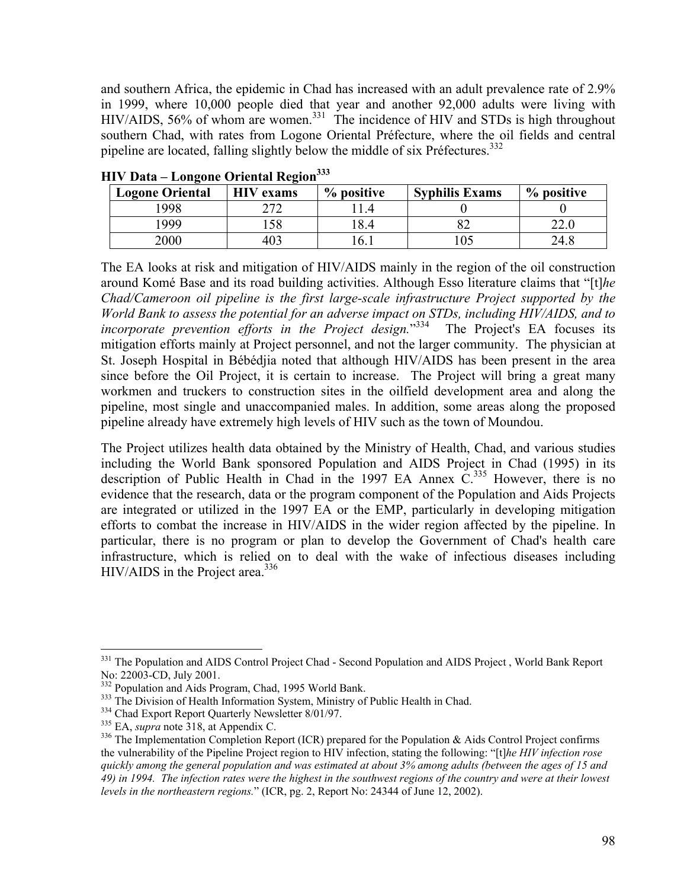and southern Africa, the epidemic in Chad has increased with an adult prevalence rate of 2.9% in 1999, where 10,000 people died that year and another 92,000 adults were living with HIV/AIDS, 56% of whom are women.[331] The incidence of HIV and STDs is high throughout southern Chad, with rates from Logone Oriental Préfecture, where the oil fields and central pipeline are located, falling slightly below the middle of six Préfectures.[332]

**HIV Data – Longone Oriental Region[333]**

| Logone Oriental | HIV exams | % positive | Syphilis Exams | % positive |
|---|---|---|---|---|
| 1998 | 272 | 11.4 | 0 | 0 |
| 1999 | 158 | 18.4 | 82 | 22.0 |
| 2000 | 403 | 16.1 | 105 | 24.8 |

The EA looks at risk and mitigation of HIV/AIDS mainly in the region of the oil construction around Komé Base and its road building activities. Although Esso literature claims that "[t]*he Chad/Cameroon oil pipeline is the first large-scale infrastructure Project supported by the World Bank to assess the potential for an adverse impact on STDs, including HIV/AIDS, and to incorporate prevention efforts in the Project design.*"[334] The Project's EA focuses its mitigation efforts mainly at Project personnel, and not the larger community. The physician at St. Joseph Hospital in Bébédjia noted that although HIV/AIDS has been present in the area since before the Oil Project, it is certain to increase. The Project will bring a great many workmen and truckers to construction sites in the oilfield development area and along the pipeline, most single and unaccompanied males. In addition, some areas along the proposed pipeline already have extremely high levels of HIV such as the town of Moundou.

The Project utilizes health data obtained by the Ministry of Health, Chad, and various studies including the World Bank sponsored Population and AIDS Project in Chad (1995) in its description of Public Health in Chad in the 1997 EA Annex C.[335] However, there is no evidence that the research, data or the program component of the Population and Aids Projects are integrated or utilized in the 1997 EA or the EMP, particularly in developing mitigation efforts to combat the increase in HIV/AIDS in the wider region affected by the pipeline. In particular, there is no program or plan to develop the Government of Chad's health care infrastructure, which is relied on to deal with the wake of infectious diseases including HIV/AIDS in the Project area.[336]

---

[331] The Population and AIDS Control Project Chad - Second Population and AIDS Project , World Bank Report No: 22003-CD, July 2001.

[332] Population and Aids Program, Chad, 1995 World Bank.

[333] The Division of Health Information System, Ministry of Public Health in Chad.

[334] Chad Export Report Quarterly Newsletter 8/01/97.

[335] EA, *supra* note 318, at Appendix C.

[336] The Implementation Completion Report (ICR) prepared for the Population & Aids Control Project confirms the vulnerability of the Pipeline Project region to HIV infection, stating the following: "[t]*he HIV infection rose quickly among the general population and was estimated at about 3% among adults (between the ages of 15 and 49) in 1994. The infection rates were the highest in the southwest regions of the country and were at their lowest levels in the northeastern regions.*" (ICR, pg. 2, Report No: 24344 of June 12, 2002).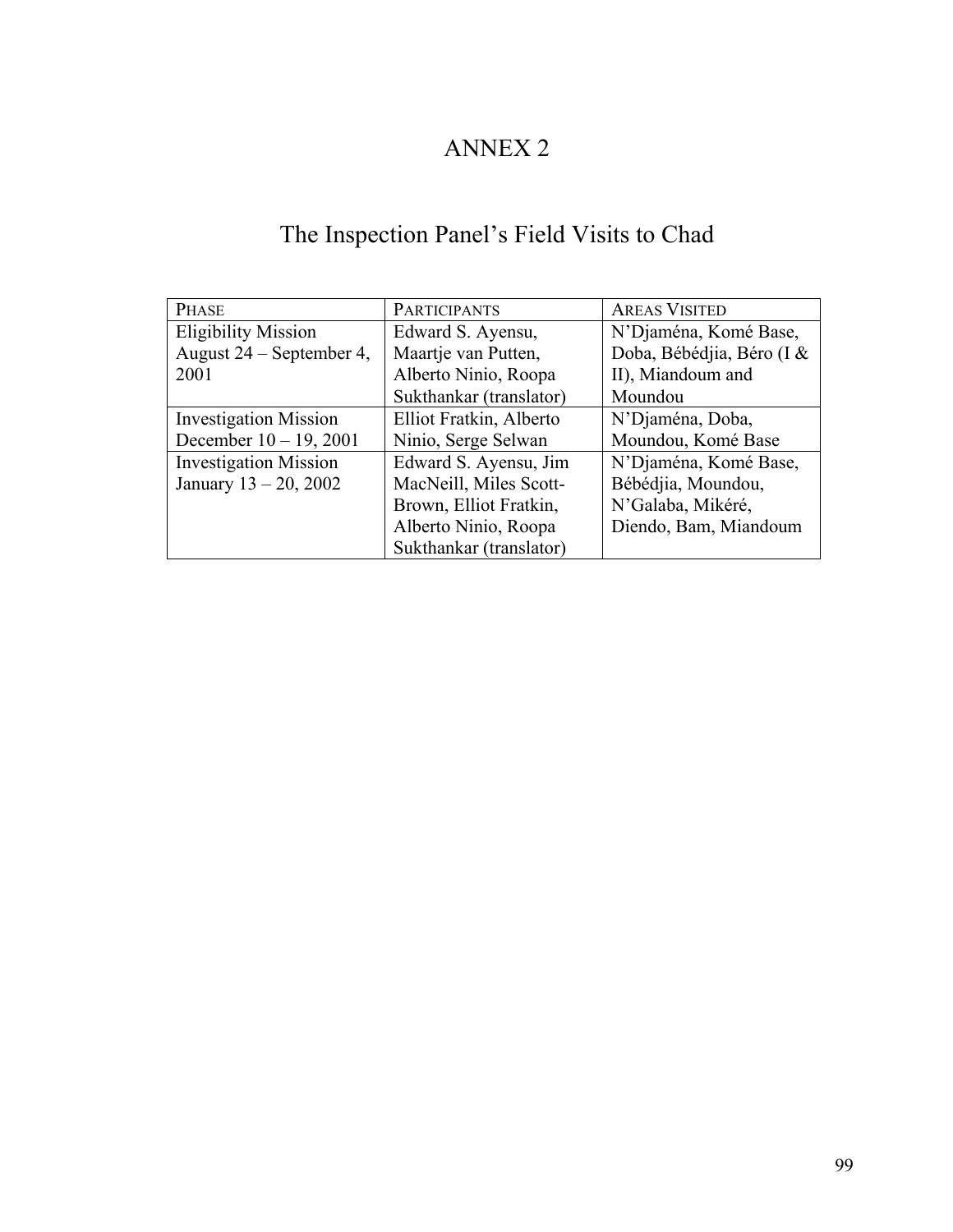# ANNEX 2

## The Inspection Panel's Field Visits to Chad

| PHASE | PARTICIPANTS | AREAS VISITED |
|---|---|---|
| Eligibility Mission August 24 – September 4, 2001 | Edward S. Ayensu, Maartje van Putten, Alberto Ninio, Roopa Sukthankar (translator) | N'Djaména, Komé Base, Doba, Bébédjia, Béro (I & II), Miandoum and Moundou |
| Investigation Mission December 10 – 19, 2001 | Elliot Fratkin, Alberto Ninio, Serge Selwan | N'Djaména, Doba, Moundou, Komé Base |
| Investigation Mission January 13 – 20, 2002 | Edward S. Ayensu, Jim MacNeill, Miles Scott-Brown, Elliot Fratkin, Alberto Ninio, Roopa Sukthankar (translator) | N'Djaména, Komé Base, Bébédjia, Moundou, N'Galaba, Mikéré, Diendo, Bam, Miandoum |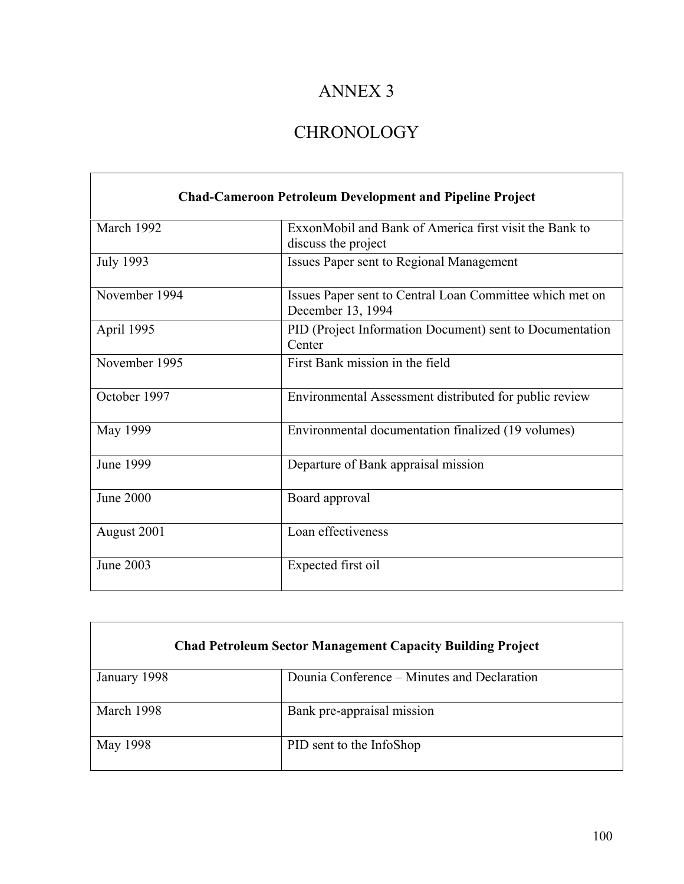# ANNEX 3

# CHRONOLOGY

| **Chad-Cameroon Petroleum Development and Pipeline Project** | |
|---|---|
| March 1992 | ExxonMobil and Bank of America first visit the Bank to discuss the project |
| July 1993 | Issues Paper sent to Regional Management |
| November 1994 | Issues Paper sent to Central Loan Committee which met on December 13, 1994 |
| April 1995 | PID (Project Information Document) sent to Documentation Center |
| November 1995 | First Bank mission in the field |
| October 1997 | Environmental Assessment distributed for public review |
| May 1999 | Environmental documentation finalized (19 volumes) |
| June 1999 | Departure of Bank appraisal mission |
| June 2000 | Board approval |
| August 2001 | Loan effectiveness |
| June 2003 | Expected first oil |

| **Chad Petroleum Sector Management Capacity Building Project** | |
|---|---|
| January 1998 | Dounia Conference – Minutes and Declaration |
| March 1998 | Bank pre-appraisal mission |
| May 1998 | PID sent to the InfoShop |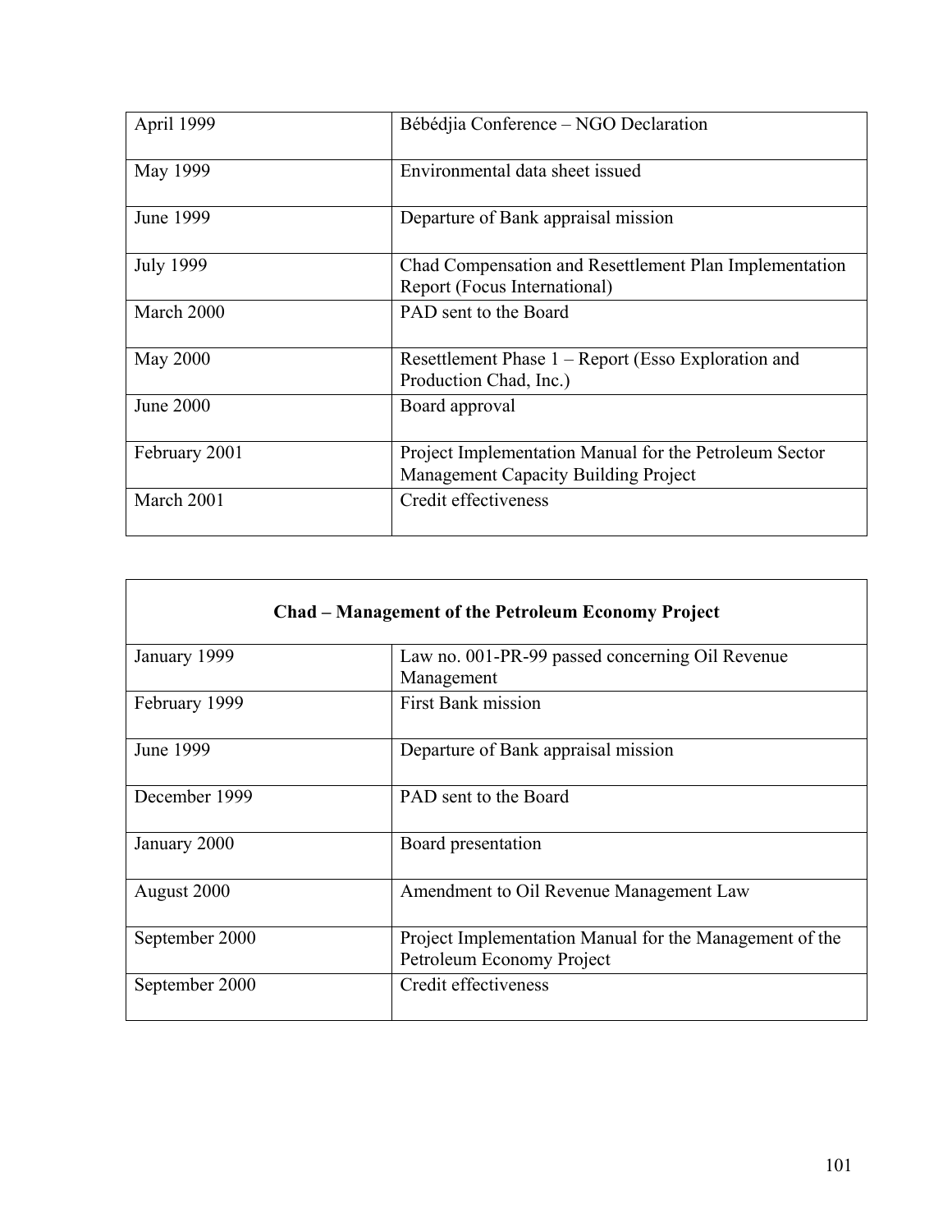| | |
|---|---|
| April 1999 | Bébédjia Conference – NGO Declaration |
| May 1999 | Environmental data sheet issued |
| June 1999 | Departure of Bank appraisal mission |
| July 1999 | Chad Compensation and Resettlement Plan Implementation Report (Focus International) |
| March 2000 | PAD sent to the Board |
| May 2000 | Resettlement Phase 1 – Report (Esso Exploration and Production Chad, Inc.) |
| June 2000 | Board approval |
| February 2001 | Project Implementation Manual for the Petroleum Sector Management Capacity Building Project |
| March 2001 | Credit effectiveness |

| **Chad – Management of the Petroleum Economy Project** | |
|---|---|
| January 1999 | Law no. 001-PR-99 passed concerning Oil Revenue Management |
| February 1999 | First Bank mission |
| June 1999 | Departure of Bank appraisal mission |
| December 1999 | PAD sent to the Board |
| January 2000 | Board presentation |
| August 2000 | Amendment to Oil Revenue Management Law |
| September 2000 | Project Implementation Manual for the Management of the Petroleum Economy Project |
| September 2000 | Credit effectiveness |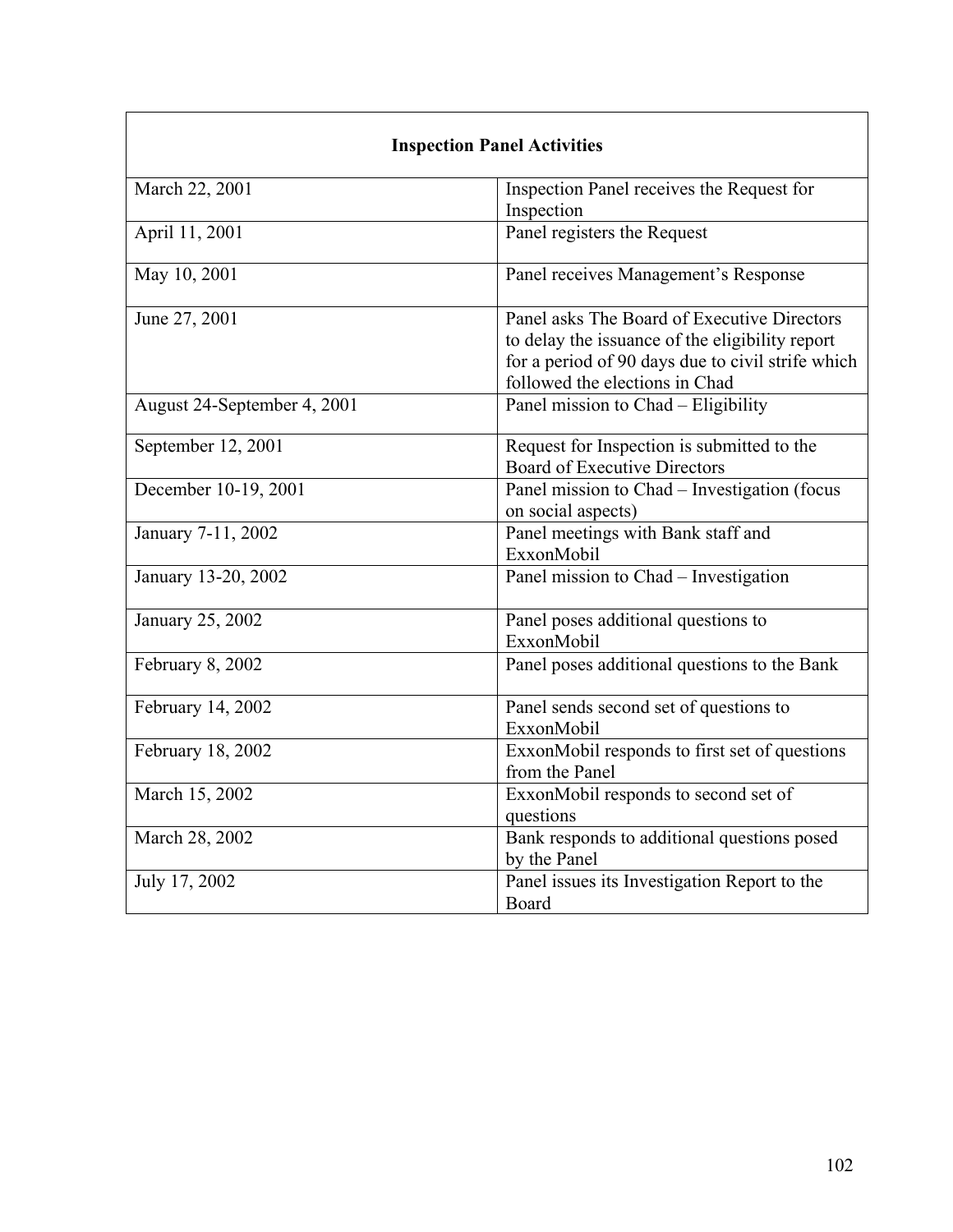| Inspection Panel Activities | |
|---|---|
| March 22, 2001 | Inspection Panel receives the Request for Inspection |
| April 11, 2001 | Panel registers the Request |
| May 10, 2001 | Panel receives Management's Response |
| June 27, 2001 | Panel asks The Board of Executive Directors to delay the issuance of the eligibility report for a period of 90 days due to civil strife which followed the elections in Chad |
| August 24-September 4, 2001 | Panel mission to Chad – Eligibility |
| September 12, 2001 | Request for Inspection is submitted to the Board of Executive Directors |
| December 10-19, 2001 | Panel mission to Chad – Investigation (focus on social aspects) |
| January 7-11, 2002 | Panel meetings with Bank staff and ExxonMobil |
| January 13-20, 2002 | Panel mission to Chad – Investigation |
| January 25, 2002 | Panel poses additional questions to ExxonMobil |
| February 8, 2002 | Panel poses additional questions to the Bank |
| February 14, 2002 | Panel sends second set of questions to ExxonMobil |
| February 18, 2002 | ExxonMobil responds to first set of questions from the Panel |
| March 15, 2002 | ExxonMobil responds to second set of questions |
| March 28, 2002 | Bank responds to additional questions posed by the Panel |
| July 17, 2002 | Panel issues its Investigation Report to the Board |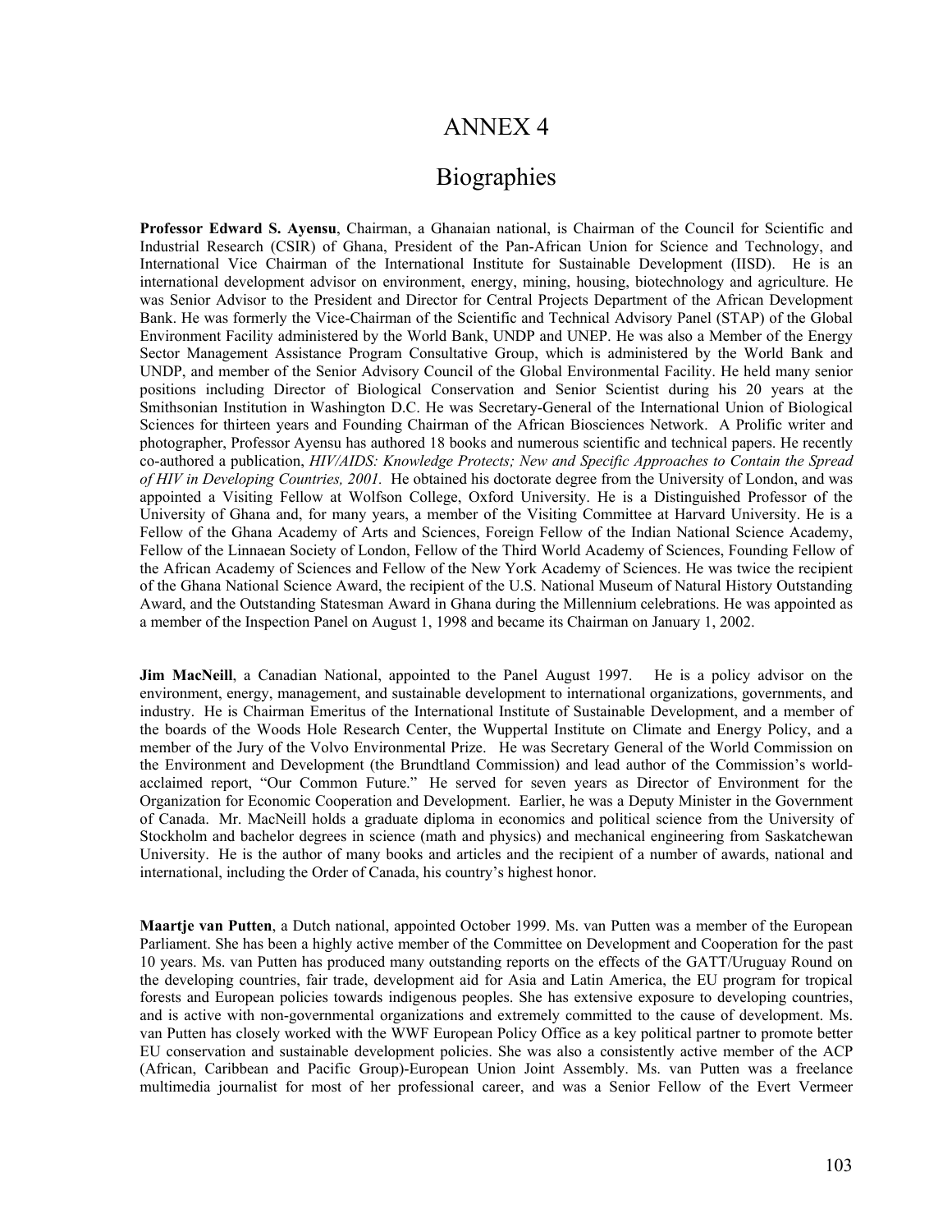# ANNEX 4

## Biographies

**Professor Edward S. Ayensu**, Chairman, a Ghanaian national, is Chairman of the Council for Scientific and Industrial Research (CSIR) of Ghana, President of the Pan-African Union for Science and Technology, and International Vice Chairman of the International Institute for Sustainable Development (IISD). He is an international development advisor on environment, energy, mining, housing, biotechnology and agriculture. He was Senior Advisor to the President and Director for Central Projects Department of the African Development Bank. He was formerly the Vice-Chairman of the Scientific and Technical Advisory Panel (STAP) of the Global Environment Facility administered by the World Bank, UNDP and UNEP. He was also a Member of the Energy Sector Management Assistance Program Consultative Group, which is administered by the World Bank and UNDP, and member of the Senior Advisory Council of the Global Environmental Facility. He held many senior positions including Director of Biological Conservation and Senior Scientist during his 20 years at the Smithsonian Institution in Washington D.C. He was Secretary-General of the International Union of Biological Sciences for thirteen years and Founding Chairman of the African Biosciences Network. A Prolific writer and photographer, Professor Ayensu has authored 18 books and numerous scientific and technical papers. He recently co-authored a publication, *HIV/AIDS: Knowledge Protects; New and Specific Approaches to Contain the Spread of HIV in Developing Countries, 2001.* He obtained his doctorate degree from the University of London, and was appointed a Visiting Fellow at Wolfson College, Oxford University. He is a Distinguished Professor of the University of Ghana and, for many years, a member of the Visiting Committee at Harvard University. He is a Fellow of the Ghana Academy of Arts and Sciences, Foreign Fellow of the Indian National Science Academy, Fellow of the Linnaean Society of London, Fellow of the Third World Academy of Sciences, Founding Fellow of the African Academy of Sciences and Fellow of the New York Academy of Sciences. He was twice the recipient of the Ghana National Science Award, the recipient of the U.S. National Museum of Natural History Outstanding Award, and the Outstanding Statesman Award in Ghana during the Millennium celebrations. He was appointed as a member of the Inspection Panel on August 1, 1998 and became its Chairman on January 1, 2002.

**Jim MacNeill**, a Canadian National, appointed to the Panel August 1997. He is a policy advisor on the environment, energy, management, and sustainable development to international organizations, governments, and industry. He is Chairman Emeritus of the International Institute of Sustainable Development, and a member of the boards of the Woods Hole Research Center, the Wuppertal Institute on Climate and Energy Policy, and a member of the Jury of the Volvo Environmental Prize. He was Secretary General of the World Commission on the Environment and Development (the Brundtland Commission) and lead author of the Commission's world-acclaimed report, "Our Common Future." He served for seven years as Director of Environment for the Organization for Economic Cooperation and Development. Earlier, he was a Deputy Minister in the Government of Canada. Mr. MacNeill holds a graduate diploma in economics and political science from the University of Stockholm and bachelor degrees in science (math and physics) and mechanical engineering from Saskatchewan University. He is the author of many books and articles and the recipient of a number of awards, national and international, including the Order of Canada, his country's highest honor.

**Maartje van Putten**, a Dutch national, appointed October 1999. Ms. van Putten was a member of the European Parliament. She has been a highly active member of the Committee on Development and Cooperation for the past 10 years. Ms. van Putten has produced many outstanding reports on the effects of the GATT/Uruguay Round on the developing countries, fair trade, development aid for Asia and Latin America, the EU program for tropical forests and European policies towards indigenous peoples. She has extensive exposure to developing countries, and is active with non-governmental organizations and extremely committed to the cause of development. Ms. van Putten has closely worked with the WWF European Policy Office as a key political partner to promote better EU conservation and sustainable development policies. She was also a consistently active member of the ACP (African, Caribbean and Pacific Group)-European Union Joint Assembly. Ms. van Putten was a freelance multimedia journalist for most of her professional career, and was a Senior Fellow of the Evert Vermeer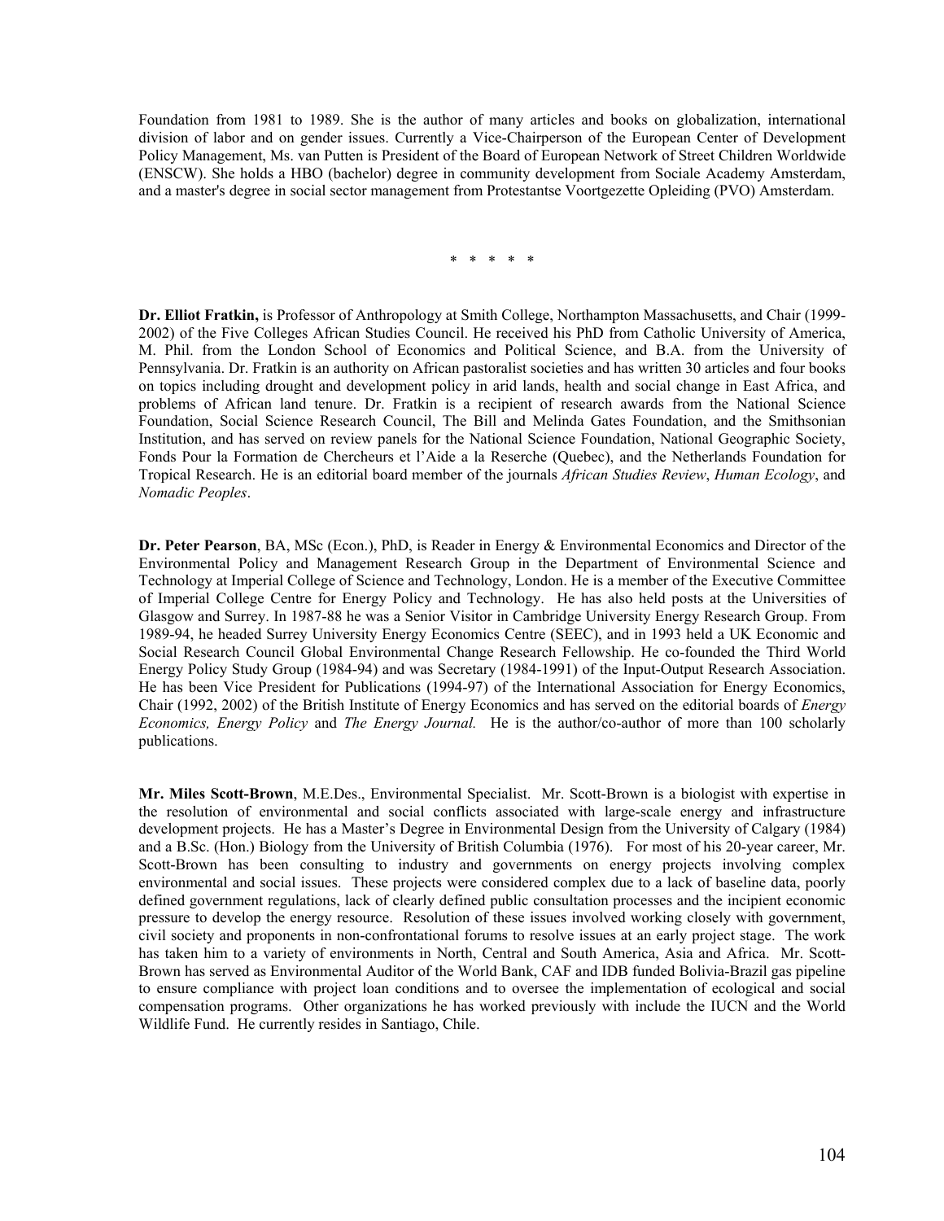Foundation from 1981 to 1989. She is the author of many articles and books on globalization, international division of labor and on gender issues. Currently a Vice-Chairperson of the European Center of Development Policy Management, Ms. van Putten is President of the Board of European Network of Street Children Worldwide (ENSCW). She holds a HBO (bachelor) degree in community development from Sociale Academy Amsterdam, and a master's degree in social sector management from Protestantse Voortgezette Opleiding (PVO) Amsterdam.

\* \* \* \* \*

**Dr. Elliot Fratkin,** is Professor of Anthropology at Smith College, Northampton Massachusetts, and Chair (1999-2002) of the Five Colleges African Studies Council. He received his PhD from Catholic University of America, M. Phil. from the London School of Economics and Political Science, and B.A. from the University of Pennsylvania. Dr. Fratkin is an authority on African pastoralist societies and has written 30 articles and four books on topics including drought and development policy in arid lands, health and social change in East Africa, and problems of African land tenure. Dr. Fratkin is a recipient of research awards from the National Science Foundation, Social Science Research Council, The Bill and Melinda Gates Foundation, and the Smithsonian Institution, and has served on review panels for the National Science Foundation, National Geographic Society, Fonds Pour la Formation de Chercheurs et l'Aide a la Reserche (Quebec), and the Netherlands Foundation for Tropical Research. He is an editorial board member of the journals *African Studies Review*, *Human Ecology*, and *Nomadic Peoples*.

**Dr. Peter Pearson**, BA, MSc (Econ.), PhD, is Reader in Energy & Environmental Economics and Director of the Environmental Policy and Management Research Group in the Department of Environmental Science and Technology at Imperial College of Science and Technology, London. He is a member of the Executive Committee of Imperial College Centre for Energy Policy and Technology. He has also held posts at the Universities of Glasgow and Surrey. In 1987-88 he was a Senior Visitor in Cambridge University Energy Research Group. From 1989-94, he headed Surrey University Energy Economics Centre (SEEC), and in 1993 held a UK Economic and Social Research Council Global Environmental Change Research Fellowship. He co-founded the Third World Energy Policy Study Group (1984-94) and was Secretary (1984-1991) of the Input-Output Research Association. He has been Vice President for Publications (1994-97) of the International Association for Energy Economics, Chair (1992, 2002) of the British Institute of Energy Economics and has served on the editorial boards of *Energy Economics, Energy Policy* and *The Energy Journal.* He is the author/co-author of more than 100 scholarly publications.

**Mr. Miles Scott-Brown**, M.E.Des., Environmental Specialist. Mr. Scott-Brown is a biologist with expertise in the resolution of environmental and social conflicts associated with large-scale energy and infrastructure development projects. He has a Master's Degree in Environmental Design from the University of Calgary (1984) and a B.Sc. (Hon.) Biology from the University of British Columbia (1976). For most of his 20-year career, Mr. Scott-Brown has been consulting to industry and governments on energy projects involving complex environmental and social issues. These projects were considered complex due to a lack of baseline data, poorly defined government regulations, lack of clearly defined public consultation processes and the incipient economic pressure to develop the energy resource. Resolution of these issues involved working closely with government, civil society and proponents in non-confrontational forums to resolve issues at an early project stage. The work has taken him to a variety of environments in North, Central and South America, Asia and Africa. Mr. Scott-Brown has served as Environmental Auditor of the World Bank, CAF and IDB funded Bolivia-Brazil gas pipeline to ensure compliance with project loan conditions and to oversee the implementation of ecological and social compensation programs. Other organizations he has worked previously with include the IUCN and the World Wildlife Fund. He currently resides in Santiago, Chile.